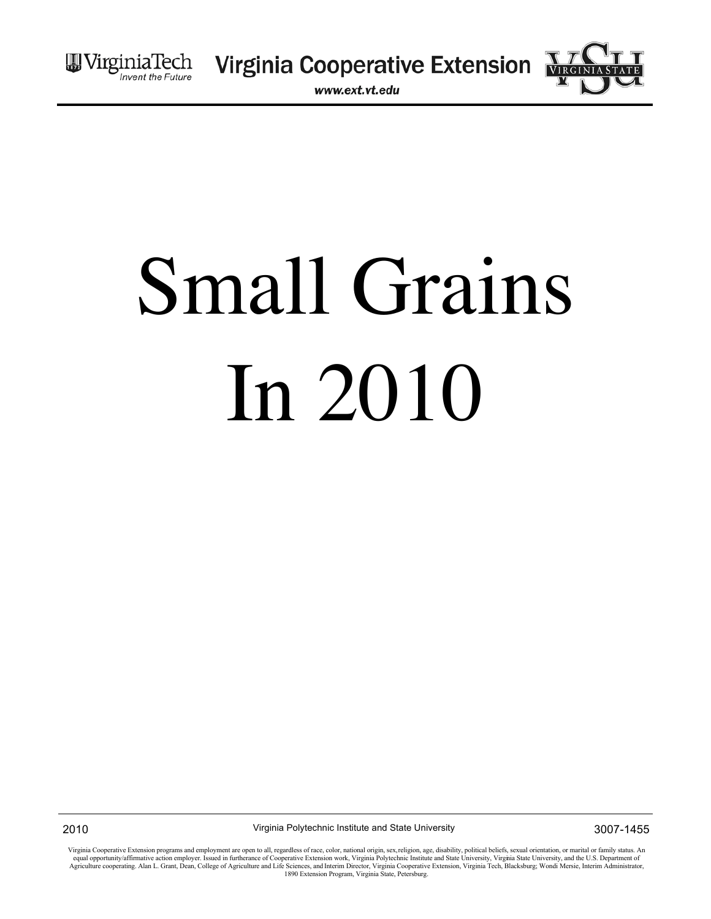Virginia Tech
Invent the Future

Virginia Cooperative Extension

www.ext.vt.edu

VIRGINIA STATE

# Small Grains In 2010

2010 Virginia Polytechnic Institute and State University 3007-1455

Virginia Cooperative Extension programs and employment are open to all, regardless of race, color, national origin, sex, religion, age, disability, political beliefs, sexual orientation, or marital or family status. An equal opportunity/affirmative action employer. Issued in furtherance of Cooperative Extension work, Virginia Polytechnic Institute and State University, Virginia State University, and the U.S. Department of Agriculture cooperating. Alan L. Grant, Dean, College of Agriculture and Life Sciences, and Interim Director, Virginia Cooperative Extension, Virginia Tech, Blacksburg; Wondi Mersie, Interim Administrator, 1890 Extension Program, Virginia State, Petersburg.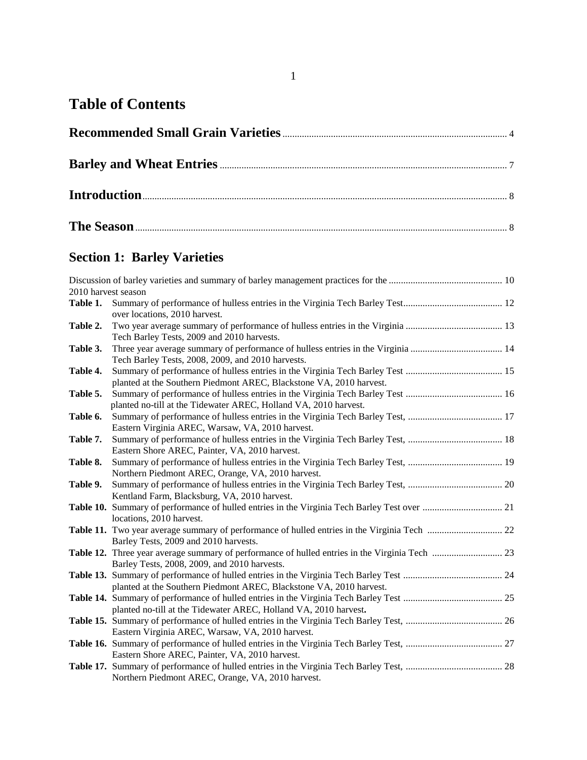# Table of Contents

**Recommended Small Grain Varieties** ..... 4

**Barley and Wheat Entries** ..... 7

**Introduction** ..... 8

**The Season** ..... 8

## Section 1: Barley Varieties

Discussion of barley varieties and summary of barley management practices for the 2010 harvest season ..... 10

**Table 1.** Summary of performance of hulless entries in the Virginia Tech Barley Test over locations, 2010 harvest. ..... 12

**Table 2.** Two year average summary of performance of hulless entries in the Virginia Tech Barley Tests, 2009 and 2010 harvests. ..... 13

**Table 3.** Three year average summary of performance of hulless entries in the Virginia Tech Barley Tests, 2008, 2009, and 2010 harvests. ..... 14

**Table 4.** Summary of performance of hulless entries in the Virginia Tech Barley Test planted at the Southern Piedmont AREC, Blackstone VA, 2010 harvest. ..... 15

**Table 5.** Summary of performance of hulless entries in the Virginia Tech Barley Test planted no-till at the Tidewater AREC, Holland VA, 2010 harvest. ..... 16

**Table 6.** Summary of performance of hulless entries in the Virginia Tech Barley Test, Eastern Virginia AREC, Warsaw, VA, 2010 harvest. ..... 17

**Table 7.** Summary of performance of hulless entries in the Virginia Tech Barley Test, Eastern Shore AREC, Painter, VA, 2010 harvest. ..... 18

**Table 8.** Summary of performance of hulless entries in the Virginia Tech Barley Test, Northern Piedmont AREC, Orange, VA, 2010 harvest. ..... 19

**Table 9.** Summary of performance of hulless entries in the Virginia Tech Barley Test, Kentland Farm, Blacksburg, VA, 2010 harvest. ..... 20

**Table 10.** Summary of performance of hulled entries in the Virginia Tech Barley Test over locations, 2010 harvest. ..... 21

**Table 11.** Two year average summary of performance of hulled entries in the Virginia Tech Barley Tests, 2009 and 2010 harvests. ..... 22

**Table 12.** Three year average summary of performance of hulled entries in the Virginia Tech Barley Tests, 2008, 2009, and 2010 harvests. ..... 23

**Table 13.** Summary of performance of hulled entries in the Virginia Tech Barley Test planted at the Southern Piedmont AREC, Blackstone VA, 2010 harvest. ..... 24

**Table 14.** Summary of performance of hulled entries in the Virginia Tech Barley Test planted no-till at the Tidewater AREC, Holland VA, 2010 harvest. ..... 25

**Table 15.** Summary of performance of hulled entries in the Virginia Tech Barley Test, Eastern Virginia AREC, Warsaw, VA, 2010 harvest. ..... 26

**Table 16.** Summary of performance of hulled entries in the Virginia Tech Barley Test, Eastern Shore AREC, Painter, VA, 2010 harvest. ..... 27

**Table 17.** Summary of performance of hulled entries in the Virginia Tech Barley Test, Northern Piedmont AREC, Orange, VA, 2010 harvest. ..... 28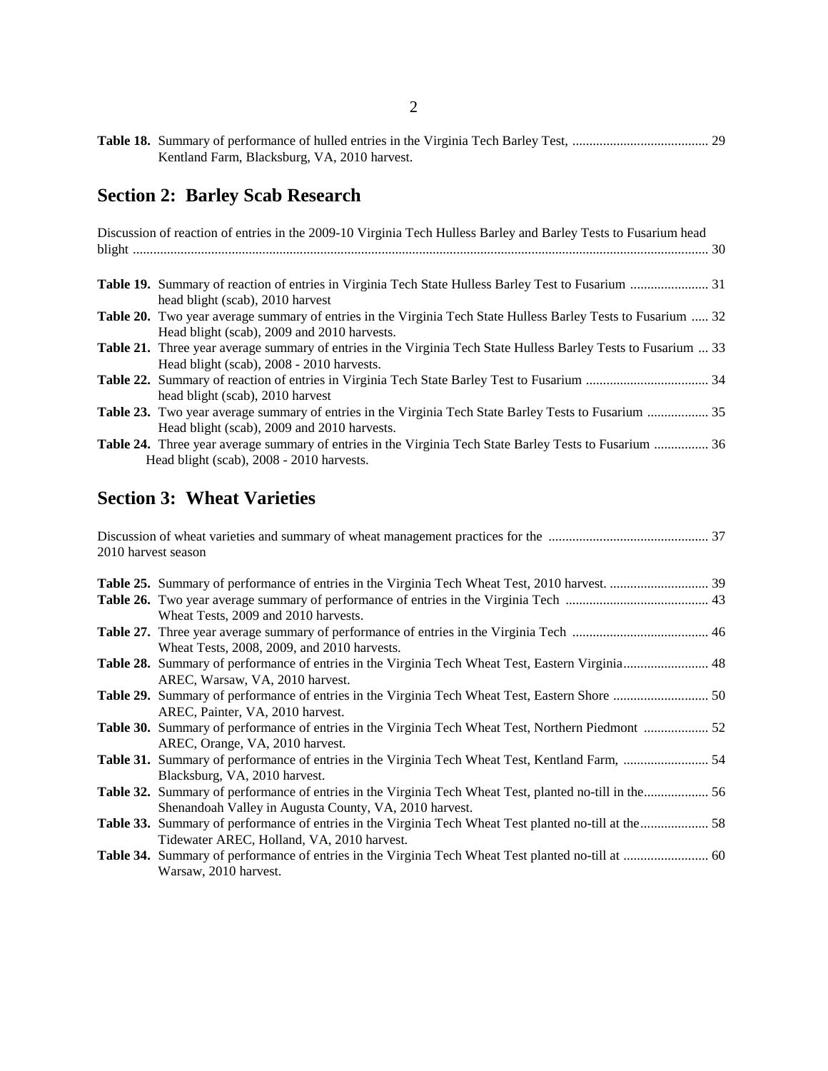**Table 18.** Summary of performance of hulled entries in the Virginia Tech Barley Test, Kentland Farm, Blacksburg, VA, 2010 harvest. ........................................ 29

## Section 2: Barley Scab Research

Discussion of reaction of entries in the 2009-10 Virginia Tech Hulless Barley and Barley Tests to Fusarium head blight ........................................ 30

**Table 19.** Summary of reaction of entries in Virginia Tech State Hulless Barley Test to Fusarium head blight (scab), 2010 harvest ........................................ 31

**Table 20.** Two year average summary of entries in the Virginia Tech State Hulless Barley Tests to Fusarium Head blight (scab), 2009 and 2010 harvests. ........................................ 32

**Table 21.** Three year average summary of entries in the Virginia Tech State Hulless Barley Tests to Fusarium Head blight (scab), 2008 - 2010 harvests. ........................................ 33

**Table 22.** Summary of reaction of entries in Virginia Tech State Barley Test to Fusarium head blight (scab), 2010 harvest ........................................ 34

**Table 23.** Two year average summary of entries in the Virginia Tech State Barley Tests to Fusarium Head blight (scab), 2009 and 2010 harvests. ........................................ 35

**Table 24.** Three year average summary of entries in the Virginia Tech State Barley Tests to Fusarium Head blight (scab), 2008 - 2010 harvests. ........................................ 36

## Section 3: Wheat Varieties

Discussion of wheat varieties and summary of wheat management practices for the 2010 harvest season ........................................ 37

**Table 25.** Summary of performance of entries in the Virginia Tech Wheat Test, 2010 harvest. ........................................ 39

**Table 26.** Two year average summary of performance of entries in the Virginia Tech Wheat Tests, 2009 and 2010 harvests. ........................................ 43

**Table 27.** Three year average summary of performance of entries in the Virginia Tech Wheat Tests, 2008, 2009, and 2010 harvests. ........................................ 46

**Table 28.** Summary of performance of entries in the Virginia Tech Wheat Test, Eastern Virginia AREC, Warsaw, VA, 2010 harvest. ........................................ 48

**Table 29.** Summary of performance of entries in the Virginia Tech Wheat Test, Eastern Shore AREC, Painter, VA, 2010 harvest. ........................................ 50

**Table 30.** Summary of performance of entries in the Virginia Tech Wheat Test, Northern Piedmont AREC, Orange, VA, 2010 harvest. ........................................ 52

**Table 31.** Summary of performance of entries in the Virginia Tech Wheat Test, Kentland Farm, Blacksburg, VA, 2010 harvest. ........................................ 54

**Table 32.** Summary of performance of entries in the Virginia Tech Wheat Test, planted no-till in the Shenandoah Valley in Augusta County, VA, 2010 harvest. ........................................ 56

**Table 33.** Summary of performance of entries in the Virginia Tech Wheat Test planted no-till at the Tidewater AREC, Holland, VA, 2010 harvest. ........................................ 58

**Table 34.** Summary of performance of entries in the Virginia Tech Wheat Test planted no-till at Warsaw, 2010 harvest. ........................................ 60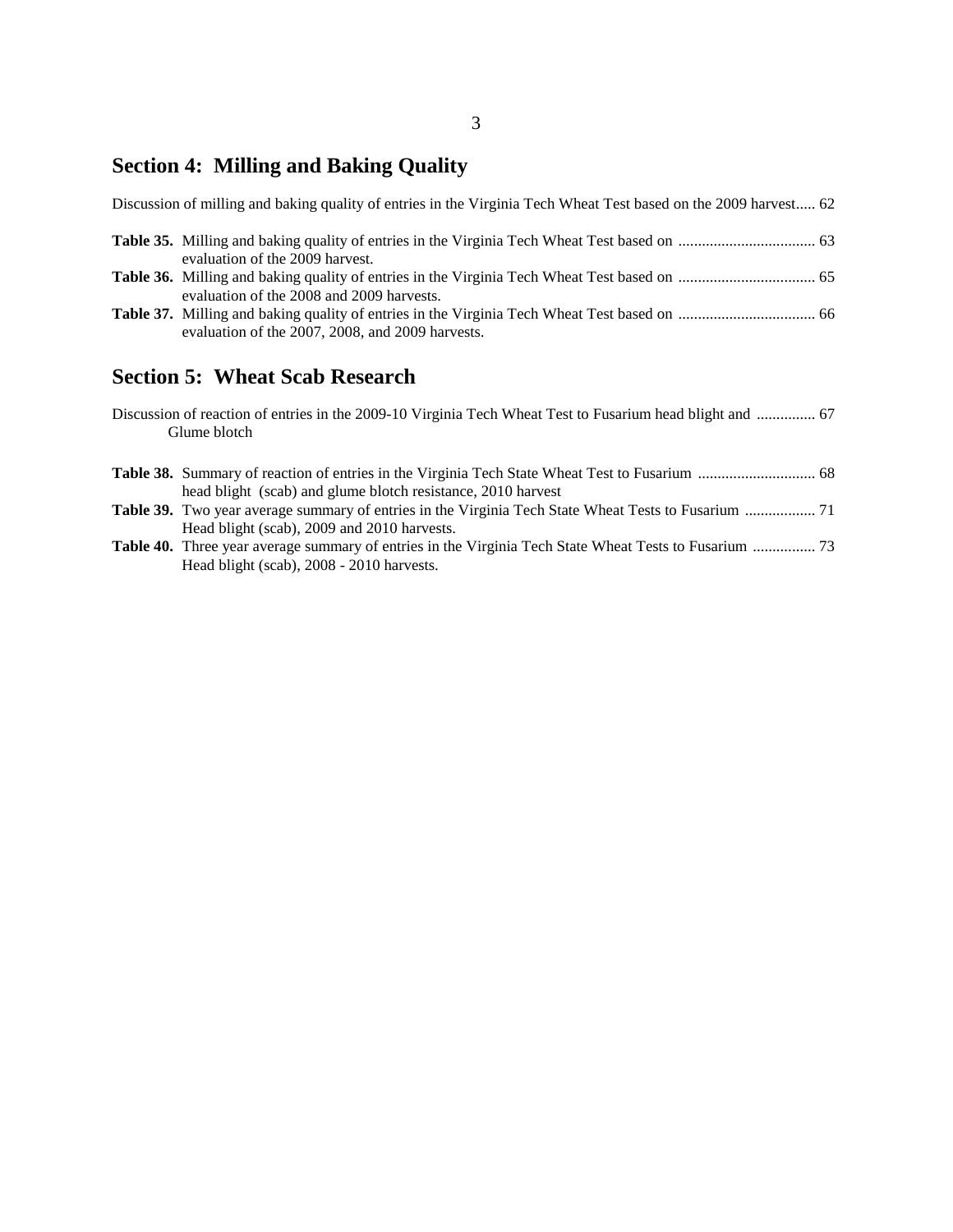## Section 4: Milling and Baking Quality

Discussion of milling and baking quality of entries in the Virginia Tech Wheat Test based on the 2009 harvest..... 62

**Table 35.** Milling and baking quality of entries in the Virginia Tech Wheat Test based on evaluation of the 2009 harvest. .................................. 63

**Table 36.** Milling and baking quality of entries in the Virginia Tech Wheat Test based on evaluation of the 2008 and 2009 harvests. .................................. 65

**Table 37.** Milling and baking quality of entries in the Virginia Tech Wheat Test based on evaluation of the 2007, 2008, and 2009 harvests. .................................. 66

## Section 5: Wheat Scab Research

Discussion of reaction of entries in the 2009-10 Virginia Tech Wheat Test to Fusarium head blight and Glume blotch ............... 67

**Table 38.** Summary of reaction of entries in the Virginia Tech State Wheat Test to Fusarium head blight (scab) and glume blotch resistance, 2010 harvest .............................. 68

**Table 39.** Two year average summary of entries in the Virginia Tech State Wheat Tests to Fusarium Head blight (scab), 2009 and 2010 harvests. .................. 71

**Table 40.** Three year average summary of entries in the Virginia Tech State Wheat Tests to Fusarium Head blight (scab), 2008 - 2010 harvests. ................ 73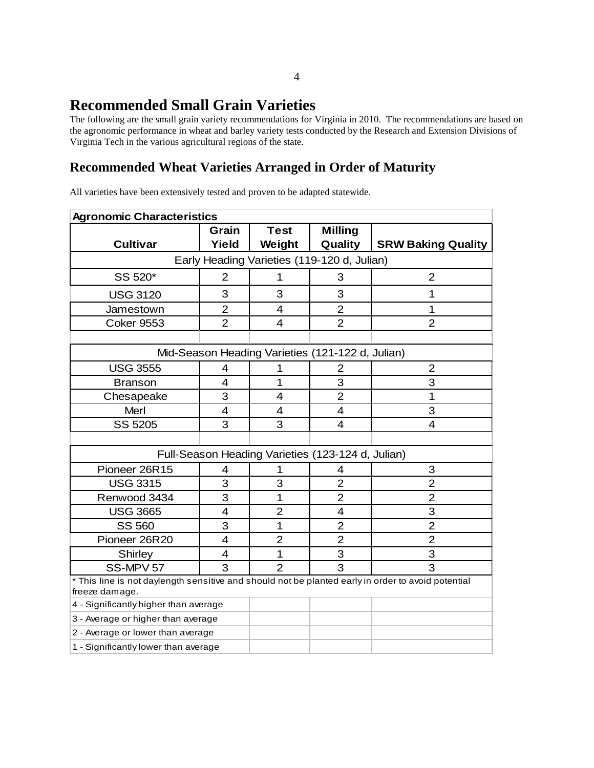# Recommended Small Grain Varieties

The following are the small grain variety recommendations for Virginia in 2010. The recommendations are based on the agronomic performance in wheat and barley variety tests conducted by the Research and Extension Divisions of Virginia Tech in the various agricultural regions of the state.

## Recommended Wheat Varieties Arranged in Order of Maturity

All varieties have been extensively tested and proven to be adapted statewide.

| Agronomic Characteristics | | | | |
|---|---|---|---|---|
| Cultivar | Grain Yield | Test Weight | Milling Quality | SRW Baking Quality |
| Early Heading Varieties (119-120 d, Julian) | | | | |
| SS 520* | 2 | 1 | 3 | 2 |
| USG 3120 | 3 | 3 | 3 | 1 |
| Jamestown | 2 | 4 | 2 | 1 |
| Coker 9553 | 2 | 4 | 2 | 2 |
| | | | | |
| Mid-Season Heading Varieties (121-122 d, Julian) | | | | |
| USG 3555 | 4 | 1 | 2 | 2 |
| Branson | 4 | 1 | 3 | 3 |
| Chesapeake | 3 | 4 | 2 | 1 |
| Merl | 4 | 4 | 4 | 3 |
| SS 5205 | 3 | 3 | 4 | 4 |
| | | | | |
| Full-Season Heading Varieties (123-124 d, Julian) | | | | |
| Pioneer 26R15 | 4 | 1 | 4 | 3 |
| USG 3315 | 3 | 3 | 2 | 2 |
| Renwood 3434 | 3 | 1 | 2 | 2 |
| USG 3665 | 4 | 2 | 4 | 3 |
| SS 560 | 3 | 1 | 2 | 2 |
| Pioneer 26R20 | 4 | 2 | 2 | 2 |
| Shirley | 4 | 1 | 3 | 3 |
| SS-MPV 57 | 3 | 2 | 3 | 3 |

* This line is not daylength sensitive and should not be planted early in order to avoid potential freeze damage.

4 - Significantly higher than average
3 - Average or higher than average
2 - Average or lower than average
1 - Significantly lower than average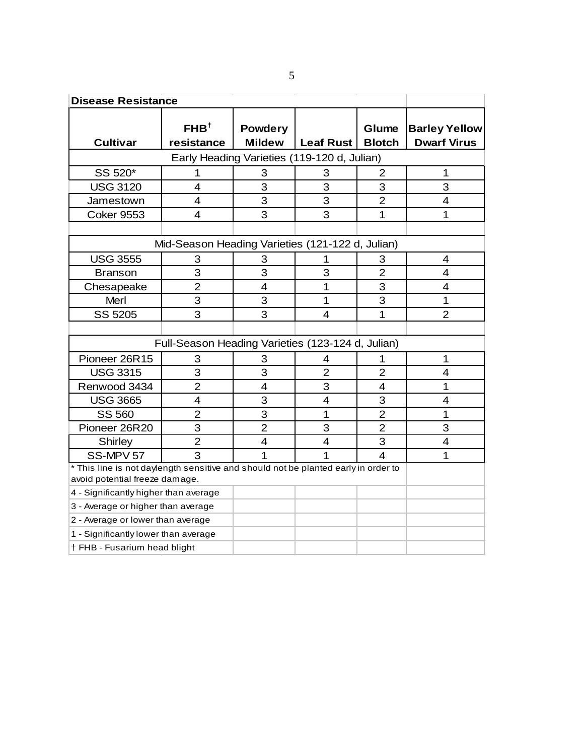| **Disease Resistance** | | | | | |
| --- | --- | --- | --- | --- | --- |
| **Cultivar** | **FHB† resistance** | **Powdery Mildew** | **Leaf Rust** | **Glume Blotch** | **Barley Yellow Dwarf Virus** |
| Early Heading Varieties (119-120 d, Julian) | | | | | |
| SS 520* | 1 | 3 | 3 | 2 | 1 |
| USG 3120 | 4 | 3 | 3 | 3 | 3 |
| Jamestown | 4 | 3 | 3 | 2 | 4 |
| Coker 9553 | 4 | 3 | 3 | 1 | 1 |
| | | | | | |
| Mid-Season Heading Varieties (121-122 d, Julian) | | | | | |
| USG 3555 | 3 | 3 | 1 | 3 | 4 |
| Branson | 3 | 3 | 3 | 2 | 4 |
| Chesapeake | 2 | 4 | 1 | 3 | 4 |
| Merl | 3 | 3 | 1 | 3 | 1 |
| SS 5205 | 3 | 3 | 4 | 1 | 2 |
| | | | | | |
| Full-Season Heading Varieties (123-124 d, Julian) | | | | | |
| Pioneer 26R15 | 3 | 3 | 4 | 1 | 1 |
| USG 3315 | 3 | 3 | 2 | 2 | 4 |
| Renwood 3434 | 2 | 4 | 3 | 4 | 1 |
| USG 3665 | 4 | 3 | 4 | 3 | 4 |
| SS 560 | 2 | 3 | 1 | 2 | 1 |
| Pioneer 26R20 | 3 | 2 | 3 | 2 | 3 |
| Shirley | 2 | 4 | 4 | 3 | 4 |
| SS-MPV 57 | 3 | 1 | 1 | 4 | 1 |

\* This line is not daylength sensitive and should not be planted early in order to avoid potential freeze damage.

4 - Significantly higher than average

3 - Average or higher than average

2 - Average or lower than average

1 - Significantly lower than average

† FHB - Fusarium head blight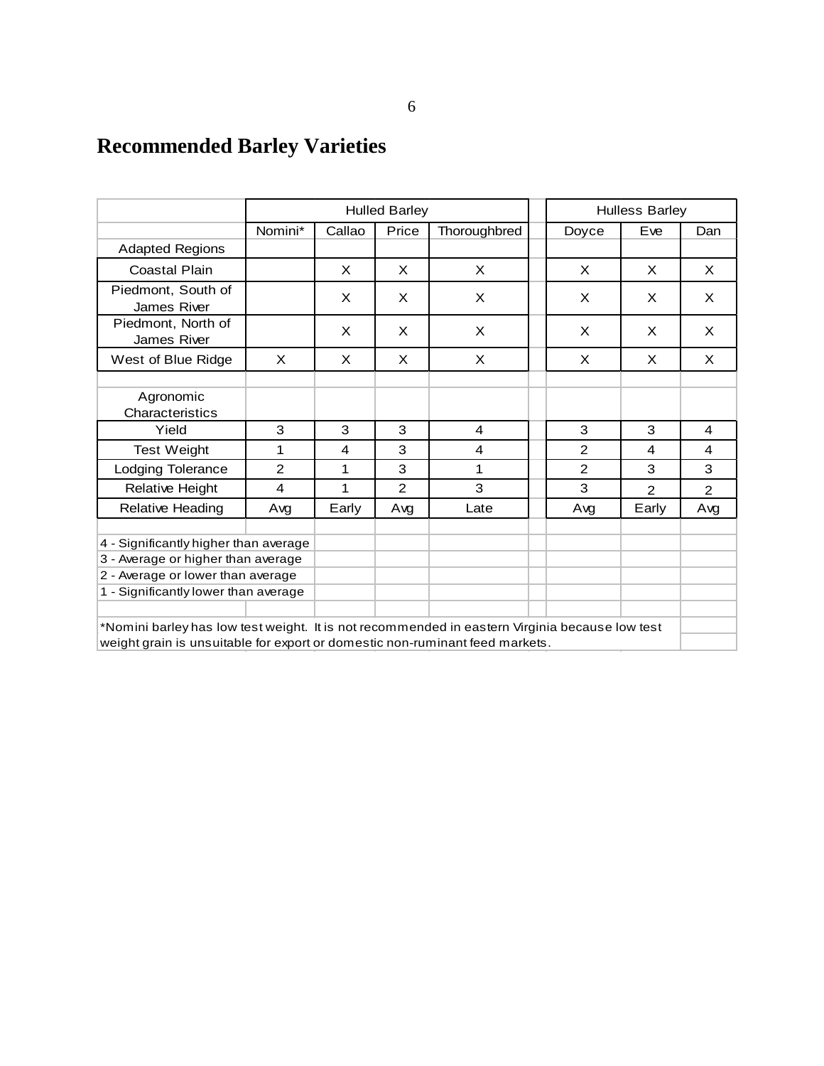# Recommended Barley Varieties

| | Hulled Barley | | | | Hulless Barley | | |
|---|---|---|---|---|---|---|---|
| | Nomini* | Callao | Price | Thoroughbred | Doyce | Eve | Dan |
| Adapted Regions | | | | | | | |
| Coastal Plain | | X | X | X | X | X | X |
| Piedmont, South of James River | | X | X | X | X | X | X |
| Piedmont, North of James River | | X | X | X | X | X | X |
| West of Blue Ridge | X | X | X | X | X | X | X |
| Agronomic Characteristics | | | | | | | |
| Yield | 3 | 3 | 3 | 4 | 3 | 3 | 4 |
| Test Weight | 1 | 4 | 3 | 4 | 2 | 4 | 4 |
| Lodging Tolerance | 2 | 1 | 3 | 1 | 2 | 3 | 3 |
| Relative Height | 4 | 1 | 2 | 3 | 3 | 2 | 2 |
| Relative Heading | Avg | Early | Avg | Late | Avg | Early | Avg |

4 - Significantly higher than average
3 - Average or higher than average
2 - Average or lower than average
1 - Significantly lower than average

*Nomini barley has low test weight. It is not recommended in eastern Virginia because low test weight grain is unsuitable for export or domestic non-ruminant feed markets.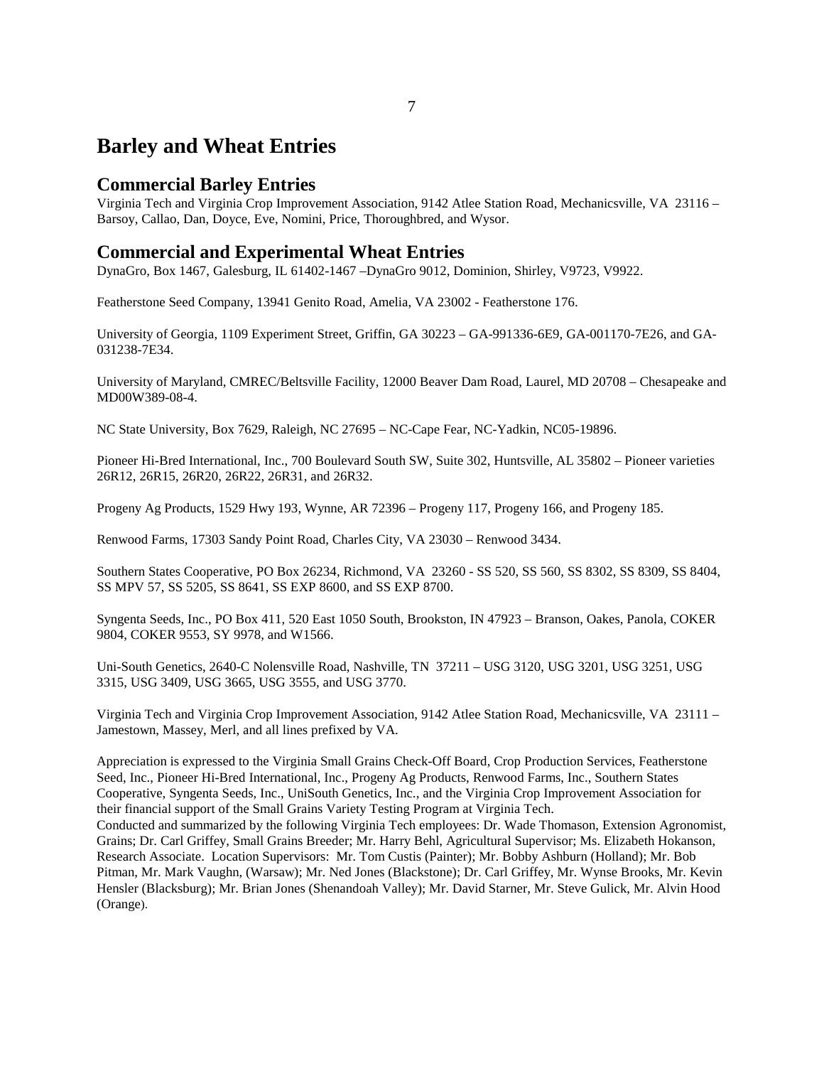# Barley and Wheat Entries

## Commercial Barley Entries

Virginia Tech and Virginia Crop Improvement Association, 9142 Atlee Station Road, Mechanicsville, VA 23116 – Barsoy, Callao, Dan, Doyce, Eve, Nomini, Price, Thoroughbred, and Wysor.

## Commercial and Experimental Wheat Entries

DynaGro, Box 1467, Galesburg, IL 61402-1467 –DynaGro 9012, Dominion, Shirley, V9723, V9922.

Featherstone Seed Company, 13941 Genito Road, Amelia, VA 23002 - Featherstone 176.

University of Georgia, 1109 Experiment Street, Griffin, GA 30223 – GA-991336-6E9, GA-001170-7E26, and GA-031238-7E34.

University of Maryland, CMREC/Beltsville Facility, 12000 Beaver Dam Road, Laurel, MD 20708 – Chesapeake and MD00W389-08-4.

NC State University, Box 7629, Raleigh, NC 27695 – NC-Cape Fear, NC-Yadkin, NC05-19896.

Pioneer Hi-Bred International, Inc., 700 Boulevard South SW, Suite 302, Huntsville, AL 35802 – Pioneer varieties 26R12, 26R15, 26R20, 26R22, 26R31, and 26R32.

Progeny Ag Products, 1529 Hwy 193, Wynne, AR 72396 – Progeny 117, Progeny 166, and Progeny 185.

Renwood Farms, 17303 Sandy Point Road, Charles City, VA 23030 – Renwood 3434.

Southern States Cooperative, PO Box 26234, Richmond, VA 23260 - SS 520, SS 560, SS 8302, SS 8309, SS 8404, SS MPV 57, SS 5205, SS 8641, SS EXP 8600, and SS EXP 8700.

Syngenta Seeds, Inc., PO Box 411, 520 East 1050 South, Brookston, IN 47923 – Branson, Oakes, Panola, COKER 9804, COKER 9553, SY 9978, and W1566.

Uni-South Genetics, 2640-C Nolensville Road, Nashville, TN 37211 – USG 3120, USG 3201, USG 3251, USG 3315, USG 3409, USG 3665, USG 3555, and USG 3770.

Virginia Tech and Virginia Crop Improvement Association, 9142 Atlee Station Road, Mechanicsville, VA 23111 – Jamestown, Massey, Merl, and all lines prefixed by VA.

Appreciation is expressed to the Virginia Small Grains Check-Off Board, Crop Production Services, Featherstone Seed, Inc., Pioneer Hi-Bred International, Inc., Progeny Ag Products, Renwood Farms, Inc., Southern States Cooperative, Syngenta Seeds, Inc., UniSouth Genetics, Inc., and the Virginia Crop Improvement Association for their financial support of the Small Grains Variety Testing Program at Virginia Tech.

Conducted and summarized by the following Virginia Tech employees: Dr. Wade Thomason, Extension Agronomist, Grains; Dr. Carl Griffey, Small Grains Breeder; Mr. Harry Behl, Agricultural Supervisor; Ms. Elizabeth Hokanson, Research Associate. Location Supervisors: Mr. Tom Custis (Painter); Mr. Bobby Ashburn (Holland); Mr. Bob Pitman, Mr. Mark Vaughn, (Warsaw); Mr. Ned Jones (Blackstone); Dr. Carl Griffey, Mr. Wynse Brooks, Mr. Kevin Hensler (Blacksburg); Mr. Brian Jones (Shenandoah Valley); Mr. David Starner, Mr. Steve Gulick, Mr. Alvin Hood (Orange).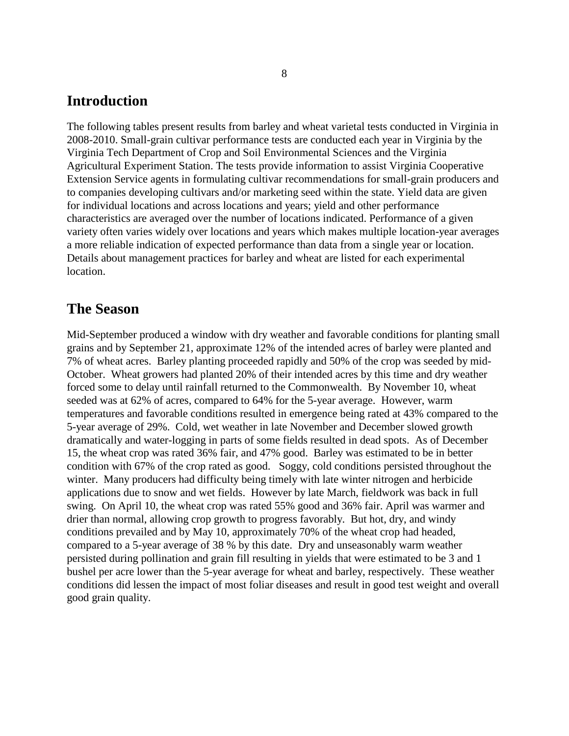## Introduction

The following tables present results from barley and wheat varietal tests conducted in Virginia in 2008-2010. Small-grain cultivar performance tests are conducted each year in Virginia by the Virginia Tech Department of Crop and Soil Environmental Sciences and the Virginia Agricultural Experiment Station. The tests provide information to assist Virginia Cooperative Extension Service agents in formulating cultivar recommendations for small-grain producers and to companies developing cultivars and/or marketing seed within the state. Yield data are given for individual locations and across locations and years; yield and other performance characteristics are averaged over the number of locations indicated. Performance of a given variety often varies widely over locations and years which makes multiple location-year averages a more reliable indication of expected performance than data from a single year or location. Details about management practices for barley and wheat are listed for each experimental location.

## The Season

Mid-September produced a window with dry weather and favorable conditions for planting small grains and by September 21, approximate 12% of the intended acres of barley were planted and 7% of wheat acres. Barley planting proceeded rapidly and 50% of the crop was seeded by mid-October. Wheat growers had planted 20% of their intended acres by this time and dry weather forced some to delay until rainfall returned to the Commonwealth. By November 10, wheat seeded was at 62% of acres, compared to 64% for the 5-year average. However, warm temperatures and favorable conditions resulted in emergence being rated at 43% compared to the 5-year average of 29%. Cold, wet weather in late November and December slowed growth dramatically and water-logging in parts of some fields resulted in dead spots. As of December 15, the wheat crop was rated 36% fair, and 47% good. Barley was estimated to be in better condition with 67% of the crop rated as good. Soggy, cold conditions persisted throughout the winter. Many producers had difficulty being timely with late winter nitrogen and herbicide applications due to snow and wet fields. However by late March, fieldwork was back in full swing. On April 10, the wheat crop was rated 55% good and 36% fair. April was warmer and drier than normal, allowing crop growth to progress favorably. But hot, dry, and windy conditions prevailed and by May 10, approximately 70% of the wheat crop had headed, compared to a 5-year average of 38 % by this date. Dry and unseasonably warm weather persisted during pollination and grain fill resulting in yields that were estimated to be 3 and 1 bushel per acre lower than the 5-year average for wheat and barley, respectively. These weather conditions did lessen the impact of most foliar diseases and result in good test weight and overall good grain quality.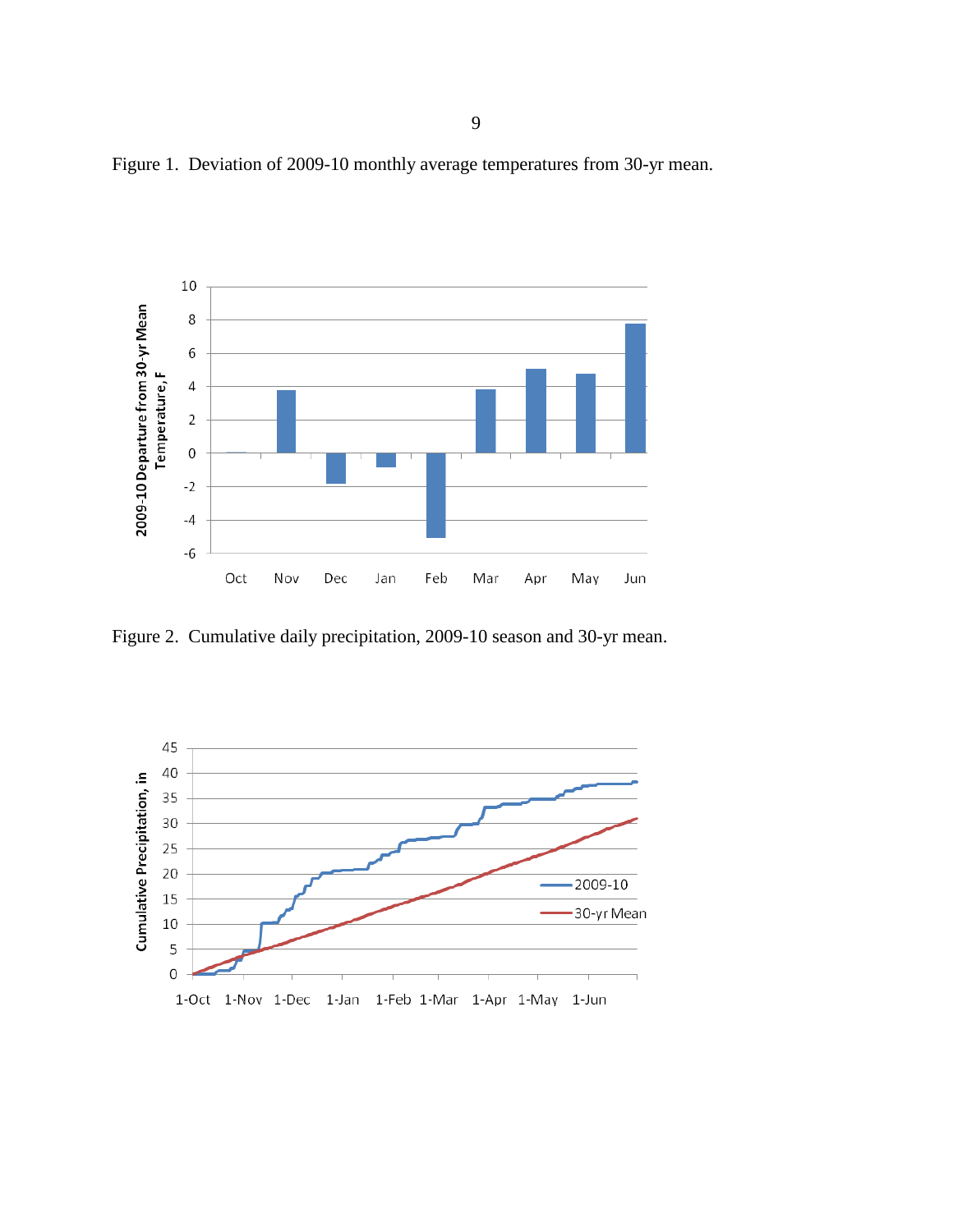Figure 1. Deviation of 2009-10 monthly average temperatures from 30-yr mean.

2009-10 Departure from 30-yr Mean Temperature, F

10
8
6
4
2
0
-2
-4
-6

Oct Nov Dec Jan Feb Mar Apr May Jun

Figure 2. Cumulative daily precipitation, 2009-10 season and 30-yr mean.

Cumulative Precipitation, in

45
40
35
30
25
20
15
10
5
0

1-Oct 1-Nov 1-Dec 1-Jan 1-Feb 1-Mar 1-Apr 1-May 1-Jun

2009-10
30-yr Mean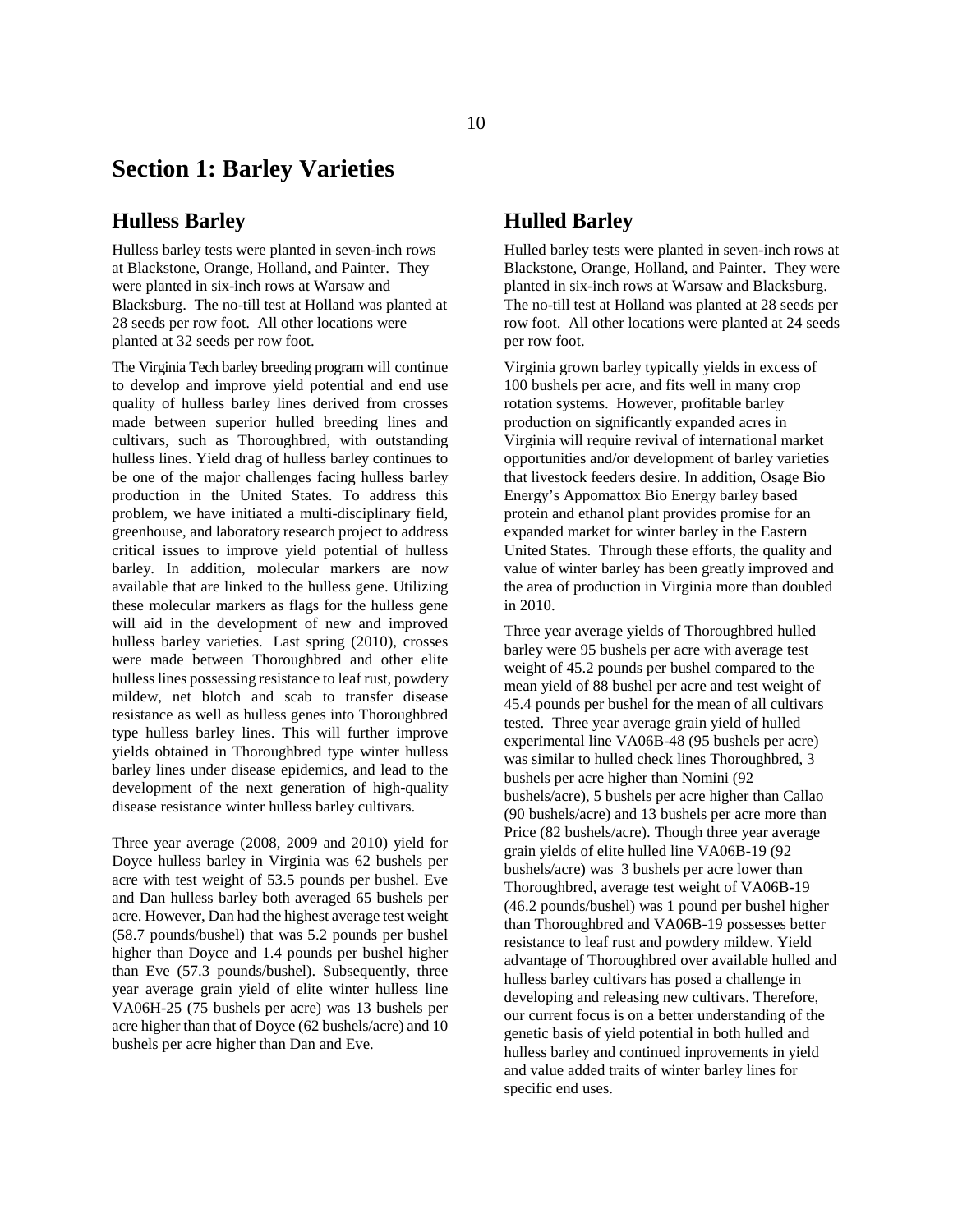# Section 1: Barley Varieties

## Hulless Barley

Hulless barley tests were planted in seven-inch rows at Blackstone, Orange, Holland, and Painter. They were planted in six-inch rows at Warsaw and Blacksburg. The no-till test at Holland was planted at 28 seeds per row foot. All other locations were planted at 32 seeds per row foot.

The Virginia Tech barley breeding program will continue to develop and improve yield potential and end use quality of hulless barley lines derived from crosses made between superior hulled breeding lines and cultivars, such as Thoroughbred, with outstanding hulless lines. Yield drag of hulless barley continues to be one of the major challenges facing hulless barley production in the United States. To address this problem, we have initiated a multi-disciplinary field, greenhouse, and laboratory research project to address critical issues to improve yield potential of hulless barley. In addition, molecular markers are now available that are linked to the hulless gene. Utilizing these molecular markers as flags for the hulless gene will aid in the development of new and improved hulless barley varieties. Last spring (2010), crosses were made between Thoroughbred and other elite hulless lines possessing resistance to leaf rust, powdery mildew, net blotch and scab to transfer disease resistance as well as hulless genes into Thoroughbred type hulless barley lines. This will further improve yields obtained in Thoroughbred type winter hulless barley lines under disease epidemics, and lead to the development of the next generation of high-quality disease resistance winter hulless barley cultivars.

Three year average (2008, 2009 and 2010) yield for Doyce hulless barley in Virginia was 62 bushels per acre with test weight of 53.5 pounds per bushel. Eve and Dan hulless barley both averaged 65 bushels per acre. However, Dan had the highest average test weight (58.7 pounds/bushel) that was 5.2 pounds per bushel higher than Doyce and 1.4 pounds per bushel higher than Eve (57.3 pounds/bushel). Subsequently, three year average grain yield of elite winter hulless line VA06H-25 (75 bushels per acre) was 13 bushels per acre higher than that of Doyce (62 bushels/acre) and 10 bushels per acre higher than Dan and Eve.

## Hulled Barley

Hulled barley tests were planted in seven-inch rows at Blackstone, Orange, Holland, and Painter. They were planted in six-inch rows at Warsaw and Blacksburg. The no-till test at Holland was planted at 28 seeds per row foot. All other locations were planted at 24 seeds per row foot.

Virginia grown barley typically yields in excess of 100 bushels per acre, and fits well in many crop rotation systems. However, profitable barley production on significantly expanded acres in Virginia will require revival of international market opportunities and/or development of barley varieties that livestock feeders desire. In addition, Osage Bio Energy's Appomattox Bio Energy barley based protein and ethanol plant provides promise for an expanded market for winter barley in the Eastern United States. Through these efforts, the quality and value of winter barley has been greatly improved and the area of production in Virginia more than doubled in 2010.

Three year average yields of Thoroughbred hulled barley were 95 bushels per acre with average test weight of 45.2 pounds per bushel compared to the mean yield of 88 bushel per acre and test weight of 45.4 pounds per bushel for the mean of all cultivars tested. Three year average grain yield of hulled experimental line VA06B-48 (95 bushels per acre) was similar to hulled check lines Thoroughbred, 3 bushels per acre higher than Nomini (92 bushels/acre), 5 bushels per acre higher than Callao (90 bushels/acre) and 13 bushels per acre more than Price (82 bushels/acre). Though three year average grain yields of elite hulled line VA06B-19 (92 bushels/acre) was 3 bushels per acre lower than Thoroughbred, average test weight of VA06B-19 (46.2 pounds/bushel) was 1 pound per bushel higher than Thoroughbred and VA06B-19 possesses better resistance to leaf rust and powdery mildew. Yield advantage of Thoroughbred over available hulled and hulless barley cultivars has posed a challenge in developing and releasing new cultivars. Therefore, our current focus is on a better understanding of the genetic basis of yield potential in both hulled and hulless barley and continued inprovements in yield and value added traits of winter barley lines for specific end uses.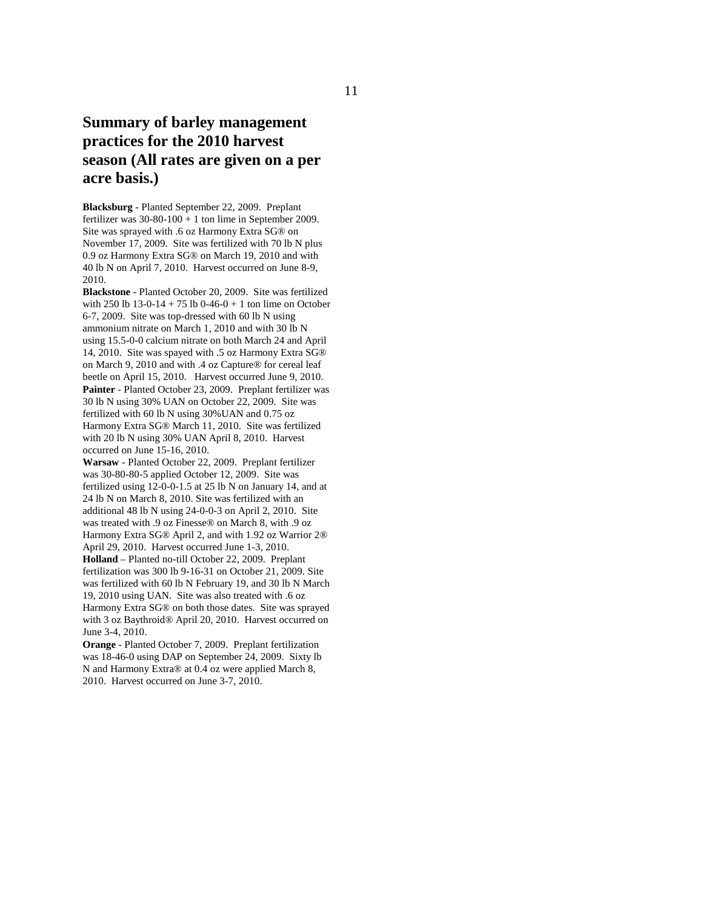# Summary of barley management practices for the 2010 harvest season (All rates are given on a per acre basis.)

**Blacksburg** - Planted September 22, 2009. Preplant fertilizer was 30-80-100 + 1 ton lime in September 2009. Site was sprayed with .6 oz Harmony Extra SG® on November 17, 2009. Site was fertilized with 70 lb N plus 0.9 oz Harmony Extra SG® on March 19, 2010 and with 40 lb N on April 7, 2010. Harvest occurred on June 8-9, 2010.

**Blackstone** - Planted October 20, 2009. Site was fertilized with 250 lb 13-0-14 + 75 lb 0-46-0 + 1 ton lime on October 6-7, 2009. Site was top-dressed with 60 lb N using ammonium nitrate on March 1, 2010 and with 30 lb N using 15.5-0-0 calcium nitrate on both March 24 and April 14, 2010. Site was spayed with .5 oz Harmony Extra SG® on March 9, 2010 and with .4 oz Capture® for cereal leaf beetle on April 15, 2010. Harvest occurred June 9, 2010.

**Painter** - Planted October 23, 2009. Preplant fertilizer was 30 lb N using 30% UAN on October 22, 2009. Site was fertilized with 60 lb N using 30%UAN and 0.75 oz Harmony Extra SG® March 11, 2010. Site was fertilized with 20 lb N using 30% UAN April 8, 2010. Harvest occurred on June 15-16, 2010.

**Warsaw** - Planted October 22, 2009. Preplant fertilizer was 30-80-80-5 applied October 12, 2009. Site was fertilized using 12-0-0-1.5 at 25 lb N on January 14, and at 24 lb N on March 8, 2010. Site was fertilized with an additional 48 lb N using 24-0-0-3 on April 2, 2010. Site was treated with .9 oz Finesse® on March 8, with .9 oz Harmony Extra SG® April 2, and with 1.92 oz Warrior 2® April 29, 2010. Harvest occurred June 1-3, 2010.

**Holland** – Planted no-till October 22, 2009. Preplant fertilization was 300 lb 9-16-31 on October 21, 2009. Site was fertilized with 60 lb N February 19, and 30 lb N March 19, 2010 using UAN. Site was also treated with .6 oz Harmony Extra SG® on both those dates. Site was sprayed with 3 oz Baythroid® April 20, 2010. Harvest occurred on June 3-4, 2010.

**Orange** - Planted October 7, 2009. Preplant fertilization was 18-46-0 using DAP on September 24, 2009. Sixty lb N and Harmony Extra® at 0.4 oz were applied March 8, 2010. Harvest occurred on June 3-7, 2010.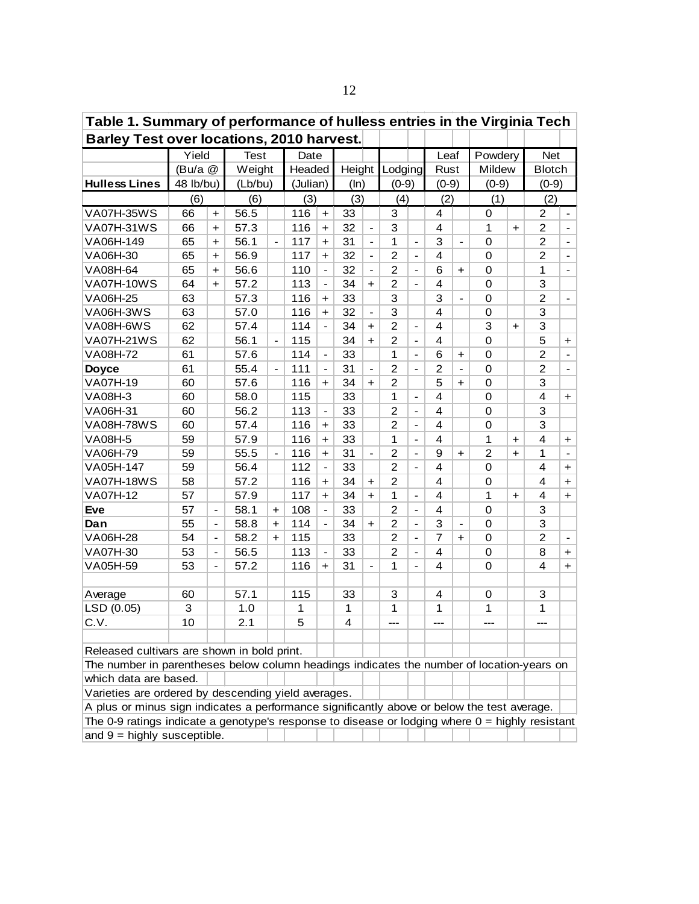**Table 1. Summary of performance of hulless entries in the Virginia Tech Barley Test over locations, 2010 harvest.**

| Hulless Lines | Yield (Bu/a @ 48 lb/bu) | | Test Weight (Lb/bu) | | Date Headed (Julian) | | Height (In) | | Lodging (0-9) | | Leaf Rust (0-9) | | Powdery Mildew (0-9) | | Net Blotch (0-9) | |
|---|---|---|---|---|---|---|---|---|---|---|---|---|---|---|---|---|
| | (6) | | (6) | | (3) | | (3) | | (4) | | (2) | | (1) | | (2) | |
| VA07H-35WS | 66 | + | 56.5 | | 116 | + | 33 | | 3 | | 4 | | 0 | | 2 | - |
| VA07H-31WS | 66 | + | 57.3 | | 116 | + | 32 | - | 3 | | 4 | | 1 | + | 2 | - |
| VA06H-149 | 65 | + | 56.1 | - | 117 | + | 31 | - | 1 | - | 3 | - | 0 | | 2 | - |
| VA06H-30 | 65 | + | 56.9 | | 117 | + | 32 | - | 2 | - | 4 | | 0 | | 2 | - |
| VA08H-64 | 65 | + | 56.6 | | 110 | - | 32 | - | 2 | - | 6 | + | 0 | | 1 | - |
| VA07H-10WS | 64 | + | 57.2 | | 113 | - | 34 | + | 2 | - | 4 | | 0 | | 3 | |
| VA06H-25 | 63 | | 57.3 | | 116 | + | 33 | | 3 | | 3 | - | 0 | | 2 | - |
| VA06H-3WS | 63 | | 57.0 | | 116 | + | 32 | - | 3 | | 4 | | 0 | | 3 | |
| VA08H-6WS | 62 | | 57.4 | | 114 | - | 34 | + | 2 | - | 4 | | 3 | + | 3 | |
| VA07H-21WS | 62 | | 56.1 | - | 115 | | 34 | + | 2 | - | 4 | | 0 | | 5 | + |
| VA08H-72 | 61 | | 57.6 | | 114 | - | 33 | | 1 | - | 6 | + | 0 | | 2 | - |
| **Doyce** | 61 | | 55.4 | - | 111 | - | 31 | - | 2 | - | 2 | - | 0 | | 2 | - |
| VA07H-19 | 60 | | 57.6 | | 116 | + | 34 | + | 2 | | 5 | + | 0 | | 3 | |
| VA08H-3 | 60 | | 58.0 | | 115 | | 33 | | 1 | - | 4 | | 0 | | 4 | + |
| VA06H-31 | 60 | | 56.2 | | 113 | - | 33 | | 2 | - | 4 | | 0 | | 3 | |
| VA08H-78WS | 60 | | 57.4 | | 116 | + | 33 | | 2 | - | 4 | | 0 | | 3 | |
| VA08H-5 | 59 | | 57.9 | | 116 | + | 33 | | 1 | - | 4 | | 1 | + | 4 | + |
| VA06H-79 | 59 | | 55.5 | - | 116 | + | 31 | - | 2 | - | 9 | + | 2 | + | 1 | - |
| VA05H-147 | 59 | | 56.4 | | 112 | - | 33 | | 2 | - | 4 | | 0 | | 4 | + |
| VA07H-18WS | 58 | | 57.2 | | 116 | + | 34 | + | 2 | | 4 | | 0 | | 4 | + |
| VA07H-12 | 57 | | 57.9 | | 117 | + | 34 | + | 1 | - | 4 | | 1 | + | 4 | + |
| **Eve** | 57 | - | 58.1 | + | 108 | - | 33 | | 2 | - | 4 | | 0 | | 3 | |
| **Dan** | 55 | - | 58.8 | + | 114 | - | 34 | + | 2 | - | 3 | - | 0 | | 3 | |
| VA06H-28 | 54 | - | 58.2 | + | 115 | | 33 | | 2 | - | 7 | + | 0 | | 2 | - |
| VA07H-30 | 53 | - | 56.5 | | 113 | - | 33 | | 2 | - | 4 | | 0 | | 8 | + |
| VA05H-59 | 53 | - | 57.2 | | 116 | + | 31 | - | 1 | - | 4 | | 0 | | 4 | + |
| | | | | | | | | | | | | | | | | |
| Average | 60 | | 57.1 | | 115 | | 33 | | 3 | | 4 | | 0 | | 3 | |
| LSD (0.05) | 3 | | 1.0 | | 1 | | 1 | | 1 | | 1 | | 1 | | 1 | |
| C.V. | 10 | | 2.1 | | 5 | | 4 | | --- | | --- | | --- | | --- | |

Released cultivars are shown in bold print.

The number in parentheses below column headings indicates the number of location-years on which data are based.

Varieties are ordered by descending yield averages.

A plus or minus sign indicates a performance significantly above or below the test average.

The 0-9 ratings indicate a genotype's response to disease or lodging where 0 = highly resistant and 9 = highly susceptible.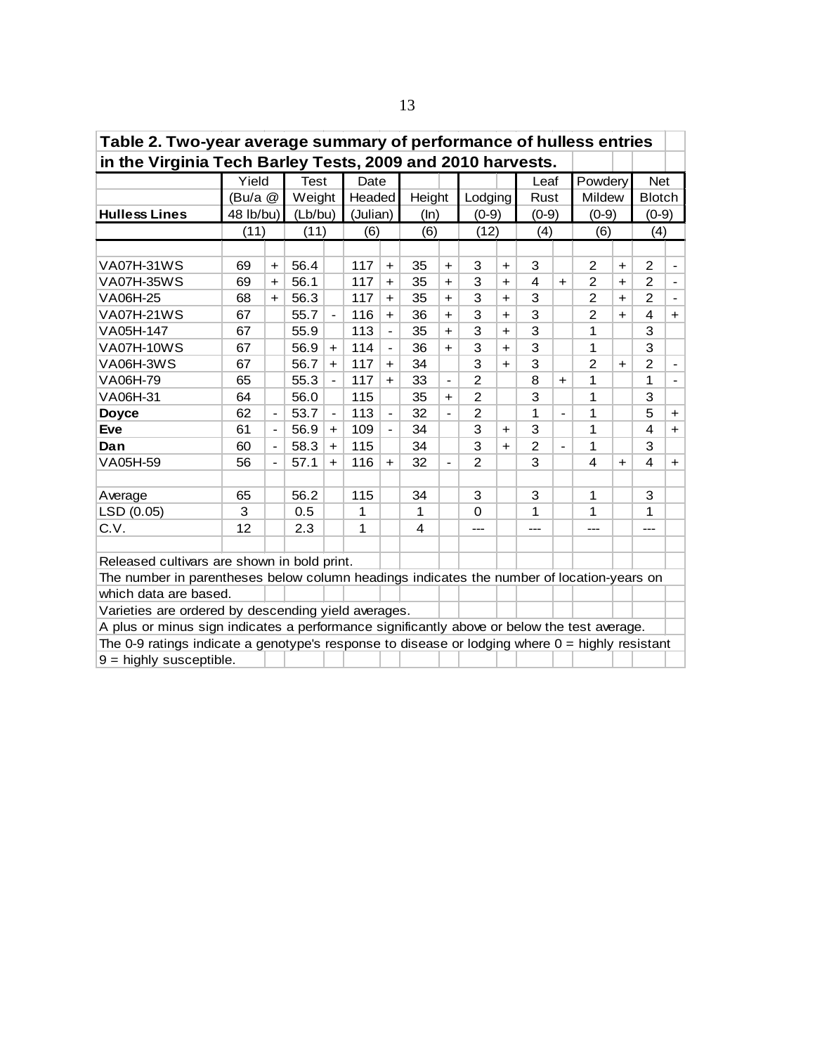**Table 2. Two-year average summary of performance of hulless entries in the Virginia Tech Barley Tests, 2009 and 2010 harvests.**

| Hulless Lines | Yield (Bu/a @ 48 lb/bu) | | Test Weight (Lb/bu) | | Date Headed (Julian) | | Height (In) | | Lodging (0-9) | | Leaf Rust (0-9) | | Powdery Mildew (0-9) | | Net Blotch (0-9) | |
|---|---|---|---|---|---|---|---|---|---|---|---|---|---|---|---|---|
| | (11) | | (11) | | (6) | | (6) | | (12) | | (4) | | (6) | | (4) | |
| VA07H-31WS | 69 | + | 56.4 | | 117 | + | 35 | + | 3 | + | 3 | | 2 | + | 2 | - |
| VA07H-35WS | 69 | + | 56.1 | | 117 | + | 35 | + | 3 | + | 4 | + | 2 | + | 2 | - |
| VA06H-25 | 68 | + | 56.3 | | 117 | + | 35 | + | 3 | + | 3 | | 2 | + | 2 | - |
| VA07H-21WS | 67 | | 55.7 | - | 116 | + | 36 | + | 3 | + | 3 | | 2 | + | 4 | + |
| VA05H-147 | 67 | | 55.9 | | 113 | - | 35 | + | 3 | + | 3 | | 1 | | 3 | |
| VA07H-10WS | 67 | | 56.9 | + | 114 | - | 36 | + | 3 | + | 3 | | 1 | | 3 | |
| VA06H-3WS | 67 | | 56.7 | + | 117 | + | 34 | | 3 | + | 3 | | 2 | + | 2 | - |
| VA06H-79 | 65 | | 55.3 | - | 117 | + | 33 | - | 2 | | 8 | + | 1 | | 1 | - |
| VA06H-31 | 64 | | 56.0 | | 115 | | 35 | + | 2 | | 3 | | 1 | | 3 | |
| **Doyce** | 62 | - | 53.7 | - | 113 | - | 32 | - | 2 | | 1 | - | 1 | | 5 | + |
| **Eve** | 61 | - | 56.9 | + | 109 | - | 34 | | 3 | + | 3 | | 1 | | 4 | + |
| **Dan** | 60 | - | 58.3 | + | 115 | | 34 | | 3 | + | 2 | - | 1 | | 3 | |
| VA05H-59 | 56 | - | 57.1 | + | 116 | + | 32 | - | 2 | | 3 | | 4 | + | 4 | + |
| Average | 65 | | 56.2 | | 115 | | 34 | | 3 | | 3 | | 1 | | 3 | |
| LSD (0.05) | 3 | | 0.5 | | 1 | | 1 | | 0 | | 1 | | 1 | | 1 | |
| C.V. | 12 | | 2.3 | | 1 | | 4 | | --- | | --- | | --- | | --- | |

Released cultivars are shown in bold print.

The number in parentheses below column headings indicates the number of location-years on which data are based.

Varieties are ordered by descending yield averages.

A plus or minus sign indicates a performance significantly above or below the test average.

The 0-9 ratings indicate a genotype's response to disease or lodging where 0 = highly resistant 9 = highly susceptible.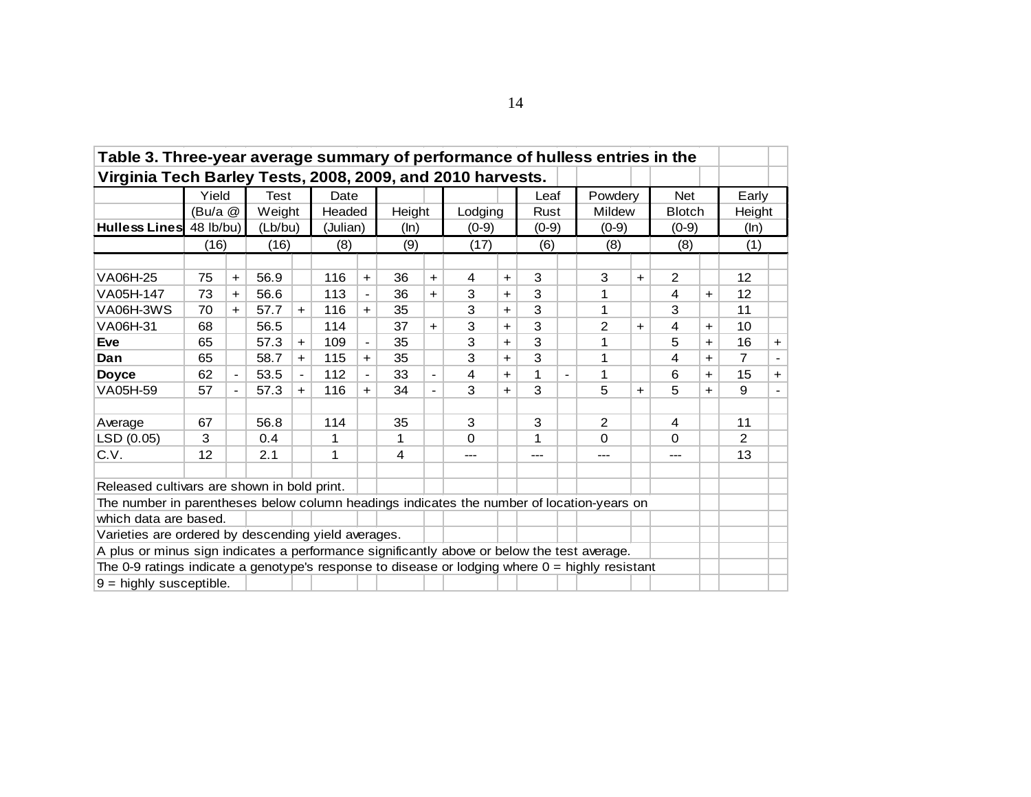**Table 3. Three-year average summary of performance of hulless entries in the Virginia Tech Barley Tests, 2008, 2009, and 2010 harvests.**

| Hulless Lines | Yield (Bu/a @ 48 lb/bu) | | Test Weight (Lb/bu) | | Date Headed (Julian) | | Height (In) | | Lodging (0-9) | | Leaf Rust (0-9) | | Powdery Mildew (0-9) | | Net Blotch (0-9) | | Early Height (In) | |
|---|---|---|---|---|---|---|---|---|---|---|---|---|---|---|---|---|---|---|
| | (16) | | (16) | | (8) | | (9) | | (17) | | (6) | | (8) | | (8) | | (1) | |
| VA06H-25 | 75 | + | 56.9 | | 116 | + | 36 | + | 4 | + | 3 | | 3 | + | 2 | | 12 | |
| VA05H-147 | 73 | + | 56.6 | | 113 | - | 36 | + | 3 | + | 3 | | 1 | | 4 | + | 12 | |
| VA06H-3WS | 70 | + | 57.7 | + | 116 | + | 35 | | 3 | + | 3 | | 1 | | 3 | | 11 | |
| VA06H-31 | 68 | | 56.5 | | 114 | | 37 | + | 3 | + | 3 | | 2 | + | 4 | + | 10 | |
| **Eve** | 65 | | 57.3 | + | 109 | - | 35 | | 3 | + | 3 | | 1 | | 5 | + | 16 | + |
| **Dan** | 65 | | 58.7 | + | 115 | + | 35 | | 3 | + | 3 | | 1 | | 4 | + | 7 | - |
| **Doyce** | 62 | - | 53.5 | - | 112 | - | 33 | - | 4 | + | 1 | - | 1 | | 6 | + | 15 | + |
| VA05H-59 | 57 | - | 57.3 | + | 116 | + | 34 | - | 3 | + | 3 | | 5 | + | 5 | + | 9 | - |
| Average | 67 | | 56.8 | | 114 | | 35 | | 3 | | 3 | | 2 | | 4 | | 11 | |
| LSD (0.05) | 3 | | 0.4 | | 1 | | 1 | | 0 | | 1 | | 0 | | 0 | | 2 | |
| C.V. | 12 | | 2.1 | | 1 | | 4 | | --- | | --- | | --- | | --- | | 13 | |

Released cultivars are shown in bold print.

The number in parentheses below column headings indicates the number of location-years on which data are based.

Varieties are ordered by descending yield averages.

A plus or minus sign indicates a performance significantly above or below the test average.

The 0-9 ratings indicate a genotype's response to disease or lodging where 0 = highly resistant 9 = highly susceptible.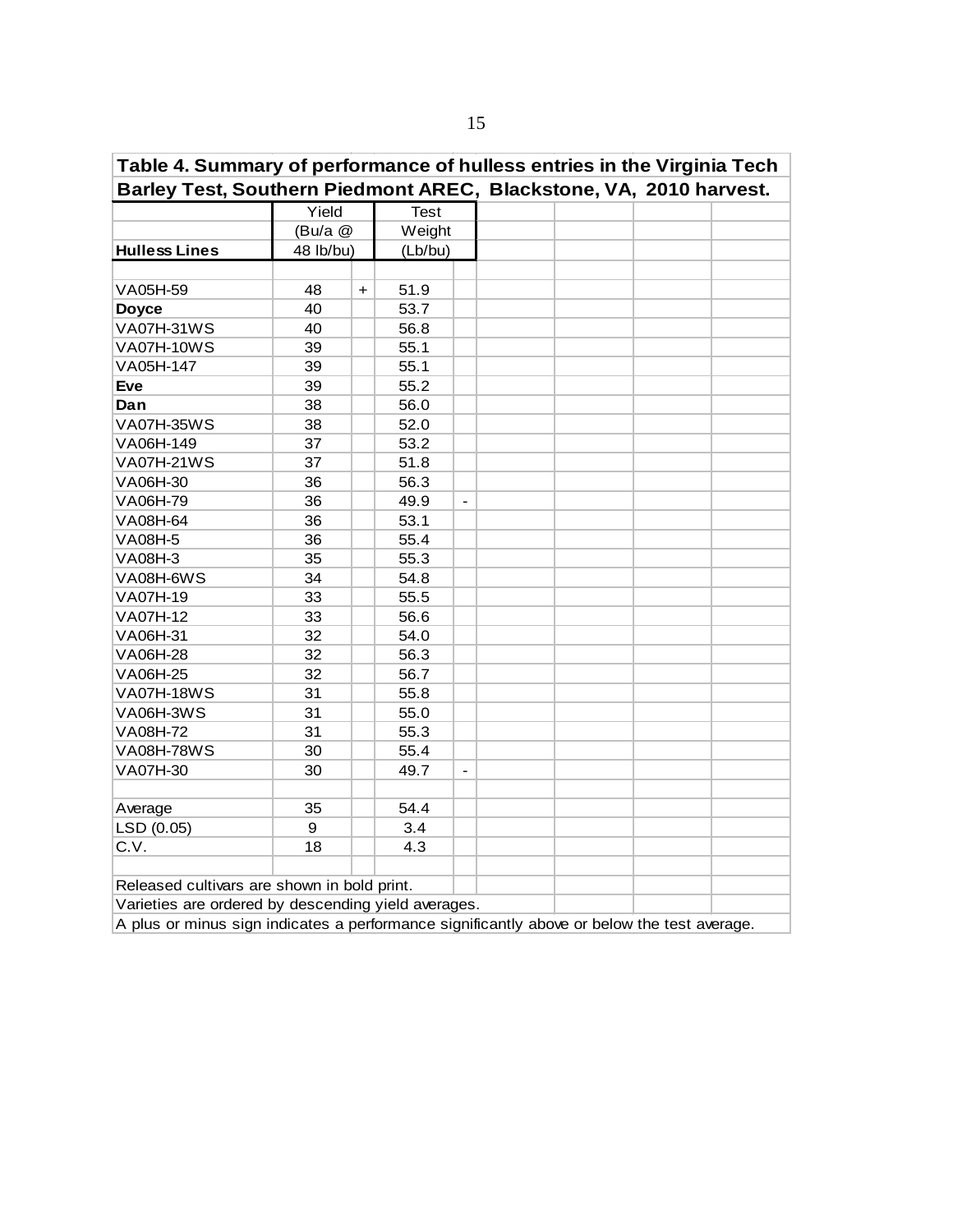**Table 4. Summary of performance of hulless entries in the Virginia Tech Barley Test, Southern Piedmont AREC, Blackstone, VA, 2010 harvest.**

| Hulless Lines | Yield (Bu/a @ 48 lb/bu) | | Test Weight (Lb/bu) | |
|---|---|---|---|---|
| VA05H-59 | 48 | + | 51.9 | |
| **Doyce** | 40 | | 53.7 | |
| VA07H-31WS | 40 | | 56.8 | |
| VA07H-10WS | 39 | | 55.1 | |
| VA05H-147 | 39 | | 55.1 | |
| **Eve** | 39 | | 55.2 | |
| **Dan** | 38 | | 56.0 | |
| VA07H-35WS | 38 | | 52.0 | |
| VA06H-149 | 37 | | 53.2 | |
| VA07H-21WS | 37 | | 51.8 | |
| VA06H-30 | 36 | | 56.3 | |
| VA06H-79 | 36 | | 49.9 | - |
| VA08H-64 | 36 | | 53.1 | |
| VA08H-5 | 36 | | 55.4 | |
| VA08H-3 | 35 | | 55.3 | |
| VA08H-6WS | 34 | | 54.8 | |
| VA07H-19 | 33 | | 55.5 | |
| VA07H-12 | 33 | | 56.6 | |
| VA06H-31 | 32 | | 54.0 | |
| VA06H-28 | 32 | | 56.3 | |
| VA06H-25 | 32 | | 56.7 | |
| VA07H-18WS | 31 | | 55.8 | |
| VA06H-3WS | 31 | | 55.0 | |
| VA08H-72 | 31 | | 55.3 | |
| VA08H-78WS | 30 | | 55.4 | |
| VA07H-30 | 30 | | 49.7 | - |
| Average | 35 | | 54.4 | |
| LSD (0.05) | 9 | | 3.4 | |
| C.V. | 18 | | 4.3 | |

Released cultivars are shown in bold print.
Varieties are ordered by descending yield averages.
A plus or minus sign indicates a performance significantly above or below the test average.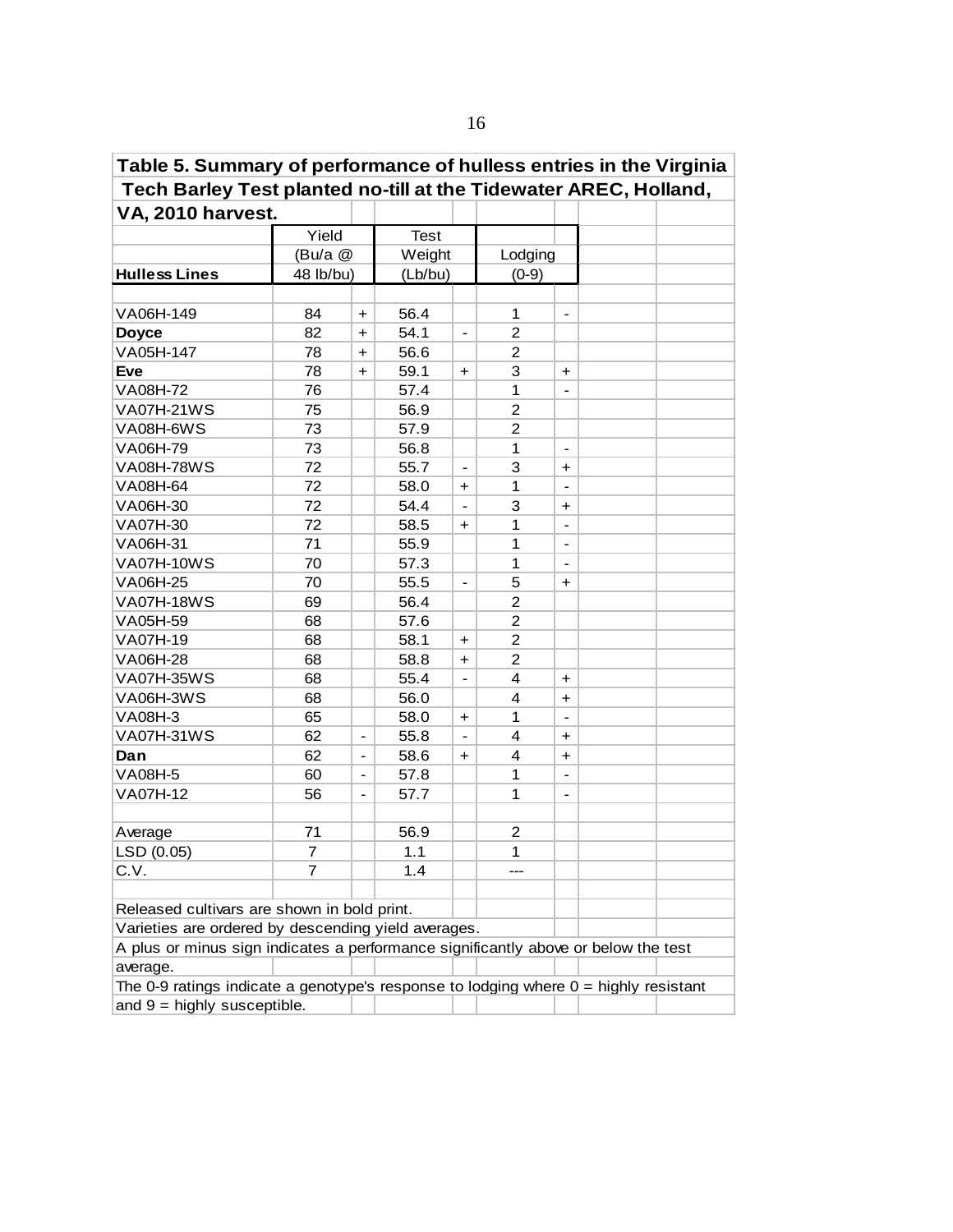**Table 5. Summary of performance of hulless entries in the Virginia Tech Barley Test planted no-till at the Tidewater AREC, Holland, VA, 2010 harvest.**

| Hulless Lines | Yield (Bu/a @ 48 lb/bu) | | Test Weight (Lb/bu) | | Lodging (0-9) | |
|---|---|---|---|---|---|---|
| VA06H-149 | 84 | + | 56.4 | | 1 | - |
| **Doyce** | 82 | + | 54.1 | - | 2 | |
| VA05H-147 | 78 | + | 56.6 | | 2 | |
| **Eve** | 78 | + | 59.1 | + | 3 | + |
| VA08H-72 | 76 | | 57.4 | | 1 | - |
| VA07H-21WS | 75 | | 56.9 | | 2 | |
| VA08H-6WS | 73 | | 57.9 | | 2 | |
| VA06H-79 | 73 | | 56.8 | | 1 | - |
| VA08H-78WS | 72 | | 55.7 | - | 3 | + |
| VA08H-64 | 72 | | 58.0 | + | 1 | - |
| VA06H-30 | 72 | | 54.4 | - | 3 | + |
| VA07H-30 | 72 | | 58.5 | + | 1 | - |
| VA06H-31 | 71 | | 55.9 | | 1 | - |
| VA07H-10WS | 70 | | 57.3 | | 1 | - |
| VA06H-25 | 70 | | 55.5 | - | 5 | + |
| VA07H-18WS | 69 | | 56.4 | | 2 | |
| VA05H-59 | 68 | | 57.6 | | 2 | |
| VA07H-19 | 68 | | 58.1 | + | 2 | |
| VA06H-28 | 68 | | 58.8 | + | 2 | |
| VA07H-35WS | 68 | | 55.4 | - | 4 | + |
| VA06H-3WS | 68 | | 56.0 | | 4 | + |
| VA08H-3 | 65 | | 58.0 | + | 1 | - |
| VA07H-31WS | 62 | - | 55.8 | - | 4 | + |
| **Dan** | 62 | - | 58.6 | + | 4 | + |
| VA08H-5 | 60 | - | 57.8 | | 1 | - |
| VA07H-12 | 56 | - | 57.7 | | 1 | - |
| | | | | | | |
| Average | 71 | | 56.9 | | 2 | |
| LSD (0.05) | 7 | | 1.1 | | 1 | |
| C.V. | 7 | | 1.4 | | --- | |

Released cultivars are shown in bold print.

Varieties are ordered by descending yield averages.

A plus or minus sign indicates a performance significantly above or below the test average.

The 0-9 ratings indicate a genotype's response to lodging where 0 = highly resistant and 9 = highly susceptible.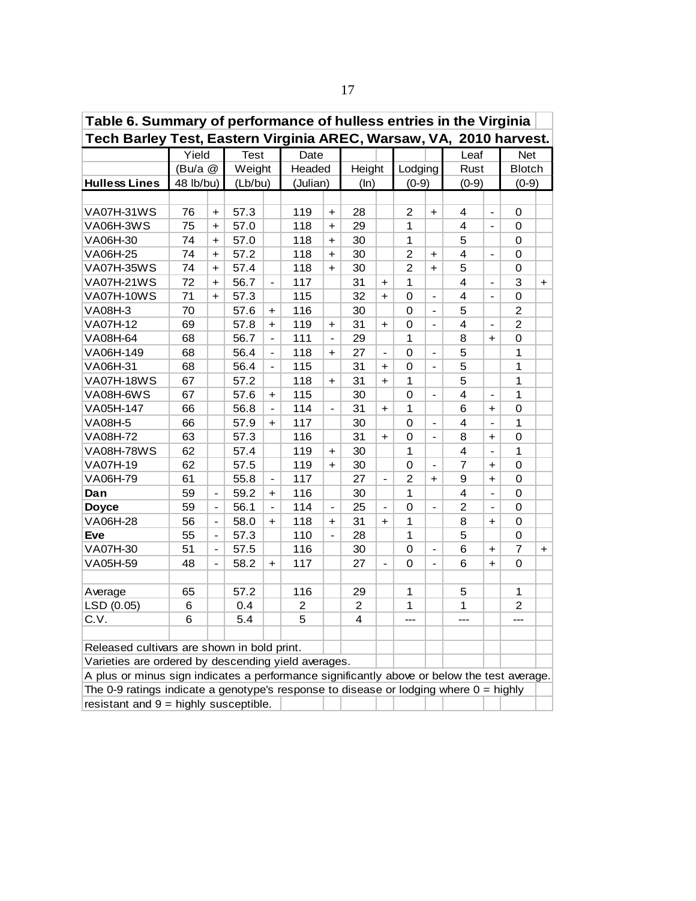**Table 6. Summary of performance of hulless entries in the Virginia Tech Barley Test, Eastern Virginia AREC, Warsaw, VA, 2010 harvest.**

| Hulless Lines | Yield (Bu/a @ 48 lb/bu) | | Test Weight (Lb/bu) | | Date Headed (Julian) | | Height (In) | | Lodging (0-9) | | Leaf Rust (0-9) | | Net Blotch (0-9) | |
|---|---|---|---|---|---|---|---|---|---|---|---|---|---|---|
| VA07H-31WS | 76 | + | 57.3 | | 119 | + | 28 | | 2 | + | 4 | - | 0 | |
| VA06H-3WS | 75 | + | 57.0 | | 118 | + | 29 | | 1 | | 4 | - | 0 | |
| VA06H-30 | 74 | + | 57.0 | | 118 | + | 30 | | 1 | | 5 | | 0 | |
| VA06H-25 | 74 | + | 57.2 | | 118 | + | 30 | | 2 | + | 4 | - | 0 | |
| VA07H-35WS | 74 | + | 57.4 | | 118 | + | 30 | | 2 | + | 5 | | 0 | |
| VA07H-21WS | 72 | + | 56.7 | - | 117 | | 31 | + | 1 | | 4 | - | 3 | + |
| VA07H-10WS | 71 | + | 57.3 | | 115 | | 32 | + | 0 | - | 4 | - | 0 | |
| VA08H-3 | 70 | | 57.6 | + | 116 | | 30 | | 0 | - | 5 | | 2 | |
| VA07H-12 | 69 | | 57.8 | + | 119 | + | 31 | + | 0 | - | 4 | - | 2 | |
| VA08H-64 | 68 | | 56.7 | - | 111 | - | 29 | | 1 | | 8 | + | 0 | |
| VA06H-149 | 68 | | 56.4 | - | 118 | + | 27 | - | 0 | - | 5 | | 1 | |
| VA06H-31 | 68 | | 56.4 | - | 115 | | 31 | + | 0 | - | 5 | | 1 | |
| VA07H-18WS | 67 | | 57.2 | | 118 | + | 31 | + | 1 | | 5 | | 1 | |
| VA08H-6WS | 67 | | 57.6 | + | 115 | | 30 | | 0 | - | 4 | - | 1 | |
| VA05H-147 | 66 | | 56.8 | - | 114 | - | 31 | + | 1 | | 6 | + | 0 | |
| VA08H-5 | 66 | | 57.9 | + | 117 | | 30 | | 0 | - | 4 | - | 1 | |
| VA08H-72 | 63 | | 57.3 | | 116 | | 31 | + | 0 | - | 8 | + | 0 | |
| VA08H-78WS | 62 | | 57.4 | | 119 | + | 30 | | 1 | | 4 | - | 1 | |
| VA07H-19 | 62 | | 57.5 | | 119 | + | 30 | | 0 | - | 7 | + | 0 | |
| VA06H-79 | 61 | | 55.8 | - | 117 | | 27 | - | 2 | + | 9 | + | 0 | |
| **Dan** | 59 | - | 59.2 | + | 116 | | 30 | | 1 | | 4 | - | 0 | |
| **Doyce** | 59 | - | 56.1 | - | 114 | - | 25 | - | 0 | - | 2 | - | 0 | |
| VA06H-28 | 56 | - | 58.0 | + | 118 | + | 31 | + | 1 | | 8 | + | 0 | |
| **Eve** | 55 | - | 57.3 | | 110 | - | 28 | | 1 | | 5 | | 0 | |
| VA07H-30 | 51 | - | 57.5 | | 116 | | 30 | | 0 | - | 6 | + | 7 | + |
| VA05H-59 | 48 | - | 58.2 | + | 117 | | 27 | - | 0 | - | 6 | + | 0 | |
| Average | 65 | | 57.2 | | 116 | | 29 | | 1 | | 5 | | 1 | |
| LSD (0.05) | 6 | | 0.4 | | 2 | | 2 | | 1 | | 1 | | 2 | |
| C.V. | 6 | | 5.4 | | 5 | | 4 | | --- | | --- | | --- | |

Released cultivars are shown in bold print.
Varieties are ordered by descending yield averages.
A plus or minus sign indicates a performance significantly above or below the test average.
The 0-9 ratings indicate a genotype's response to disease or lodging where 0 = highly resistant and 9 = highly susceptible.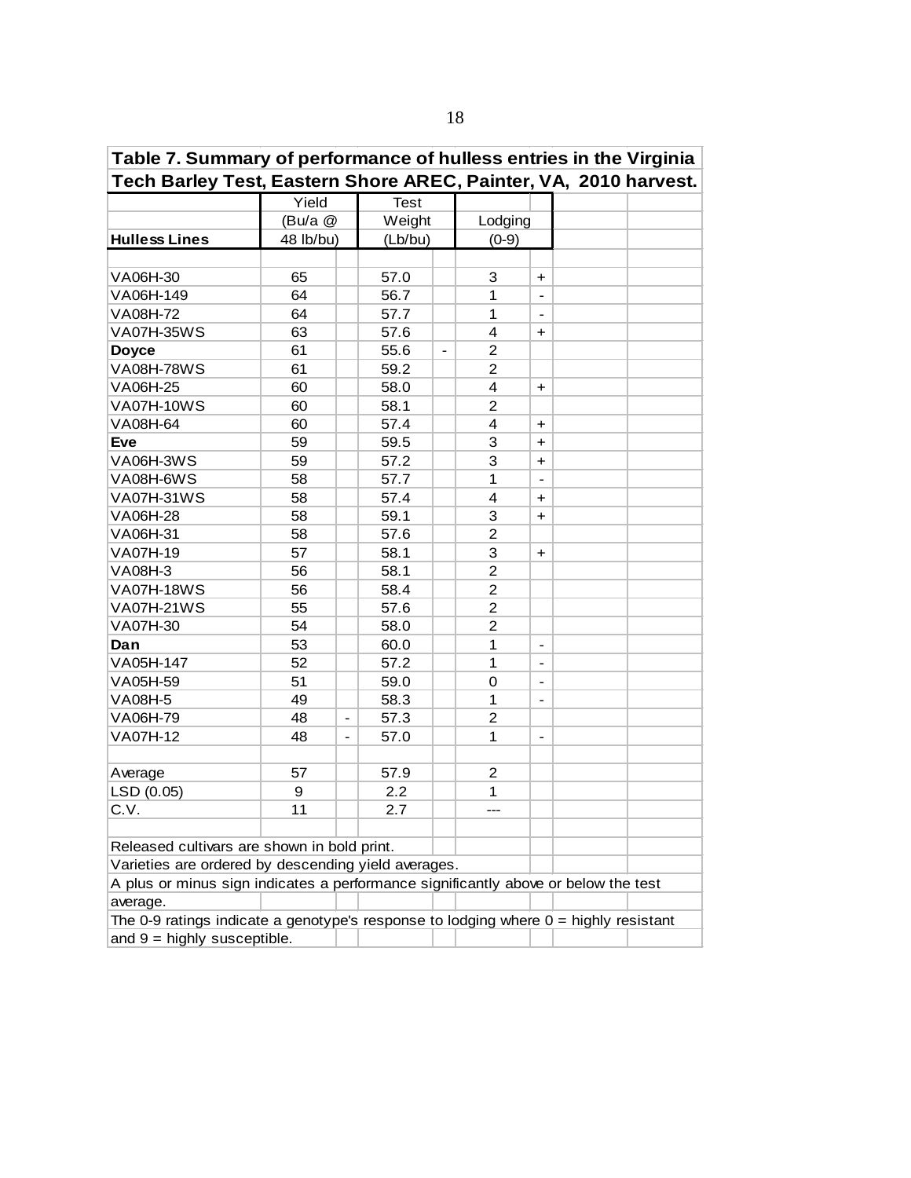**Table 7. Summary of performance of hulless entries in the Virginia Tech Barley Test, Eastern Shore AREC, Painter, VA, 2010 harvest.**

| Hulless Lines | Yield (Bu/a @ 48 lb/bu) | | Test Weight (Lb/bu) | | Lodging (0-9) | |
|---|---|---|---|---|---|---|
| VA06H-30 | 65 | | 57.0 | | 3 | + |
| VA06H-149 | 64 | | 56.7 | | 1 | - |
| VA08H-72 | 64 | | 57.7 | | 1 | - |
| VA07H-35WS | 63 | | 57.6 | | 4 | + |
| **Doyce** | 61 | | 55.6 | - | 2 | |
| VA08H-78WS | 61 | | 59.2 | | 2 | |
| VA06H-25 | 60 | | 58.0 | | 4 | + |
| VA07H-10WS | 60 | | 58.1 | | 2 | |
| VA08H-64 | 60 | | 57.4 | | 4 | + |
| **Eve** | 59 | | 59.5 | | 3 | + |
| VA06H-3WS | 59 | | 57.2 | | 3 | + |
| VA08H-6WS | 58 | | 57.7 | | 1 | - |
| VA07H-31WS | 58 | | 57.4 | | 4 | + |
| VA06H-28 | 58 | | 59.1 | | 3 | + |
| VA06H-31 | 58 | | 57.6 | | 2 | |
| VA07H-19 | 57 | | 58.1 | | 3 | + |
| VA08H-3 | 56 | | 58.1 | | 2 | |
| VA07H-18WS | 56 | | 58.4 | | 2 | |
| VA07H-21WS | 55 | | 57.6 | | 2 | |
| VA07H-30 | 54 | | 58.0 | | 2 | |
| **Dan** | 53 | | 60.0 | | 1 | - |
| VA05H-147 | 52 | | 57.2 | | 1 | - |
| VA05H-59 | 51 | | 59.0 | | 0 | - |
| VA08H-5 | 49 | | 58.3 | | 1 | - |
| VA06H-79 | 48 | - | 57.3 | | 2 | |
| VA07H-12 | 48 | - | 57.0 | | 1 | - |
| | | | | | | |
| Average | 57 | | 57.9 | | 2 | |
| LSD (0.05) | 9 | | 2.2 | | 1 | |
| C.V. | 11 | | 2.7 | | --- | |

Released cultivars are shown in bold print.

Varieties are ordered by descending yield averages.

A plus or minus sign indicates a performance significantly above or below the test average.

The 0-9 ratings indicate a genotype's response to lodging where 0 = highly resistant and 9 = highly susceptible.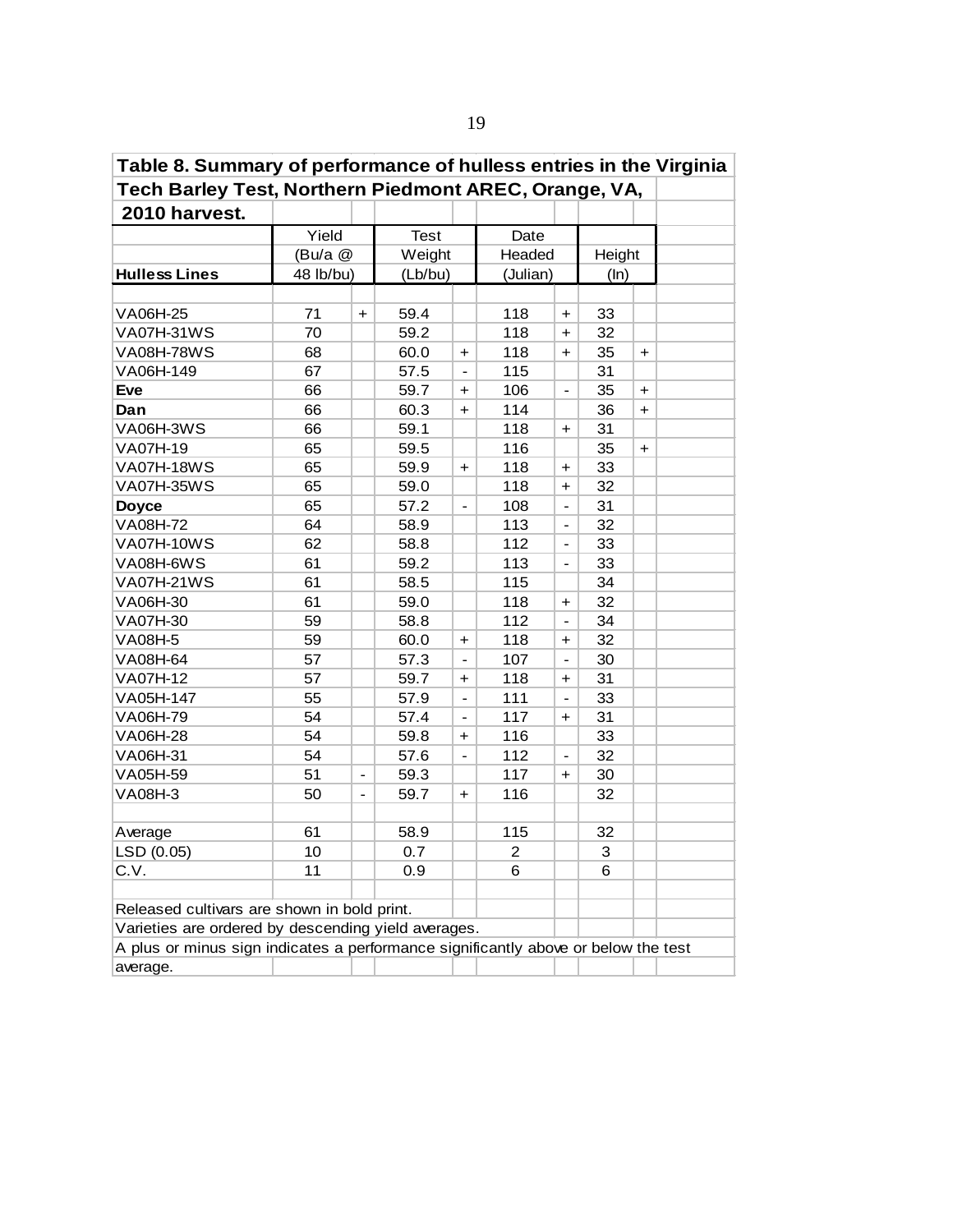**Table 8. Summary of performance of hulless entries in the Virginia Tech Barley Test, Northern Piedmont AREC, Orange, VA, 2010 harvest.**

| Hulless Lines | Yield (Bu/a @ 48 lb/bu) | | Test Weight (Lb/bu) | | Date Headed (Julian) | | Height (In) | |
|---|---|---|---|---|---|---|---|---|
| VA06H-25 | 71 | + | 59.4 | | 118 | + | 33 | |
| VA07H-31WS | 70 | | 59.2 | | 118 | + | 32 | |
| VA08H-78WS | 68 | | 60.0 | + | 118 | + | 35 | + |
| VA06H-149 | 67 | | 57.5 | - | 115 | | 31 | |
| **Eve** | 66 | | 59.7 | + | 106 | - | 35 | + |
| **Dan** | 66 | | 60.3 | + | 114 | | 36 | + |
| VA06H-3WS | 66 | | 59.1 | | 118 | + | 31 | |
| VA07H-19 | 65 | | 59.5 | | 116 | | 35 | + |
| VA07H-18WS | 65 | | 59.9 | + | 118 | + | 33 | |
| VA07H-35WS | 65 | | 59.0 | | 118 | + | 32 | |
| **Doyce** | 65 | | 57.2 | - | 108 | - | 31 | |
| VA08H-72 | 64 | | 58.9 | | 113 | - | 32 | |
| VA07H-10WS | 62 | | 58.8 | | 112 | - | 33 | |
| VA08H-6WS | 61 | | 59.2 | | 113 | - | 33 | |
| VA07H-21WS | 61 | | 58.5 | | 115 | | 34 | |
| VA06H-30 | 61 | | 59.0 | | 118 | + | 32 | |
| VA07H-30 | 59 | | 58.8 | | 112 | - | 34 | |
| VA08H-5 | 59 | | 60.0 | + | 118 | + | 32 | |
| VA08H-64 | 57 | | 57.3 | - | 107 | - | 30 | |
| VA07H-12 | 57 | | 59.7 | + | 118 | + | 31 | |
| VA05H-147 | 55 | | 57.9 | - | 111 | - | 33 | |
| VA06H-79 | 54 | | 57.4 | - | 117 | + | 31 | |
| VA06H-28 | 54 | | 59.8 | + | 116 | | 33 | |
| VA06H-31 | 54 | | 57.6 | - | 112 | - | 32 | |
| VA05H-59 | 51 | - | 59.3 | | 117 | + | 30 | |
| VA08H-3 | 50 | - | 59.7 | + | 116 | | 32 | |
| Average | 61 | | 58.9 | | 115 | | 32 | |
| LSD (0.05) | 10 | | 0.7 | | 2 | | 3 | |
| C.V. | 11 | | 0.9 | | 6 | | 6 | |

Released cultivars are shown in bold print.
Varieties are ordered by descending yield averages.
A plus or minus sign indicates a performance significantly above or below the test average.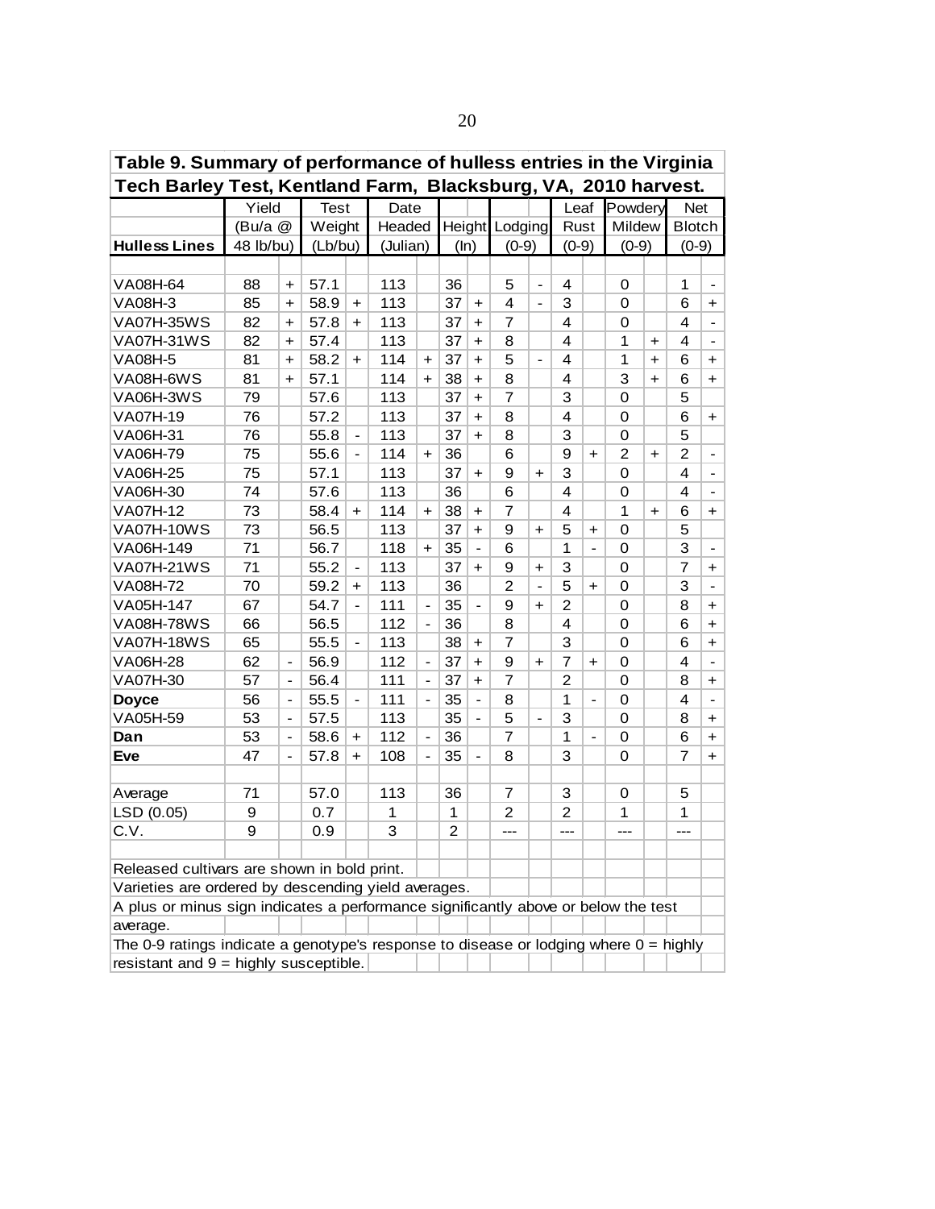**Table 9. Summary of performance of hulless entries in the Virginia Tech Barley Test, Kentland Farm, Blacksburg, VA, 2010 harvest.**

| Hulless Lines | Yield (Bu/a @ 48 lb/bu) | | Test Weight (Lb/bu) | | Date Headed (Julian) | | Height (In) | | Lodging (0-9) | | Leaf Rust (0-9) | | Powdery Mildew (0-9) | | Net Blotch (0-9) | |
|---|---|---|---|---|---|---|---|---|---|---|---|---|---|---|---|---|
| VA08H-64 | 88 | + | 57.1 | | 113 | | 36 | | 5 | - | 4 | | 0 | | 1 | - |
| VA08H-3 | 85 | + | 58.9 | + | 113 | | 37 | + | 4 | - | 3 | | 0 | | 6 | + |
| VA07H-35WS | 82 | + | 57.8 | + | 113 | | 37 | + | 7 | | 4 | | 0 | | 4 | - |
| VA07H-31WS | 82 | + | 57.4 | | 113 | | 37 | + | 8 | | 4 | | 1 | + | 4 | - |
| VA08H-5 | 81 | + | 58.2 | + | 114 | + | 37 | + | 5 | - | 4 | | 1 | + | 6 | + |
| VA08H-6WS | 81 | + | 57.1 | | 114 | + | 38 | + | 8 | | 4 | | 3 | + | 6 | + |
| VA06H-3WS | 79 | | 57.6 | | 113 | | 37 | + | 7 | | 3 | | 0 | | 5 | |
| VA07H-19 | 76 | | 57.2 | | 113 | | 37 | + | 8 | | 4 | | 0 | | 6 | + |
| VA06H-31 | 76 | | 55.8 | - | 113 | | 37 | + | 8 | | 3 | | 0 | | 5 | |
| VA06H-79 | 75 | | 55.6 | - | 114 | + | 36 | | 6 | | 9 | + | 2 | + | 2 | - |
| VA06H-25 | 75 | | 57.1 | | 113 | | 37 | + | 9 | + | 3 | | 0 | | 4 | - |
| VA06H-30 | 74 | | 57.6 | | 113 | | 36 | | 6 | | 4 | | 0 | | 4 | - |
| VA07H-12 | 73 | | 58.4 | + | 114 | + | 38 | + | 7 | | 4 | | 1 | + | 6 | + |
| VA07H-10WS | 73 | | 56.5 | | 113 | | 37 | + | 9 | + | 5 | + | 0 | | 5 | |
| VA06H-149 | 71 | | 56.7 | | 118 | + | 35 | - | 6 | | 1 | - | 0 | | 3 | - |
| VA07H-21WS | 71 | | 55.2 | - | 113 | | 37 | + | 9 | + | 3 | | 0 | | 7 | + |
| VA08H-72 | 70 | | 59.2 | + | 113 | | 36 | | 2 | - | 5 | + | 0 | | 3 | - |
| VA05H-147 | 67 | | 54.7 | - | 111 | - | 35 | - | 9 | + | 2 | | 0 | | 8 | + |
| VA08H-78WS | 66 | | 56.5 | | 112 | - | 36 | | 8 | | 4 | | 0 | | 6 | + |
| VA07H-18WS | 65 | | 55.5 | - | 113 | | 38 | + | 7 | | 3 | | 0 | | 6 | + |
| VA06H-28 | 62 | - | 56.9 | | 112 | - | 37 | + | 9 | + | 7 | + | 0 | | 4 | - |
| VA07H-30 | 57 | - | 56.4 | | 111 | - | 37 | + | 7 | | 2 | | 0 | | 8 | + |
| **Doyce** | 56 | - | 55.5 | - | 111 | - | 35 | - | 8 | | 1 | - | 0 | | 4 | - |
| VA05H-59 | 53 | - | 57.5 | | 113 | | 35 | - | 5 | - | 3 | | 0 | | 8 | + |
| **Dan** | 53 | - | 58.6 | + | 112 | - | 36 | | 7 | | 1 | - | 0 | | 6 | + |
| **Eve** | 47 | - | 57.8 | + | 108 | - | 35 | - | 8 | | 3 | | 0 | | 7 | + |
| | | | | | | | | | | | | | | | | |
| Average | 71 | | 57.0 | | 113 | | 36 | | 7 | | 3 | | 0 | | 5 | |
| LSD (0.05) | 9 | | 0.7 | | 1 | | 1 | | 2 | | 2 | | 1 | | 1 | |
| C.V. | 9 | | 0.9 | | 3 | | 2 | | --- | | --- | | --- | | --- | |

Released cultivars are shown in bold print.

Varieties are ordered by descending yield averages.

A plus or minus sign indicates a performance significantly above or below the test average.

The 0-9 ratings indicate a genotype's response to disease or lodging where 0 = highly resistant and 9 = highly susceptible.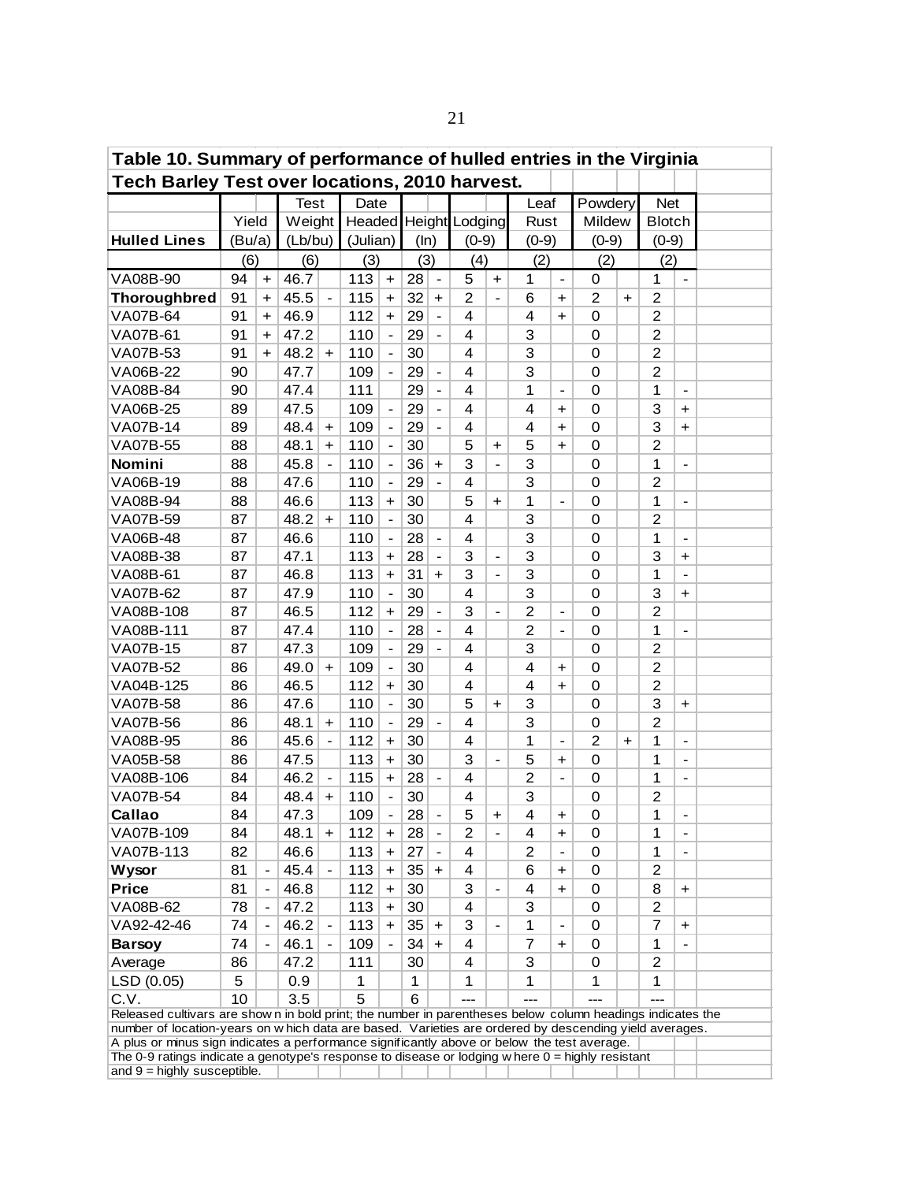**Table 10. Summary of performance of hulled entries in the Virginia Tech Barley Test over locations, 2010 harvest.**

| Hulled Lines | Yield (Bu/a) | | Test Weight (Lb/bu) | | Date Headed (Julian) | | Height (In) | | Lodging (0-9) | | Leaf Rust (0-9) | | Powdery Mildew (0-9) | | Net Blotch (0-9) | |
|---|---|---|---|---|---|---|---|---|---|---|---|---|---|---|---|---|
| | (6) | | (6) | | (3) | | (3) | | (4) | | (2) | | (2) | | (2) | |
| VA08B-90 | 94 | + | 46.7 | | 113 | + | 28 | - | 5 | + | 1 | - | 0 | | 1 | - |
| **Thoroughbred** | 91 | + | 45.5 | - | 115 | + | 32 | + | 2 | - | 6 | + | 2 | + | 2 | |
| VA07B-64 | 91 | + | 46.9 | | 112 | + | 29 | - | 4 | | 4 | + | 0 | | 2 | |
| VA07B-61 | 91 | + | 47.2 | | 110 | - | 29 | - | 4 | | 3 | | 0 | | 2 | |
| VA07B-53 | 91 | + | 48.2 | + | 110 | - | 30 | | 4 | | 3 | | 0 | | 2 | |
| VA06B-22 | 90 | | 47.7 | | 109 | - | 29 | - | 4 | | 3 | | 0 | | 2 | |
| VA08B-84 | 90 | | 47.4 | | 111 | | 29 | - | 4 | | 1 | - | 0 | | 1 | - |
| VA06B-25 | 89 | | 47.5 | | 109 | - | 29 | - | 4 | | 4 | + | 0 | | 3 | + |
| VA07B-14 | 89 | | 48.4 | + | 109 | - | 29 | - | 4 | | 4 | + | 0 | | 3 | + |
| VA07B-55 | 88 | | 48.1 | + | 110 | - | 30 | | 5 | + | 5 | + | 0 | | 2 | |
| **Nomini** | 88 | | 45.8 | - | 110 | - | 36 | + | 3 | - | 3 | | 0 | | 1 | - |
| VA06B-19 | 88 | | 47.6 | | 110 | - | 29 | - | 4 | | 3 | | 0 | | 2 | |
| VA08B-94 | 88 | | 46.6 | | 113 | + | 30 | | 5 | + | 1 | - | 0 | | 1 | - |
| VA07B-59 | 87 | | 48.2 | + | 110 | - | 30 | | 4 | | 3 | | 0 | | 2 | |
| VA06B-48 | 87 | | 46.6 | | 110 | - | 28 | - | 4 | | 3 | | 0 | | 1 | - |
| VA08B-38 | 87 | | 47.1 | | 113 | + | 28 | - | 3 | - | 3 | | 0 | | 3 | + |
| VA08B-61 | 87 | | 46.8 | | 113 | + | 31 | + | 3 | - | 3 | | 0 | | 1 | - |
| VA07B-62 | 87 | | 47.9 | | 110 | - | 30 | | 4 | | 3 | | 0 | | 3 | + |
| VA08B-108 | 87 | | 46.5 | | 112 | + | 29 | - | 3 | - | 2 | - | 0 | | 2 | |
| VA08B-111 | 87 | | 47.4 | | 110 | - | 28 | - | 4 | | 2 | - | 0 | | 1 | - |
| VA07B-15 | 87 | | 47.3 | | 109 | - | 29 | - | 4 | | 3 | | 0 | | 2 | |
| VA07B-52 | 86 | | 49.0 | + | 109 | - | 30 | | 4 | | 4 | + | 0 | | 2 | |
| VA04B-125 | 86 | | 46.5 | | 112 | + | 30 | | 4 | | 4 | + | 0 | | 2 | |
| VA07B-58 | 86 | | 47.6 | | 110 | - | 30 | | 5 | + | 3 | | 0 | | 3 | + |
| VA07B-56 | 86 | | 48.1 | + | 110 | - | 29 | - | 4 | | 3 | | 0 | | 2 | |
| VA08B-95 | 86 | | 45.6 | - | 112 | + | 30 | | 4 | | 1 | - | 2 | + | 1 | - |
| VA05B-58 | 86 | | 47.5 | | 113 | + | 30 | | 3 | - | 5 | + | 0 | | 1 | - |
| VA08B-106 | 84 | | 46.2 | - | 115 | + | 28 | - | 4 | | 2 | - | 0 | | 1 | - |
| VA07B-54 | 84 | | 48.4 | + | 110 | - | 30 | | 4 | | 3 | | 0 | | 2 | |
| **Callao** | 84 | | 47.3 | | 109 | - | 28 | - | 5 | + | 4 | + | 0 | | 1 | - |
| VA07B-109 | 84 | | 48.1 | + | 112 | + | 28 | - | 2 | - | 4 | + | 0 | | 1 | - |
| VA07B-113 | 82 | | 46.6 | | 113 | + | 27 | - | 4 | | 2 | - | 0 | | 1 | - |
| **Wysor** | 81 | - | 45.4 | - | 113 | + | 35 | + | 4 | | 6 | + | 0 | | 2 | |
| **Price** | 81 | - | 46.8 | | 112 | + | 30 | | 3 | - | 4 | + | 0 | | 8 | + |
| VA08B-62 | 78 | - | 47.2 | | 113 | + | 30 | | 4 | | 3 | | 0 | | 2 | |
| VA92-42-46 | 74 | - | 46.2 | - | 113 | + | 35 | + | 3 | - | 1 | - | 0 | | 7 | + |
| **Barsoy** | 74 | - | 46.1 | - | 109 | - | 34 | + | 4 | | 7 | + | 0 | | 1 | - |
| Average | 86 | | 47.2 | | 111 | | 30 | | 4 | | 3 | | 0 | | 2 | |
| LSD (0.05) | 5 | | 0.9 | | 1 | | 1 | | 1 | | 1 | | 1 | | 1 | |
| C.V. | 10 | | 3.5 | | 5 | | 6 | | --- | | --- | | --- | | --- | |

Released cultivars are shown in bold print; the number in parentheses below column headings indicates the number of location-years on which data are based. Varieties are ordered by descending yield averages.
A plus or minus sign indicates a performance significantly above or below the test average.
The 0-9 ratings indicate a genotype's response to disease or lodging where 0 = highly resistant and 9 = highly susceptible.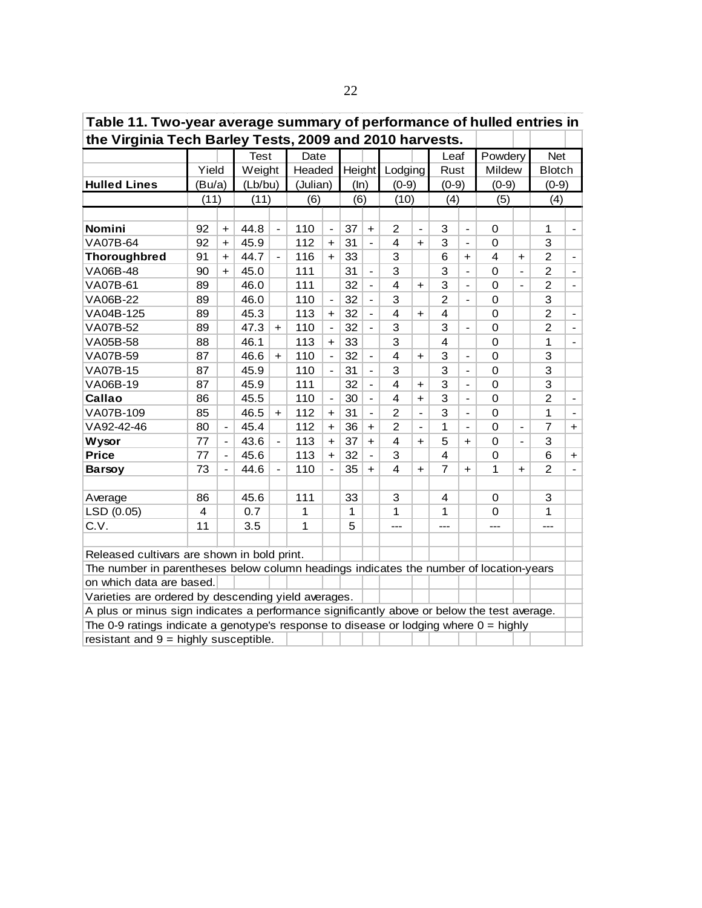**Table 11. Two-year average summary of performance of hulled entries in the Virginia Tech Barley Tests, 2009 and 2010 harvests.**

| Hulled Lines | Yield (Bu/a) | | Test Weight (Lb/bu) | | Date Headed (Julian) | | Height (In) | | Lodging (0-9) | | Leaf Rust (0-9) | | Powdery Mildew (0-9) | | Net Blotch (0-9) | |
|---|---|---|---|---|---|---|---|---|---|---|---|---|---|---|---|---|
| | (11) | | (11) | | (6) | | (6) | | (10) | | (4) | | (5) | | (4) | |
| **Nomini** | 92 | + | 44.8 | - | 110 | - | 37 | + | 2 | - | 3 | - | 0 | | 1 | - |
| VA07B-64 | 92 | + | 45.9 | | 112 | + | 31 | - | 4 | + | 3 | - | 0 | | 3 | |
| **Thoroughbred** | 91 | + | 44.7 | - | 116 | + | 33 | | 3 | | 6 | + | 4 | + | 2 | - |
| VA06B-48 | 90 | + | 45.0 | | 111 | | 31 | - | 3 | | 3 | - | 0 | - | 2 | - |
| VA07B-61 | 89 | | 46.0 | | 111 | | 32 | - | 4 | + | 3 | - | 0 | - | 2 | - |
| VA06B-22 | 89 | | 46.0 | | 110 | - | 32 | - | 3 | | 2 | - | 0 | | 3 | |
| VA04B-125 | 89 | | 45.3 | | 113 | + | 32 | - | 4 | + | 4 | | 0 | | 2 | - |
| VA07B-52 | 89 | | 47.3 | + | 110 | - | 32 | - | 3 | | 3 | - | 0 | | 2 | - |
| VA05B-58 | 88 | | 46.1 | | 113 | + | 33 | | 3 | | 4 | | 0 | | 1 | - |
| VA07B-59 | 87 | | 46.6 | + | 110 | - | 32 | - | 4 | + | 3 | - | 0 | | 3 | |
| VA07B-15 | 87 | | 45.9 | | 110 | - | 31 | - | 3 | | 3 | - | 0 | | 3 | |
| VA06B-19 | 87 | | 45.9 | | 111 | | 32 | - | 4 | + | 3 | - | 0 | | 3 | |
| **Callao** | 86 | | 45.5 | | 110 | - | 30 | - | 4 | + | 3 | - | 0 | | 2 | - |
| VA07B-109 | 85 | | 46.5 | + | 112 | + | 31 | - | 2 | - | 3 | - | 0 | | 1 | - |
| VA92-42-46 | 80 | - | 45.4 | | 112 | + | 36 | + | 2 | - | 1 | - | 0 | - | 7 | + |
| **Wysor** | 77 | - | 43.6 | - | 113 | + | 37 | + | 4 | + | 5 | + | 0 | - | 3 | |
| **Price** | 77 | - | 45.6 | | 113 | + | 32 | - | 3 | | 4 | | 0 | | 6 | + |
| **Barsoy** | 73 | - | 44.6 | - | 110 | - | 35 | + | 4 | + | 7 | + | 1 | + | 2 | - |
| | | | | | | | | | | | | | | | | |
| Average | 86 | | 45.6 | | 111 | | 33 | | 3 | | 4 | | 0 | | 3 | |
| LSD (0.05) | 4 | | 0.7 | | 1 | | 1 | | 1 | | 1 | | 0 | | 1 | |
| C.V. | 11 | | 3.5 | | 1 | | 5 | | --- | | --- | | --- | | --- | |

Released cultivars are shown in bold print.

The number in parentheses below column headings indicates the number of location-years on which data are based.

Varieties are ordered by descending yield averages.

A plus or minus sign indicates a performance significantly above or below the test average.

The 0-9 ratings indicate a genotype's response to disease or lodging where 0 = highly resistant and 9 = highly susceptible.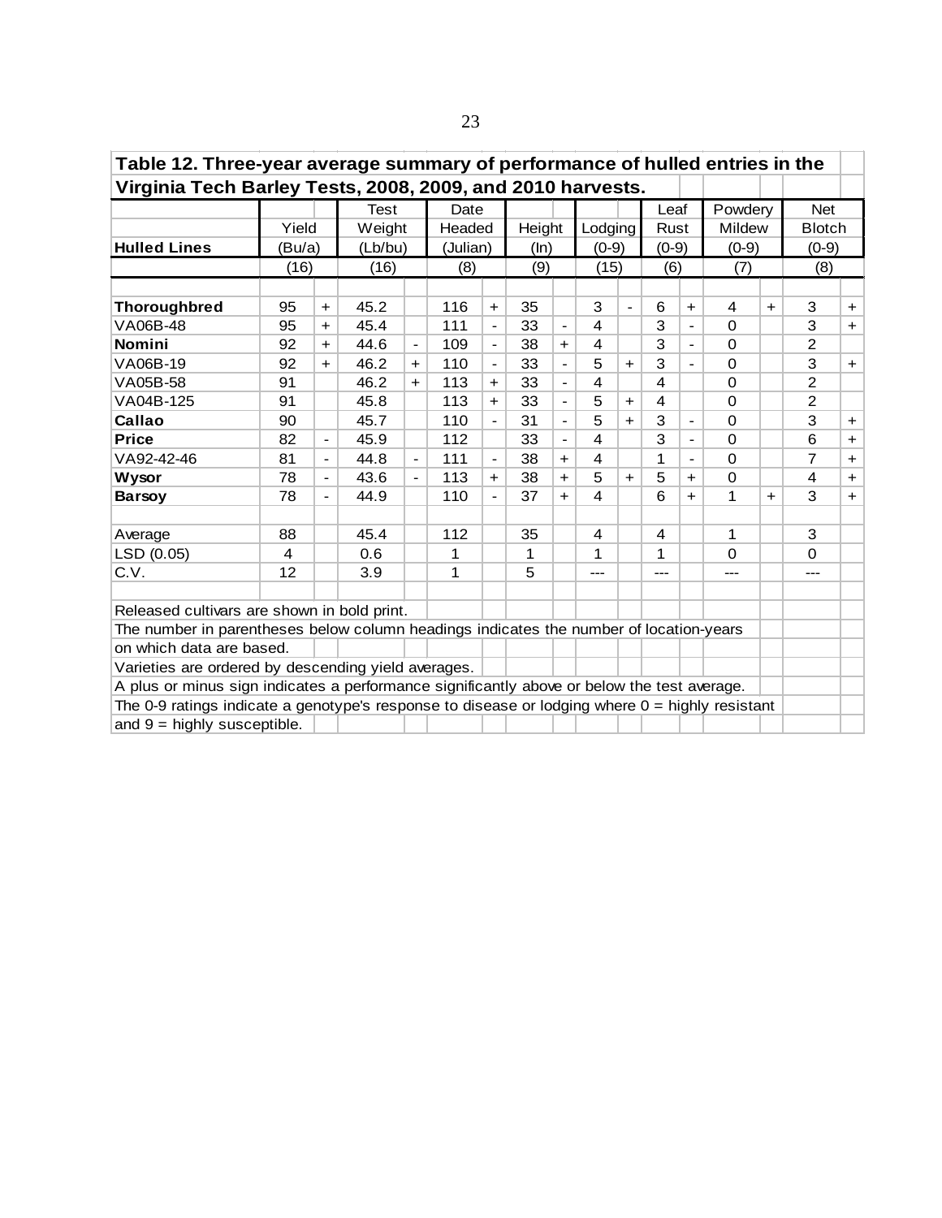**Table 12. Three-year average summary of performance of hulled entries in the Virginia Tech Barley Tests, 2008, 2009, and 2010 harvests.**

| Hulled Lines | Yield (Bu/a) | | Test Weight (Lb/bu) | | Date Headed (Julian) | | Height (In) | | Lodging (0-9) | | Leaf Rust (0-9) | | Powdery Mildew (0-9) | | Net Blotch (0-9) | |
|---|---|---|---|---|---|---|---|---|---|---|---|---|---|---|---|---|
| | (16) | | (16) | | (8) | | (9) | | (15) | | (6) | | (7) | | (8) | |
| **Thoroughbred** | 95 | + | 45.2 | | 116 | + | 35 | | 3 | - | 6 | + | 4 | + | 3 | + |
| VA06B-48 | 95 | + | 45.4 | | 111 | - | 33 | - | 4 | | 3 | - | 0 | | 3 | + |
| **Nomini** | 92 | + | 44.6 | - | 109 | - | 38 | + | 4 | | 3 | - | 0 | | 2 | |
| VA06B-19 | 92 | + | 46.2 | + | 110 | - | 33 | - | 5 | + | 3 | - | 0 | | 3 | + |
| VA05B-58 | 91 | | 46.2 | + | 113 | + | 33 | - | 4 | | 4 | | 0 | | 2 | |
| VA04B-125 | 91 | | 45.8 | | 113 | + | 33 | - | 5 | + | 4 | | 0 | | 2 | |
| **Callao** | 90 | | 45.7 | | 110 | - | 31 | - | 5 | + | 3 | - | 0 | | 3 | + |
| **Price** | 82 | - | 45.9 | | 112 | | 33 | - | 4 | | 3 | - | 0 | | 6 | + |
| VA92-42-46 | 81 | - | 44.8 | - | 111 | - | 38 | + | 4 | | 1 | - | 0 | | 7 | + |
| **Wysor** | 78 | - | 43.6 | - | 113 | + | 38 | + | 5 | + | 5 | + | 0 | | 4 | + |
| **Barsoy** | 78 | - | 44.9 | | 110 | - | 37 | + | 4 | | 6 | + | 1 | + | 3 | + |
| Average | 88 | | 45.4 | | 112 | | 35 | | 4 | | 4 | | 1 | | 3 | |
| LSD (0.05) | 4 | | 0.6 | | 1 | | 1 | | 1 | | 1 | | 0 | | 0 | |
| C.V. | 12 | | 3.9 | | 1 | | 5 | | --- | | --- | | --- | | --- | |

Released cultivars are shown in bold print.

The number in parentheses below column headings indicates the number of location-years on which data are based.

Varieties are ordered by descending yield averages.

A plus or minus sign indicates a performance significantly above or below the test average.

The 0-9 ratings indicate a genotype's response to disease or lodging where 0 = highly resistant and 9 = highly susceptible.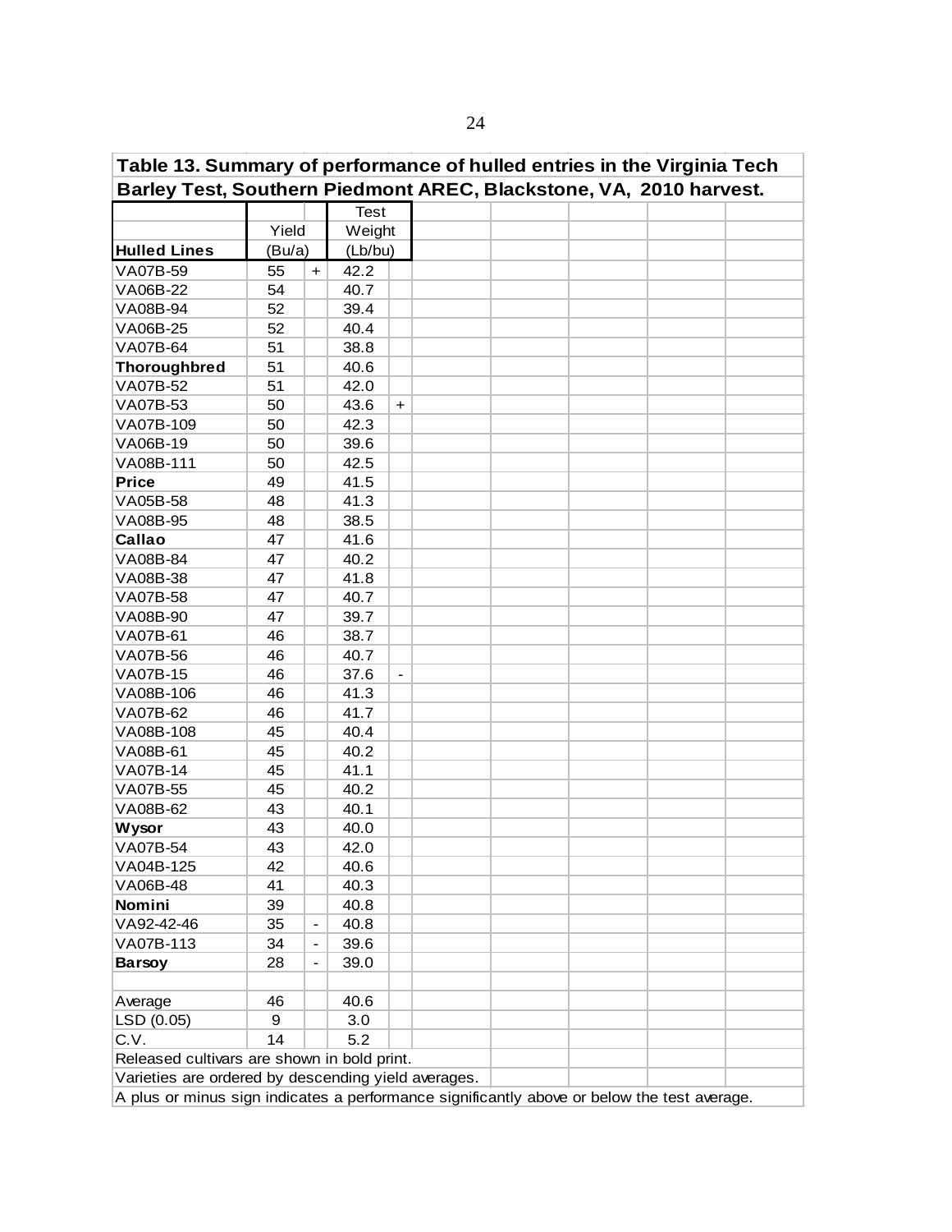**Table 13. Summary of performance of hulled entries in the Virginia Tech Barley Test, Southern Piedmont AREC, Blackstone, VA, 2010 harvest.**

| Hulled Lines | Yield (Bu/a) | | Test Weight (Lb/bu) | |
|---|---|---|---|---|
| VA07B-59 | 55 | + | 42.2 | |
| VA06B-22 | 54 | | 40.7 | |
| VA08B-94 | 52 | | 39.4 | |
| VA06B-25 | 52 | | 40.4 | |
| VA07B-64 | 51 | | 38.8 | |
| **Thoroughbred** | 51 | | 40.6 | |
| VA07B-52 | 51 | | 42.0 | |
| VA07B-53 | 50 | | 43.6 | + |
| VA07B-109 | 50 | | 42.3 | |
| VA06B-19 | 50 | | 39.6 | |
| VA08B-111 | 50 | | 42.5 | |
| **Price** | 49 | | 41.5 | |
| VA05B-58 | 48 | | 41.3 | |
| VA08B-95 | 48 | | 38.5 | |
| **Callao** | 47 | | 41.6 | |
| VA08B-84 | 47 | | 40.2 | |
| VA08B-38 | 47 | | 41.8 | |
| VA07B-58 | 47 | | 40.7 | |
| VA08B-90 | 47 | | 39.7 | |
| VA07B-61 | 46 | | 38.7 | |
| VA07B-56 | 46 | | 40.7 | |
| VA07B-15 | 46 | | 37.6 | - |
| VA08B-106 | 46 | | 41.3 | |
| VA07B-62 | 46 | | 41.7 | |
| VA08B-108 | 45 | | 40.4 | |
| VA08B-61 | 45 | | 40.2 | |
| VA07B-14 | 45 | | 41.1 | |
| VA07B-55 | 45 | | 40.2 | |
| VA08B-62 | 43 | | 40.1 | |
| **Wysor** | 43 | | 40.0 | |
| VA07B-54 | 43 | | 42.0 | |
| VA04B-125 | 42 | | 40.6 | |
| VA06B-48 | 41 | | 40.3 | |
| **Nomini** | 39 | | 40.8 | |
| VA92-42-46 | 35 | - | 40.8 | |
| VA07B-113 | 34 | - | 39.6 | |
| **Barsoy** | 28 | - | 39.0 | |
| | | | | |
| Average | 46 | | 40.6 | |
| LSD (0.05) | 9 | | 3.0 | |
| C.V. | 14 | | 5.2 | |

Released cultivars are shown in bold print.

Varieties are ordered by descending yield averages.

A plus or minus sign indicates a performance significantly above or below the test average.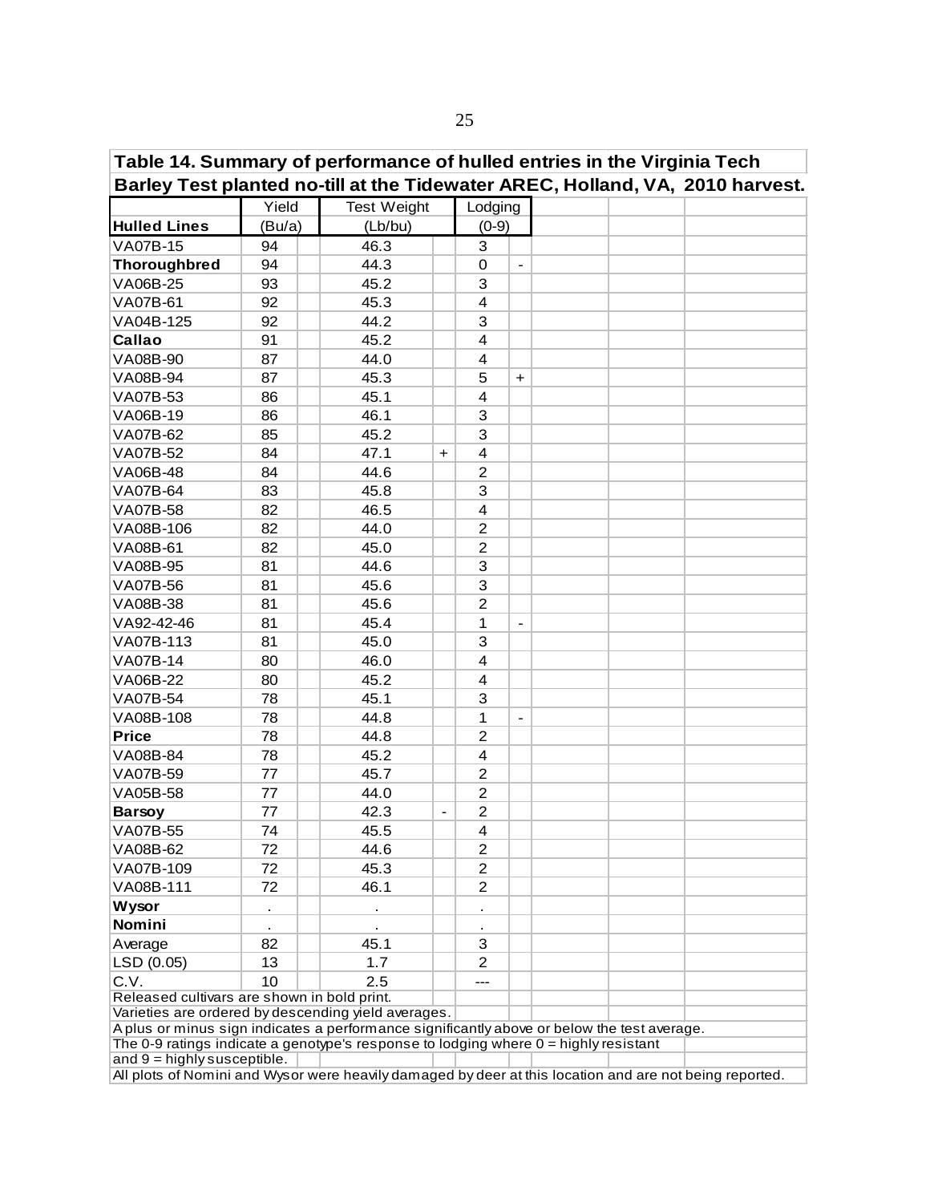## Table 14. Summary of performance of hulled entries in the Virginia Tech Barley Test planted no-till at the Tidewater AREC, Holland, VA, 2010 harvest.

| Hulled Lines | Yield (Bu/a) | | Test Weight (Lb/bu) | | Lodging (0-9) | |
|---|---|---|---|---|---|---|
| VA07B-15 | 94 | | 46.3 | | 3 | |
| **Thoroughbred** | 94 | | 44.3 | | 0 | - |
| VA06B-25 | 93 | | 45.2 | | 3 | |
| VA07B-61 | 92 | | 45.3 | | 4 | |
| VA04B-125 | 92 | | 44.2 | | 3 | |
| **Callao** | 91 | | 45.2 | | 4 | |
| VA08B-90 | 87 | | 44.0 | | 4 | |
| VA08B-94 | 87 | | 45.3 | | 5 | + |
| VA07B-53 | 86 | | 45.1 | | 4 | |
| VA06B-19 | 86 | | 46.1 | | 3 | |
| VA07B-62 | 85 | | 45.2 | | 3 | |
| VA07B-52 | 84 | | 47.1 | + | 4 | |
| VA06B-48 | 84 | | 44.6 | | 2 | |
| VA07B-64 | 83 | | 45.8 | | 3 | |
| VA07B-58 | 82 | | 46.5 | | 4 | |
| VA08B-106 | 82 | | 44.0 | | 2 | |
| VA08B-61 | 82 | | 45.0 | | 2 | |
| VA08B-95 | 81 | | 44.6 | | 3 | |
| VA07B-56 | 81 | | 45.6 | | 3 | |
| VA08B-38 | 81 | | 45.6 | | 2 | |
| VA92-42-46 | 81 | | 45.4 | | 1 | - |
| VA07B-113 | 81 | | 45.0 | | 3 | |
| VA07B-14 | 80 | | 46.0 | | 4 | |
| VA06B-22 | 80 | | 45.2 | | 4 | |
| VA07B-54 | 78 | | 45.1 | | 3 | |
| VA08B-108 | 78 | | 44.8 | | 1 | - |
| **Price** | 78 | | 44.8 | | 2 | |
| VA08B-84 | 78 | | 45.2 | | 4 | |
| VA07B-59 | 77 | | 45.7 | | 2 | |
| VA05B-58 | 77 | | 44.0 | | 2 | |
| **Barsoy** | 77 | | 42.3 | - | 2 | |
| VA07B-55 | 74 | | 45.5 | | 4 | |
| VA08B-62 | 72 | | 44.6 | | 2 | |
| VA07B-109 | 72 | | 45.3 | | 2 | |
| VA08B-111 | 72 | | 46.1 | | 2 | |
| **Wysor** | . | | . | | . | |
| **Nomini** | . | | . | | . | |
| Average | 82 | | 45.1 | | 3 | |
| LSD (0.05) | 13 | | 1.7 | | 2 | |
| C.V. | 10 | | 2.5 | | --- | |

Released cultivars are shown in bold print.
Varieties are ordered by descending yield averages.
A plus or minus sign indicates a performance significantly above or below the test average.
The 0-9 ratings indicate a genotype's response to lodging where 0 = highly resistant and 9 = highly susceptible.
All plots of Nomini and Wysor were heavily damaged by deer at this location and are not being reported.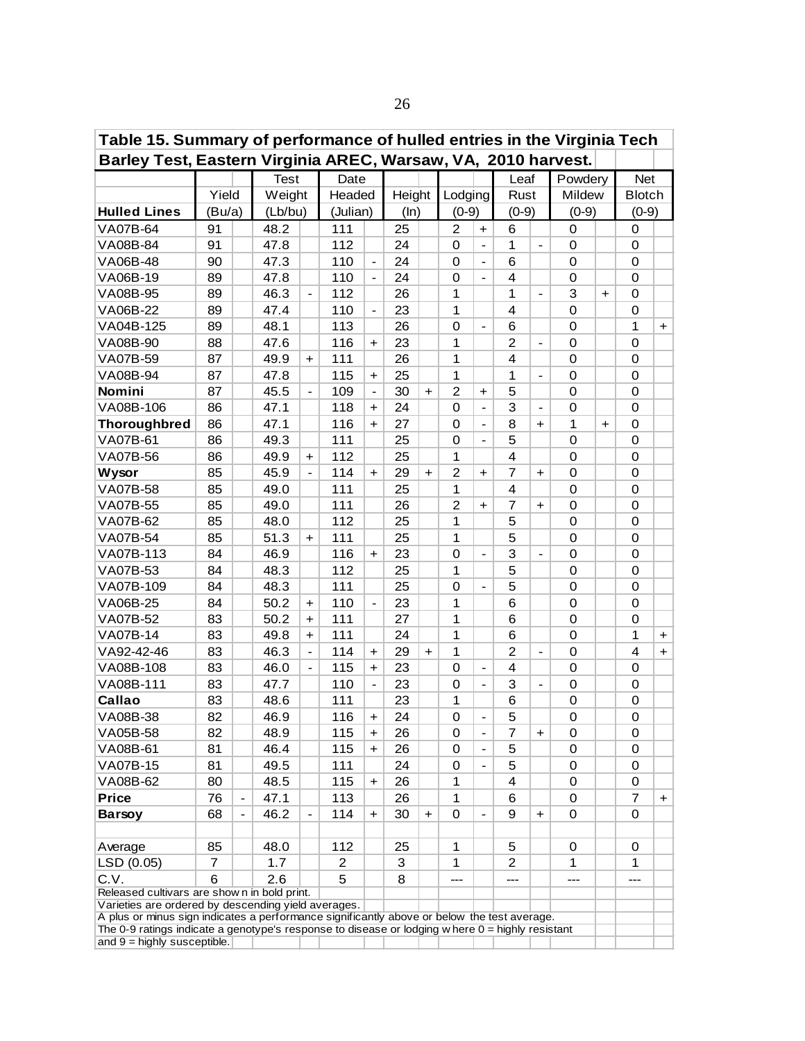**Table 15. Summary of performance of hulled entries in the Virginia Tech Barley Test, Eastern Virginia AREC, Warsaw, VA, 2010 harvest.**

| | | | Test | | Date | | | | | | Leaf | | Powdery | | Net | |
|---|---|---|---|---|---|---|---|---|---|---|---|---|---|---|---|---|
| | Yield | | Weight | | Headed | | Height | | Lodging | | Rust | | Mildew | | Blotch | |
| **Hulled Lines** | (Bu/a) | | (Lb/bu) | | (Julian) | | (In) | | (0-9) | | (0-9) | | (0-9) | | (0-9) | |
| VA07B-64 | 91 | | 48.2 | | 111 | | 25 | | 2 | + | 6 | | 0 | | 0 | |
| VA08B-84 | 91 | | 47.8 | | 112 | | 24 | | 0 | - | 1 | - | 0 | | 0 | |
| VA06B-48 | 90 | | 47.3 | | 110 | - | 24 | | 0 | - | 6 | | 0 | | 0 | |
| VA06B-19 | 89 | | 47.8 | | 110 | - | 24 | | 0 | - | 4 | | 0 | | 0 | |
| VA08B-95 | 89 | | 46.3 | - | 112 | | 26 | | 1 | | 1 | - | 3 | + | 0 | |
| VA06B-22 | 89 | | 47.4 | | 110 | - | 23 | | 1 | | 4 | | 0 | | 0 | |
| VA04B-125 | 89 | | 48.1 | | 113 | | 26 | | 0 | - | 6 | | 0 | | 1 | + |
| VA08B-90 | 88 | | 47.6 | | 116 | + | 23 | | 1 | | 2 | - | 0 | | 0 | |
| VA07B-59 | 87 | | 49.9 | + | 111 | | 26 | | 1 | | 4 | | 0 | | 0 | |
| VA08B-94 | 87 | | 47.8 | | 115 | + | 25 | | 1 | | 1 | - | 0 | | 0 | |
| **Nomini** | 87 | | 45.5 | - | 109 | - | 30 | + | 2 | + | 5 | | 0 | | 0 | |
| VA08B-106 | 86 | | 47.1 | | 118 | + | 24 | | 0 | - | 3 | - | 0 | | 0 | |
| **Thoroughbred** | 86 | | 47.1 | | 116 | + | 27 | | 0 | - | 8 | + | 1 | + | 0 | |
| VA07B-61 | 86 | | 49.3 | | 111 | | 25 | | 0 | - | 5 | | 0 | | 0 | |
| VA07B-56 | 86 | | 49.9 | + | 112 | | 25 | | 1 | | 4 | | 0 | | 0 | |
| **Wysor** | 85 | | 45.9 | - | 114 | + | 29 | + | 2 | + | 7 | + | 0 | | 0 | |
| VA07B-58 | 85 | | 49.0 | | 111 | | 25 | | 1 | | 4 | | 0 | | 0 | |
| VA07B-55 | 85 | | 49.0 | | 111 | | 26 | | 2 | + | 7 | + | 0 | | 0 | |
| VA07B-62 | 85 | | 48.0 | | 112 | | 25 | | 1 | | 5 | | 0 | | 0 | |
| VA07B-54 | 85 | | 51.3 | + | 111 | | 25 | | 1 | | 5 | | 0 | | 0 | |
| VA07B-113 | 84 | | 46.9 | | 116 | + | 23 | | 0 | - | 3 | - | 0 | | 0 | |
| VA07B-53 | 84 | | 48.3 | | 112 | | 25 | | 1 | | 5 | | 0 | | 0 | |
| VA07B-109 | 84 | | 48.3 | | 111 | | 25 | | 0 | - | 5 | | 0 | | 0 | |
| VA06B-25 | 84 | | 50.2 | + | 110 | - | 23 | | 1 | | 6 | | 0 | | 0 | |
| VA07B-52 | 83 | | 50.2 | + | 111 | | 27 | | 1 | | 6 | | 0 | | 0 | |
| VA07B-14 | 83 | | 49.8 | + | 111 | | 24 | | 1 | | 6 | | 0 | | 1 | + |
| VA92-42-46 | 83 | | 46.3 | - | 114 | + | 29 | + | 1 | | 2 | - | 0 | | 4 | + |
| VA08B-108 | 83 | | 46.0 | - | 115 | + | 23 | | 0 | - | 4 | | 0 | | 0 | |
| VA08B-111 | 83 | | 47.7 | | 110 | - | 23 | | 0 | - | 3 | - | 0 | | 0 | |
| **Callao** | 83 | | 48.6 | | 111 | | 23 | | 1 | | 6 | | 0 | | 0 | |
| VA08B-38 | 82 | | 46.9 | | 116 | + | 24 | | 0 | - | 5 | | 0 | | 0 | |
| VA05B-58 | 82 | | 48.9 | | 115 | + | 26 | | 0 | - | 7 | + | 0 | | 0 | |
| VA08B-61 | 81 | | 46.4 | | 115 | + | 26 | | 0 | - | 5 | | 0 | | 0 | |
| VA07B-15 | 81 | | 49.5 | | 111 | | 24 | | 0 | - | 5 | | 0 | | 0 | |
| VA08B-62 | 80 | | 48.5 | | 115 | + | 26 | | 1 | | 4 | | 0 | | 0 | |
| **Price** | 76 | - | 47.1 | | 113 | | 26 | | 1 | | 6 | | 0 | | 7 | + |
| **Barsoy** | 68 | - | 46.2 | - | 114 | + | 30 | + | 0 | - | 9 | + | 0 | | 0 | |
| | | | | | | | | | | | | | | | | |
| Average | 85 | | 48.0 | | 112 | | 25 | | 1 | | 5 | | 0 | | 0 | |
| LSD (0.05) | 7 | | 1.7 | | 2 | | 3 | | 1 | | 2 | | 1 | | 1 | |
| C.V. | 6 | | 2.6 | | 5 | | 8 | | --- | | --- | | --- | | --- | |

Released cultivars are shown in bold print.
Varieties are ordered by descending yield averages.
A plus or minus sign indicates a performance significantly above or below the test average.
The 0-9 ratings indicate a genotype's response to disease or lodging where 0 = highly resistant and 9 = highly susceptible.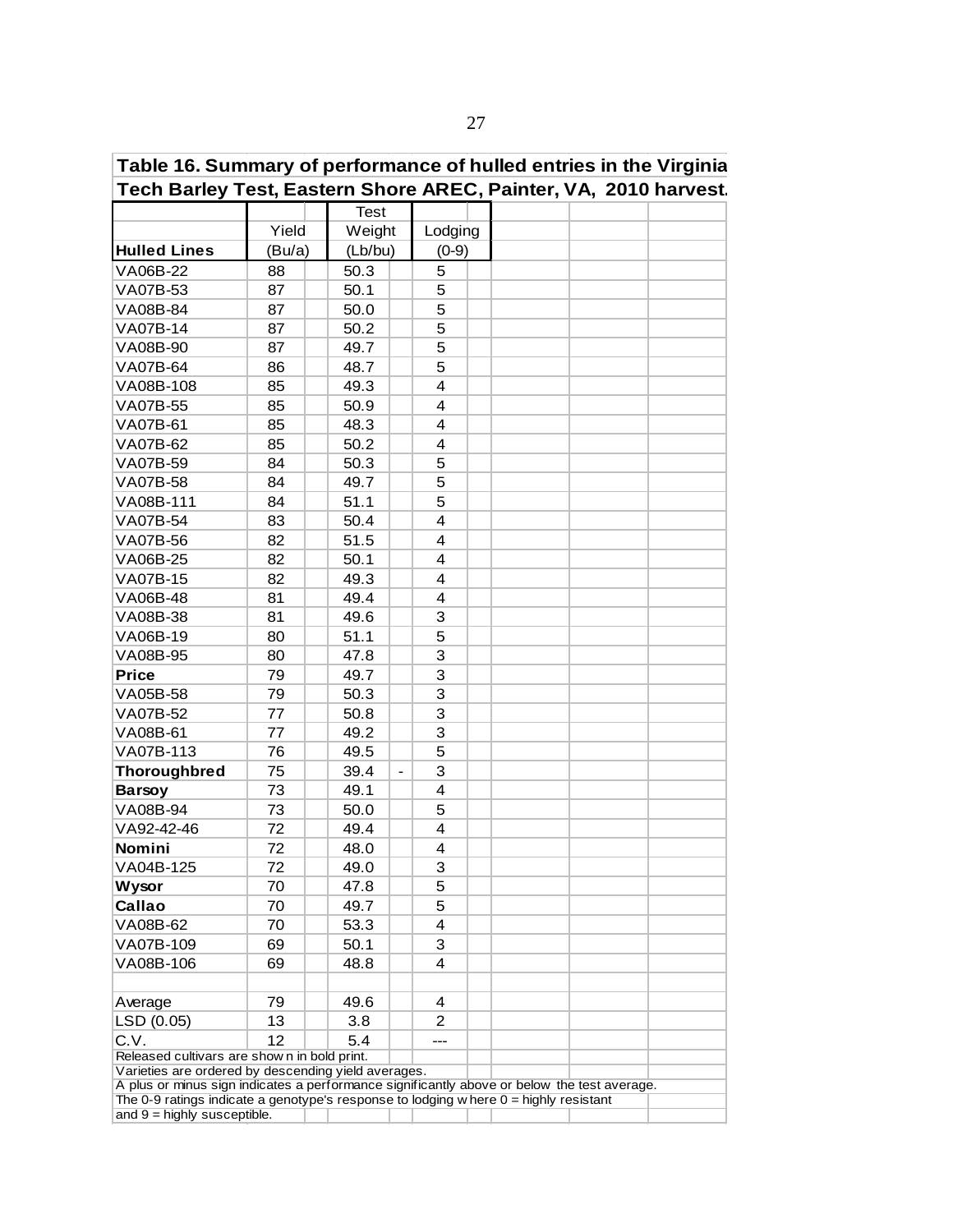**Table 16. Summary of performance of hulled entries in the Virginia Tech Barley Test, Eastern Shore AREC, Painter, VA, 2010 harvest.**

| Hulled Lines | Yield (Bu/a) | | Test Weight (Lb/bu) | | Lodging (0-9) |
|---|---|---|---|---|---|
| VA06B-22 | 88 | | 50.3 | | 5 |
| VA07B-53 | 87 | | 50.1 | | 5 |
| VA08B-84 | 87 | | 50.0 | | 5 |
| VA07B-14 | 87 | | 50.2 | | 5 |
| VA08B-90 | 87 | | 49.7 | | 5 |
| VA07B-64 | 86 | | 48.7 | | 5 |
| VA08B-108 | 85 | | 49.3 | | 4 |
| VA07B-55 | 85 | | 50.9 | | 4 |
| VA07B-61 | 85 | | 48.3 | | 4 |
| VA07B-62 | 85 | | 50.2 | | 4 |
| VA07B-59 | 84 | | 50.3 | | 5 |
| VA07B-58 | 84 | | 49.7 | | 5 |
| VA08B-111 | 84 | | 51.1 | | 5 |
| VA07B-54 | 83 | | 50.4 | | 4 |
| VA07B-56 | 82 | | 51.5 | | 4 |
| VA06B-25 | 82 | | 50.1 | | 4 |
| VA07B-15 | 82 | | 49.3 | | 4 |
| VA06B-48 | 81 | | 49.4 | | 4 |
| VA08B-38 | 81 | | 49.6 | | 3 |
| VA06B-19 | 80 | | 51.1 | | 5 |
| VA08B-95 | 80 | | 47.8 | | 3 |
| **Price** | 79 | | 49.7 | | 3 |
| VA05B-58 | 79 | | 50.3 | | 3 |
| VA07B-52 | 77 | | 50.8 | | 3 |
| VA08B-61 | 77 | | 49.2 | | 3 |
| VA07B-113 | 76 | | 49.5 | | 5 |
| **Thoroughbred** | 75 | | 39.4 | - | 3 |
| **Barsoy** | 73 | | 49.1 | | 4 |
| VA08B-94 | 73 | | 50.0 | | 5 |
| VA92-42-46 | 72 | | 49.4 | | 4 |
| **Nomini** | 72 | | 48.0 | | 4 |
| VA04B-125 | 72 | | 49.0 | | 3 |
| **Wysor** | 70 | | 47.8 | | 5 |
| **Callao** | 70 | | 49.7 | | 5 |
| VA08B-62 | 70 | | 53.3 | | 4 |
| VA07B-109 | 69 | | 50.1 | | 3 |
| VA08B-106 | 69 | | 48.8 | | 4 |
| | | | | | |
| Average | 79 | | 49.6 | | 4 |
| LSD (0.05) | 13 | | 3.8 | | 2 |
| C.V. | 12 | | 5.4 | | --- |

Released cultivars are shown in bold print.
Varieties are ordered by descending yield averages.
A plus or minus sign indicates a performance significantly above or below the test average.
The 0-9 ratings indicate a genotype's response to lodging where 0 = highly resistant and 9 = highly susceptible.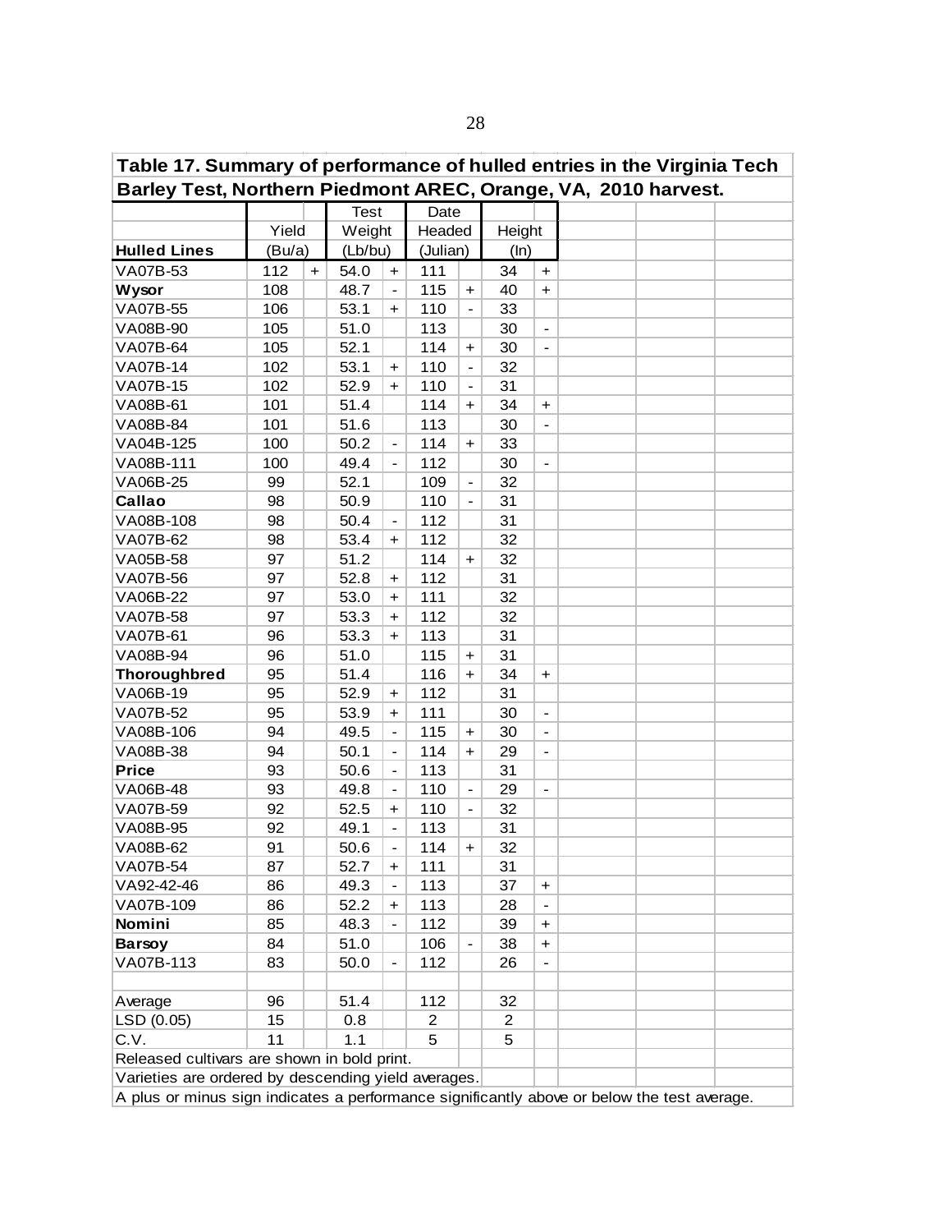## Table 17. Summary of performance of hulled entries in the Virginia Tech Barley Test, Northern Piedmont AREC, Orange, VA, 2010 harvest.

| Hulled Lines | Yield (Bu/a) | | Test Weight (Lb/bu) | | Date Headed (Julian) | | Height (In) | |
|---|---|---|---|---|---|---|---|---|
| VA07B-53 | 112 | + | 54.0 | + | 111 | | 34 | + |
| **Wysor** | 108 | | 48.7 | - | 115 | + | 40 | + |
| VA07B-55 | 106 | | 53.1 | + | 110 | - | 33 | |
| VA08B-90 | 105 | | 51.0 | | 113 | | 30 | - |
| VA07B-64 | 105 | | 52.1 | | 114 | + | 30 | - |
| VA07B-14 | 102 | | 53.1 | + | 110 | - | 32 | |
| VA07B-15 | 102 | | 52.9 | + | 110 | - | 31 | |
| VA08B-61 | 101 | | 51.4 | | 114 | + | 34 | + |
| VA08B-84 | 101 | | 51.6 | | 113 | | 30 | - |
| VA04B-125 | 100 | | 50.2 | - | 114 | + | 33 | |
| VA08B-111 | 100 | | 49.4 | - | 112 | | 30 | - |
| VA06B-25 | 99 | | 52.1 | | 109 | - | 32 | |
| **Callao** | 98 | | 50.9 | | 110 | - | 31 | |
| VA08B-108 | 98 | | 50.4 | - | 112 | | 31 | |
| VA07B-62 | 98 | | 53.4 | + | 112 | | 32 | |
| VA05B-58 | 97 | | 51.2 | | 114 | + | 32 | |
| VA07B-56 | 97 | | 52.8 | + | 112 | | 31 | |
| VA06B-22 | 97 | | 53.0 | + | 111 | | 32 | |
| VA07B-58 | 97 | | 53.3 | + | 112 | | 32 | |
| VA07B-61 | 96 | | 53.3 | + | 113 | | 31 | |
| VA08B-94 | 96 | | 51.0 | | 115 | + | 31 | |
| **Thoroughbred** | 95 | | 51.4 | | 116 | + | 34 | + |
| VA06B-19 | 95 | | 52.9 | + | 112 | | 31 | |
| VA07B-52 | 95 | | 53.9 | + | 111 | | 30 | - |
| VA08B-106 | 94 | | 49.5 | - | 115 | + | 30 | - |
| VA08B-38 | 94 | | 50.1 | - | 114 | + | 29 | - |
| **Price** | 93 | | 50.6 | - | 113 | | 31 | |
| VA06B-48 | 93 | | 49.8 | - | 110 | - | 29 | - |
| VA07B-59 | 92 | | 52.5 | + | 110 | - | 32 | |
| VA08B-95 | 92 | | 49.1 | - | 113 | | 31 | |
| VA08B-62 | 91 | | 50.6 | - | 114 | + | 32 | |
| VA07B-54 | 87 | | 52.7 | + | 111 | | 31 | |
| VA92-42-46 | 86 | | 49.3 | - | 113 | | 37 | + |
| VA07B-109 | 86 | | 52.2 | + | 113 | | 28 | - |
| **Nomini** | 85 | | 48.3 | - | 112 | | 39 | + |
| **Barsoy** | 84 | | 51.0 | | 106 | - | 38 | + |
| VA07B-113 | 83 | | 50.0 | - | 112 | | 26 | - |
| | | | | | | | | |
| Average | 96 | | 51.4 | | 112 | | 32 | |
| LSD (0.05) | 15 | | 0.8 | | 2 | | 2 | |
| C.V. | 11 | | 1.1 | | 5 | | 5 | |

Released cultivars are shown in bold print.

Varieties are ordered by descending yield averages.

A plus or minus sign indicates a performance significantly above or below the test average.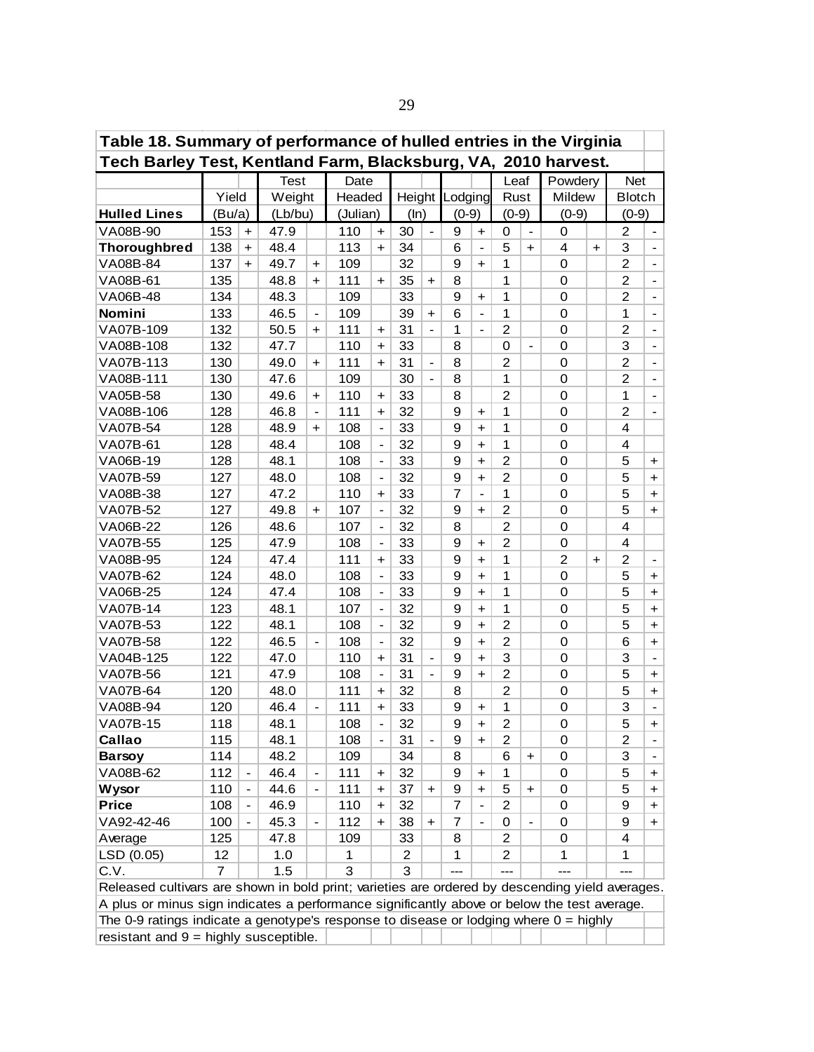**Table 18. Summary of performance of hulled entries in the Virginia Tech Barley Test, Kentland Farm, Blacksburg, VA, 2010 harvest.**

| | Yield | | Test Weight | | Date Headed | | Height | | Lodging | | Leaf Rust | | Powdery Mildew | | Net Blotch | |
|---|---|---|---|---|---|---|---|---|---|---|---|---|---|---|---|---|
| **Hulled Lines** | (Bu/a) | | (Lb/bu) | | (Julian) | | (In) | | (0-9) | | (0-9) | | (0-9) | | (0-9) | |
| VA08B-90 | 153 | + | 47.9 | | 110 | + | 30 | - | 9 | + | 0 | - | 0 | | 2 | - |
| **Thoroughbred** | 138 | + | 48.4 | | 113 | + | 34 | | 6 | - | 5 | + | 4 | + | 3 | - |
| VA08B-84 | 137 | + | 49.7 | + | 109 | | 32 | | 9 | + | 1 | | 0 | | 2 | - |
| VA08B-61 | 135 | | 48.8 | + | 111 | + | 35 | + | 8 | | 1 | | 0 | | 2 | - |
| VA06B-48 | 134 | | 48.3 | | 109 | | 33 | | 9 | + | 1 | | 0 | | 2 | - |
| **Nomini** | 133 | | 46.5 | - | 109 | | 39 | + | 6 | - | 1 | | 0 | | 1 | - |
| VA07B-109 | 132 | | 50.5 | + | 111 | + | 31 | - | 1 | - | 2 | | 0 | | 2 | - |
| VA08B-108 | 132 | | 47.7 | | 110 | + | 33 | | 8 | | 0 | - | 0 | | 3 | - |
| VA07B-113 | 130 | | 49.0 | + | 111 | + | 31 | - | 8 | | 2 | | 0 | | 2 | - |
| VA08B-111 | 130 | | 47.6 | | 109 | | 30 | - | 8 | | 1 | | 0 | | 2 | - |
| VA05B-58 | 130 | | 49.6 | + | 110 | + | 33 | | 8 | | 2 | | 0 | | 1 | - |
| VA08B-106 | 128 | | 46.8 | - | 111 | + | 32 | | 9 | + | 1 | | 0 | | 2 | - |
| VA07B-54 | 128 | | 48.9 | + | 108 | - | 33 | | 9 | + | 1 | | 0 | | 4 | |
| VA07B-61 | 128 | | 48.4 | | 108 | - | 32 | | 9 | + | 1 | | 0 | | 4 | |
| VA06B-19 | 128 | | 48.1 | | 108 | - | 33 | | 9 | + | 2 | | 0 | | 5 | + |
| VA07B-59 | 127 | | 48.0 | | 108 | - | 32 | | 9 | + | 2 | | 0 | | 5 | + |
| VA08B-38 | 127 | | 47.2 | | 110 | + | 33 | | 7 | - | 1 | | 0 | | 5 | + |
| VA07B-52 | 127 | | 49.8 | + | 107 | - | 32 | | 9 | + | 2 | | 0 | | 5 | + |
| VA06B-22 | 126 | | 48.6 | | 107 | - | 32 | | 8 | | 2 | | 0 | | 4 | |
| VA07B-55 | 125 | | 47.9 | | 108 | - | 33 | | 9 | + | 2 | | 0 | | 4 | |
| VA08B-95 | 124 | | 47.4 | | 111 | + | 33 | | 9 | + | 1 | | 2 | + | 2 | - |
| VA07B-62 | 124 | | 48.0 | | 108 | - | 33 | | 9 | + | 1 | | 0 | | 5 | + |
| VA06B-25 | 124 | | 47.4 | | 108 | - | 33 | | 9 | + | 1 | | 0 | | 5 | + |
| VA07B-14 | 123 | | 48.1 | | 107 | - | 32 | | 9 | + | 1 | | 0 | | 5 | + |
| VA07B-53 | 122 | | 48.1 | | 108 | - | 32 | | 9 | + | 2 | | 0 | | 5 | + |
| VA07B-58 | 122 | | 46.5 | - | 108 | - | 32 | | 9 | + | 2 | | 0 | | 6 | + |
| VA04B-125 | 122 | | 47.0 | | 110 | + | 31 | - | 9 | + | 3 | | 0 | | 3 | - |
| VA07B-56 | 121 | | 47.9 | | 108 | - | 31 | - | 9 | + | 2 | | 0 | | 5 | + |
| VA07B-64 | 120 | | 48.0 | | 111 | + | 32 | | 8 | | 2 | | 0 | | 5 | + |
| VA08B-94 | 120 | | 46.4 | - | 111 | + | 33 | | 9 | + | 1 | | 0 | | 3 | - |
| VA07B-15 | 118 | | 48.1 | | 108 | - | 32 | | 9 | + | 2 | | 0 | | 5 | + |
| **Callao** | 115 | | 48.1 | | 108 | - | 31 | - | 9 | + | 2 | | 0 | | 2 | - |
| **Barsoy** | 114 | | 48.2 | | 109 | | 34 | | 8 | | 6 | + | 0 | | 3 | - |
| VA08B-62 | 112 | - | 46.4 | - | 111 | + | 32 | | 9 | + | 1 | | 0 | | 5 | + |
| **Wysor** | 110 | - | 44.6 | - | 111 | + | 37 | + | 9 | + | 5 | + | 0 | | 5 | + |
| **Price** | 108 | - | 46.9 | | 110 | + | 32 | | 7 | - | 2 | | 0 | | 9 | + |
| VA92-42-46 | 100 | - | 45.3 | - | 112 | + | 38 | + | 7 | - | 0 | - | 0 | | 9 | + |
| Average | 125 | | 47.8 | | 109 | | 33 | | 8 | | 2 | | 0 | | 4 | |
| LSD (0.05) | 12 | | 1.0 | | 1 | | 2 | | 1 | | 2 | | 1 | | 1 | |
| C.V. | 7 | | 1.5 | | 3 | | 3 | | --- | | --- | | --- | | --- | |

Released cultivars are shown in bold print; varieties are ordered by descending yield averages.

A plus or minus sign indicates a performance significantly above or below the test average.

The 0-9 ratings indicate a genotype's response to disease or lodging where 0 = highly resistant and 9 = highly susceptible.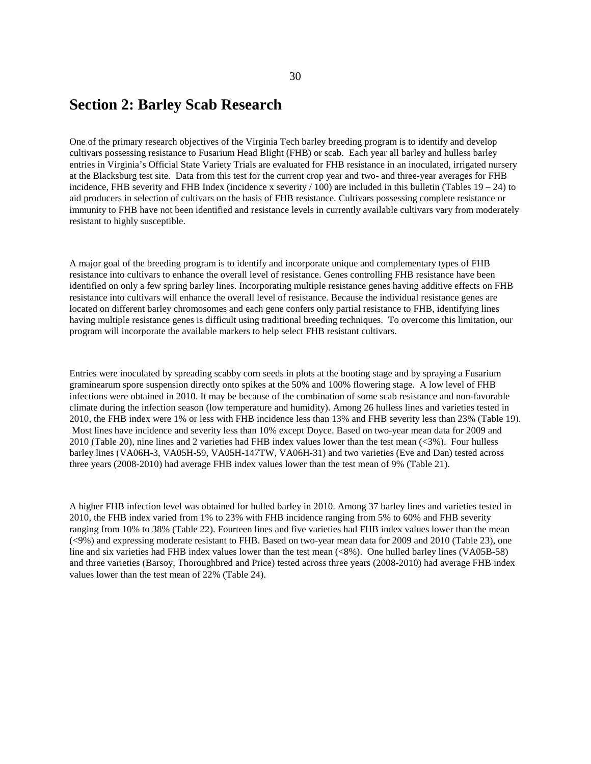# Section 2: Barley Scab Research

One of the primary research objectives of the Virginia Tech barley breeding program is to identify and develop cultivars possessing resistance to Fusarium Head Blight (FHB) or scab. Each year all barley and hulless barley entries in Virginia's Official State Variety Trials are evaluated for FHB resistance in an inoculated, irrigated nursery at the Blacksburg test site. Data from this test for the current crop year and two- and three-year averages for FHB incidence, FHB severity and FHB Index (incidence x severity / 100) are included in this bulletin (Tables 19 – 24) to aid producers in selection of cultivars on the basis of FHB resistance. Cultivars possessing complete resistance or immunity to FHB have not been identified and resistance levels in currently available cultivars vary from moderately resistant to highly susceptible.

A major goal of the breeding program is to identify and incorporate unique and complementary types of FHB resistance into cultivars to enhance the overall level of resistance. Genes controlling FHB resistance have been identified on only a few spring barley lines. Incorporating multiple resistance genes having additive effects on FHB resistance into cultivars will enhance the overall level of resistance. Because the individual resistance genes are located on different barley chromosomes and each gene confers only partial resistance to FHB, identifying lines having multiple resistance genes is difficult using traditional breeding techniques. To overcome this limitation, our program will incorporate the available markers to help select FHB resistant cultivars.

Entries were inoculated by spreading scabby corn seeds in plots at the booting stage and by spraying a Fusarium graminearum spore suspension directly onto spikes at the 50% and 100% flowering stage. A low level of FHB infections were obtained in 2010. It may be because of the combination of some scab resistance and non-favorable climate during the infection season (low temperature and humidity). Among 26 hulless lines and varieties tested in 2010, the FHB index were 1% or less with FHB incidence less than 13% and FHB severity less than 23% (Table 19). Most lines have incidence and severity less than 10% except Doyce. Based on two-year mean data for 2009 and 2010 (Table 20), nine lines and 2 varieties had FHB index values lower than the test mean (<3%). Four hulless barley lines (VA06H-3, VA05H-59, VA05H-147TW, VA06H-31) and two varieties (Eve and Dan) tested across three years (2008-2010) had average FHB index values lower than the test mean of 9% (Table 21).

A higher FHB infection level was obtained for hulled barley in 2010. Among 37 barley lines and varieties tested in 2010, the FHB index varied from 1% to 23% with FHB incidence ranging from 5% to 60% and FHB severity ranging from 10% to 38% (Table 22). Fourteen lines and five varieties had FHB index values lower than the mean (<9%) and expressing moderate resistant to FHB. Based on two-year mean data for 2009 and 2010 (Table 23), one line and six varieties had FHB index values lower than the test mean (<8%). One hulled barley lines (VA05B-58) and three varieties (Barsoy, Thoroughbred and Price) tested across three years (2008-2010) had average FHB index values lower than the test mean of 22% (Table 24).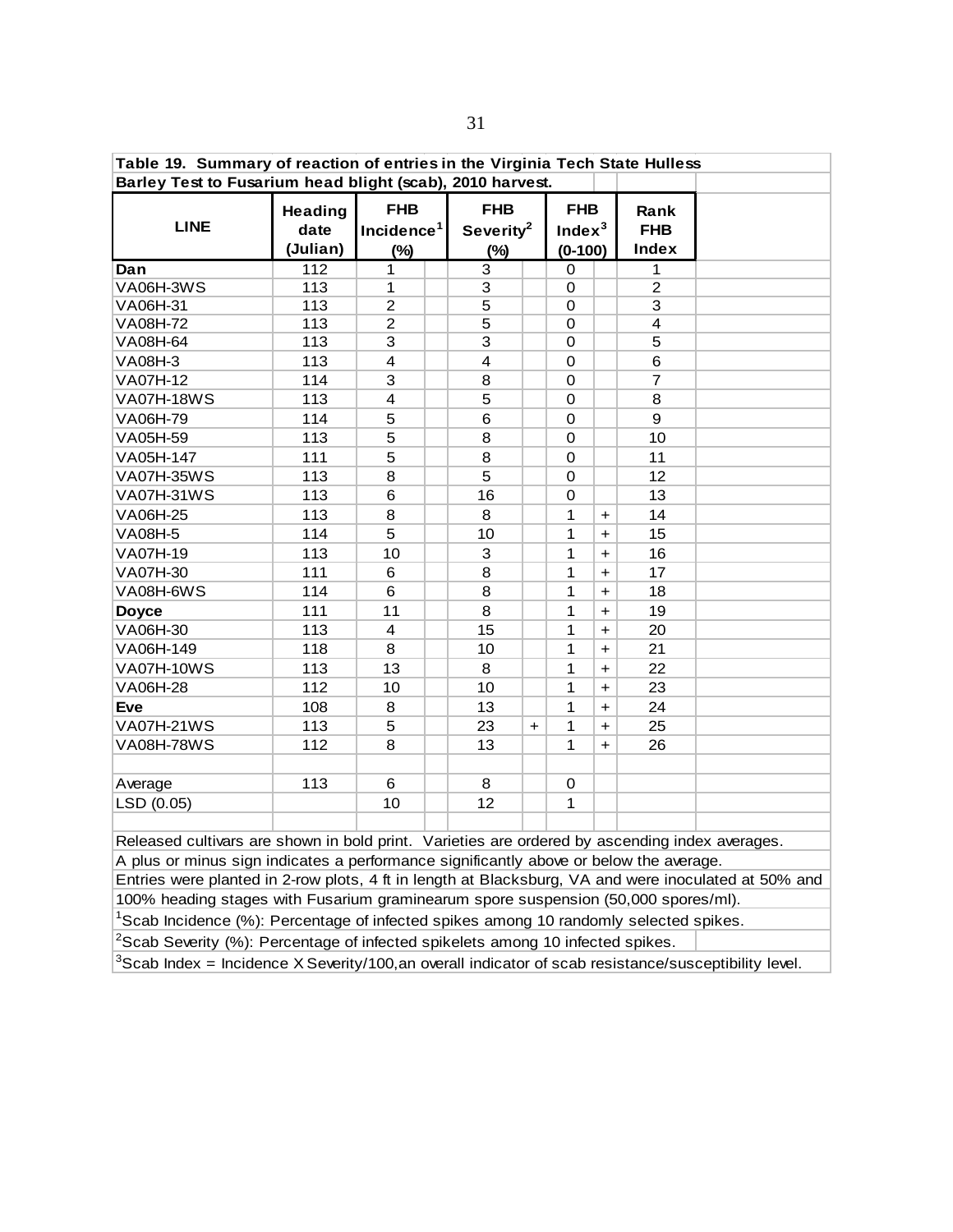**Table 19. Summary of reaction of entries in the Virginia Tech State Hulless Barley Test to Fusarium head blight (scab), 2010 harvest.**

| LINE | Heading date (Julian) | FHB Incidence[1] (%) | | FHB Severity[2] (%) | | FHB Index[3] (0-100) | | Rank FHB Index |
|---|---|---|---|---|---|---|---|---|
| **Dan** | 112 | 1 | | 3 | | 0 | | 1 |
| VA06H-3WS | 113 | 1 | | 3 | | 0 | | 2 |
| VA06H-31 | 113 | 2 | | 5 | | 0 | | 3 |
| VA08H-72 | 113 | 2 | | 5 | | 0 | | 4 |
| VA08H-64 | 113 | 3 | | 3 | | 0 | | 5 |
| VA08H-3 | 113 | 4 | | 4 | | 0 | | 6 |
| VA07H-12 | 114 | 3 | | 8 | | 0 | | 7 |
| VA07H-18WS | 113 | 4 | | 5 | | 0 | | 8 |
| VA06H-79 | 114 | 5 | | 6 | | 0 | | 9 |
| VA05H-59 | 113 | 5 | | 8 | | 0 | | 10 |
| VA05H-147 | 111 | 5 | | 8 | | 0 | | 11 |
| VA07H-35WS | 113 | 8 | | 5 | | 0 | | 12 |
| VA07H-31WS | 113 | 6 | | 16 | | 0 | | 13 |
| VA06H-25 | 113 | 8 | | 8 | | 1 | + | 14 |
| VA08H-5 | 114 | 5 | | 10 | | 1 | + | 15 |
| VA07H-19 | 113 | 10 | | 3 | | 1 | + | 16 |
| VA07H-30 | 111 | 6 | | 8 | | 1 | + | 17 |
| VA08H-6WS | 114 | 6 | | 8 | | 1 | + | 18 |
| **Doyce** | 111 | 11 | | 8 | | 1 | + | 19 |
| VA06H-30 | 113 | 4 | | 15 | | 1 | + | 20 |
| VA06H-149 | 118 | 8 | | 10 | | 1 | + | 21 |
| VA07H-10WS | 113 | 13 | | 8 | | 1 | + | 22 |
| VA06H-28 | 112 | 10 | | 10 | | 1 | + | 23 |
| **Eve** | 108 | 8 | | 13 | | 1 | + | 24 |
| VA07H-21WS | 113 | 5 | | 23 | + | 1 | + | 25 |
| VA08H-78WS | 112 | 8 | | 13 | | 1 | + | 26 |
| | | | | | | | | |
| Average | 113 | 6 | | 8 | | 0 | | |
| LSD (0.05) | | 10 | | 12 | | 1 | | |

Released cultivars are shown in bold print. Varieties are ordered by ascending index averages.

A plus or minus sign indicates a performance significantly above or below the average.

Entries were planted in 2-row plots, 4 ft in length at Blacksburg, VA and were inoculated at 50% and 100% heading stages with Fusarium graminearum spore suspension (50,000 spores/ml).

[1]Scab Incidence (%): Percentage of infected spikes among 10 randomly selected spikes.

[2]Scab Severity (%): Percentage of infected spikelets among 10 infected spikes.

[3]Scab Index = Incidence X Severity/100,an overall indicator of scab resistance/susceptibility level.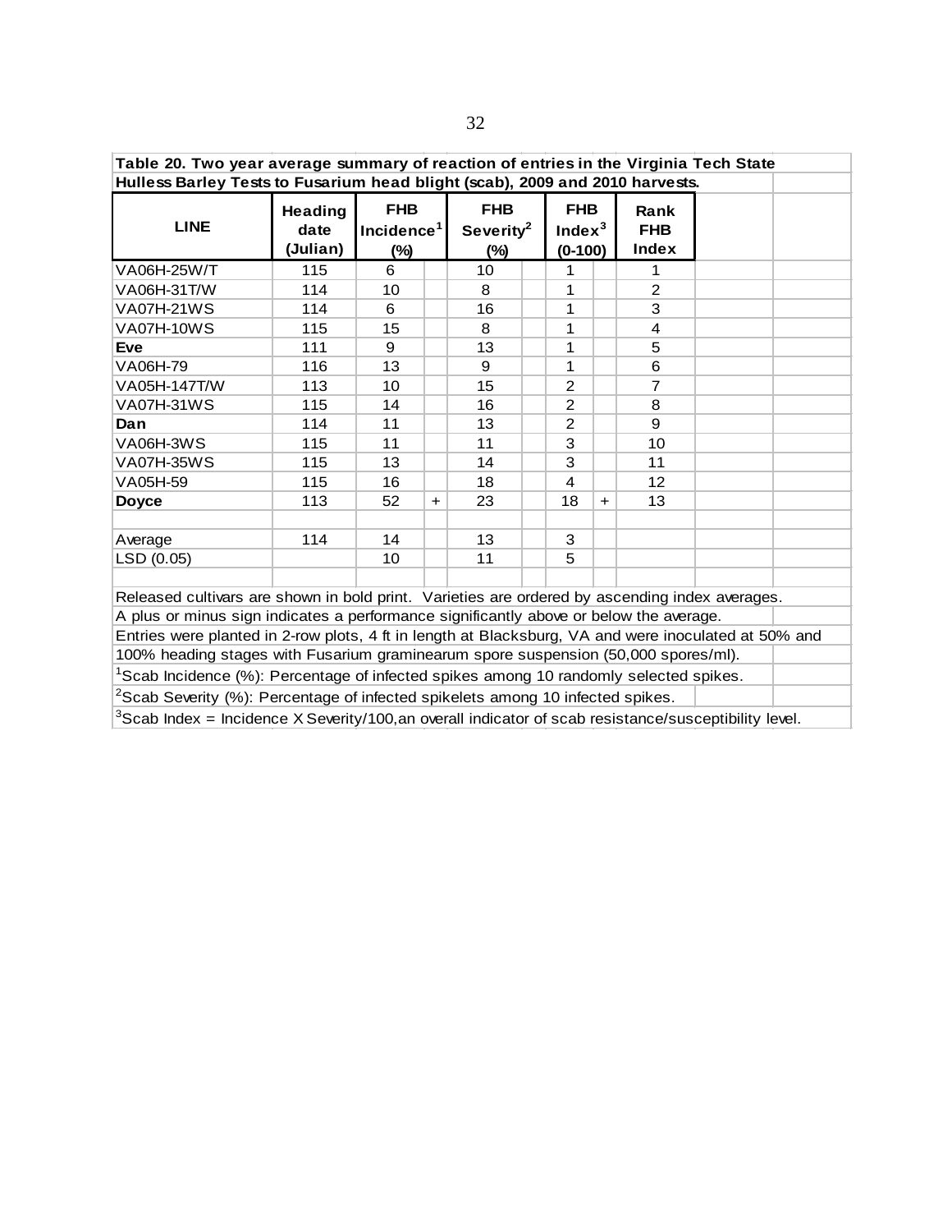**Table 20. Two year average summary of reaction of entries in the Virginia Tech State Hulless Barley Tests to Fusarium head blight (scab), 2009 and 2010 harvests.**

| LINE | Heading date (Julian) | FHB Incidence[1] (%) | | FHB Severity[2] (%) | | FHB Index[3] (0-100) | | Rank FHB Index |
|---|---|---|---|---|---|---|---|---|
| VA06H-25W/T | 115 | 6 | | 10 | | 1 | | 1 |
| VA06H-31T/W | 114 | 10 | | 8 | | 1 | | 2 |
| VA07H-21WS | 114 | 6 | | 16 | | 1 | | 3 |
| VA07H-10WS | 115 | 15 | | 8 | | 1 | | 4 |
| **Eve** | 111 | 9 | | 13 | | 1 | | 5 |
| VA06H-79 | 116 | 13 | | 9 | | 1 | | 6 |
| VA05H-147T/W | 113 | 10 | | 15 | | 2 | | 7 |
| VA07H-31WS | 115 | 14 | | 16 | | 2 | | 8 |
| **Dan** | 114 | 11 | | 13 | | 2 | | 9 |
| VA06H-3WS | 115 | 11 | | 11 | | 3 | | 10 |
| VA07H-35WS | 115 | 13 | | 14 | | 3 | | 11 |
| VA05H-59 | 115 | 16 | | 18 | | 4 | | 12 |
| **Doyce** | 113 | 52 | + | 23 | | 18 | + | 13 |
| | | | | | | | | |
| Average | 114 | 14 | | 13 | | 3 | | |
| LSD (0.05) | | 10 | | 11 | | 5 | | |

Released cultivars are shown in bold print. Varieties are ordered by ascending index averages.

A plus or minus sign indicates a performance significantly above or below the average.

Entries were planted in 2-row plots, 4 ft in length at Blacksburg, VA and were inoculated at 50% and 100% heading stages with Fusarium graminearum spore suspension (50,000 spores/ml).

[1]Scab Incidence (%): Percentage of infected spikes among 10 randomly selected spikes.

[2]Scab Severity (%): Percentage of infected spikelets among 10 infected spikes.

[3]Scab Index = Incidence X Severity/100,an overall indicator of scab resistance/susceptibility level.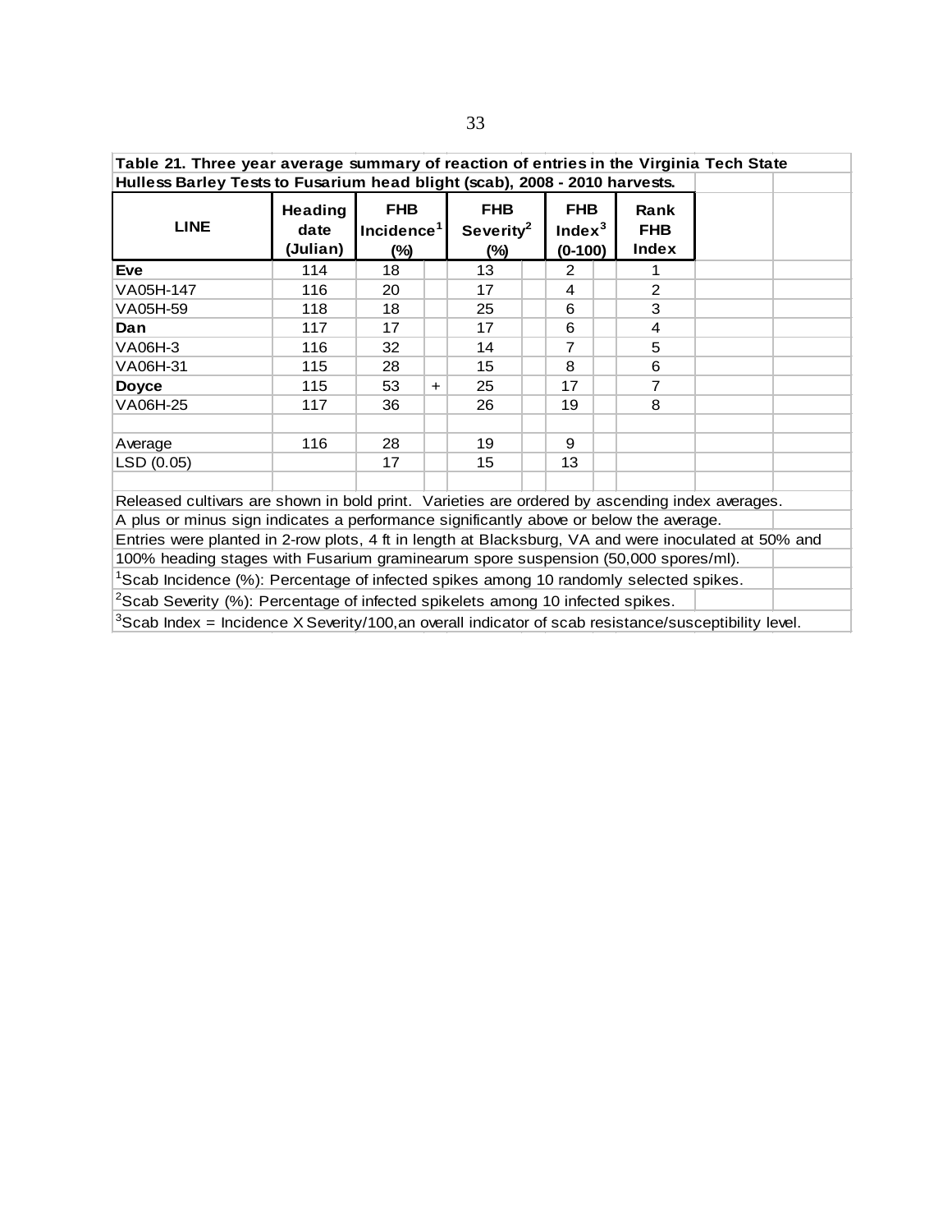**Table 21. Three year average summary of reaction of entries in the Virginia Tech State Hulless Barley Tests to Fusarium head blight (scab), 2008 - 2010 harvests.**

| LINE | Heading date (Julian) | FHB Incidence[1] (%) | | FHB Severity[2] (%) | FHB Index[3] (0-100) | Rank FHB Index |
|---|---|---|---|---|---|---|
| **Eve** | 114 | 18 | | 13 | 2 | 1 |
| VA05H-147 | 116 | 20 | | 17 | 4 | 2 |
| VA05H-59 | 118 | 18 | | 25 | 6 | 3 |
| **Dan** | 117 | 17 | | 17 | 6 | 4 |
| VA06H-3 | 116 | 32 | | 14 | 7 | 5 |
| VA06H-31 | 115 | 28 | | 15 | 8 | 6 |
| **Doyce** | 115 | 53 | + | 25 | 17 | 7 |
| VA06H-25 | 117 | 36 | | 26 | 19 | 8 |
| | | | | | | |
| Average | 116 | 28 | | 19 | 9 | |
| LSD (0.05) | | 17 | | 15 | 13 | |

Released cultivars are shown in bold print. Varieties are ordered by ascending index averages.

A plus or minus sign indicates a performance significantly above or below the average.

Entries were planted in 2-row plots, 4 ft in length at Blacksburg, VA and were inoculated at 50% and 100% heading stages with Fusarium graminearum spore suspension (50,000 spores/ml).

[1]Scab Incidence (%): Percentage of infected spikes among 10 randomly selected spikes.

[2]Scab Severity (%): Percentage of infected spikelets among 10 infected spikes.

[3]Scab Index = Incidence X Severity/100, an overall indicator of scab resistance/susceptibility level.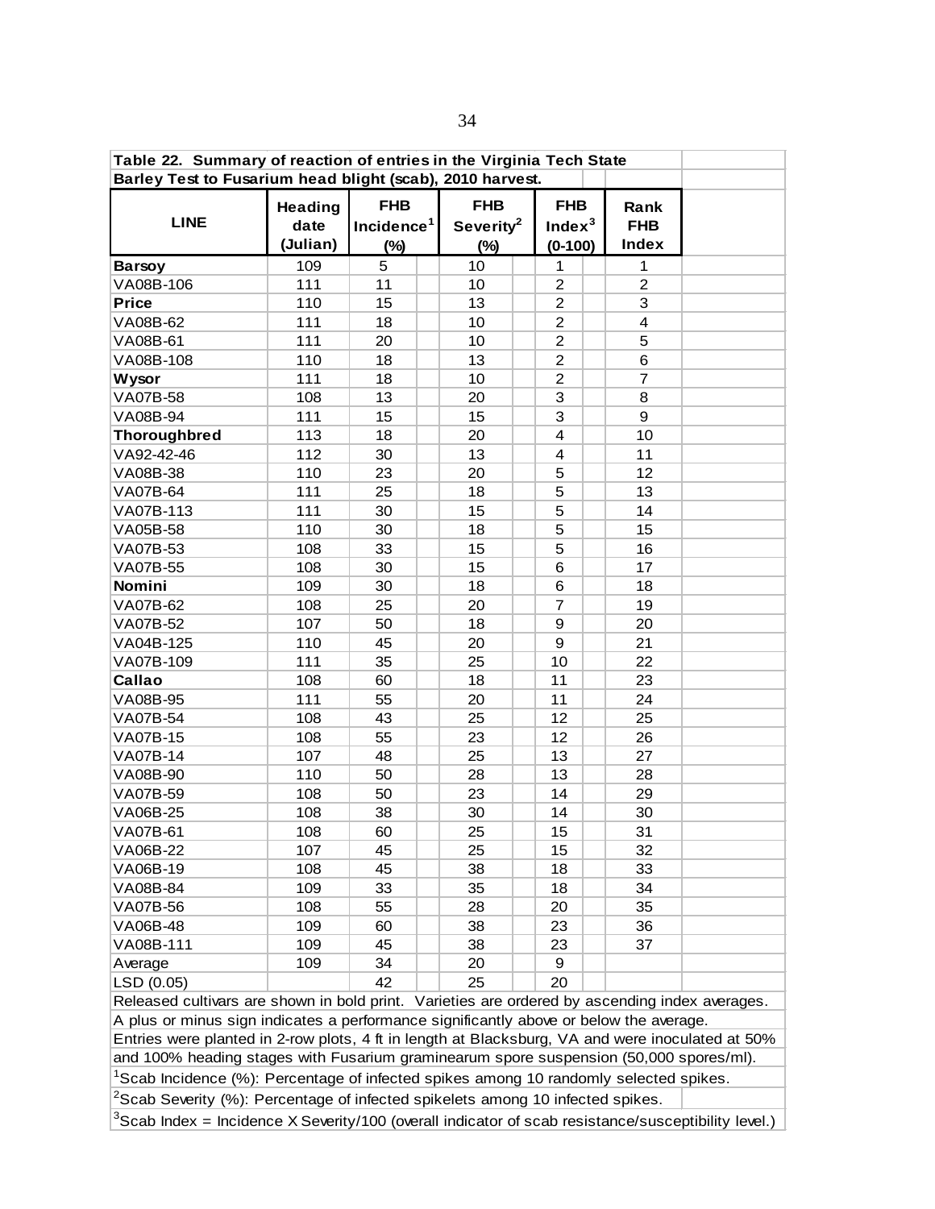**Table 22. Summary of reaction of entries in the Virginia Tech State Barley Test to Fusarium head blight (scab), 2010 harvest.**

| LINE | Heading date (Julian) | FHB Incidence[1] (%) | FHB Severity[2] (%) | FHB Index[3] (0-100) | Rank FHB Index |
|---|---|---|---|---|---|
| **Barsoy** | 109 | 5 | 10 | 1 | 1 |
| VA08B-106 | 111 | 11 | 10 | 2 | 2 |
| **Price** | 110 | 15 | 13 | 2 | 3 |
| VA08B-62 | 111 | 18 | 10 | 2 | 4 |
| VA08B-61 | 111 | 20 | 10 | 2 | 5 |
| VA08B-108 | 110 | 18 | 13 | 2 | 6 |
| **Wysor** | 111 | 18 | 10 | 2 | 7 |
| VA07B-58 | 108 | 13 | 20 | 3 | 8 |
| VA08B-94 | 111 | 15 | 15 | 3 | 9 |
| **Thoroughbred** | 113 | 18 | 20 | 4 | 10 |
| VA92-42-46 | 112 | 30 | 13 | 4 | 11 |
| VA08B-38 | 110 | 23 | 20 | 5 | 12 |
| VA07B-64 | 111 | 25 | 18 | 5 | 13 |
| VA07B-113 | 111 | 30 | 15 | 5 | 14 |
| VA05B-58 | 110 | 30 | 18 | 5 | 15 |
| VA07B-53 | 108 | 33 | 15 | 5 | 16 |
| VA07B-55 | 108 | 30 | 15 | 6 | 17 |
| **Nomini** | 109 | 30 | 18 | 6 | 18 |
| VA07B-62 | 108 | 25 | 20 | 7 | 19 |
| VA07B-52 | 107 | 50 | 18 | 9 | 20 |
| VA04B-125 | 110 | 45 | 20 | 9 | 21 |
| VA07B-109 | 111 | 35 | 25 | 10 | 22 |
| **Callao** | 108 | 60 | 18 | 11 | 23 |
| VA08B-95 | 111 | 55 | 20 | 11 | 24 |
| VA07B-54 | 108 | 43 | 25 | 12 | 25 |
| VA07B-15 | 108 | 55 | 23 | 12 | 26 |
| VA07B-14 | 107 | 48 | 25 | 13 | 27 |
| VA08B-90 | 110 | 50 | 28 | 13 | 28 |
| VA07B-59 | 108 | 50 | 23 | 14 | 29 |
| VA06B-25 | 108 | 38 | 30 | 14 | 30 |
| VA07B-61 | 108 | 60 | 25 | 15 | 31 |
| VA06B-22 | 107 | 45 | 25 | 15 | 32 |
| VA06B-19 | 108 | 45 | 38 | 18 | 33 |
| VA08B-84 | 109 | 33 | 35 | 18 | 34 |
| VA07B-56 | 108 | 55 | 28 | 20 | 35 |
| VA06B-48 | 109 | 60 | 38 | 23 | 36 |
| VA08B-111 | 109 | 45 | 38 | 23 | 37 |
| Average | 109 | 34 | 20 | 9 | |
| LSD (0.05) | | 42 | 25 | 20 | |

Released cultivars are shown in bold print. Varieties are ordered by ascending index averages.

A plus or minus sign indicates a performance significantly above or below the average.

Entries were planted in 2-row plots, 4 ft in length at Blacksburg, VA and were inoculated at 50% and 100% heading stages with Fusarium graminearum spore suspension (50,000 spores/ml).

[1]Scab Incidence (%): Percentage of infected spikes among 10 randomly selected spikes.

[2]Scab Severity (%): Percentage of infected spikelets among 10 infected spikes.

[3]Scab Index = Incidence X Severity/100 (overall indicator of scab resistance/susceptibility level.)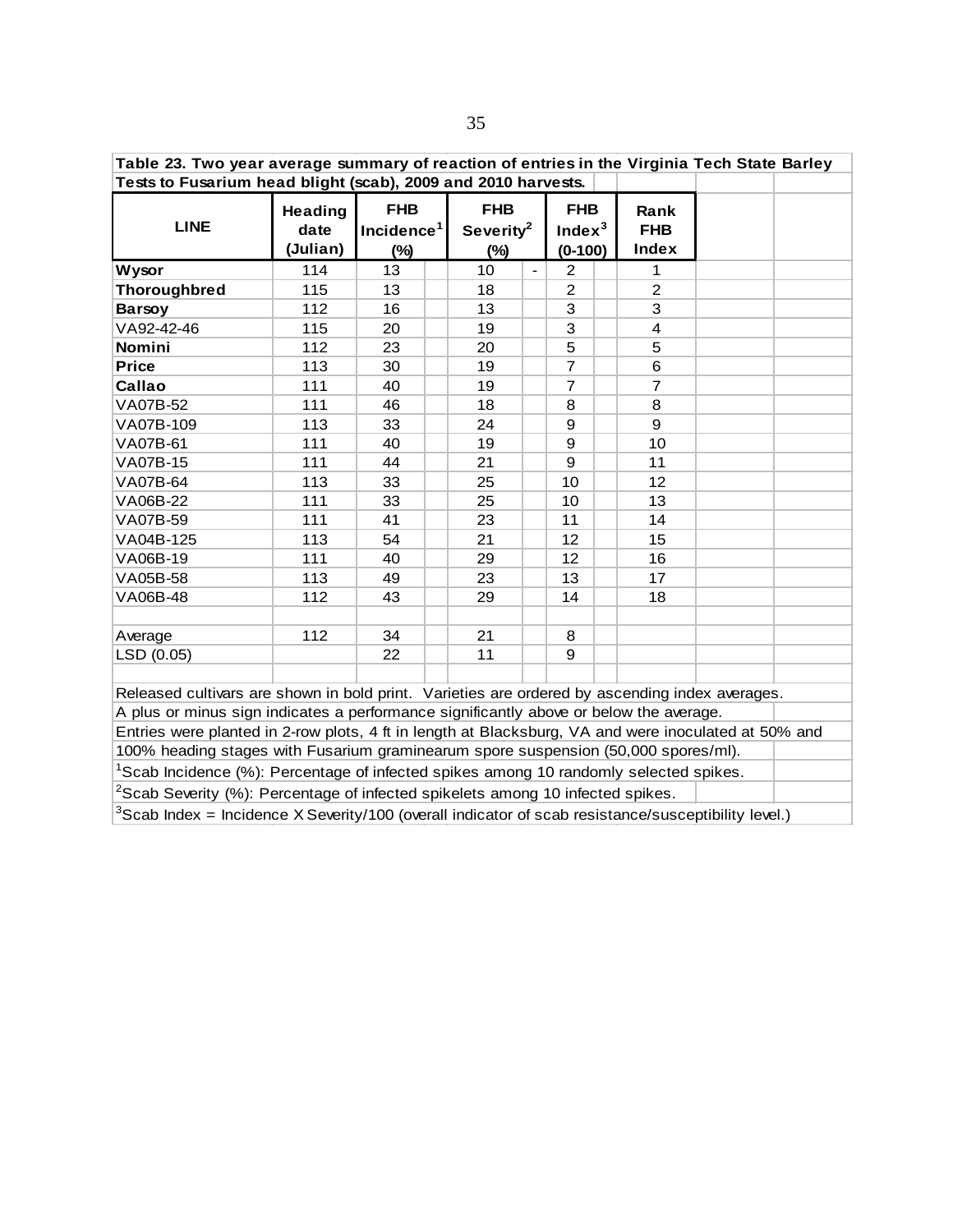**Table 23. Two year average summary of reaction of entries in the Virginia Tech State Barley Tests to Fusarium head blight (scab), 2009 and 2010 harvests.**

| LINE | Heading date (Julian) | FHB Incidence[1] (%) | | FHB Severity[2] (%) | | FHB Index[3] (0-100) | | Rank FHB Index |
|---|---|---|---|---|---|---|---|---|
| **Wysor** | 114 | 13 | | 10 | - | 2 | | 1 |
| **Thoroughbred** | 115 | 13 | | 18 | | 2 | | 2 |
| **Barsoy** | 112 | 16 | | 13 | | 3 | | 3 |
| VA92-42-46 | 115 | 20 | | 19 | | 3 | | 4 |
| **Nomini** | 112 | 23 | | 20 | | 5 | | 5 |
| **Price** | 113 | 30 | | 19 | | 7 | | 6 |
| **Callao** | 111 | 40 | | 19 | | 7 | | 7 |
| VA07B-52 | 111 | 46 | | 18 | | 8 | | 8 |
| VA07B-109 | 113 | 33 | | 24 | | 9 | | 9 |
| VA07B-61 | 111 | 40 | | 19 | | 9 | | 10 |
| VA07B-15 | 111 | 44 | | 21 | | 9 | | 11 |
| VA07B-64 | 113 | 33 | | 25 | | 10 | | 12 |
| VA06B-22 | 111 | 33 | | 25 | | 10 | | 13 |
| VA07B-59 | 111 | 41 | | 23 | | 11 | | 14 |
| VA04B-125 | 113 | 54 | | 21 | | 12 | | 15 |
| VA06B-19 | 111 | 40 | | 29 | | 12 | | 16 |
| VA05B-58 | 113 | 49 | | 23 | | 13 | | 17 |
| VA06B-48 | 112 | 43 | | 29 | | 14 | | 18 |
| | | | | | | | | |
| Average | 112 | 34 | | 21 | | 8 | | |
| LSD (0.05) | | 22 | | 11 | | 9 | | |

Released cultivars are shown in bold print. Varieties are ordered by ascending index averages.

A plus or minus sign indicates a performance significantly above or below the average.

Entries were planted in 2-row plots, 4 ft in length at Blacksburg, VA and were inoculated at 50% and 100% heading stages with Fusarium graminearum spore suspension (50,000 spores/ml).

[1]Scab Incidence (%): Percentage of infected spikes among 10 randomly selected spikes.

[2]Scab Severity (%): Percentage of infected spikelets among 10 infected spikes.

[3]Scab Index = Incidence X Severity/100 (overall indicator of scab resistance/susceptibility level.)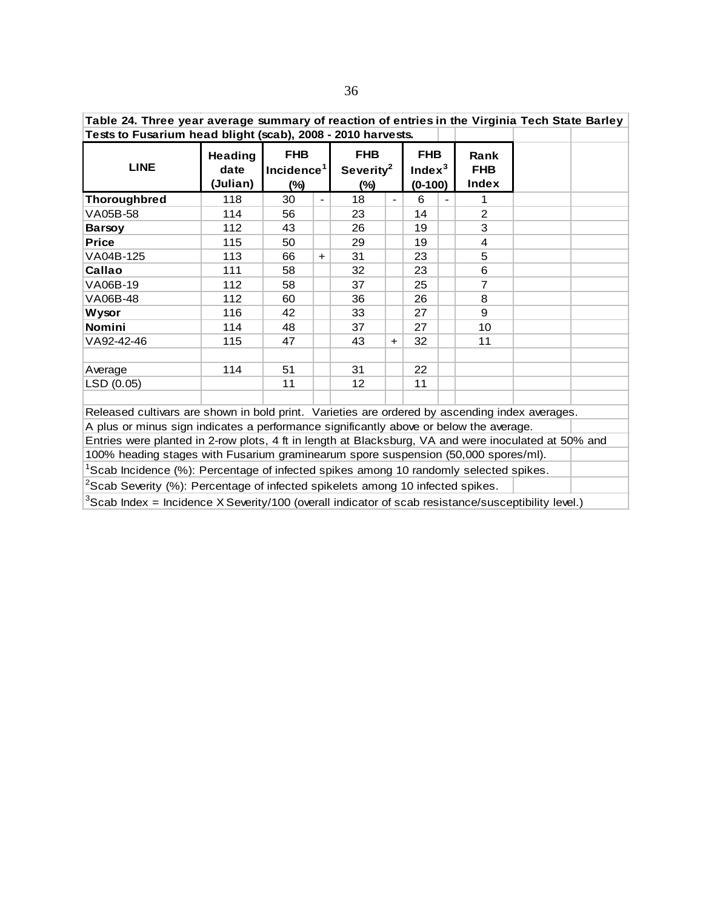**Table 24. Three year average summary of reaction of entries in the Virginia Tech State Barley Tests to Fusarium head blight (scab), 2008 - 2010 harvests.**

| LINE | Heading date (Julian) | FHB Incidence[1] (%) | | FHB Severity[2] (%) | | FHB Index[3] (0-100) | | Rank FHB Index |
|---|---|---|---|---|---|---|---|---|
| **Thoroughbred** | 118 | 30 | - | 18 | - | 6 | - | 1 |
| VA05B-58 | 114 | 56 | | 23 | | 14 | | 2 |
| **Barsoy** | 112 | 43 | | 26 | | 19 | | 3 |
| **Price** | 115 | 50 | | 29 | | 19 | | 4 |
| VA04B-125 | 113 | 66 | + | 31 | | 23 | | 5 |
| **Callao** | 111 | 58 | | 32 | | 23 | | 6 |
| VA06B-19 | 112 | 58 | | 37 | | 25 | | 7 |
| VA06B-48 | 112 | 60 | | 36 | | 26 | | 8 |
| **Wysor** | 116 | 42 | | 33 | | 27 | | 9 |
| **Nomini** | 114 | 48 | | 37 | | 27 | | 10 |
| VA92-42-46 | 115 | 47 | | 43 | + | 32 | | 11 |
| | | | | | | | | |
| Average | 114 | 51 | | 31 | | 22 | | |
| LSD (0.05) | | 11 | | 12 | | 11 | | |

Released cultivars are shown in bold print. Varieties are ordered by ascending index averages.

A plus or minus sign indicates a performance significantly above or below the average.

Entries were planted in 2-row plots, 4 ft in length at Blacksburg, VA and were inoculated at 50% and 100% heading stages with Fusarium graminearum spore suspension (50,000 spores/ml).

[1]Scab Incidence (%): Percentage of infected spikes among 10 randomly selected spikes.

[2]Scab Severity (%): Percentage of infected spikelets among 10 infected spikes.

[3]Scab Index = Incidence X Severity/100 (overall indicator of scab resistance/susceptibility level.)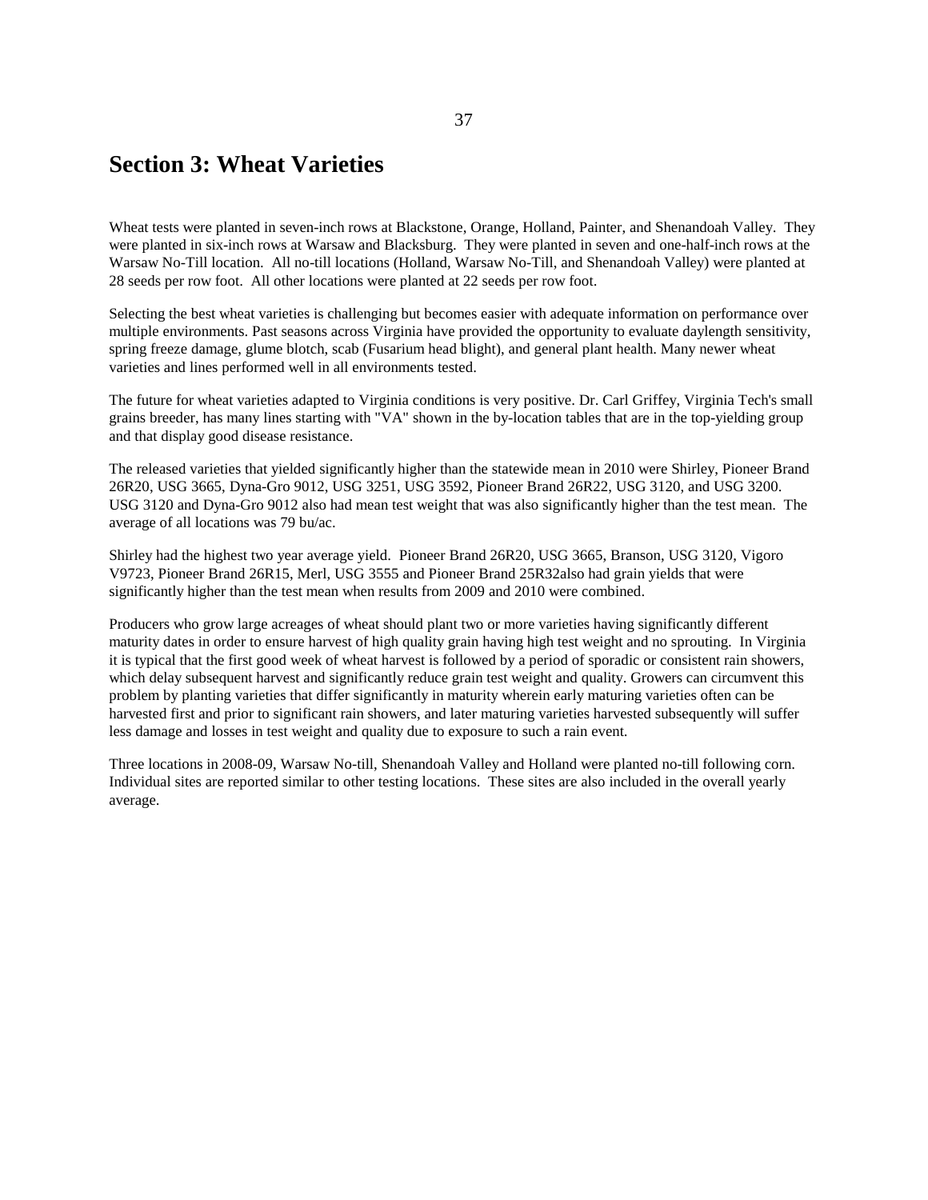# Section 3: Wheat Varieties

Wheat tests were planted in seven-inch rows at Blackstone, Orange, Holland, Painter, and Shenandoah Valley. They were planted in six-inch rows at Warsaw and Blacksburg. They were planted in seven and one-half-inch rows at the Warsaw No-Till location. All no-till locations (Holland, Warsaw No-Till, and Shenandoah Valley) were planted at 28 seeds per row foot. All other locations were planted at 22 seeds per row foot.

Selecting the best wheat varieties is challenging but becomes easier with adequate information on performance over multiple environments. Past seasons across Virginia have provided the opportunity to evaluate daylength sensitivity, spring freeze damage, glume blotch, scab (Fusarium head blight), and general plant health. Many newer wheat varieties and lines performed well in all environments tested.

The future for wheat varieties adapted to Virginia conditions is very positive. Dr. Carl Griffey, Virginia Tech's small grains breeder, has many lines starting with "VA" shown in the by-location tables that are in the top-yielding group and that display good disease resistance.

The released varieties that yielded significantly higher than the statewide mean in 2010 were Shirley, Pioneer Brand 26R20, USG 3665, Dyna-Gro 9012, USG 3251, USG 3592, Pioneer Brand 26R22, USG 3120, and USG 3200. USG 3120 and Dyna-Gro 9012 also had mean test weight that was also significantly higher than the test mean. The average of all locations was 79 bu/ac.

Shirley had the highest two year average yield. Pioneer Brand 26R20, USG 3665, Branson, USG 3120, Vigoro V9723, Pioneer Brand 26R15, Merl, USG 3555 and Pioneer Brand 25R32also had grain yields that were significantly higher than the test mean when results from 2009 and 2010 were combined.

Producers who grow large acreages of wheat should plant two or more varieties having significantly different maturity dates in order to ensure harvest of high quality grain having high test weight and no sprouting. In Virginia it is typical that the first good week of wheat harvest is followed by a period of sporadic or consistent rain showers, which delay subsequent harvest and significantly reduce grain test weight and quality. Growers can circumvent this problem by planting varieties that differ significantly in maturity wherein early maturing varieties often can be harvested first and prior to significant rain showers, and later maturing varieties harvested subsequently will suffer less damage and losses in test weight and quality due to exposure to such a rain event.

Three locations in 2008-09, Warsaw No-till, Shenandoah Valley and Holland were planted no-till following corn. Individual sites are reported similar to other testing locations. These sites are also included in the overall yearly average.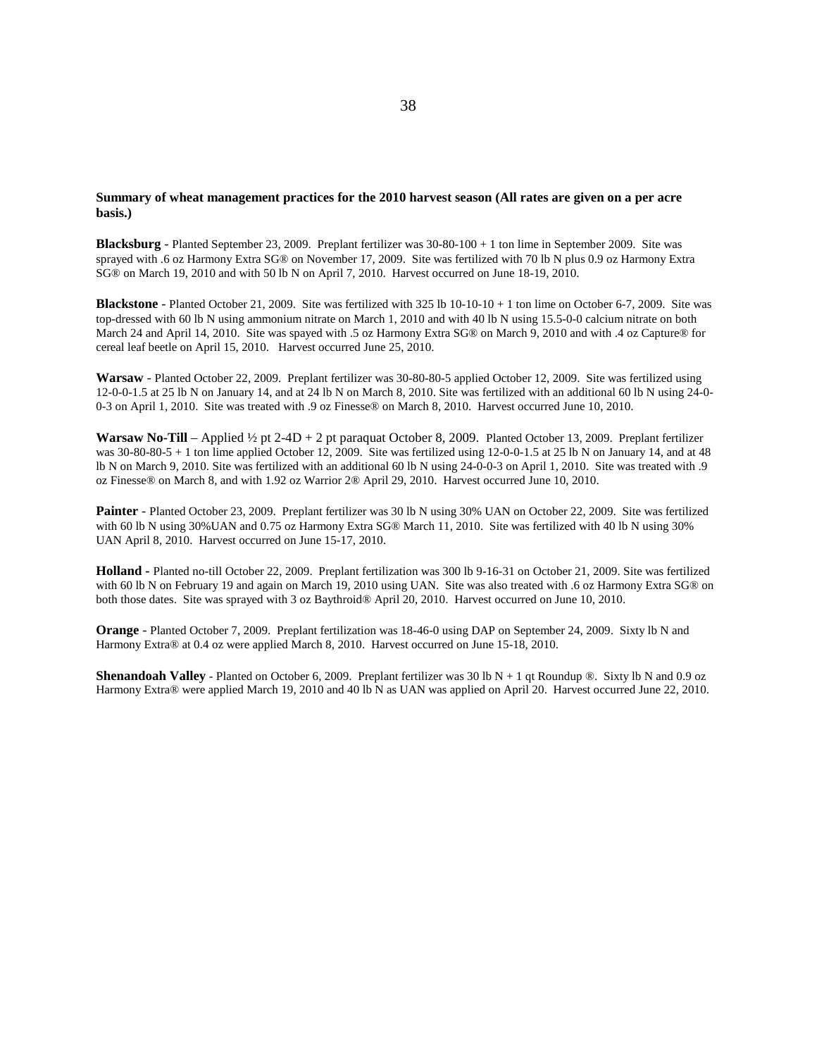**Summary of wheat management practices for the 2010 harvest season (All rates are given on a per acre basis.)**

**Blacksburg** - Planted September 23, 2009. Preplant fertilizer was 30-80-100 + 1 ton lime in September 2009. Site was sprayed with .6 oz Harmony Extra SG® on November 17, 2009. Site was fertilized with 70 lb N plus 0.9 oz Harmony Extra SG® on March 19, 2010 and with 50 lb N on April 7, 2010. Harvest occurred on June 18-19, 2010.

**Blackstone** - Planted October 21, 2009. Site was fertilized with 325 lb 10-10-10 + 1 ton lime on October 6-7, 2009. Site was top-dressed with 60 lb N using ammonium nitrate on March 1, 2010 and with 40 lb N using 15.5-0-0 calcium nitrate on both March 24 and April 14, 2010. Site was spayed with .5 oz Harmony Extra SG® on March 9, 2010 and with .4 oz Capture® for cereal leaf beetle on April 15, 2010. Harvest occurred June 25, 2010.

**Warsaw** - Planted October 22, 2009. Preplant fertilizer was 30-80-80-5 applied October 12, 2009. Site was fertilized using 12-0-0-1.5 at 25 lb N on January 14, and at 24 lb N on March 8, 2010. Site was fertilized with an additional 60 lb N using 24-0-0-3 on April 1, 2010. Site was treated with .9 oz Finesse® on March 8, 2010. Harvest occurred June 10, 2010.

**Warsaw No-Till** – Applied ½ pt 2-4D + 2 pt paraquat October 8, 2009. Planted October 13, 2009. Preplant fertilizer was 30-80-80-5 + 1 ton lime applied October 12, 2009. Site was fertilized using 12-0-0-1.5 at 25 lb N on January 14, and at 48 lb N on March 9, 2010. Site was fertilized with an additional 60 lb N using 24-0-0-3 on April 1, 2010. Site was treated with .9 oz Finesse® on March 8, and with 1.92 oz Warrior 2® April 29, 2010. Harvest occurred June 10, 2010.

**Painter** - Planted October 23, 2009. Preplant fertilizer was 30 lb N using 30% UAN on October 22, 2009. Site was fertilized with 60 lb N using 30%UAN and 0.75 oz Harmony Extra SG® March 11, 2010. Site was fertilized with 40 lb N using 30% UAN April 8, 2010. Harvest occurred on June 15-17, 2010.

**Holland -** Planted no-till October 22, 2009. Preplant fertilization was 300 lb 9-16-31 on October 21, 2009. Site was fertilized with 60 lb N on February 19 and again on March 19, 2010 using UAN. Site was also treated with .6 oz Harmony Extra SG® on both those dates. Site was sprayed with 3 oz Baythroid® April 20, 2010. Harvest occurred on June 10, 2010.

**Orange** - Planted October 7, 2009. Preplant fertilization was 18-46-0 using DAP on September 24, 2009. Sixty lb N and Harmony Extra® at 0.4 oz were applied March 8, 2010. Harvest occurred on June 15-18, 2010.

**Shenandoah Valley** - Planted on October 6, 2009. Preplant fertilizer was 30 lb N + 1 qt Roundup ®. Sixty lb N and 0.9 oz Harmony Extra® were applied March 19, 2010 and 40 lb N as UAN was applied on April 20. Harvest occurred June 22, 2010.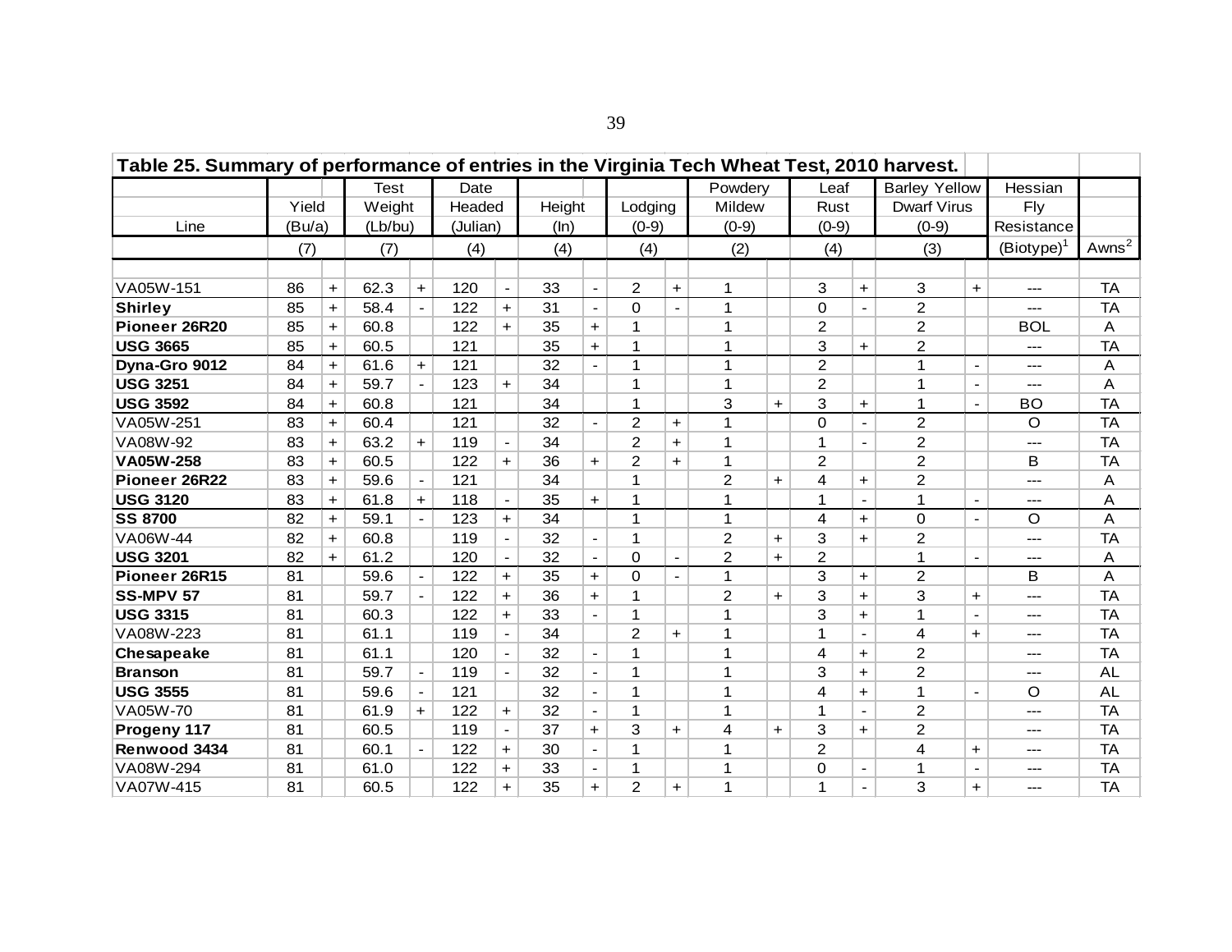**Table 25. Summary of performance of entries in the Virginia Tech Wheat Test, 2010 harvest.**

| Line | Yield (Bu/a) | | Test Weight (Lb/bu) | | Date Headed (Julian) | | Height (In) | | Lodging (0-9) | | Powdery Mildew (0-9) | | Leaf Rust (0-9) | | Barley Yellow Dwarf Virus (0-9) | | Hessian Fly Resistance (Biotype)[1] | Awns[2] |
|---|---|---|---|---|---|---|---|---|---|---|---|---|---|---|---|---|---|---|
| | (7) | | (7) | | (4) | | (4) | | (4) | | (2) | | (4) | | (3) | | | |
| VA05W-151 | 86 | + | 62.3 | + | 120 | - | 33 | - | 2 | + | 1 | | 3 | + | 3 | + | --- | TA |
| **Shirley** | 85 | + | 58.4 | - | 122 | + | 31 | - | 0 | - | 1 | | 0 | - | 2 | | --- | TA |
| **Pioneer 26R20** | 85 | + | 60.8 | | 122 | + | 35 | + | 1 | | 1 | | 2 | | 2 | | BOL | A |
| **USG 3665** | 85 | + | 60.5 | | 121 | | 35 | + | 1 | | 1 | | 3 | + | 2 | | --- | TA |
| **Dyna-Gro 9012** | 84 | + | 61.6 | + | 121 | | 32 | - | 1 | | 1 | | 2 | | 1 | - | --- | A |
| **USG 3251** | 84 | + | 59.7 | - | 123 | + | 34 | | 1 | | 1 | | 2 | | 1 | - | --- | A |
| **USG 3592** | 84 | + | 60.8 | | 121 | | 34 | | 1 | | 3 | + | 3 | + | 1 | - | BO | TA |
| VA05W-251 | 83 | + | 60.4 | | 121 | | 32 | - | 2 | + | 1 | | 0 | - | 2 | | O | TA |
| VA08W-92 | 83 | + | 63.2 | + | 119 | - | 34 | | 2 | + | 1 | | 1 | - | 2 | | --- | TA |
| **VA05W-258** | 83 | + | 60.5 | | 122 | + | 36 | + | 2 | + | 1 | | 2 | | 2 | | B | TA |
| **Pioneer 26R22** | 83 | + | 59.6 | - | 121 | | 34 | | 1 | | 2 | + | 4 | + | 2 | | --- | A |
| **USG 3120** | 83 | + | 61.8 | + | 118 | - | 35 | + | 1 | | 1 | | 1 | - | 1 | - | --- | A |
| **SS 8700** | 82 | + | 59.1 | - | 123 | + | 34 | | 1 | | 1 | | 4 | + | 0 | - | O | A |
| VA06W-44 | 82 | + | 60.8 | | 119 | - | 32 | - | 1 | | 2 | + | 3 | + | 2 | | --- | TA |
| **USG 3201** | 82 | + | 61.2 | | 120 | - | 32 | - | 0 | - | 2 | + | 2 | | 1 | - | --- | A |
| **Pioneer 26R15** | 81 | | 59.6 | - | 122 | + | 35 | + | 0 | - | 1 | | 3 | + | 2 | | B | A |
| **SS-MPV 57** | 81 | | 59.7 | - | 122 | + | 36 | + | 1 | | 2 | + | 3 | + | 3 | + | --- | TA |
| **USG 3315** | 81 | | 60.3 | | 122 | + | 33 | - | 1 | | 1 | | 3 | + | 1 | - | --- | TA |
| VA08W-223 | 81 | | 61.1 | | 119 | - | 34 | | 2 | + | 1 | | 1 | - | 4 | + | --- | TA |
| **Chesapeake** | 81 | | 61.1 | | 120 | - | 32 | - | 1 | | 1 | | 4 | + | 2 | | --- | TA |
| **Branson** | 81 | | 59.7 | - | 119 | - | 32 | - | 1 | | 1 | | 3 | + | 2 | | --- | AL |
| **USG 3555** | 81 | | 59.6 | - | 121 | | 32 | - | 1 | | 1 | | 4 | + | 1 | - | O | AL |
| VA05W-70 | 81 | | 61.9 | + | 122 | + | 32 | - | 1 | | 1 | | 1 | - | 2 | | --- | TA |
| **Progeny 117** | 81 | | 60.5 | | 119 | - | 37 | + | 3 | + | 4 | + | 3 | + | 2 | | --- | TA |
| **Renwood 3434** | 81 | | 60.1 | - | 122 | + | 30 | - | 1 | | 1 | | 2 | | 4 | + | --- | TA |
| VA08W-294 | 81 | | 61.0 | | 122 | + | 33 | - | 1 | | 1 | | 0 | - | 1 | - | --- | TA |
| VA07W-415 | 81 | | 60.5 | | 122 | + | 35 | + | 2 | + | 1 | | 1 | - | 3 | + | --- | TA |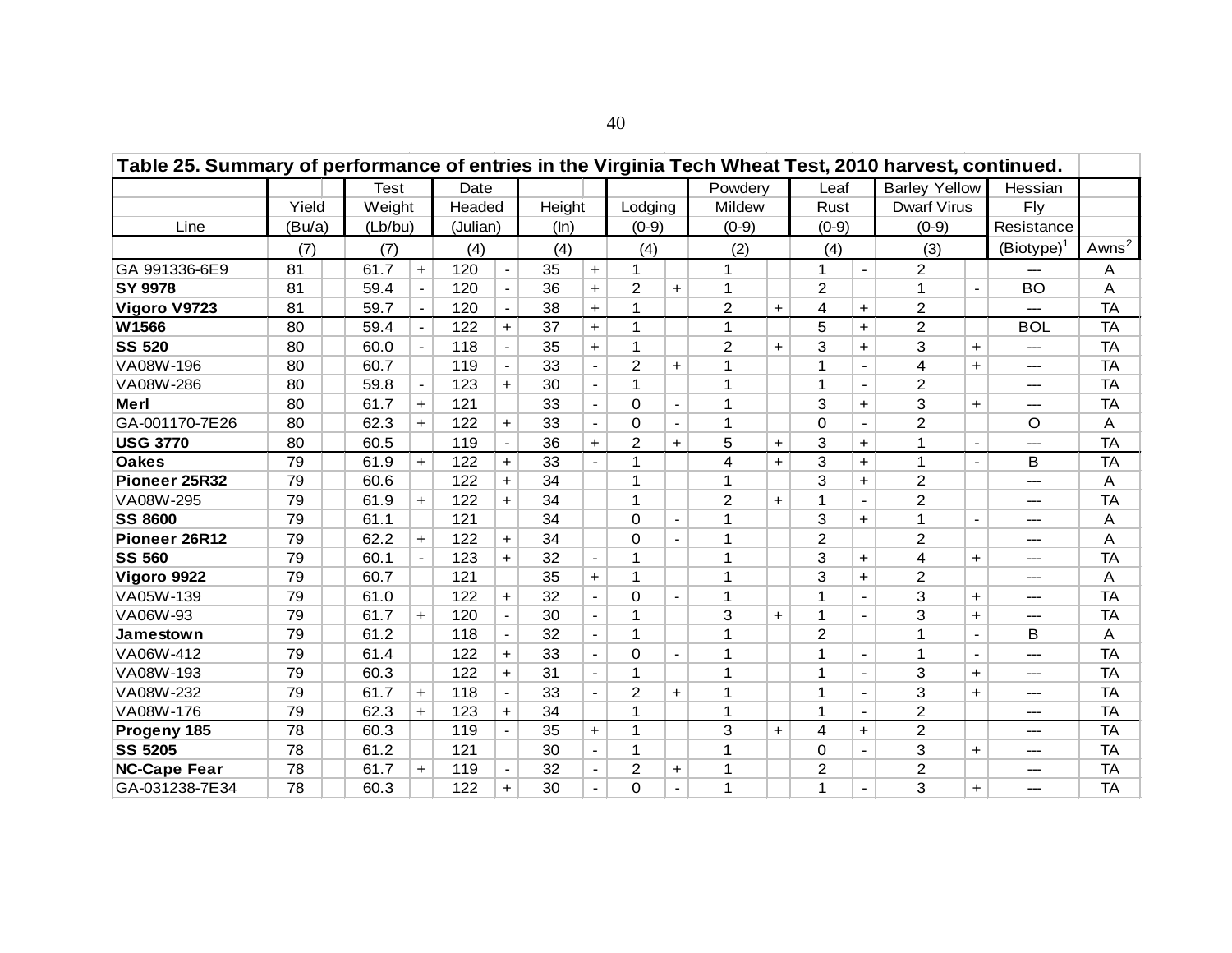**Table 25. Summary of performance of entries in the Virginia Tech Wheat Test, 2010 harvest, continued.**

| Line | Yield (Bu/a) | | Test Weight (Lb/bu) | | Date Headed (Julian) | | Height (In) | | Lodging (0-9) | | Powdery Mildew (0-9) | | Leaf Rust (0-9) | | Barley Yellow Dwarf Virus (0-9) | | Hessian Fly Resistance | Awns[2] |
|---|---|---|---|---|---|---|---|---|---|---|---|---|---|---|---|---|---|---|
| | (7) | | (7) | | (4) | | (4) | | (4) | | (2) | | (4) | | (3) | | (Biotype)[1] | |
| GA 991336-6E9 | 81 | | 61.7 | + | 120 | - | 35 | + | 1 | | 1 | | 1 | - | 2 | | --- | A |
| **SY 9978** | 81 | | 59.4 | - | 120 | - | 36 | + | 2 | + | 1 | | 2 | | 1 | - | BO | A |
| **Vigoro V9723** | 81 | | 59.7 | - | 120 | - | 38 | + | 1 | | 2 | + | 4 | + | 2 | | --- | TA |
| **W1566** | 80 | | 59.4 | - | 122 | + | 37 | + | 1 | | 1 | | 5 | + | 2 | | BOL | TA |
| **SS 520** | 80 | | 60.0 | - | 118 | - | 35 | + | 1 | | 2 | + | 3 | + | 3 | + | --- | TA |
| VA08W-196 | 80 | | 60.7 | | 119 | - | 33 | - | 2 | + | 1 | | 1 | - | 4 | + | --- | TA |
| VA08W-286 | 80 | | 59.8 | - | 123 | + | 30 | - | 1 | | 1 | | 1 | - | 2 | | --- | TA |
| **Merl** | 80 | | 61.7 | + | 121 | | 33 | - | 0 | - | 1 | | 3 | + | 3 | + | --- | TA |
| GA-001170-7E26 | 80 | | 62.3 | + | 122 | + | 33 | - | 0 | - | 1 | | 0 | - | 2 | | O | A |
| **USG 3770** | 80 | | 60.5 | | 119 | - | 36 | + | 2 | + | 5 | + | 3 | + | 1 | - | --- | TA |
| **Oakes** | 79 | | 61.9 | + | 122 | + | 33 | - | 1 | | 4 | + | 3 | + | 1 | - | B | TA |
| **Pioneer 25R32** | 79 | | 60.6 | | 122 | + | 34 | | 1 | | 1 | | 3 | + | 2 | | --- | A |
| VA08W-295 | 79 | | 61.9 | + | 122 | + | 34 | | 1 | | 2 | + | 1 | - | 2 | | --- | TA |
| **SS 8600** | 79 | | 61.1 | | 121 | | 34 | | 0 | - | 1 | | 3 | + | 1 | - | --- | A |
| **Pioneer 26R12** | 79 | | 62.2 | + | 122 | + | 34 | | 0 | - | 1 | | 2 | | 2 | | --- | A |
| **SS 560** | 79 | | 60.1 | - | 123 | + | 32 | - | 1 | | 1 | | 3 | + | 4 | + | --- | TA |
| **Vigoro 9922** | 79 | | 60.7 | | 121 | | 35 | + | 1 | | 1 | | 3 | + | 2 | | --- | A |
| VA05W-139 | 79 | | 61.0 | | 122 | + | 32 | - | 0 | - | 1 | | 1 | - | 3 | + | --- | TA |
| VA06W-93 | 79 | | 61.7 | + | 120 | - | 30 | - | 1 | | 3 | + | 1 | - | 3 | + | --- | TA |
| **Jamestown** | 79 | | 61.2 | | 118 | - | 32 | - | 1 | | 1 | | 2 | | 1 | - | B | A |
| VA06W-412 | 79 | | 61.4 | | 122 | + | 33 | - | 0 | - | 1 | | 1 | - | 1 | - | --- | TA |
| VA08W-193 | 79 | | 60.3 | | 122 | + | 31 | - | 1 | | 1 | | 1 | - | 3 | + | --- | TA |
| VA08W-232 | 79 | | 61.7 | + | 118 | - | 33 | - | 2 | + | 1 | | 1 | - | 3 | + | --- | TA |
| VA08W-176 | 79 | | 62.3 | + | 123 | + | 34 | | 1 | | 1 | | 1 | - | 2 | | --- | TA |
| **Progeny 185** | 78 | | 60.3 | | 119 | - | 35 | + | 1 | | 3 | + | 4 | + | 2 | | --- | TA |
| **SS 5205** | 78 | | 61.2 | | 121 | | 30 | - | 1 | | 1 | | 0 | - | 3 | + | --- | TA |
| **NC-Cape Fear** | 78 | | 61.7 | + | 119 | - | 32 | - | 2 | + | 1 | | 2 | | 2 | | --- | TA |
| GA-031238-7E34 | 78 | | 60.3 | | 122 | + | 30 | - | 0 | - | 1 | | 1 | - | 3 | + | --- | TA |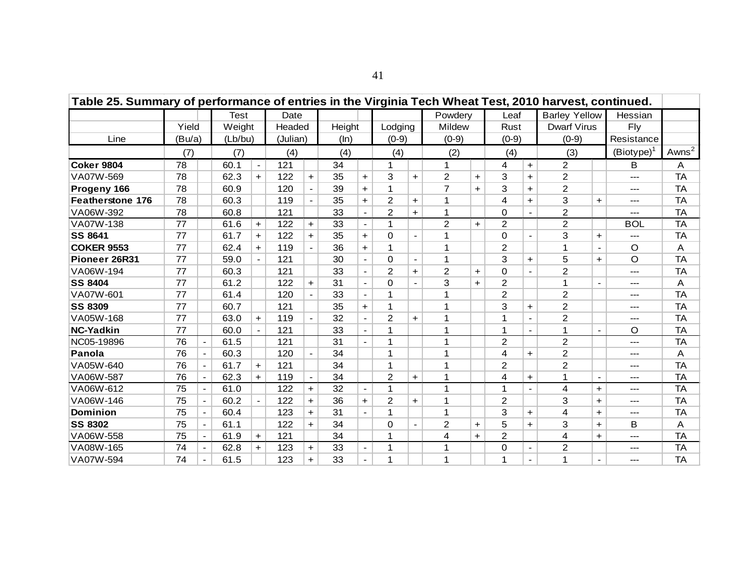| Table 25. Summary of performance of entries in the Virginia Tech Wheat Test, 2010 harvest, continued. | | | | | | | | | | | | | | | | | | | |
|---|---|---|---|---|---|---|---|---|---|---|---|---|---|---|---|---|---|---|---|
| | | | Test | | Date | | | | | | Powdery | | Leaf | | Barley Yellow | | Hessian | |
| | Yield | | Weight | | Headed | | Height | | Lodging | | Mildew | | Rust | | Dwarf Virus | | Fly | |
| Line | (Bu/a) | | (Lb/bu) | | (Julian) | | (In) | | (0-9) | | (0-9) | | (0-9) | | (0-9) | | Resistance | |
| | (7) | | (7) | | (4) | | (4) | | (4) | | (2) | | (4) | | (3) | | (Biotype)[1] | Awns[2] |
| **Coker 9804** | 78 | | 60.1 | - | 121 | | 34 | | 1 | | 1 | | 4 | + | 2 | | B | A |
| VA07W-569 | 78 | | 62.3 | + | 122 | + | 35 | + | 3 | + | 2 | + | 3 | + | 2 | | --- | TA |
| **Progeny 166** | 78 | | 60.9 | | 120 | - | 39 | + | 1 | | 7 | + | 3 | + | 2 | | --- | TA |
| **Featherstone 176** | 78 | | 60.3 | | 119 | - | 35 | + | 2 | + | 1 | | 4 | + | 3 | + | --- | TA |
| VA06W-392 | 78 | | 60.8 | | 121 | | 33 | - | 2 | + | 1 | | 0 | - | 2 | | --- | TA |
| VA07W-138 | 77 | | 61.6 | + | 122 | + | 33 | - | 1 | | 2 | + | 2 | | 2 | | BOL | TA |
| **SS 8641** | 77 | | 61.7 | + | 122 | + | 35 | + | 0 | - | 1 | | 0 | - | 3 | + | --- | TA |
| **COKER 9553** | 77 | | 62.4 | + | 119 | - | 36 | + | 1 | | 1 | | 2 | | 1 | - | O | A |
| **Pioneer 26R31** | 77 | | 59.0 | - | 121 | | 30 | - | 0 | - | 1 | | 3 | + | 5 | + | O | TA |
| VA06W-194 | 77 | | 60.3 | | 121 | | 33 | - | 2 | + | 2 | + | 0 | - | 2 | | --- | TA |
| **SS 8404** | 77 | | 61.2 | | 122 | + | 31 | - | 0 | - | 3 | + | 2 | | 1 | - | --- | A |
| VA07W-601 | 77 | | 61.4 | | 120 | - | 33 | - | 1 | | 1 | | 2 | | 2 | | --- | TA |
| **SS 8309** | 77 | | 60.7 | | 121 | | 35 | + | 1 | | 1 | | 3 | + | 2 | | --- | TA |
| VA05W-168 | 77 | | 63.0 | + | 119 | - | 32 | - | 2 | + | 1 | | 1 | - | 2 | | --- | TA |
| **NC-Yadkin** | 77 | | 60.0 | - | 121 | | 33 | - | 1 | | 1 | | 1 | - | 1 | - | O | TA |
| NC05-19896 | 76 | - | 61.5 | | 121 | | 31 | - | 1 | | 1 | | 2 | | 2 | | --- | TA |
| **Panola** | 76 | - | 60.3 | | 120 | - | 34 | | 1 | | 1 | | 4 | + | 2 | | --- | A |
| VA05W-640 | 76 | - | 61.7 | + | 121 | | 34 | | 1 | | 1 | | 2 | | 2 | | --- | TA |
| VA06W-587 | 76 | - | 62.3 | + | 119 | - | 34 | | 2 | + | 1 | | 4 | + | 1 | - | --- | TA |
| VA06W-612 | 75 | - | 61.0 | | 122 | + | 32 | - | 1 | | 1 | | 1 | - | 4 | + | --- | TA |
| VA06W-146 | 75 | - | 60.2 | - | 122 | + | 36 | + | 2 | + | 1 | | 2 | | 3 | + | --- | TA |
| **Dominion** | 75 | - | 60.4 | | 123 | + | 31 | - | 1 | | 1 | | 3 | + | 4 | + | --- | TA |
| **SS 8302** | 75 | - | 61.1 | | 122 | + | 34 | | 0 | - | 2 | + | 5 | + | 3 | + | B | A |
| VA06W-558 | 75 | - | 61.9 | + | 121 | | 34 | | 1 | | 4 | + | 2 | | 4 | + | --- | TA |
| VA08W-165 | 74 | - | 62.8 | + | 123 | + | 33 | - | 1 | | 1 | | 0 | - | 2 | | --- | TA |
| VA07W-594 | 74 | - | 61.5 | | 123 | + | 33 | - | 1 | | 1 | | 1 | - | 1 | - | --- | TA |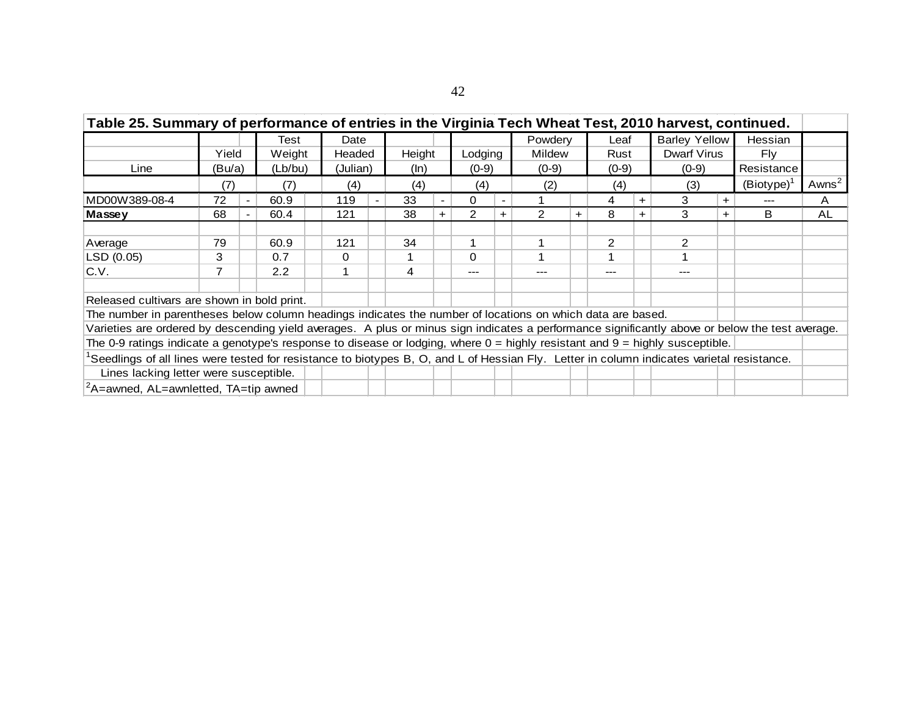**Table 25. Summary of performance of entries in the Virginia Tech Wheat Test, 2010 harvest, continued.**

| Line | Yield (Bu/a) | | Test Weight (Lb/bu) | | Date Headed (Julian) | | Height (In) | | Lodging (0-9) | | Powdery Mildew (0-9) | | Leaf Rust (0-9) | | Barley Yellow Dwarf Virus (0-9) | | Hessian Fly Resistance | |
|---|---|---|---|---|---|---|---|---|---|---|---|---|---|---|---|---|---|---|
| | (7) | | (7) | | (4) | | (4) | | (4) | | (2) | | (4) | | (3) | | (Biotype)[1] | Awns[2] |
| MD00W389-08-4 | 72 | - | 60.9 | | 119 | - | 33 | - | 0 | - | 1 | | 4 | + | 3 | + | --- | A |
| **Massey** | 68 | - | 60.4 | | 121 | | 38 | + | 2 | + | 2 | + | 8 | + | 3 | + | B | AL |
| | | | | | | | | | | | | | | | | | | |
| Average | 79 | | 60.9 | | 121 | | 34 | | 1 | | 1 | | 2 | | 2 | | | |
| LSD (0.05) | 3 | | 0.7 | | 0 | | 1 | | 0 | | 1 | | 1 | | 1 | | | |
| C.V. | 7 | | 2.2 | | 1 | | 4 | | --- | | --- | | --- | | --- | | | |

Released cultivars are shown in bold print.

The number in parentheses below column headings indicates the number of locations on which data are based.

Varieties are ordered by descending yield averages. A plus or minus sign indicates a performance significantly above or below the test average.

The 0-9 ratings indicate a genotype's response to disease or lodging, where 0 = highly resistant and 9 = highly susceptible.

[1]Seedlings of all lines were tested for resistance to biotypes B, O, and L of Hessian Fly. Letter in column indicates varietal resistance. Lines lacking letter were susceptible.

[2]A=awned, AL=awnletted, TA=tip awned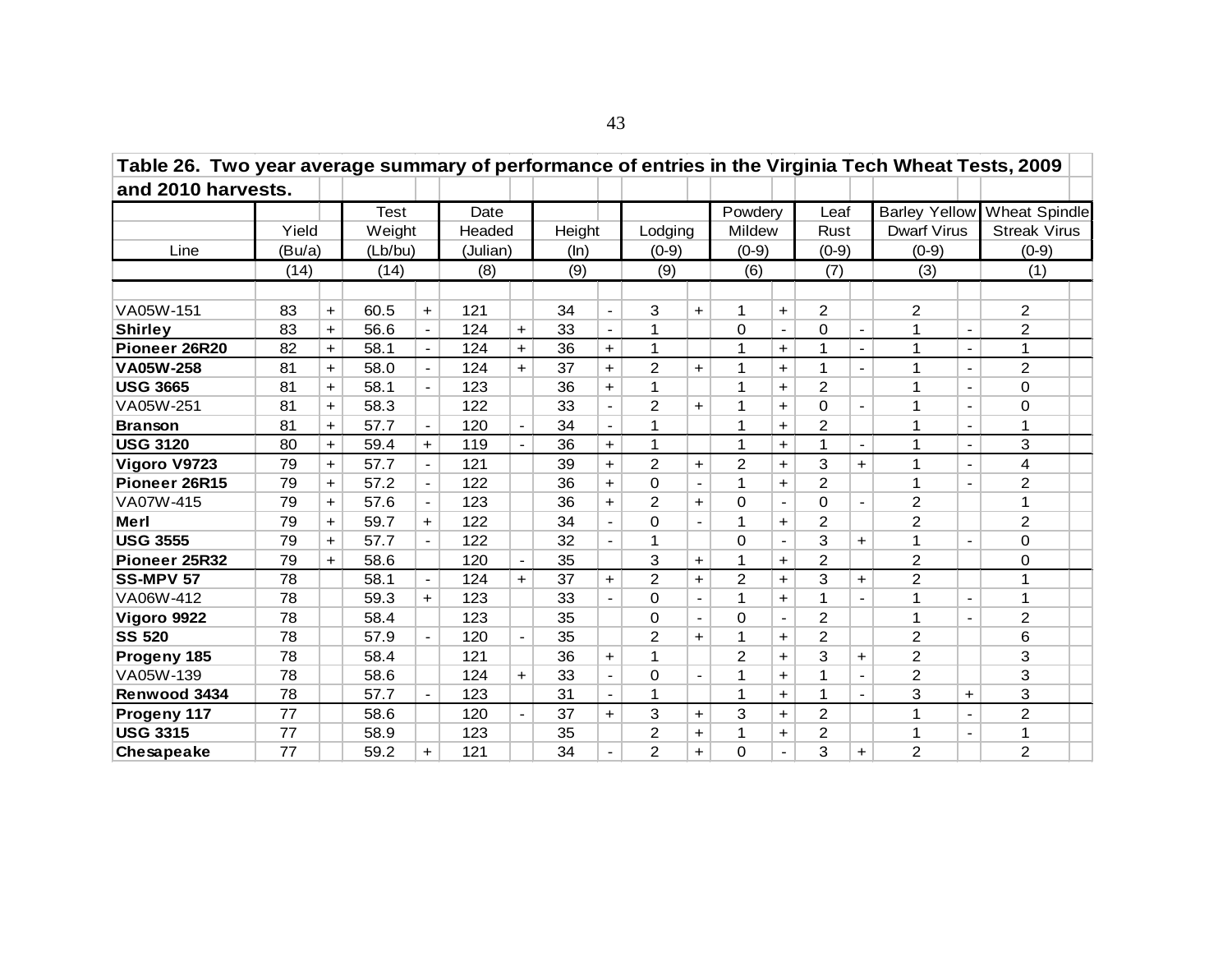**Table 26. Two year average summary of performance of entries in the Virginia Tech Wheat Tests, 2009 and 2010 harvests.**

| Line | Yield (Bu/a) | | Test Weight (Lb/bu) | | Date Headed (Julian) | | Height (In) | | Lodging (0-9) | | Powdery Mildew (0-9) | | Leaf Rust (0-9) | | Barley Yellow Dwarf Virus (0-9) | | Wheat Spindle Streak Virus (0-9) |
|---|---|---|---|---|---|---|---|---|---|---|---|---|---|---|---|---|---|
| | (14) | | (14) | | (8) | | (9) | | (9) | | (6) | | (7) | | (3) | | (1) |
| VA05W-151 | 83 | + | 60.5 | + | 121 | | 34 | - | 3 | + | 1 | + | 2 | | 2 | | 2 |
| **Shirley** | 83 | + | 56.6 | - | 124 | + | 33 | - | 1 | | 0 | - | 0 | - | 1 | - | 2 |
| **Pioneer 26R20** | 82 | + | 58.1 | - | 124 | + | 36 | + | 1 | | 1 | + | 1 | - | 1 | - | 1 |
| **VA05W-258** | 81 | + | 58.0 | - | 124 | + | 37 | + | 2 | + | 1 | + | 1 | - | 1 | - | 2 |
| **USG 3665** | 81 | + | 58.1 | - | 123 | | 36 | + | 1 | | 1 | + | 2 | | 1 | - | 0 |
| VA05W-251 | 81 | + | 58.3 | | 122 | | 33 | - | 2 | + | 1 | + | 0 | - | 1 | - | 0 |
| **Branson** | 81 | + | 57.7 | - | 120 | - | 34 | - | 1 | | 1 | + | 2 | | 1 | - | 1 |
| **USG 3120** | 80 | + | 59.4 | + | 119 | - | 36 | + | 1 | | 1 | + | 1 | - | 1 | - | 3 |
| **Vigoro V9723** | 79 | + | 57.7 | - | 121 | | 39 | + | 2 | + | 2 | + | 3 | + | 1 | - | 4 |
| **Pioneer 26R15** | 79 | + | 57.2 | - | 122 | | 36 | + | 0 | - | 1 | + | 2 | | 1 | - | 2 |
| VA07W-415 | 79 | + | 57.6 | - | 123 | | 36 | + | 2 | + | 0 | - | 0 | - | 2 | | 1 |
| **Merl** | 79 | + | 59.7 | + | 122 | | 34 | - | 0 | - | 1 | + | 2 | | 2 | | 2 |
| **USG 3555** | 79 | + | 57.7 | - | 122 | | 32 | - | 1 | | 0 | - | 3 | + | 1 | - | 0 |
| **Pioneer 25R32** | 79 | + | 58.6 | | 120 | - | 35 | | 3 | + | 1 | + | 2 | | 2 | | 0 |
| **SS-MPV 57** | 78 | | 58.1 | - | 124 | + | 37 | + | 2 | + | 2 | + | 3 | + | 2 | | 1 |
| VA06W-412 | 78 | | 59.3 | + | 123 | | 33 | - | 0 | - | 1 | + | 1 | - | 1 | - | 1 |
| **Vigoro 9922** | 78 | | 58.4 | | 123 | | 35 | | 0 | - | 0 | - | 2 | | 1 | - | 2 |
| **SS 520** | 78 | | 57.9 | - | 120 | - | 35 | | 2 | + | 1 | + | 2 | | 2 | | 6 |
| **Progeny 185** | 78 | | 58.4 | | 121 | | 36 | + | 1 | | 2 | + | 3 | + | 2 | | 3 |
| VA05W-139 | 78 | | 58.6 | | 124 | + | 33 | - | 0 | - | 1 | + | 1 | - | 2 | | 3 |
| **Renwood 3434** | 78 | | 57.7 | - | 123 | | 31 | - | 1 | | 1 | + | 1 | - | 3 | + | 3 |
| **Progeny 117** | 77 | | 58.6 | | 120 | - | 37 | + | 3 | + | 3 | + | 2 | | 1 | - | 2 |
| **USG 3315** | 77 | | 58.9 | | 123 | | 35 | | 2 | + | 1 | + | 2 | | 1 | - | 1 |
| **Chesapeake** | 77 | | 59.2 | + | 121 | | 34 | - | 2 | + | 0 | - | 3 | + | 2 | | 2 |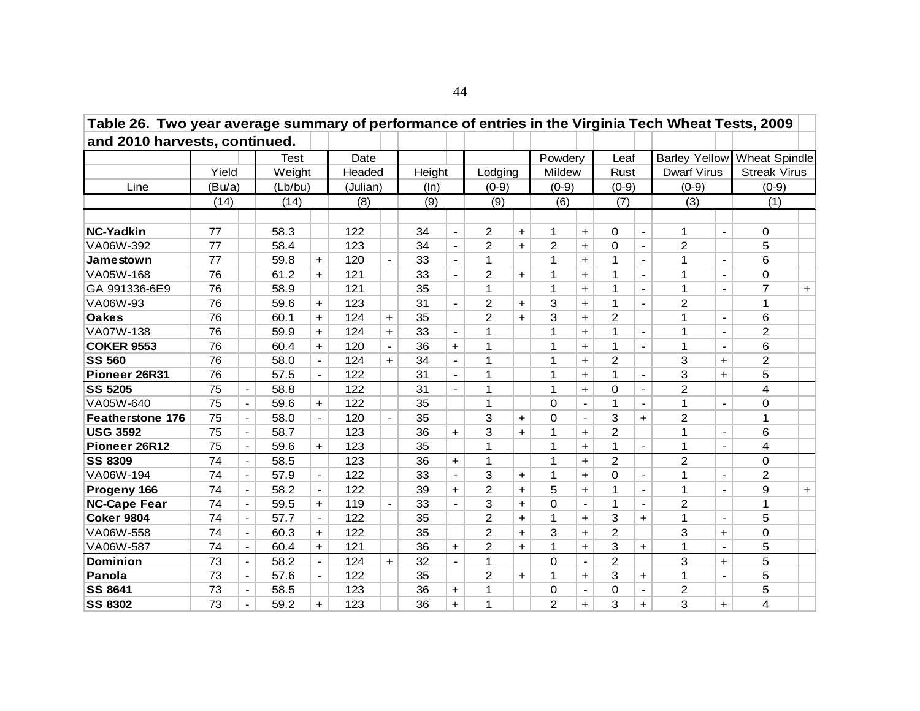## Table 26. Two year average summary of performance of entries in the Virginia Tech Wheat Tests, 2009 and 2010 harvests, continued.

| Line | Yield (Bu/a) | | Test Weight (Lb/bu) | | Date Headed (Julian) | | Height (In) | | Lodging (0-9) | | Powdery Mildew (0-9) | | Leaf Rust (0-9) | | Barley Yellow Dwarf Virus (0-9) | | Wheat Spindle Streak Virus (0-9) | |
|---|---|---|---|---|---|---|---|---|---|---|---|---|---|---|---|---|---|---|
| | (14) | | (14) | | (8) | | (9) | | (9) | | (6) | | (7) | | (3) | | (1) | |
| **NC-Yadkin** | 77 | | 58.3 | | 122 | | 34 | - | 2 | + | 1 | + | 0 | - | 1 | - | 0 | |
| VA06W-392 | 77 | | 58.4 | | 123 | | 34 | - | 2 | + | 2 | + | 0 | - | 2 | | 5 | |
| **Jamestown** | 77 | | 59.8 | + | 120 | - | 33 | - | 1 | | 1 | + | 1 | - | 1 | - | 6 | |
| VA05W-168 | 76 | | 61.2 | + | 121 | | 33 | - | 2 | + | 1 | + | 1 | - | 1 | - | 0 | |
| GA 991336-6E9 | 76 | | 58.9 | | 121 | | 35 | | 1 | | 1 | + | 1 | - | 1 | - | 7 | + |
| VA06W-93 | 76 | | 59.6 | + | 123 | | 31 | - | 2 | + | 3 | + | 1 | - | 2 | | 1 | |
| **Oakes** | 76 | | 60.1 | + | 124 | + | 35 | | 2 | + | 3 | + | 2 | | 1 | - | 6 | |
| VA07W-138 | 76 | | 59.9 | + | 124 | + | 33 | - | 1 | | 1 | + | 1 | - | 1 | - | 2 | |
| **COKER 9553** | 76 | | 60.4 | + | 120 | - | 36 | + | 1 | | 1 | + | 1 | - | 1 | - | 6 | |
| **SS 560** | 76 | | 58.0 | - | 124 | + | 34 | - | 1 | | 1 | + | 2 | | 3 | + | 2 | |
| **Pioneer 26R31** | 76 | | 57.5 | - | 122 | | 31 | - | 1 | | 1 | + | 1 | - | 3 | + | 5 | |
| **SS 5205** | 75 | - | 58.8 | | 122 | | 31 | - | 1 | | 1 | + | 0 | - | 2 | | 4 | |
| VA05W-640 | 75 | - | 59.6 | + | 122 | | 35 | | 1 | | 0 | - | 1 | - | 1 | - | 0 | |
| **Featherstone 176** | 75 | - | 58.0 | - | 120 | - | 35 | | 3 | + | 0 | - | 3 | + | 2 | | 1 | |
| **USG 3592** | 75 | - | 58.7 | | 123 | | 36 | + | 3 | + | 1 | + | 2 | | 1 | - | 6 | |
| **Pioneer 26R12** | 75 | - | 59.6 | + | 123 | | 35 | | 1 | | 1 | + | 1 | - | 1 | - | 4 | |
| **SS 8309** | 74 | - | 58.5 | | 123 | | 36 | + | 1 | | 1 | + | 2 | | 2 | | 0 | |
| VA06W-194 | 74 | - | 57.9 | - | 122 | | 33 | - | 3 | + | 1 | + | 0 | - | 1 | - | 2 | |
| **Progeny 166** | 74 | - | 58.2 | - | 122 | | 39 | + | 2 | + | 5 | + | 1 | - | 1 | - | 9 | + |
| **NC-Cape Fear** | 74 | - | 59.5 | + | 119 | - | 33 | - | 3 | + | 0 | - | 1 | - | 2 | | 1 | |
| **Coker 9804** | 74 | - | 57.7 | - | 122 | | 35 | | 2 | + | 1 | + | 3 | + | 1 | - | 5 | |
| VA06W-558 | 74 | - | 60.3 | + | 122 | | 35 | | 2 | + | 3 | + | 2 | | 3 | + | 0 | |
| VA06W-587 | 74 | - | 60.4 | + | 121 | | 36 | + | 2 | + | 1 | + | 3 | + | 1 | - | 5 | |
| **Dominion** | 73 | - | 58.2 | - | 124 | + | 32 | - | 1 | | 0 | - | 2 | | 3 | + | 5 | |
| **Panola** | 73 | - | 57.6 | - | 122 | | 35 | | 2 | + | 1 | + | 3 | + | 1 | - | 5 | |
| **SS 8641** | 73 | - | 58.5 | | 123 | | 36 | + | 1 | | 0 | - | 0 | - | 2 | | 5 | |
| **SS 8302** | 73 | - | 59.2 | + | 123 | | 36 | + | 1 | | 2 | + | 3 | + | 3 | + | 4 | |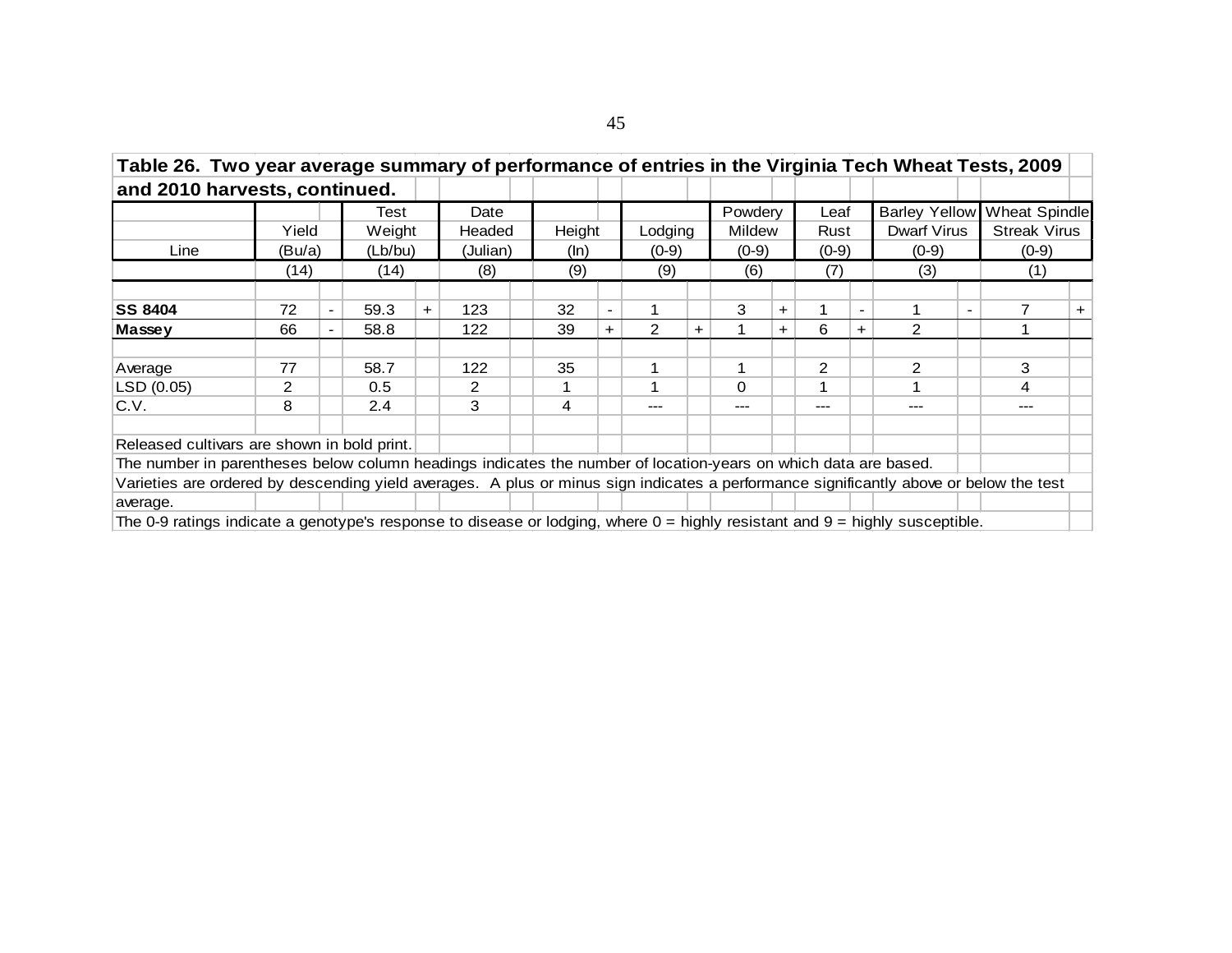**Table 26. Two year average summary of performance of entries in the Virginia Tech Wheat Tests, 2009 and 2010 harvests, continued.**

| Line | Yield (Bu/a) (14) | | Test Weight (Lb/bu) (14) | | Date Headed (Julian) (8) | | Height (In) (9) | | Lodging (0-9) (9) | | Powdery Mildew (0-9) (6) | | Leaf Rust (0-9) (7) | | Barley Yellow Dwarf Virus (0-9) (3) | | Wheat Spindle Streak Virus (0-9) (1) | |
|---|---|---|---|---|---|---|---|---|---|---|---|---|---|---|---|---|---|---|
| **SS 8404** | 72 | - | 59.3 | + | 123 | | 32 | - | 1 | | 3 | + | 1 | - | 1 | - | 7 | + |
| **Massey** | 66 | - | 58.8 | | 122 | | 39 | + | 2 | + | 1 | + | 6 | + | 2 | | 1 | |
| Average | 77 | | 58.7 | | 122 | | 35 | | 1 | | 1 | | 2 | | 2 | | 3 | |
| LSD (0.05) | 2 | | 0.5 | | 2 | | 1 | | 1 | | 0 | | 1 | | 1 | | 4 | |
| C.V. | 8 | | 2.4 | | 3 | | 4 | | --- | | --- | | --- | | --- | | --- | |

Released cultivars are shown in bold print.

The number in parentheses below column headings indicates the number of location-years on which data are based.

Varieties are ordered by descending yield averages. A plus or minus sign indicates a performance significantly above or below the test average.

The 0-9 ratings indicate a genotype's response to disease or lodging, where 0 = highly resistant and 9 = highly susceptible.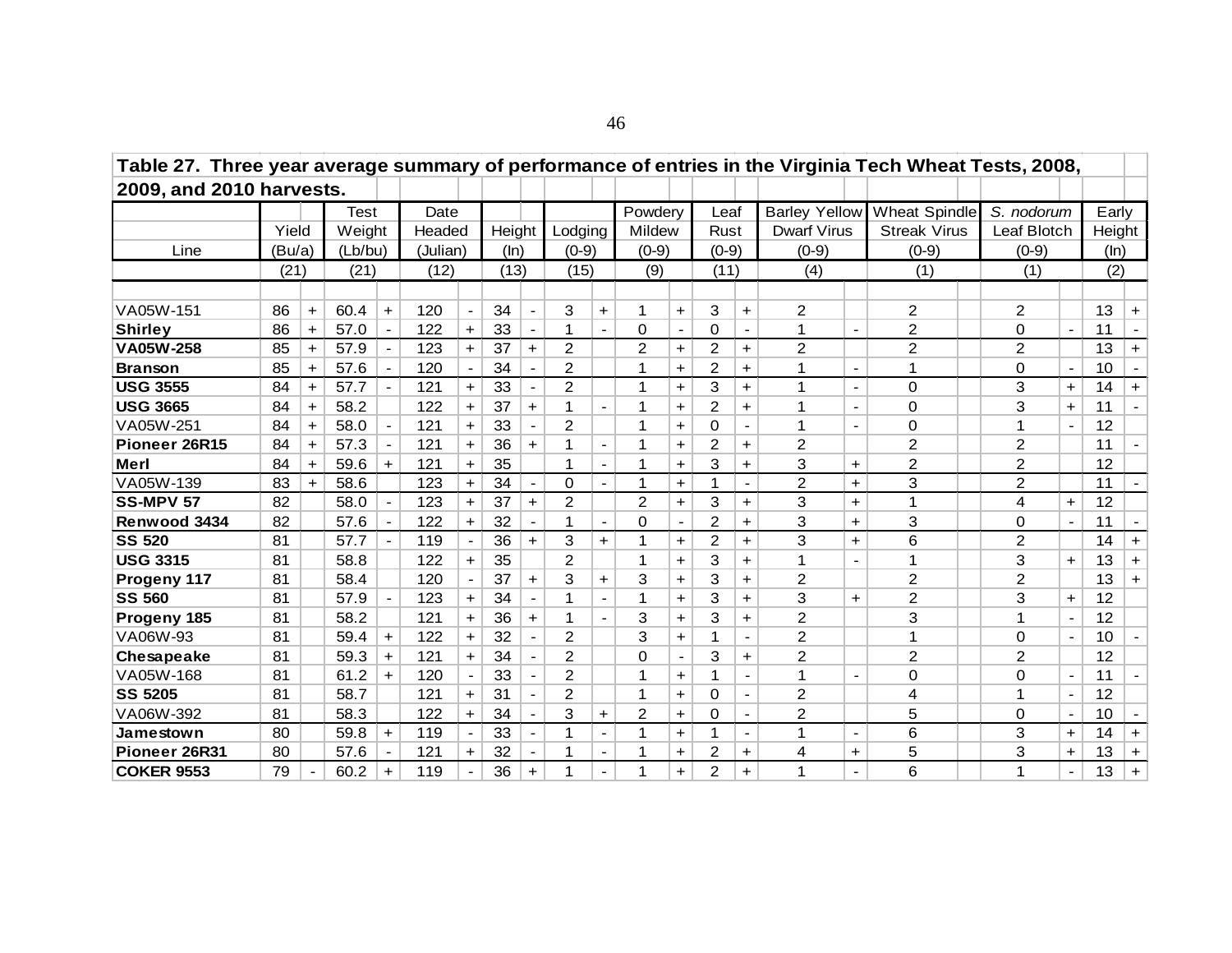**Table 27. Three year average summary of performance of entries in the Virginia Tech Wheat Tests, 2008, 2009, and 2010 harvests.**

| Line | Yield (Bu/a) | | Test Weight (Lb/bu) | | Date Headed (Julian) | | Height (In) | | Lodging (0-9) | | Powdery Mildew (0-9) | | Leaf Rust (0-9) | | Barley Yellow Dwarf Virus (0-9) | | Wheat Spindle Streak Virus (0-9) | | *S. nodorum* Leaf Blotch (0-9) | | Early Height (In) | |
|---|---|---|---|---|---|---|---|---|---|---|---|---|---|---|---|---|---|---|---|---|---|---|
| | (21) | | (21) | | (12) | | (13) | | (15) | | (9) | | (11) | | (4) | | (1) | | (1) | | (2) | |
| VA05W-151 | 86 | + | 60.4 | + | 120 | - | 34 | - | 3 | + | 1 | + | 3 | + | 2 | | 2 | | 2 | | 13 | + |
| **Shirley** | 86 | + | 57.0 | - | 122 | + | 33 | - | 1 | - | 0 | - | 0 | - | 1 | - | 2 | | 0 | - | 11 | - |
| **VA05W-258** | 85 | + | 57.9 | - | 123 | + | 37 | + | 2 | | 2 | + | 2 | + | 2 | | 2 | | 2 | | 13 | + |
| **Branson** | 85 | + | 57.6 | - | 120 | - | 34 | - | 2 | | 1 | + | 2 | + | 1 | - | 1 | | 0 | - | 10 | - |
| **USG 3555** | 84 | + | 57.7 | - | 121 | + | 33 | - | 2 | | 1 | + | 3 | + | 1 | - | 0 | | 3 | + | 14 | + |
| **USG 3665** | 84 | + | 58.2 | | 122 | + | 37 | + | 1 | - | 1 | + | 2 | + | 1 | - | 0 | | 3 | + | 11 | - |
| VA05W-251 | 84 | + | 58.0 | - | 121 | + | 33 | - | 2 | | 1 | + | 0 | - | 1 | - | 0 | | 1 | - | 12 | |
| **Pioneer 26R15** | 84 | + | 57.3 | - | 121 | + | 36 | + | 1 | - | 1 | + | 2 | + | 2 | | 2 | | 2 | | 11 | - |
| **Merl** | 84 | + | 59.6 | + | 121 | + | 35 | | 1 | - | 1 | + | 3 | + | 3 | + | 2 | | 2 | | 12 | |
| VA05W-139 | 83 | + | 58.6 | | 123 | + | 34 | - | 0 | - | 1 | + | 1 | - | 2 | + | 3 | | 2 | | 11 | - |
| **SS-MPV 57** | 82 | | 58.0 | - | 123 | + | 37 | + | 2 | | 2 | + | 3 | + | 3 | + | 1 | | 4 | + | 12 | |
| **Renwood 3434** | 82 | | 57.6 | - | 122 | + | 32 | - | 1 | - | 0 | - | 2 | + | 3 | + | 3 | | 0 | - | 11 | - |
| **SS 520** | 81 | | 57.7 | - | 119 | - | 36 | + | 3 | + | 1 | + | 2 | + | 3 | + | 6 | | 2 | | 14 | + |
| **USG 3315** | 81 | | 58.8 | | 122 | + | 35 | | 2 | | 1 | + | 3 | + | 1 | - | 1 | | 3 | + | 13 | + |
| **Progeny 117** | 81 | | 58.4 | | 120 | - | 37 | + | 3 | + | 3 | + | 3 | + | 2 | | 2 | | 2 | | 13 | + |
| **SS 560** | 81 | | 57.9 | - | 123 | + | 34 | - | 1 | - | 1 | + | 3 | + | 3 | + | 2 | | 3 | + | 12 | |
| **Progeny 185** | 81 | | 58.2 | | 121 | + | 36 | + | 1 | - | 3 | + | 3 | + | 2 | | 3 | | 1 | - | 12 | |
| VA06W-93 | 81 | | 59.4 | + | 122 | + | 32 | - | 2 | | 3 | + | 1 | - | 2 | | 1 | | 0 | - | 10 | - |
| **Chesapeake** | 81 | | 59.3 | + | 121 | + | 34 | - | 2 | | 0 | - | 3 | + | 2 | | 2 | | 2 | | 12 | |
| VA05W-168 | 81 | | 61.2 | + | 120 | - | 33 | - | 2 | | 1 | + | 1 | - | 1 | - | 0 | | 0 | - | 11 | - |
| **SS 5205** | 81 | | 58.7 | | 121 | + | 31 | - | 2 | | 1 | + | 0 | - | 2 | | 4 | | 1 | - | 12 | |
| VA06W-392 | 81 | | 58.3 | | 122 | + | 34 | - | 3 | + | 2 | + | 0 | - | 2 | | 5 | | 0 | - | 10 | - |
| **Jamestown** | 80 | | 59.8 | + | 119 | - | 33 | - | 1 | - | 1 | + | 1 | - | 1 | - | 6 | | 3 | + | 14 | + |
| **Pioneer 26R31** | 80 | | 57.6 | - | 121 | + | 32 | - | 1 | - | 1 | + | 2 | + | 4 | + | 5 | | 3 | + | 13 | + |
| **COKER 9553** | 79 | - | 60.2 | + | 119 | - | 36 | + | 1 | - | 1 | + | 2 | + | 1 | - | 6 | | 1 | - | 13 | + |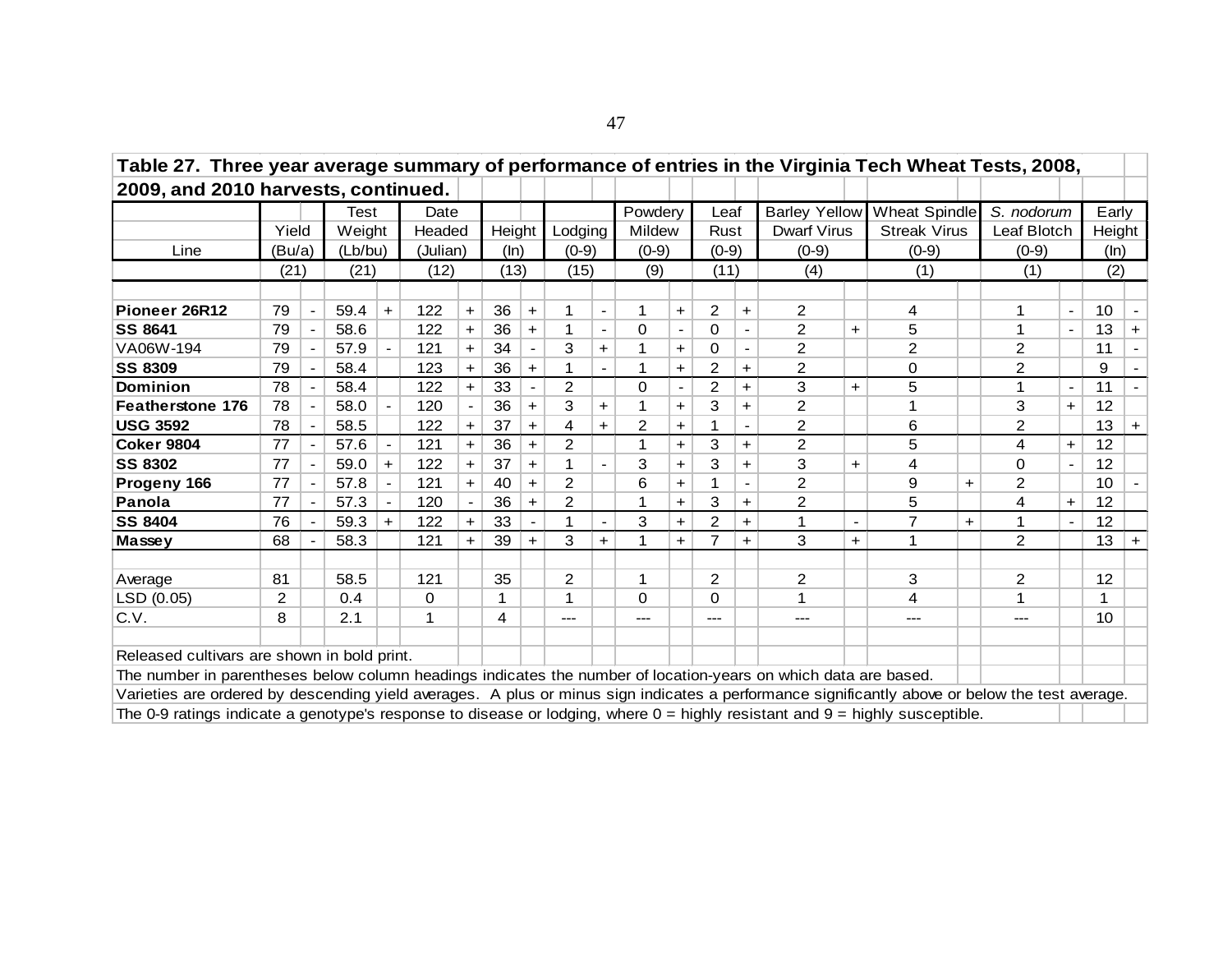**Table 27. Three year average summary of performance of entries in the Virginia Tech Wheat Tests, 2008, 2009, and 2010 harvests, continued.**

| Line | Yield (Bu/a) | | Test Weight (Lb/bu) | | Date Headed (Julian) | | Height (In) | | Lodging (0-9) | | Powdery Mildew (0-9) | | Leaf Rust (0-9) | | Barley Yellow Dwarf Virus (0-9) | | Wheat Spindle Streak Virus (0-9) | | *S. nodorum* Leaf Blotch (0-9) | | Early Height (In) | |
|---|---|---|---|---|---|---|---|---|---|---|---|---|---|---|---|---|---|---|---|---|---|---|
| | (21) | | (21) | | (12) | | (13) | | (15) | | (9) | | (11) | | (4) | | (1) | | (1) | | (2) | |
| **Pioneer 26R12** | 79 | - | 59.4 | + | 122 | + | 36 | + | 1 | - | 1 | + | 2 | + | 2 | | 4 | | 1 | - | 10 | - |
| **SS 8641** | 79 | - | 58.6 | | 122 | + | 36 | + | 1 | - | 0 | - | 0 | - | 2 | + | 5 | | 1 | - | 13 | + |
| VA06W-194 | 79 | - | 57.9 | - | 121 | + | 34 | - | 3 | + | 1 | + | 0 | - | 2 | | 2 | | 2 | | 11 | - |
| **SS 8309** | 79 | - | 58.4 | | 123 | + | 36 | + | 1 | - | 1 | + | 2 | + | 2 | | 0 | | 2 | | 9 | - |
| **Dominion** | 78 | - | 58.4 | | 122 | + | 33 | - | 2 | | 0 | - | 2 | + | 3 | + | 5 | | 1 | - | 11 | - |
| **Featherstone 176** | 78 | - | 58.0 | - | 120 | - | 36 | + | 3 | + | 1 | + | 3 | + | 2 | | 1 | | 3 | + | 12 | |
| **USG 3592** | 78 | - | 58.5 | | 122 | + | 37 | + | 4 | + | 2 | + | 1 | - | 2 | | 6 | | 2 | | 13 | + |
| **Coker 9804** | 77 | - | 57.6 | - | 121 | + | 36 | + | 2 | | 1 | + | 3 | + | 2 | | 5 | | 4 | + | 12 | |
| **SS 8302** | 77 | - | 59.0 | + | 122 | + | 37 | + | 1 | - | 3 | + | 3 | + | 3 | + | 4 | | 0 | - | 12 | |
| **Progeny 166** | 77 | - | 57.8 | - | 121 | + | 40 | + | 2 | | 6 | + | 1 | - | 2 | | 9 | + | 2 | | 10 | - |
| **Panola** | 77 | - | 57.3 | - | 120 | - | 36 | + | 2 | | 1 | + | 3 | + | 2 | | 5 | | 4 | + | 12 | |
| **SS 8404** | 76 | - | 59.3 | + | 122 | + | 33 | - | 1 | - | 3 | + | 2 | + | 1 | - | 7 | + | 1 | - | 12 | |
| **Massey** | 68 | - | 58.3 | | 121 | + | 39 | + | 3 | + | 1 | + | 7 | + | 3 | + | 1 | | 2 | | 13 | + |
| Average | 81 | | 58.5 | | 121 | | 35 | | 2 | | 1 | | 2 | | 2 | | 3 | | 2 | | 12 | |
| LSD (0.05) | 2 | | 0.4 | | 0 | | 1 | | 1 | | 0 | | 0 | | 1 | | 4 | | 1 | | 1 | |
| C.V. | 8 | | 2.1 | | 1 | | 4 | | --- | | --- | | --- | | --- | | --- | | --- | | 10 | |

Released cultivars are shown in bold print.

The number in parentheses below column headings indicates the number of location-years on which data are based.

Varieties are ordered by descending yield averages. A plus or minus sign indicates a performance significantly above or below the test average.

The 0-9 ratings indicate a genotype's response to disease or lodging, where 0 = highly resistant and 9 = highly susceptible.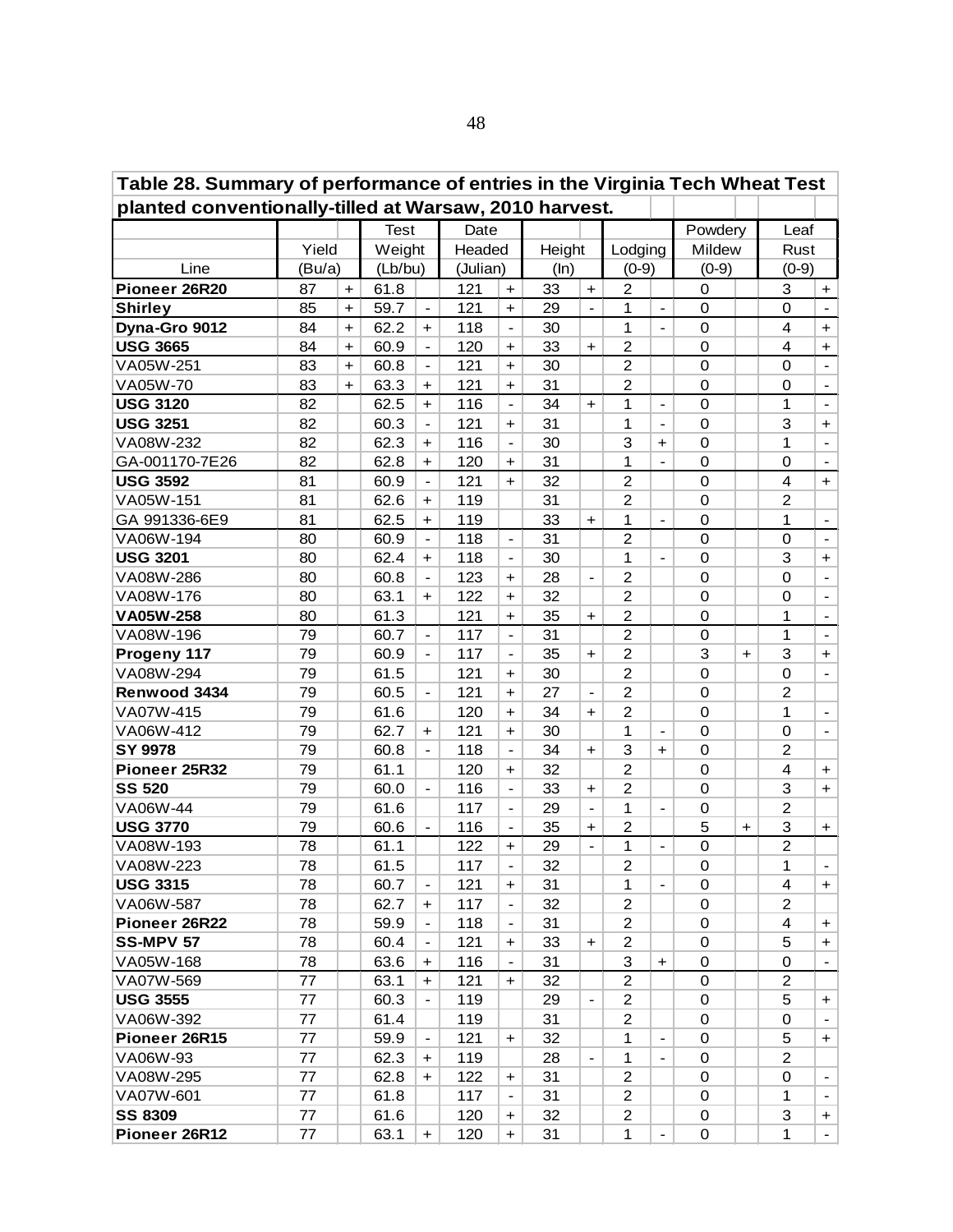**Table 28. Summary of performance of entries in the Virginia Tech Wheat Test planted conventionally-tilled at Warsaw, 2010 harvest.**

| Line | Yield (Bu/a) | | Test Weight (Lb/bu) | | Date Headed (Julian) | | Height (In) | | Lodging (0-9) | | Powdery Mildew (0-9) | | Leaf Rust (0-9) | |
|---|---|---|---|---|---|---|---|---|---|---|---|---|---|---|
| **Pioneer 26R20** | 87 | + | 61.8 | | 121 | + | 33 | + | 2 | | 0 | | 3 | + |
| **Shirley** | 85 | + | 59.7 | - | 121 | + | 29 | - | 1 | - | 0 | | 0 | - |
| **Dyna-Gro 9012** | 84 | + | 62.2 | + | 118 | - | 30 | | 1 | - | 0 | | 4 | + |
| **USG 3665** | 84 | + | 60.9 | - | 120 | + | 33 | + | 2 | | 0 | | 4 | + |
| VA05W-251 | 83 | + | 60.8 | - | 121 | + | 30 | | 2 | | 0 | | 0 | - |
| VA05W-70 | 83 | + | 63.3 | + | 121 | + | 31 | | 2 | | 0 | | 0 | - |
| **USG 3120** | 82 | | 62.5 | + | 116 | - | 34 | + | 1 | - | 0 | | 1 | - |
| **USG 3251** | 82 | | 60.3 | - | 121 | + | 31 | | 1 | - | 0 | | 3 | + |
| VA08W-232 | 82 | | 62.3 | + | 116 | - | 30 | | 3 | + | 0 | | 1 | - |
| GA-001170-7E26 | 82 | | 62.8 | + | 120 | + | 31 | | 1 | - | 0 | | 0 | - |
| **USG 3592** | 81 | | 60.9 | - | 121 | + | 32 | | 2 | | 0 | | 4 | + |
| VA05W-151 | 81 | | 62.6 | + | 119 | | 31 | | 2 | | 0 | | 2 | |
| GA 991336-6E9 | 81 | | 62.5 | + | 119 | | 33 | + | 1 | - | 0 | | 1 | - |
| VA06W-194 | 80 | | 60.9 | - | 118 | - | 31 | | 2 | | 0 | | 0 | - |
| **USG 3201** | 80 | | 62.4 | + | 118 | - | 30 | | 1 | - | 0 | | 3 | + |
| VA08W-286 | 80 | | 60.8 | - | 123 | + | 28 | - | 2 | | 0 | | 0 | - |
| VA08W-176 | 80 | | 63.1 | + | 122 | + | 32 | | 2 | | 0 | | 0 | - |
| **VA05W-258** | 80 | | 61.3 | | 121 | + | 35 | + | 2 | | 0 | | 1 | - |
| VA08W-196 | 79 | | 60.7 | - | 117 | - | 31 | | 2 | | 0 | | 1 | - |
| **Progeny 117** | 79 | | 60.9 | - | 117 | - | 35 | + | 2 | | 3 | + | 3 | + |
| VA08W-294 | 79 | | 61.5 | | 121 | + | 30 | | 2 | | 0 | | 0 | - |
| **Renwood 3434** | 79 | | 60.5 | - | 121 | + | 27 | - | 2 | | 0 | | 2 | |
| VA07W-415 | 79 | | 61.6 | | 120 | + | 34 | + | 2 | | 0 | | 1 | - |
| VA06W-412 | 79 | | 62.7 | + | 121 | + | 30 | | 1 | - | 0 | | 0 | - |
| **SY 9978** | 79 | | 60.8 | - | 118 | - | 34 | + | 3 | + | 0 | | 2 | |
| **Pioneer 25R32** | 79 | | 61.1 | | 120 | + | 32 | | 2 | | 0 | | 4 | + |
| **SS 520** | 79 | | 60.0 | - | 116 | - | 33 | + | 2 | | 0 | | 3 | + |
| VA06W-44 | 79 | | 61.6 | | 117 | - | 29 | - | 1 | - | 0 | | 2 | |
| **USG 3770** | 79 | | 60.6 | - | 116 | - | 35 | + | 2 | | 5 | + | 3 | + |
| VA08W-193 | 78 | | 61.1 | | 122 | + | 29 | - | 1 | - | 0 | | 2 | |
| VA08W-223 | 78 | | 61.5 | | 117 | - | 32 | | 2 | | 0 | | 1 | - |
| **USG 3315** | 78 | | 60.7 | - | 121 | + | 31 | | 1 | - | 0 | | 4 | + |
| VA06W-587 | 78 | | 62.7 | + | 117 | - | 32 | | 2 | | 0 | | 2 | |
| **Pioneer 26R22** | 78 | | 59.9 | - | 118 | - | 31 | | 2 | | 0 | | 4 | + |
| **SS-MPV 57** | 78 | | 60.4 | - | 121 | + | 33 | + | 2 | | 0 | | 5 | + |
| VA05W-168 | 78 | | 63.6 | + | 116 | - | 31 | | 3 | + | 0 | | 0 | - |
| VA07W-569 | 77 | | 63.1 | + | 121 | + | 32 | | 2 | | 0 | | 2 | |
| **USG 3555** | 77 | | 60.3 | - | 119 | | 29 | - | 2 | | 0 | | 5 | + |
| VA06W-392 | 77 | | 61.4 | | 119 | | 31 | | 2 | | 0 | | 0 | - |
| **Pioneer 26R15** | 77 | | 59.9 | - | 121 | + | 32 | | 1 | - | 0 | | 5 | + |
| VA06W-93 | 77 | | 62.3 | + | 119 | | 28 | - | 1 | - | 0 | | 2 | |
| VA08W-295 | 77 | | 62.8 | + | 122 | + | 31 | | 2 | | 0 | | 0 | - |
| VA07W-601 | 77 | | 61.8 | | 117 | - | 31 | | 2 | | 0 | | 1 | - |
| **SS 8309** | 77 | | 61.6 | | 120 | + | 32 | | 2 | | 0 | | 3 | + |
| **Pioneer 26R12** | 77 | | 63.1 | + | 120 | + | 31 | | 1 | - | 0 | | 1 | - |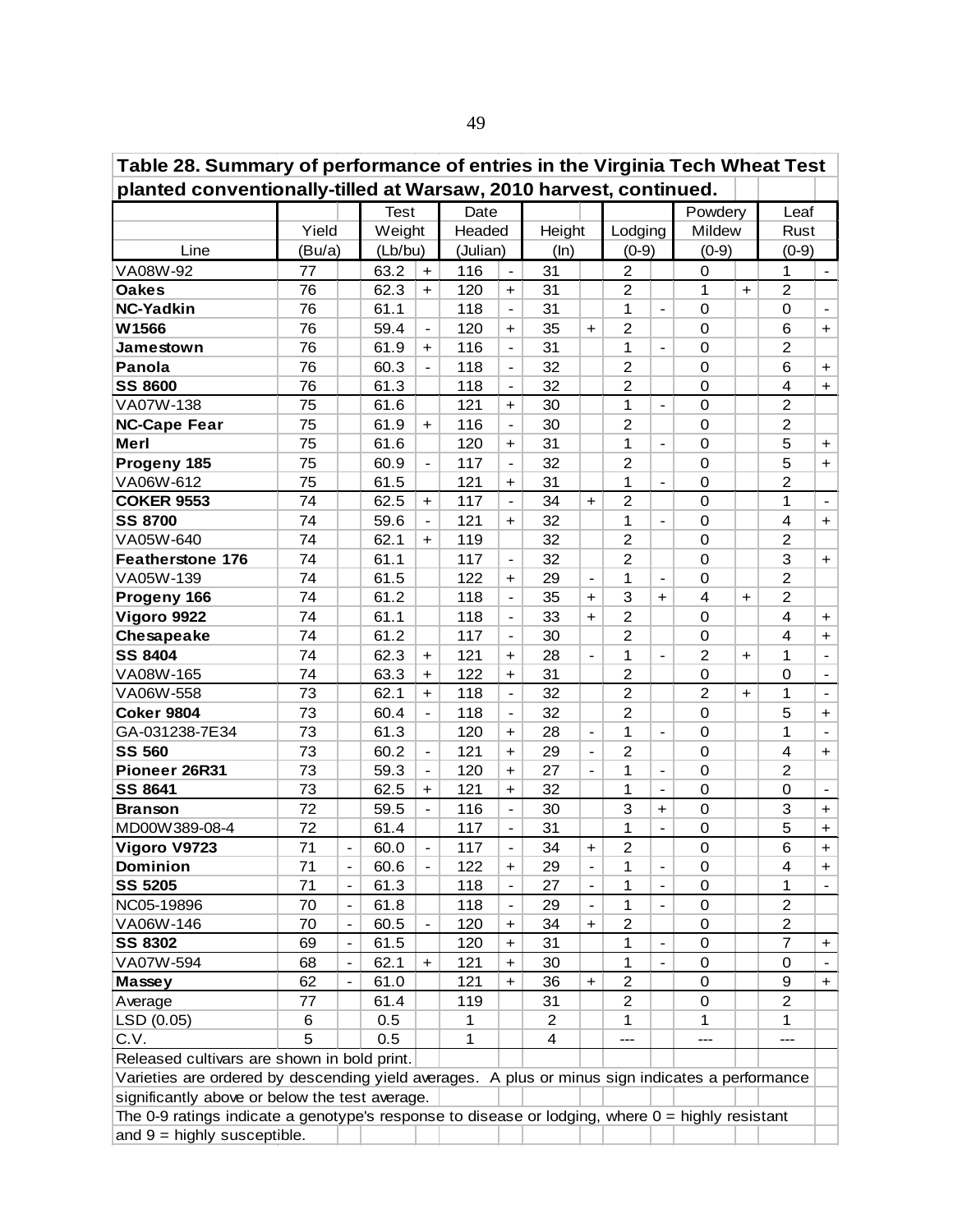**Table 28. Summary of performance of entries in the Virginia Tech Wheat Test planted conventionally-tilled at Warsaw, 2010 harvest, continued.**

| Line | Yield (Bu/a) | | Test Weight (Lb/bu) | | Date Headed (Julian) | | Height (In) | | Lodging (0-9) | | Powdery Mildew (0-9) | | Leaf Rust (0-9) | |
|---|---|---|---|---|---|---|---|---|---|---|---|---|---|---|
| VA08W-92 | 77 | | 63.2 | + | 116 | - | 31 | | 2 | | 0 | | 1 | - |
| **Oakes** | 76 | | 62.3 | + | 120 | + | 31 | | 2 | | 1 | + | 2 | |
| **NC-Yadkin** | 76 | | 61.1 | | 118 | - | 31 | | 1 | - | 0 | | 0 | - |
| **W1566** | 76 | | 59.4 | - | 120 | + | 35 | + | 2 | | 0 | | 6 | + |
| **Jamestown** | 76 | | 61.9 | + | 116 | - | 31 | | 1 | - | 0 | | 2 | |
| **Panola** | 76 | | 60.3 | - | 118 | - | 32 | | 2 | | 0 | | 6 | + |
| **SS 8600** | 76 | | 61.3 | | 118 | - | 32 | | 2 | | 0 | | 4 | + |
| VA07W-138 | 75 | | 61.6 | | 121 | + | 30 | | 1 | - | 0 | | 2 | |
| **NC-Cape Fear** | 75 | | 61.9 | + | 116 | - | 30 | | 2 | | 0 | | 2 | |
| **Merl** | 75 | | 61.6 | | 120 | + | 31 | | 1 | - | 0 | | 5 | + |
| **Progeny 185** | 75 | | 60.9 | - | 117 | - | 32 | | 2 | | 0 | | 5 | + |
| VA06W-612 | 75 | | 61.5 | | 121 | + | 31 | | 1 | - | 0 | | 2 | |
| **COKER 9553** | 74 | | 62.5 | + | 117 | - | 34 | + | 2 | | 0 | | 1 | - |
| **SS 8700** | 74 | | 59.6 | - | 121 | + | 32 | | 1 | - | 0 | | 4 | + |
| VA05W-640 | 74 | | 62.1 | + | 119 | | 32 | | 2 | | 0 | | 2 | |
| **Featherstone 176** | 74 | | 61.1 | | 117 | - | 32 | | 2 | | 0 | | 3 | + |
| VA05W-139 | 74 | | 61.5 | | 122 | + | 29 | - | 1 | - | 0 | | 2 | |
| **Progeny 166** | 74 | | 61.2 | | 118 | - | 35 | + | 3 | + | 4 | + | 2 | |
| **Vigoro 9922** | 74 | | 61.1 | | 118 | - | 33 | + | 2 | | 0 | | 4 | + |
| **Chesapeake** | 74 | | 61.2 | | 117 | - | 30 | | 2 | | 0 | | 4 | + |
| **SS 8404** | 74 | | 62.3 | + | 121 | + | 28 | - | 1 | - | 2 | + | 1 | - |
| VA08W-165 | 74 | | 63.3 | + | 122 | + | 31 | | 2 | | 0 | | 0 | - |
| VA06W-558 | 73 | | 62.1 | + | 118 | - | 32 | | 2 | | 2 | + | 1 | - |
| **Coker 9804** | 73 | | 60.4 | - | 118 | - | 32 | | 2 | | 0 | | 5 | + |
| GA-031238-7E34 | 73 | | 61.3 | | 120 | + | 28 | - | 1 | - | 0 | | 1 | - |
| **SS 560** | 73 | | 60.2 | - | 121 | + | 29 | - | 2 | | 0 | | 4 | + |
| **Pioneer 26R31** | 73 | | 59.3 | - | 120 | + | 27 | - | 1 | - | 0 | | 2 | |
| **SS 8641** | 73 | | 62.5 | + | 121 | + | 32 | | 1 | - | 0 | | 0 | - |
| **Branson** | 72 | | 59.5 | - | 116 | - | 30 | | 3 | + | 0 | | 3 | + |
| MD00W389-08-4 | 72 | | 61.4 | | 117 | - | 31 | | 1 | - | 0 | | 5 | + |
| **Vigoro V9723** | 71 | - | 60.0 | - | 117 | - | 34 | + | 2 | | 0 | | 6 | + |
| **Dominion** | 71 | - | 60.6 | - | 122 | + | 29 | - | 1 | - | 0 | | 4 | + |
| **SS 5205** | 71 | - | 61.3 | | 118 | - | 27 | - | 1 | - | 0 | | 1 | - |
| NC05-19896 | 70 | - | 61.8 | | 118 | - | 29 | - | 1 | - | 0 | | 2 | |
| VA06W-146 | 70 | - | 60.5 | - | 120 | + | 34 | + | 2 | | 0 | | 2 | |
| **SS 8302** | 69 | - | 61.5 | | 120 | + | 31 | | 1 | - | 0 | | 7 | + |
| VA07W-594 | 68 | - | 62.1 | + | 121 | + | 30 | | 1 | - | 0 | | 0 | - |
| **Massey** | 62 | - | 61.0 | | 121 | + | 36 | + | 2 | | 0 | | 9 | + |
| Average | 77 | | 61.4 | | 119 | | 31 | | 2 | | 0 | | 2 | |
| LSD (0.05) | 6 | | 0.5 | | 1 | | 2 | | 1 | | 1 | | 1 | |
| C.V. | 5 | | 0.5 | | 1 | | 4 | | --- | | --- | | --- | |

Released cultivars are shown in bold print.

Varieties are ordered by descending yield averages. A plus or minus sign indicates a performance significantly above or below the test average.

The 0-9 ratings indicate a genotype's response to disease or lodging, where 0 = highly resistant and 9 = highly susceptible.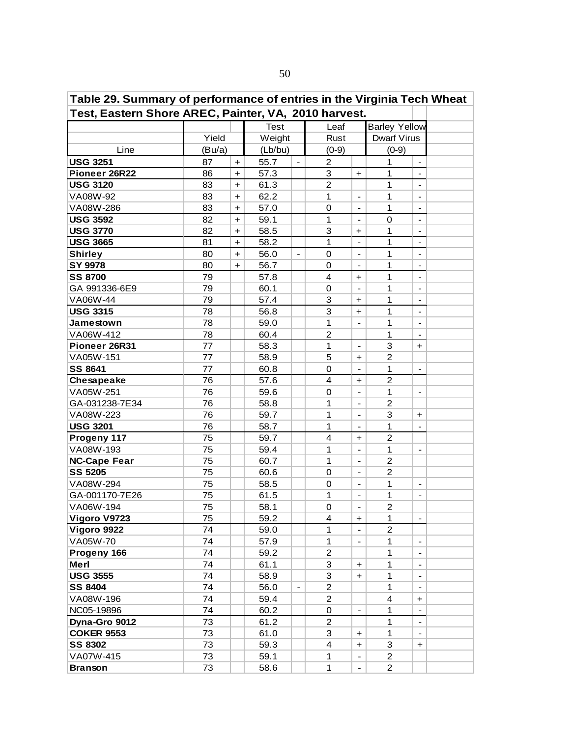| Table 29. Summary of performance of entries in the Virginia Tech Wheat Test, Eastern Shore AREC, Painter, VA, 2010 harvest. | | | | | | | | |
|---|---|---|---|---|---|---|---|---|
| | | | Test | | Leaf | | Barley Yellow | |
| | Yield | | Weight | | Rust | | Dwarf Virus | |
| Line | (Bu/a) | | (Lb/bu) | | (0-9) | | (0-9) | |
| **USG 3251** | 87 | + | 55.7 | - | 2 | | 1 | - |
| **Pioneer 26R22** | 86 | + | 57.3 | | 3 | + | 1 | - |
| **USG 3120** | 83 | + | 61.3 | | 2 | | 1 | - |
| VA08W-92 | 83 | + | 62.2 | | 1 | - | 1 | - |
| VA08W-286 | 83 | + | 57.0 | | 0 | - | 1 | - |
| **USG 3592** | 82 | + | 59.1 | | 1 | - | 0 | - |
| **USG 3770** | 82 | + | 58.5 | | 3 | + | 1 | - |
| **USG 3665** | 81 | + | 58.2 | | 1 | - | 1 | - |
| **Shirley** | 80 | + | 56.0 | - | 0 | - | 1 | - |
| **SY 9978** | 80 | + | 56.7 | | 0 | - | 1 | - |
| **SS 8700** | 79 | | 57.8 | | 4 | + | 1 | - |
| GA 991336-6E9 | 79 | | 60.1 | | 0 | - | 1 | - |
| VA06W-44 | 79 | | 57.4 | | 3 | + | 1 | - |
| **USG 3315** | 78 | | 56.8 | | 3 | + | 1 | - |
| **Jamestown** | 78 | | 59.0 | | 1 | - | 1 | - |
| VA06W-412 | 78 | | 60.4 | | 2 | | 1 | - |
| **Pioneer 26R31** | 77 | | 58.3 | | 1 | - | 3 | + |
| VA05W-151 | 77 | | 58.9 | | 5 | + | 2 | |
| **SS 8641** | 77 | | 60.8 | | 0 | - | 1 | - |
| **Chesapeake** | 76 | | 57.6 | | 4 | + | 2 | |
| VA05W-251 | 76 | | 59.6 | | 0 | - | 1 | - |
| GA-031238-7E34 | 76 | | 58.8 | | 1 | - | 2 | |
| VA08W-223 | 76 | | 59.7 | | 1 | - | 3 | + |
| **USG 3201** | 76 | | 58.7 | | 1 | - | 1 | - |
| **Progeny 117** | 75 | | 59.7 | | 4 | + | 2 | |
| VA08W-193 | 75 | | 59.4 | | 1 | - | 1 | - |
| **NC-Cape Fear** | 75 | | 60.7 | | 1 | - | 2 | |
| **SS 5205** | 75 | | 60.6 | | 0 | - | 2 | |
| VA08W-294 | 75 | | 58.5 | | 0 | - | 1 | - |
| GA-001170-7E26 | 75 | | 61.5 | | 1 | - | 1 | - |
| VA06W-194 | 75 | | 58.1 | | 0 | - | 2 | |
| **Vigoro V9723** | 75 | | 59.2 | | 4 | + | 1 | - |
| **Vigoro 9922** | 74 | | 59.0 | | 1 | - | 2 | |
| VA05W-70 | 74 | | 57.9 | | 1 | - | 1 | - |
| **Progeny 166** | 74 | | 59.2 | | 2 | | 1 | - |
| **Merl** | 74 | | 61.1 | | 3 | + | 1 | - |
| **USG 3555** | 74 | | 58.9 | | 3 | + | 1 | - |
| **SS 8404** | 74 | | 56.0 | - | 2 | | 1 | - |
| VA08W-196 | 74 | | 59.4 | | 2 | | 4 | + |
| NC05-19896 | 74 | | 60.2 | | 0 | - | 1 | - |
| **Dyna-Gro 9012** | 73 | | 61.2 | | 2 | | 1 | - |
| **COKER 9553** | 73 | | 61.0 | | 3 | + | 1 | - |
| **SS 8302** | 73 | | 59.3 | | 4 | + | 3 | + |
| VA07W-415 | 73 | | 59.1 | | 1 | - | 2 | |
| **Branson** | 73 | | 58.6 | | 1 | - | 2 | |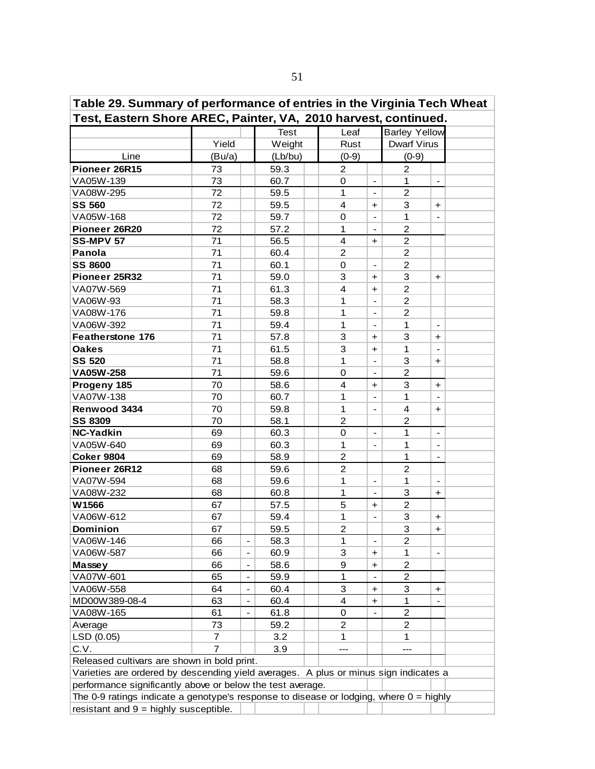## Table 29. Summary of performance of entries in the Virginia Tech Wheat Test, Eastern Shore AREC, Painter, VA, 2010 harvest, continued.

| Line | Yield (Bu/a) | | Test Weight (Lb/bu) | | Leaf Rust (0-9) | | Barley Yellow Dwarf Virus (0-9) | |
|---|---|---|---|---|---|---|---|---|
| **Pioneer 26R15** | 73 | | 59.3 | | 2 | | 2 | |
| VA05W-139 | 73 | | 60.7 | | 0 | - | 1 | - |
| VA08W-295 | 72 | | 59.5 | | 1 | - | 2 | |
| **SS 560** | 72 | | 59.5 | | 4 | + | 3 | + |
| VA05W-168 | 72 | | 59.7 | | 0 | - | 1 | - |
| **Pioneer 26R20** | 72 | | 57.2 | | 1 | - | 2 | |
| **SS-MPV 57** | 71 | | 56.5 | | 4 | + | 2 | |
| **Panola** | 71 | | 60.4 | | 2 | | 2 | |
| **SS 8600** | 71 | | 60.1 | | 0 | - | 2 | |
| **Pioneer 25R32** | 71 | | 59.0 | | 3 | + | 3 | + |
| VA07W-569 | 71 | | 61.3 | | 4 | + | 2 | |
| VA06W-93 | 71 | | 58.3 | | 1 | - | 2 | |
| VA08W-176 | 71 | | 59.8 | | 1 | - | 2 | |
| VA06W-392 | 71 | | 59.4 | | 1 | - | 1 | - |
| **Featherstone 176** | 71 | | 57.8 | | 3 | + | 3 | + |
| **Oakes** | 71 | | 61.5 | | 3 | + | 1 | - |
| **SS 520** | 71 | | 58.8 | | 1 | - | 3 | + |
| **VA05W-258** | 71 | | 59.6 | | 0 | - | 2 | |
| **Progeny 185** | 70 | | 58.6 | | 4 | + | 3 | + |
| VA07W-138 | 70 | | 60.7 | | 1 | - | 1 | - |
| **Renwood 3434** | 70 | | 59.8 | | 1 | - | 4 | + |
| **SS 8309** | 70 | | 58.1 | | 2 | | 2 | |
| **NC-Yadkin** | 69 | | 60.3 | | 0 | - | 1 | - |
| VA05W-640 | 69 | | 60.3 | | 1 | - | 1 | - |
| **Coker 9804** | 69 | | 58.9 | | 2 | | 1 | - |
| **Pioneer 26R12** | 68 | | 59.6 | | 2 | | 2 | |
| VA07W-594 | 68 | | 59.6 | | 1 | - | 1 | - |
| VA08W-232 | 68 | | 60.8 | | 1 | - | 3 | + |
| **W1566** | 67 | | 57.5 | | 5 | + | 2 | |
| VA06W-612 | 67 | | 59.4 | | 1 | - | 3 | + |
| **Dominion** | 67 | | 59.5 | | 2 | | 3 | + |
| VA06W-146 | 66 | - | 58.3 | | 1 | - | 2 | |
| VA06W-587 | 66 | - | 60.9 | | 3 | + | 1 | - |
| **Massey** | 66 | - | 58.6 | | 9 | + | 2 | |
| VA07W-601 | 65 | - | 59.9 | | 1 | - | 2 | |
| VA06W-558 | 64 | - | 60.4 | | 3 | + | 3 | + |
| MD00W389-08-4 | 63 | - | 60.4 | | 4 | + | 1 | - |
| VA08W-165 | 61 | - | 61.8 | | 0 | - | 2 | |
| Average | 73 | | 59.2 | | 2 | | 2 | |
| LSD (0.05) | 7 | | 3.2 | | 1 | | 1 | |
| C.V. | 7 | | 3.9 | | --- | | --- | |

Released cultivars are shown in bold print.

Varieties are ordered by descending yield averages. A plus or minus sign indicates a performance significantly above or below the test average.

The 0-9 ratings indicate a genotype's response to disease or lodging, where 0 = highly resistant and 9 = highly susceptible.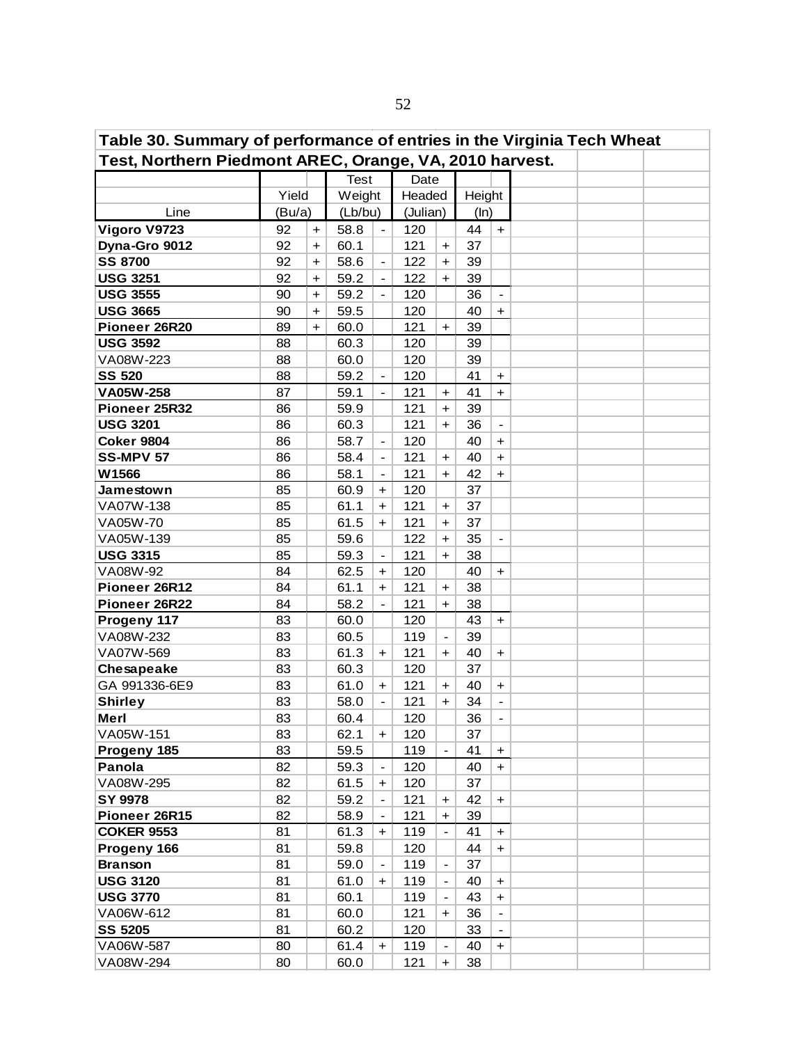**Table 30. Summary of performance of entries in the Virginia Tech Wheat Test, Northern Piedmont AREC, Orange, VA, 2010 harvest.**

| Line | Yield (Bu/a) | | Test Weight (Lb/bu) | | Date Headed (Julian) | | Height (In) | |
|---|---|---|---|---|---|---|---|---|
| **Vigoro V9723** | 92 | + | 58.8 | - | 120 | | 44 | + |
| **Dyna-Gro 9012** | 92 | + | 60.1 | | 121 | + | 37 | |
| **SS 8700** | 92 | + | 58.6 | - | 122 | + | 39 | |
| **USG 3251** | 92 | + | 59.2 | - | 122 | + | 39 | |
| **USG 3555** | 90 | + | 59.2 | - | 120 | | 36 | - |
| **USG 3665** | 90 | + | 59.5 | | 120 | | 40 | + |
| **Pioneer 26R20** | 89 | + | 60.0 | | 121 | + | 39 | |
| **USG 3592** | 88 | | 60.3 | | 120 | | 39 | |
| VA08W-223 | 88 | | 60.0 | | 120 | | 39 | |
| **SS 520** | 88 | | 59.2 | - | 120 | | 41 | + |
| **VA05W-258** | 87 | | 59.1 | - | 121 | + | 41 | + |
| **Pioneer 25R32** | 86 | | 59.9 | | 121 | + | 39 | |
| **USG 3201** | 86 | | 60.3 | | 121 | + | 36 | - |
| **Coker 9804** | 86 | | 58.7 | - | 120 | | 40 | + |
| **SS-MPV 57** | 86 | | 58.4 | - | 121 | + | 40 | + |
| **W1566** | 86 | | 58.1 | - | 121 | + | 42 | + |
| **Jamestown** | 85 | | 60.9 | + | 120 | | 37 | |
| VA07W-138 | 85 | | 61.1 | + | 121 | + | 37 | |
| VA05W-70 | 85 | | 61.5 | + | 121 | + | 37 | |
| VA05W-139 | 85 | | 59.6 | | 122 | + | 35 | - |
| **USG 3315** | 85 | | 59.3 | - | 121 | + | 38 | |
| VA08W-92 | 84 | | 62.5 | + | 120 | | 40 | + |
| **Pioneer 26R12** | 84 | | 61.1 | + | 121 | + | 38 | |
| **Pioneer 26R22** | 84 | | 58.2 | - | 121 | + | 38 | |
| **Progeny 117** | 83 | | 60.0 | | 120 | | 43 | + |
| VA08W-232 | 83 | | 60.5 | | 119 | - | 39 | |
| VA07W-569 | 83 | | 61.3 | + | 121 | + | 40 | + |
| **Chesapeake** | 83 | | 60.3 | | 120 | | 37 | |
| GA 991336-6E9 | 83 | | 61.0 | + | 121 | + | 40 | + |
| **Shirley** | 83 | | 58.0 | - | 121 | + | 34 | - |
| **Merl** | 83 | | 60.4 | | 120 | | 36 | - |
| VA05W-151 | 83 | | 62.1 | + | 120 | | 37 | |
| **Progeny 185** | 83 | | 59.5 | | 119 | - | 41 | + |
| **Panola** | 82 | | 59.3 | - | 120 | | 40 | + |
| VA08W-295 | 82 | | 61.5 | + | 120 | | 37 | |
| **SY 9978** | 82 | | 59.2 | - | 121 | + | 42 | + |
| **Pioneer 26R15** | 82 | | 58.9 | - | 121 | + | 39 | |
| **COKER 9553** | 81 | | 61.3 | + | 119 | - | 41 | + |
| **Progeny 166** | 81 | | 59.8 | | 120 | | 44 | + |
| **Branson** | 81 | | 59.0 | - | 119 | - | 37 | |
| **USG 3120** | 81 | | 61.0 | + | 119 | - | 40 | + |
| **USG 3770** | 81 | | 60.1 | | 119 | - | 43 | + |
| VA06W-612 | 81 | | 60.0 | | 121 | + | 36 | - |
| **SS 5205** | 81 | | 60.2 | | 120 | | 33 | - |
| VA06W-587 | 80 | | 61.4 | + | 119 | - | 40 | + |
| VA08W-294 | 80 | | 60.0 | | 121 | + | 38 | |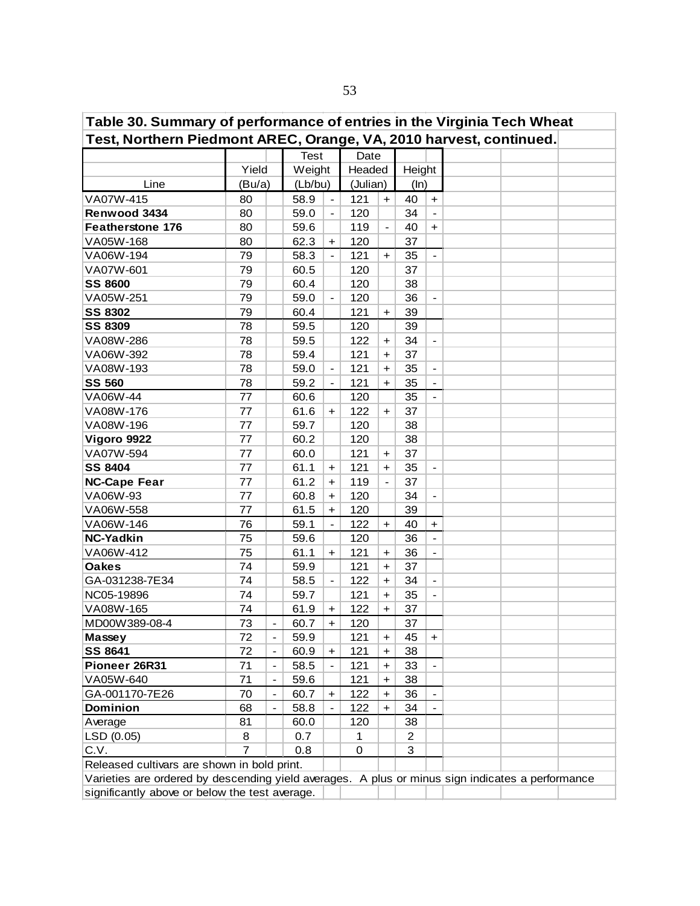## Table 30. Summary of performance of entries in the Virginia Tech Wheat Test, Northern Piedmont AREC, Orange, VA, 2010 harvest, continued.

| Line | Yield (Bu/a) | | Test Weight (Lb/bu) | | Date Headed (Julian) | | Height (In) | |
|---|---|---|---|---|---|---|---|---|
| VA07W-415 | 80 | | 58.9 | - | 121 | + | 40 | + |
| **Renwood 3434** | 80 | | 59.0 | - | 120 | | 34 | - |
| **Featherstone 176** | 80 | | 59.6 | | 119 | - | 40 | + |
| VA05W-168 | 80 | | 62.3 | + | 120 | | 37 | |
| VA06W-194 | 79 | | 58.3 | - | 121 | + | 35 | - |
| VA07W-601 | 79 | | 60.5 | | 120 | | 37 | |
| **SS 8600** | 79 | | 60.4 | | 120 | | 38 | |
| VA05W-251 | 79 | | 59.0 | - | 120 | | 36 | - |
| **SS 8302** | 79 | | 60.4 | | 121 | + | 39 | |
| **SS 8309** | 78 | | 59.5 | | 120 | | 39 | |
| VA08W-286 | 78 | | 59.5 | | 122 | + | 34 | - |
| VA06W-392 | 78 | | 59.4 | | 121 | + | 37 | |
| VA08W-193 | 78 | | 59.0 | - | 121 | + | 35 | - |
| **SS 560** | 78 | | 59.2 | - | 121 | + | 35 | - |
| VA06W-44 | 77 | | 60.6 | | 120 | | 35 | - |
| VA08W-176 | 77 | | 61.6 | + | 122 | + | 37 | |
| VA08W-196 | 77 | | 59.7 | | 120 | | 38 | |
| **Vigoro 9922** | 77 | | 60.2 | | 120 | | 38 | |
| VA07W-594 | 77 | | 60.0 | | 121 | + | 37 | |
| **SS 8404** | 77 | | 61.1 | + | 121 | + | 35 | - |
| **NC-Cape Fear** | 77 | | 61.2 | + | 119 | - | 37 | |
| VA06W-93 | 77 | | 60.8 | + | 120 | | 34 | - |
| VA06W-558 | 77 | | 61.5 | + | 120 | | 39 | |
| VA06W-146 | 76 | | 59.1 | - | 122 | + | 40 | + |
| **NC-Yadkin** | 75 | | 59.6 | | 120 | | 36 | - |
| VA06W-412 | 75 | | 61.1 | + | 121 | + | 36 | - |
| **Oakes** | 74 | | 59.9 | | 121 | + | 37 | |
| GA-031238-7E34 | 74 | | 58.5 | - | 122 | + | 34 | - |
| NC05-19896 | 74 | | 59.7 | | 121 | + | 35 | - |
| VA08W-165 | 74 | | 61.9 | + | 122 | + | 37 | |
| MD00W389-08-4 | 73 | - | 60.7 | + | 120 | | 37 | |
| **Massey** | 72 | - | 59.9 | | 121 | + | 45 | + |
| **SS 8641** | 72 | - | 60.9 | + | 121 | + | 38 | |
| **Pioneer 26R31** | 71 | - | 58.5 | - | 121 | + | 33 | - |
| VA05W-640 | 71 | - | 59.6 | | 121 | + | 38 | |
| GA-001170-7E26 | 70 | - | 60.7 | + | 122 | + | 36 | - |
| **Dominion** | 68 | - | 58.8 | - | 122 | + | 34 | - |
| Average | 81 | | 60.0 | | 120 | | 38 | |
| LSD (0.05) | 8 | | 0.7 | | 1 | | 2 | |
| C.V. | 7 | | 0.8 | | 0 | | 3 | |

Released cultivars are shown in bold print.

Varieties are ordered by descending yield averages. A plus or minus sign indicates a performance significantly above or below the test average.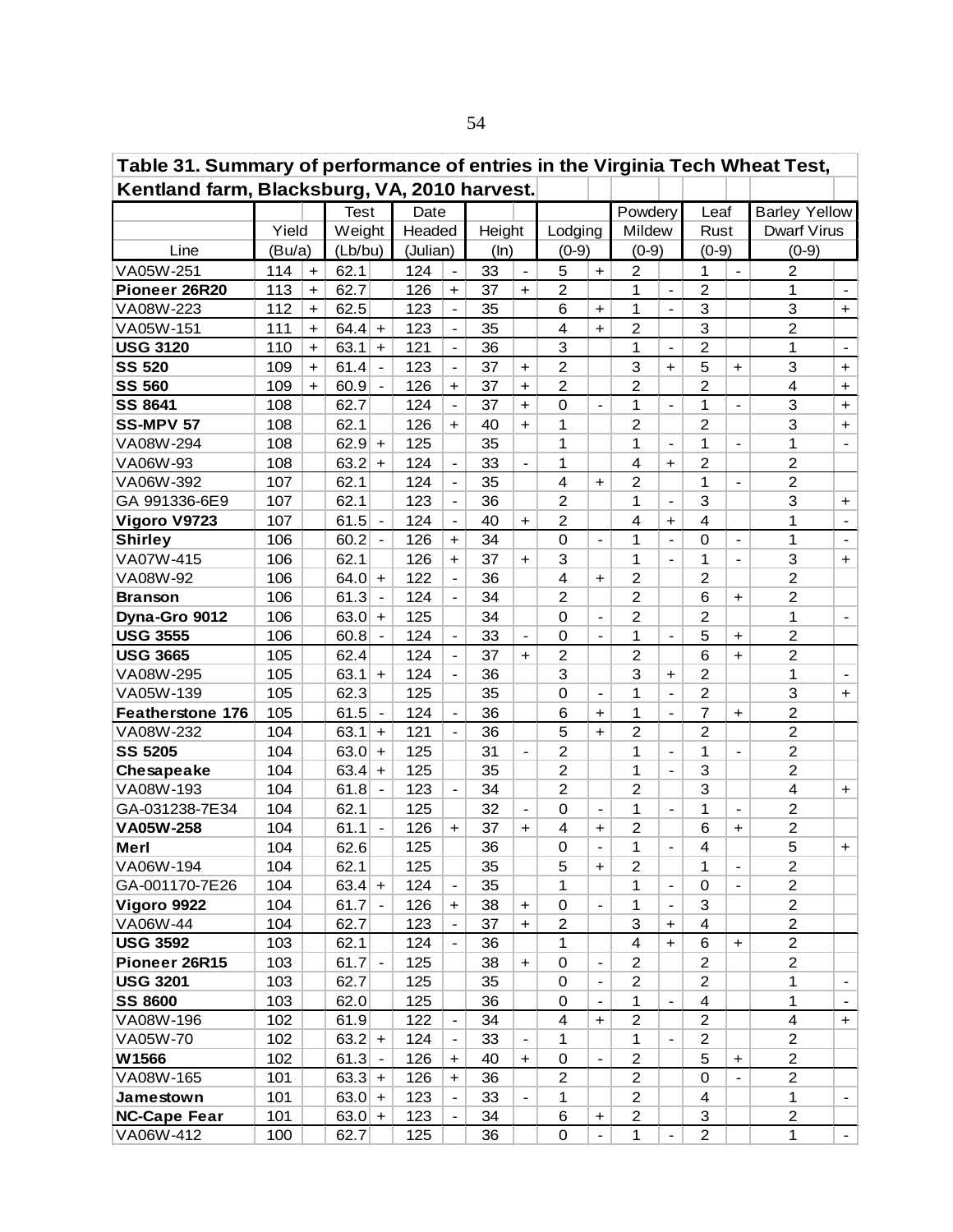**Table 31. Summary of performance of entries in the Virginia Tech Wheat Test, Kentland farm, Blacksburg, VA, 2010 harvest.**

| Line | Yield (Bu/a) | | Test Weight (Lb/bu) | | Date Headed (Julian) | | Height (In) | | Lodging (0-9) | | Powdery Mildew (0-9) | | Leaf Rust (0-9) | | Barley Yellow Dwarf Virus (0-9) | |
|---|---|---|---|---|---|---|---|---|---|---|---|---|---|---|---|---|
| VA05W-251 | 114 | + | 62.1 | | 124 | - | 33 | - | 5 | + | 2 | | 1 | - | 2 | |
| **Pioneer 26R20** | 113 | + | 62.7 | | 126 | + | 37 | + | 2 | | 1 | - | 2 | | 1 | - |
| VA08W-223 | 112 | + | 62.5 | | 123 | - | 35 | | 6 | + | 1 | - | 3 | | 3 | + |
| VA05W-151 | 111 | + | 64.4 | + | 123 | - | 35 | | 4 | + | 2 | | 3 | | 2 | |
| **USG 3120** | 110 | + | 63.1 | + | 121 | - | 36 | | 3 | | 1 | - | 2 | | 1 | - |
| **SS 520** | 109 | + | 61.4 | - | 123 | - | 37 | + | 2 | | 3 | + | 5 | + | 3 | + |
| **SS 560** | 109 | + | 60.9 | - | 126 | + | 37 | + | 2 | | 2 | | 2 | | 4 | + |
| **SS 8641** | 108 | | 62.7 | | 124 | - | 37 | + | 0 | - | 1 | - | 1 | - | 3 | + |
| **SS-MPV 57** | 108 | | 62.1 | | 126 | + | 40 | + | 1 | | 2 | | 2 | | 3 | + |
| VA08W-294 | 108 | | 62.9 | + | 125 | | 35 | | 1 | | 1 | - | 1 | - | 1 | - |
| VA06W-93 | 108 | | 63.2 | + | 124 | - | 33 | - | 1 | | 4 | + | 2 | | 2 | |
| VA06W-392 | 107 | | 62.1 | | 124 | - | 35 | | 4 | + | 2 | | 1 | - | 2 | |
| GA 991336-6E9 | 107 | | 62.1 | | 123 | - | 36 | | 2 | | 1 | - | 3 | | 3 | + |
| **Vigoro V9723** | 107 | | 61.5 | - | 124 | - | 40 | + | 2 | | 4 | + | 4 | | 1 | - |
| **Shirley** | 106 | | 60.2 | - | 126 | + | 34 | | 0 | - | 1 | - | 0 | - | 1 | - |
| VA07W-415 | 106 | | 62.1 | | 126 | + | 37 | + | 3 | | 1 | - | 1 | - | 3 | + |
| VA08W-92 | 106 | | 64.0 | + | 122 | - | 36 | | 4 | + | 2 | | 2 | | 2 | |
| **Branson** | 106 | | 61.3 | - | 124 | - | 34 | | 2 | | 2 | | 6 | + | 2 | |
| **Dyna-Gro 9012** | 106 | | 63.0 | + | 125 | | 34 | | 0 | - | 2 | | 2 | | 1 | - |
| **USG 3555** | 106 | | 60.8 | - | 124 | - | 33 | - | 0 | - | 1 | - | 5 | + | 2 | |
| **USG 3665** | 105 | | 62.4 | | 124 | - | 37 | + | 2 | | 2 | | 6 | + | 2 | |
| VA08W-295 | 105 | | 63.1 | + | 124 | - | 36 | | 3 | | 3 | + | 2 | | 1 | - |
| VA05W-139 | 105 | | 62.3 | | 125 | | 35 | | 0 | - | 1 | - | 2 | | 3 | + |
| **Featherstone 176** | 105 | | 61.5 | - | 124 | - | 36 | | 6 | + | 1 | - | 7 | + | 2 | |
| VA08W-232 | 104 | | 63.1 | + | 121 | - | 36 | | 5 | + | 2 | | 2 | | 2 | |
| **SS 5205** | 104 | | 63.0 | + | 125 | | 31 | - | 2 | | 1 | - | 1 | - | 2 | |
| **Chesapeake** | 104 | | 63.4 | + | 125 | | 35 | | 2 | | 1 | - | 3 | | 2 | |
| VA08W-193 | 104 | | 61.8 | - | 123 | - | 34 | | 2 | | 2 | | 3 | | 4 | + |
| GA-031238-7E34 | 104 | | 62.1 | | 125 | | 32 | - | 0 | - | 1 | - | 1 | - | 2 | |
| **VA05W-258** | 104 | | 61.1 | - | 126 | + | 37 | + | 4 | + | 2 | | 6 | + | 2 | |
| **Merl** | 104 | | 62.6 | | 125 | | 36 | | 0 | - | 1 | - | 4 | | 5 | + |
| VA06W-194 | 104 | | 62.1 | | 125 | | 35 | | 5 | + | 2 | | 1 | - | 2 | |
| GA-001170-7E26 | 104 | | 63.4 | + | 124 | - | 35 | | 1 | | 1 | - | 0 | - | 2 | |
| **Vigoro 9922** | 104 | | 61.7 | - | 126 | + | 38 | + | 0 | - | 1 | - | 3 | | 2 | |
| VA06W-44 | 104 | | 62.7 | | 123 | - | 37 | + | 2 | | 3 | + | 4 | | 2 | |
| **USG 3592** | 103 | | 62.1 | | 124 | - | 36 | | 1 | | 4 | + | 6 | + | 2 | |
| **Pioneer 26R15** | 103 | | 61.7 | - | 125 | | 38 | + | 0 | - | 2 | | 2 | | 2 | |
| **USG 3201** | 103 | | 62.7 | | 125 | | 35 | | 0 | - | 2 | | 2 | | 1 | - |
| **SS 8600** | 103 | | 62.0 | | 125 | | 36 | | 0 | - | 1 | - | 4 | | 1 | - |
| VA08W-196 | 102 | | 61.9 | | 122 | - | 34 | | 4 | + | 2 | | 2 | | 4 | + |
| VA05W-70 | 102 | | 63.2 | + | 124 | - | 33 | - | 1 | | 1 | - | 2 | | 2 | |
| **W1566** | 102 | | 61.3 | - | 126 | + | 40 | + | 0 | - | 2 | | 5 | + | 2 | |
| VA08W-165 | 101 | | 63.3 | + | 126 | + | 36 | | 2 | | 2 | | 0 | - | 2 | |
| **Jamestown** | 101 | | 63.0 | + | 123 | - | 33 | - | 1 | | 2 | | 4 | | 1 | - |
| **NC-Cape Fear** | 101 | | 63.0 | + | 123 | - | 34 | | 6 | + | 2 | | 3 | | 2 | |
| VA06W-412 | 100 | | 62.7 | | 125 | | 36 | | 0 | - | 1 | - | 2 | | 1 | - |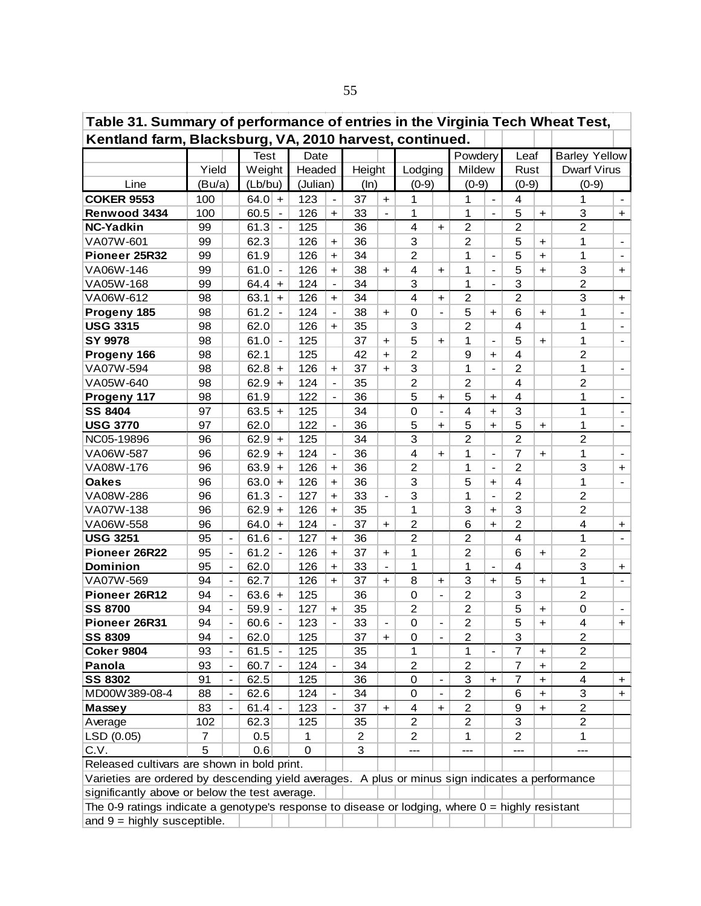**Table 31. Summary of performance of entries in the Virginia Tech Wheat Test, Kentland farm, Blacksburg, VA, 2010 harvest, continued.**

| Line | Yield (Bu/a) | | Test Weight (Lb/bu) | | Date Headed (Julian) | | Height (In) | | Lodging (0-9) | | Powdery Mildew (0-9) | | Leaf Rust (0-9) | | Barley Yellow Dwarf Virus (0-9) | |
|---|---|---|---|---|---|---|---|---|---|---|---|---|---|---|---|---|
| **COKER 9553** | 100 | | 64.0 | + | 123 | - | 37 | + | 1 | | 1 | - | 4 | | 1 | - |
| **Renwood 3434** | 100 | | 60.5 | - | 126 | + | 33 | - | 1 | | 1 | - | 5 | + | 3 | + |
| **NC-Yadkin** | 99 | | 61.3 | - | 125 | | 36 | | 4 | + | 2 | | 2 | | 2 | |
| VA07W-601 | 99 | | 62.3 | | 126 | + | 36 | | 3 | | 2 | | 5 | + | 1 | - |
| **Pioneer 25R32** | 99 | | 61.9 | | 126 | + | 34 | | 2 | | 1 | - | 5 | + | 1 | - |
| VA06W-146 | 99 | | 61.0 | - | 126 | + | 38 | + | 4 | + | 1 | - | 5 | + | 3 | + |
| VA05W-168 | 99 | | 64.4 | + | 124 | - | 34 | | 3 | | 1 | - | 3 | | 2 | |
| VA06W-612 | 98 | | 63.1 | + | 126 | + | 34 | | 4 | + | 2 | | 2 | | 3 | + |
| **Progeny 185** | 98 | | 61.2 | - | 124 | - | 38 | + | 0 | - | 5 | + | 6 | + | 1 | - |
| **USG 3315** | 98 | | 62.0 | | 126 | + | 35 | | 3 | | 2 | | 4 | | 1 | - |
| **SY 9978** | 98 | | 61.0 | - | 125 | | 37 | + | 5 | + | 1 | - | 5 | + | 1 | - |
| **Progeny 166** | 98 | | 62.1 | | 125 | | 42 | + | 2 | | 9 | + | 4 | | 2 | |
| VA07W-594 | 98 | | 62.8 | + | 126 | + | 37 | + | 3 | | 1 | - | 2 | | 1 | - |
| VA05W-640 | 98 | | 62.9 | + | 124 | - | 35 | | 2 | | 2 | | 4 | | 2 | |
| **Progeny 117** | 98 | | 61.9 | | 122 | - | 36 | | 5 | + | 5 | + | 4 | | 1 | - |
| **SS 8404** | 97 | | 63.5 | + | 125 | | 34 | | 0 | - | 4 | + | 3 | | 1 | - |
| **USG 3770** | 97 | | 62.0 | | 122 | - | 36 | | 5 | + | 5 | + | 5 | + | 1 | - |
| NC05-19896 | 96 | | 62.9 | + | 125 | | 34 | | 3 | | 2 | | 2 | | 2 | |
| VA06W-587 | 96 | | 62.9 | + | 124 | - | 36 | | 4 | + | 1 | - | 7 | + | 1 | - |
| VA08W-176 | 96 | | 63.9 | + | 126 | + | 36 | | 2 | | 1 | - | 2 | | 3 | + |
| **Oakes** | 96 | | 63.0 | + | 126 | + | 36 | | 3 | | 5 | + | 4 | | 1 | - |
| VA08W-286 | 96 | | 61.3 | - | 127 | + | 33 | - | 3 | | 1 | - | 2 | | 2 | |
| VA07W-138 | 96 | | 62.9 | + | 126 | + | 35 | | 1 | | 3 | + | 3 | | 2 | |
| VA06W-558 | 96 | | 64.0 | + | 124 | - | 37 | + | 2 | | 6 | + | 2 | | 4 | + |
| **USG 3251** | 95 | - | 61.6 | - | 127 | + | 36 | | 2 | | 2 | | 4 | | 1 | - |
| **Pioneer 26R22** | 95 | - | 61.2 | - | 126 | + | 37 | + | 1 | | 2 | | 6 | + | 2 | |
| **Dominion** | 95 | - | 62.0 | | 126 | + | 33 | - | 1 | | 1 | - | 4 | | 3 | + |
| VA07W-569 | 94 | - | 62.7 | | 126 | + | 37 | + | 8 | + | 3 | + | 5 | + | 1 | - |
| **Pioneer 26R12** | 94 | - | 63.6 | + | 125 | | 36 | | 0 | - | 2 | | 3 | | 2 | |
| **SS 8700** | 94 | - | 59.9 | - | 127 | + | 35 | | 2 | | 2 | | 5 | + | 0 | - |
| **Pioneer 26R31** | 94 | - | 60.6 | - | 123 | - | 33 | - | 0 | - | 2 | | 5 | + | 4 | + |
| **SS 8309** | 94 | - | 62.0 | | 125 | | 37 | + | 0 | - | 2 | | 3 | | 2 | |
| **Coker 9804** | 93 | - | 61.5 | - | 125 | | 35 | | 1 | | 1 | - | 7 | + | 2 | |
| **Panola** | 93 | - | 60.7 | - | 124 | - | 34 | | 2 | | 2 | | 7 | + | 2 | |
| **SS 8302** | 91 | - | 62.5 | | 125 | | 36 | | 0 | - | 3 | + | 7 | + | 4 | + |
| MD00W389-08-4 | 88 | - | 62.6 | | 124 | - | 34 | | 0 | - | 2 | | 6 | + | 3 | + |
| **Massey** | 83 | - | 61.4 | - | 123 | - | 37 | + | 4 | + | 2 | | 9 | + | 2 | |
| Average | 102 | | 62.3 | | 125 | | 35 | | 2 | | 2 | | 3 | | 2 | |
| LSD (0.05) | 7 | | 0.5 | | 1 | | 2 | | 2 | | 1 | | 2 | | 1 | |
| C.V. | 5 | | 0.6 | | 0 | | 3 | | --- | | --- | | --- | | --- | |

Released cultivars are shown in bold print.

Varieties are ordered by descending yield averages. A plus or minus sign indicates a performance significantly above or below the test average.

The 0-9 ratings indicate a genotype's response to disease or lodging, where 0 = highly resistant and 9 = highly susceptible.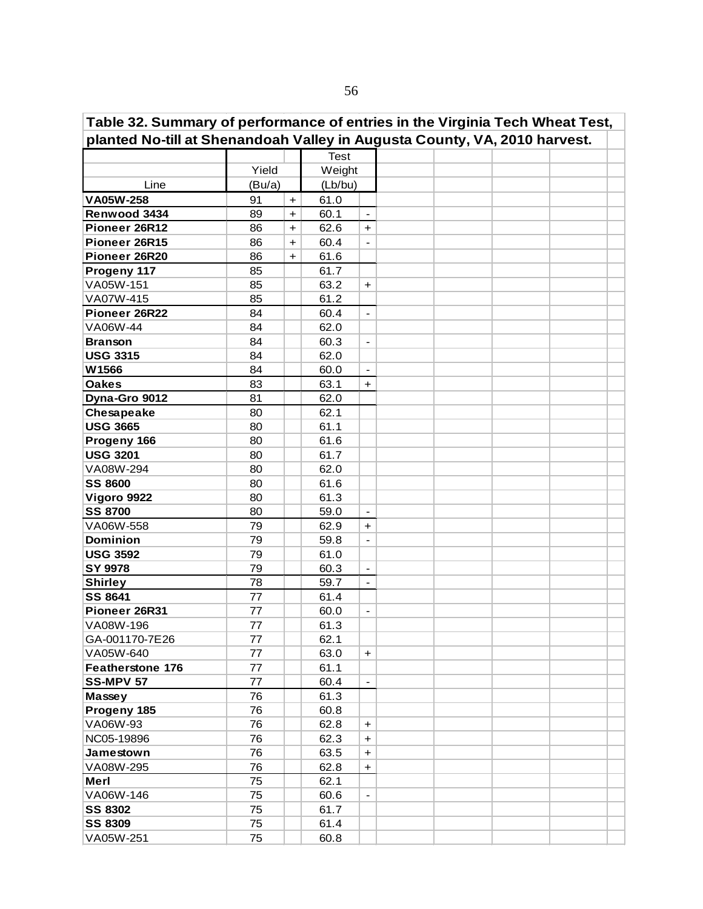**Table 32. Summary of performance of entries in the Virginia Tech Wheat Test, planted No-till at Shenandoah Valley in Augusta County, VA, 2010 harvest.**

| Line | Yield (Bu/a) | | Test Weight (Lb/bu) | |
|---|---|---|---|---|
| **VA05W-258** | 91 | + | 61.0 | |
| **Renwood 3434** | 89 | + | 60.1 | - |
| **Pioneer 26R12** | 86 | + | 62.6 | + |
| **Pioneer 26R15** | 86 | + | 60.4 | - |
| **Pioneer 26R20** | 86 | + | 61.6 | |
| **Progeny 117** | 85 | | 61.7 | |
| VA05W-151 | 85 | | 63.2 | + |
| VA07W-415 | 85 | | 61.2 | |
| **Pioneer 26R22** | 84 | | 60.4 | - |
| VA06W-44 | 84 | | 62.0 | |
| **Branson** | 84 | | 60.3 | - |
| **USG 3315** | 84 | | 62.0 | |
| **W1566** | 84 | | 60.0 | - |
| **Oakes** | 83 | | 63.1 | + |
| **Dyna-Gro 9012** | 81 | | 62.0 | |
| **Chesapeake** | 80 | | 62.1 | |
| **USG 3665** | 80 | | 61.1 | |
| **Progeny 166** | 80 | | 61.6 | |
| **USG 3201** | 80 | | 61.7 | |
| VA08W-294 | 80 | | 62.0 | |
| **SS 8600** | 80 | | 61.6 | |
| **Vigoro 9922** | 80 | | 61.3 | |
| **SS 8700** | 80 | | 59.0 | - |
| VA06W-558 | 79 | | 62.9 | + |
| **Dominion** | 79 | | 59.8 | - |
| **USG 3592** | 79 | | 61.0 | |
| **SY 9978** | 79 | | 60.3 | - |
| **Shirley** | 78 | | 59.7 | - |
| **SS 8641** | 77 | | 61.4 | |
| **Pioneer 26R31** | 77 | | 60.0 | - |
| VA08W-196 | 77 | | 61.3 | |
| GA-001170-7E26 | 77 | | 62.1 | |
| VA05W-640 | 77 | | 63.0 | + |
| **Featherstone 176** | 77 | | 61.1 | |
| **SS-MPV 57** | 77 | | 60.4 | - |
| **Massey** | 76 | | 61.3 | |
| **Progeny 185** | 76 | | 60.8 | |
| VA06W-93 | 76 | | 62.8 | + |
| NC05-19896 | 76 | | 62.3 | + |
| **Jamestown** | 76 | | 63.5 | + |
| VA08W-295 | 76 | | 62.8 | + |
| **Merl** | 75 | | 62.1 | |
| VA06W-146 | 75 | | 60.6 | - |
| **SS 8302** | 75 | | 61.7 | |
| **SS 8309** | 75 | | 61.4 | |
| VA05W-251 | 75 | | 60.8 | |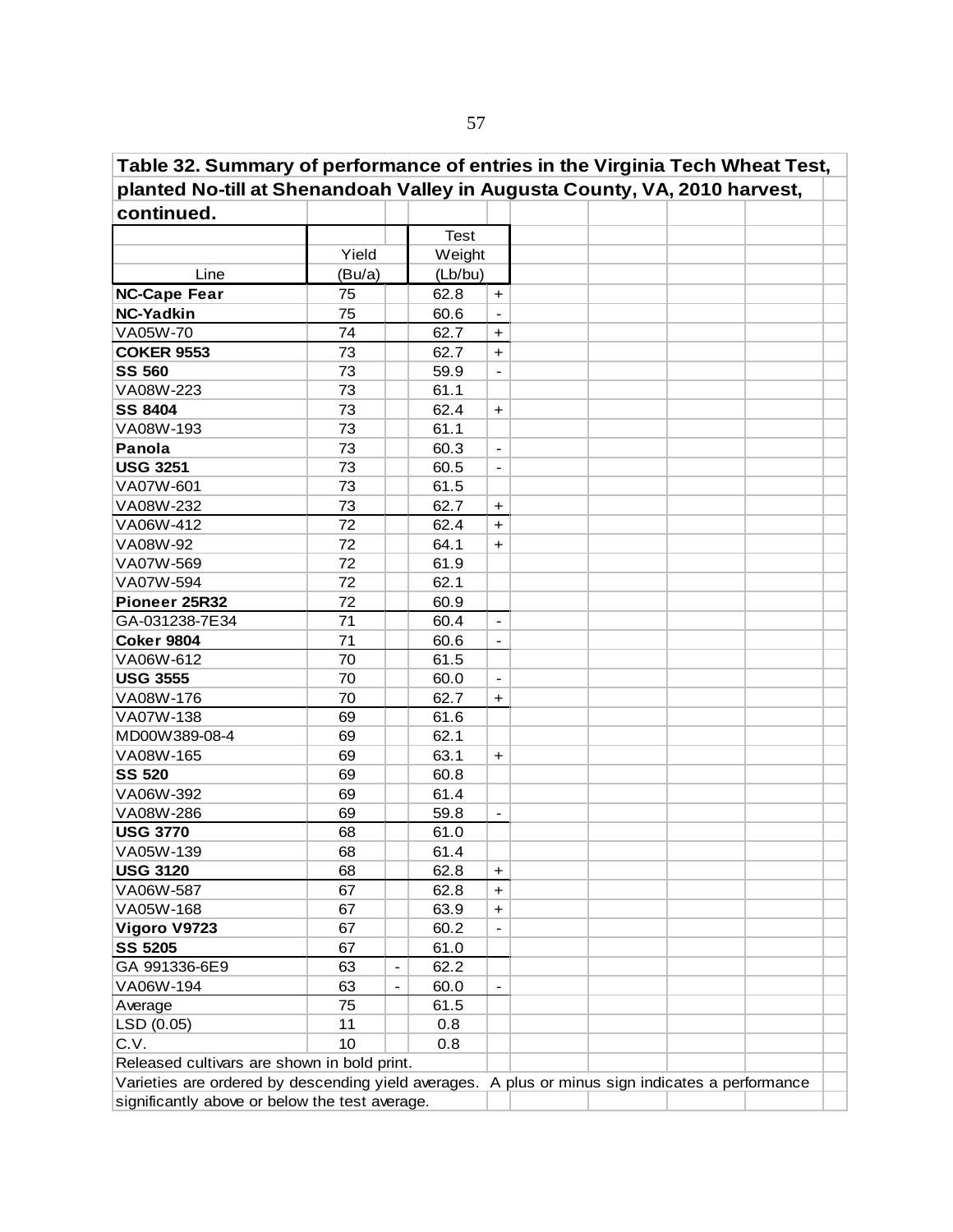**Table 32. Summary of performance of entries in the Virginia Tech Wheat Test, planted No-till at Shenandoah Valley in Augusta County, VA, 2010 harvest, continued.**

| Line | Yield (Bu/a) | | Test Weight (Lb/bu) | |
|---|---|---|---|---|
| **NC-Cape Fear** | 75 | | 62.8 | + |
| **NC-Yadkin** | 75 | | 60.6 | - |
| VA05W-70 | 74 | | 62.7 | + |
| **COKER 9553** | 73 | | 62.7 | + |
| **SS 560** | 73 | | 59.9 | - |
| VA08W-223 | 73 | | 61.1 | |
| **SS 8404** | 73 | | 62.4 | + |
| VA08W-193 | 73 | | 61.1 | |
| **Panola** | 73 | | 60.3 | - |
| **USG 3251** | 73 | | 60.5 | - |
| VA07W-601 | 73 | | 61.5 | |
| VA08W-232 | 73 | | 62.7 | + |
| VA06W-412 | 72 | | 62.4 | + |
| VA08W-92 | 72 | | 64.1 | + |
| VA07W-569 | 72 | | 61.9 | |
| VA07W-594 | 72 | | 62.1 | |
| **Pioneer 25R32** | 72 | | 60.9 | |
| GA-031238-7E34 | 71 | | 60.4 | - |
| **Coker 9804** | 71 | | 60.6 | - |
| VA06W-612 | 70 | | 61.5 | |
| **USG 3555** | 70 | | 60.0 | - |
| VA08W-176 | 70 | | 62.7 | + |
| VA07W-138 | 69 | | 61.6 | |
| MD00W389-08-4 | 69 | | 62.1 | |
| VA08W-165 | 69 | | 63.1 | + |
| **SS 520** | 69 | | 60.8 | |
| VA06W-392 | 69 | | 61.4 | |
| VA08W-286 | 69 | | 59.8 | - |
| **USG 3770** | 68 | | 61.0 | |
| VA05W-139 | 68 | | 61.4 | |
| **USG 3120** | 68 | | 62.8 | + |
| VA06W-587 | 67 | | 62.8 | + |
| VA05W-168 | 67 | | 63.9 | + |
| **Vigoro V9723** | 67 | | 60.2 | - |
| **SS 5205** | 67 | | 61.0 | |
| GA 991336-6E9 | 63 | - | 62.2 | |
| VA06W-194 | 63 | - | 60.0 | - |
| Average | 75 | | 61.5 | |
| LSD (0.05) | 11 | | 0.8 | |
| C.V. | 10 | | 0.8 | |

Released cultivars are shown in bold print.

Varieties are ordered by descending yield averages. A plus or minus sign indicates a performance significantly above or below the test average.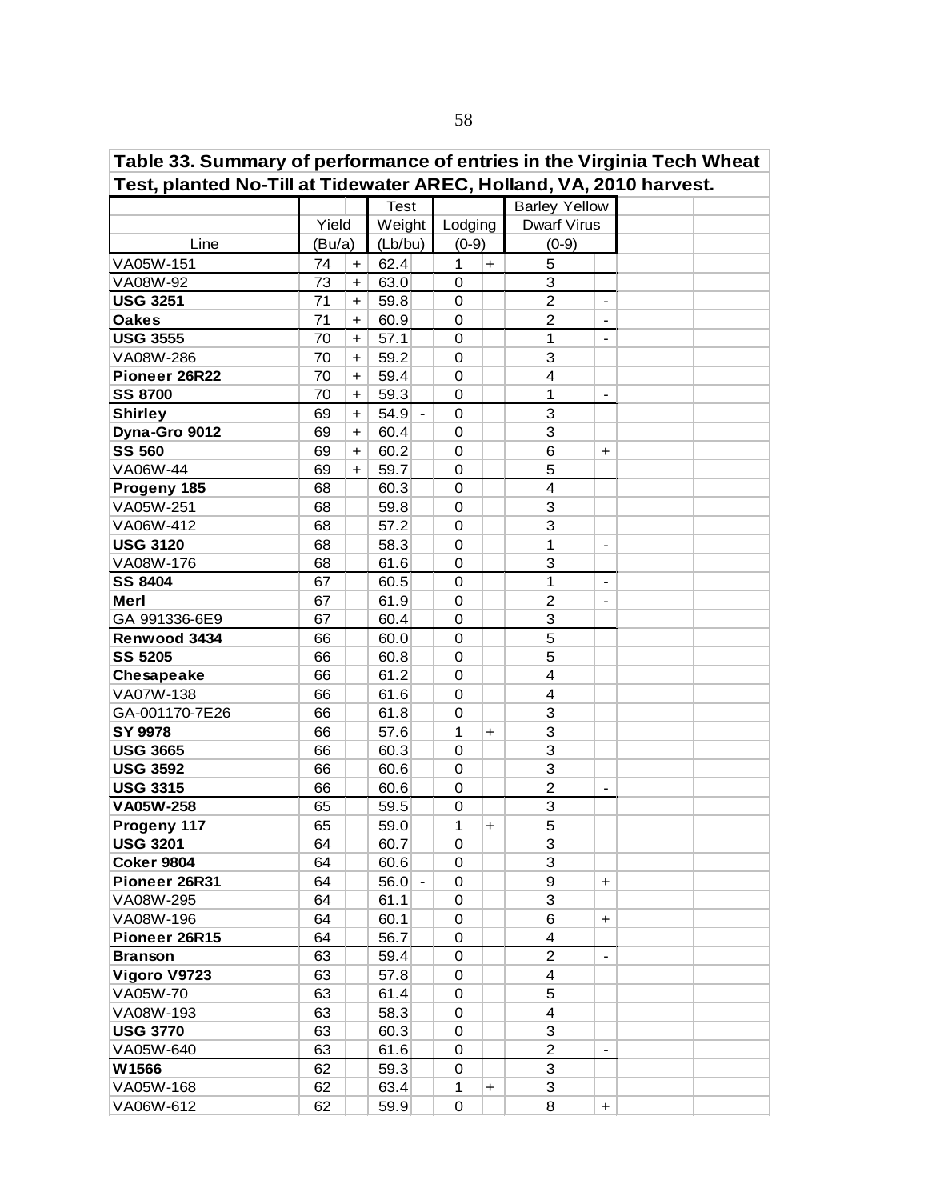**Table 33. Summary of performance of entries in the Virginia Tech Wheat Test, planted No-Till at Tidewater AREC, Holland, VA, 2010 harvest.**

| Line | Yield (Bu/a) | | Test Weight (Lb/bu) | | Lodging (0-9) | | Barley Yellow Dwarf Virus (0-9) | |
|---|---|---|---|---|---|---|---|---|
| VA05W-151 | 74 | + | 62.4 | | 1 | + | 5 | |
| VA08W-92 | 73 | + | 63.0 | | 0 | | 3 | |
| **USG 3251** | 71 | + | 59.8 | | 0 | | 2 | - |
| **Oakes** | 71 | + | 60.9 | | 0 | | 2 | - |
| **USG 3555** | 70 | + | 57.1 | | 0 | | 1 | - |
| VA08W-286 | 70 | + | 59.2 | | 0 | | 3 | |
| **Pioneer 26R22** | 70 | + | 59.4 | | 0 | | 4 | |
| **SS 8700** | 70 | + | 59.3 | | 0 | | 1 | - |
| **Shirley** | 69 | + | 54.9 | - | 0 | | 3 | |
| **Dyna-Gro 9012** | 69 | + | 60.4 | | 0 | | 3 | |
| **SS 560** | 69 | + | 60.2 | | 0 | | 6 | + |
| VA06W-44 | 69 | + | 59.7 | | 0 | | 5 | |
| **Progeny 185** | 68 | | 60.3 | | 0 | | 4 | |
| VA05W-251 | 68 | | 59.8 | | 0 | | 3 | |
| VA06W-412 | 68 | | 57.2 | | 0 | | 3 | |
| **USG 3120** | 68 | | 58.3 | | 0 | | 1 | - |
| VA08W-176 | 68 | | 61.6 | | 0 | | 3 | |
| **SS 8404** | 67 | | 60.5 | | 0 | | 1 | - |
| **Merl** | 67 | | 61.9 | | 0 | | 2 | - |
| GA 991336-6E9 | 67 | | 60.4 | | 0 | | 3 | |
| **Renwood 3434** | 66 | | 60.0 | | 0 | | 5 | |
| **SS 5205** | 66 | | 60.8 | | 0 | | 5 | |
| **Chesapeake** | 66 | | 61.2 | | 0 | | 4 | |
| VA07W-138 | 66 | | 61.6 | | 0 | | 4 | |
| GA-001170-7E26 | 66 | | 61.8 | | 0 | | 3 | |
| **SY 9978** | 66 | | 57.6 | | 1 | + | 3 | |
| **USG 3665** | 66 | | 60.3 | | 0 | | 3 | |
| **USG 3592** | 66 | | 60.6 | | 0 | | 3 | |
| **USG 3315** | 66 | | 60.6 | | 0 | | 2 | - |
| **VA05W-258** | 65 | | 59.5 | | 0 | | 3 | |
| **Progeny 117** | 65 | | 59.0 | | 1 | + | 5 | |
| **USG 3201** | 64 | | 60.7 | | 0 | | 3 | |
| **Coker 9804** | 64 | | 60.6 | | 0 | | 3 | |
| **Pioneer 26R31** | 64 | | 56.0 | - | 0 | | 9 | + |
| VA08W-295 | 64 | | 61.1 | | 0 | | 3 | |
| VA08W-196 | 64 | | 60.1 | | 0 | | 6 | + |
| **Pioneer 26R15** | 64 | | 56.7 | | 0 | | 4 | |
| **Branson** | 63 | | 59.4 | | 0 | | 2 | - |
| **Vigoro V9723** | 63 | | 57.8 | | 0 | | 4 | |
| VA05W-70 | 63 | | 61.4 | | 0 | | 5 | |
| VA08W-193 | 63 | | 58.3 | | 0 | | 4 | |
| **USG 3770** | 63 | | 60.3 | | 0 | | 3 | |
| VA05W-640 | 63 | | 61.6 | | 0 | | 2 | - |
| **W1566** | 62 | | 59.3 | | 0 | | 3 | |
| VA05W-168 | 62 | | 63.4 | | 1 | + | 3 | |
| VA06W-612 | 62 | | 59.9 | | 0 | | 8 | + |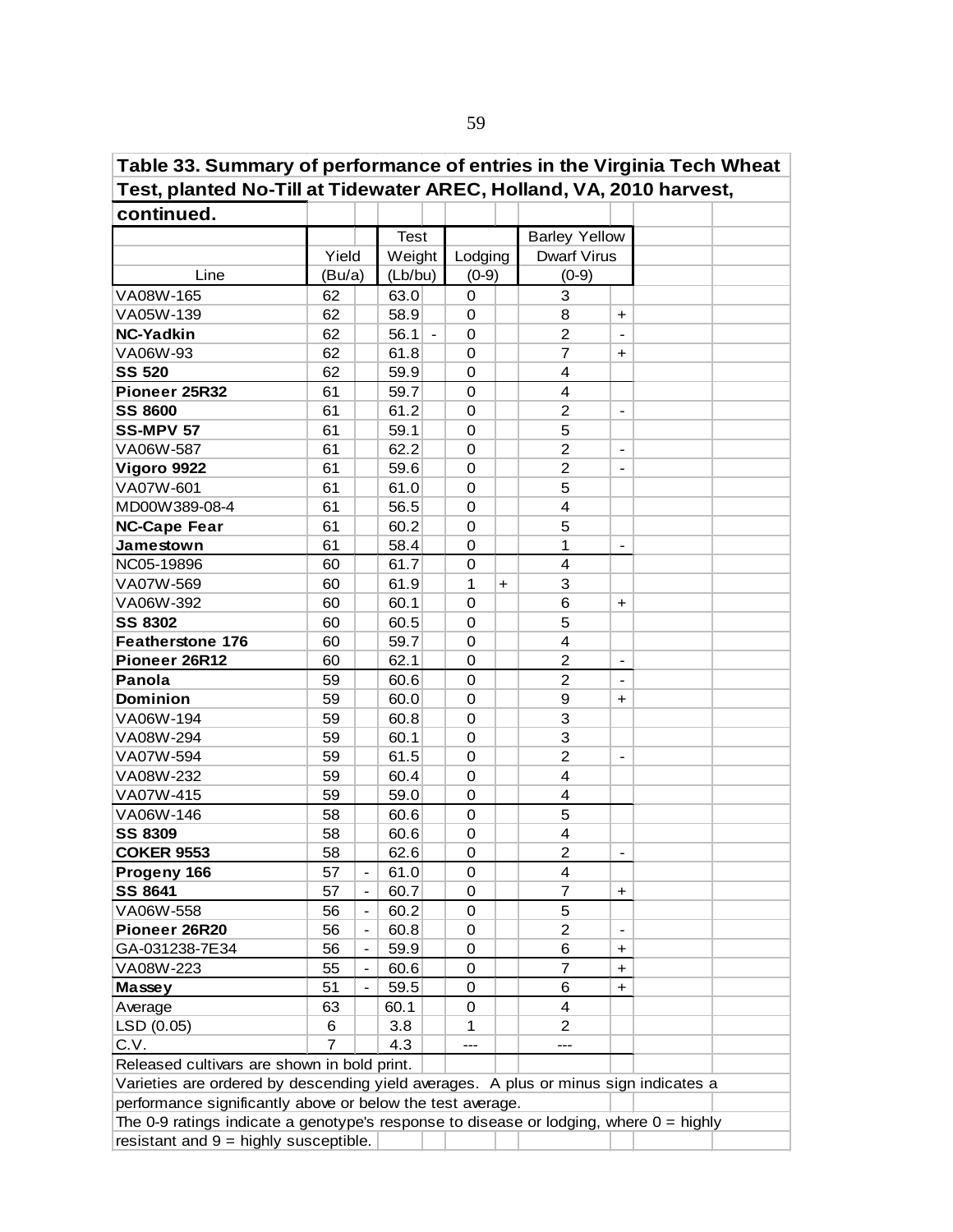**Table 33. Summary of performance of entries in the Virginia Tech Wheat Test, planted No-Till at Tidewater AREC, Holland, VA, 2010 harvest, continued.**

| Line | Yield (Bu/a) | | Test Weight (Lb/bu) | | Lodging (0-9) | | Barley Yellow Dwarf Virus (0-9) | |
|---|---|---|---|---|---|---|---|---|
| VA08W-165 | 62 | | 63.0 | | 0 | | 3 | |
| VA05W-139 | 62 | | 58.9 | | 0 | | 8 | + |
| **NC-Yadkin** | 62 | | 56.1 | - | 0 | | 2 | - |
| VA06W-93 | 62 | | 61.8 | | 0 | | 7 | + |
| **SS 520** | 62 | | 59.9 | | 0 | | 4 | |
| **Pioneer 25R32** | 61 | | 59.7 | | 0 | | 4 | |
| **SS 8600** | 61 | | 61.2 | | 0 | | 2 | - |
| **SS-MPV 57** | 61 | | 59.1 | | 0 | | 5 | |
| VA06W-587 | 61 | | 62.2 | | 0 | | 2 | - |
| **Vigoro 9922** | 61 | | 59.6 | | 0 | | 2 | - |
| VA07W-601 | 61 | | 61.0 | | 0 | | 5 | |
| MD00W389-08-4 | 61 | | 56.5 | | 0 | | 4 | |
| **NC-Cape Fear** | 61 | | 60.2 | | 0 | | 5 | |
| **Jamestown** | 61 | | 58.4 | | 0 | | 1 | - |
| NC05-19896 | 60 | | 61.7 | | 0 | | 4 | |
| VA07W-569 | 60 | | 61.9 | | 1 | + | 3 | |
| VA06W-392 | 60 | | 60.1 | | 0 | | 6 | + |
| **SS 8302** | 60 | | 60.5 | | 0 | | 5 | |
| **Featherstone 176** | 60 | | 59.7 | | 0 | | 4 | |
| **Pioneer 26R12** | 60 | | 62.1 | | 0 | | 2 | - |
| **Panola** | 59 | | 60.6 | | 0 | | 2 | - |
| **Dominion** | 59 | | 60.0 | | 0 | | 9 | + |
| VA06W-194 | 59 | | 60.8 | | 0 | | 3 | |
| VA08W-294 | 59 | | 60.1 | | 0 | | 3 | |
| VA07W-594 | 59 | | 61.5 | | 0 | | 2 | - |
| VA08W-232 | 59 | | 60.4 | | 0 | | 4 | |
| VA07W-415 | 59 | | 59.0 | | 0 | | 4 | |
| VA06W-146 | 58 | | 60.6 | | 0 | | 5 | |
| **SS 8309** | 58 | | 60.6 | | 0 | | 4 | |
| **COKER 9553** | 58 | | 62.6 | | 0 | | 2 | - |
| **Progeny 166** | 57 | - | 61.0 | | 0 | | 4 | |
| **SS 8641** | 57 | - | 60.7 | | 0 | | 7 | + |
| VA06W-558 | 56 | - | 60.2 | | 0 | | 5 | |
| **Pioneer 26R20** | 56 | - | 60.8 | | 0 | | 2 | - |
| GA-031238-7E34 | 56 | - | 59.9 | | 0 | | 6 | + |
| VA08W-223 | 55 | - | 60.6 | | 0 | | 7 | + |
| **Massey** | 51 | - | 59.5 | | 0 | | 6 | + |
| Average | 63 | | 60.1 | | 0 | | 4 | |
| LSD (0.05) | 6 | | 3.8 | | 1 | | 2 | |
| C.V. | 7 | | 4.3 | | --- | | --- | |

Released cultivars are shown in bold print.

Varieties are ordered by descending yield averages. A plus or minus sign indicates a performance significantly above or below the test average.

The 0-9 ratings indicate a genotype's response to disease or lodging, where 0 = highly resistant and 9 = highly susceptible.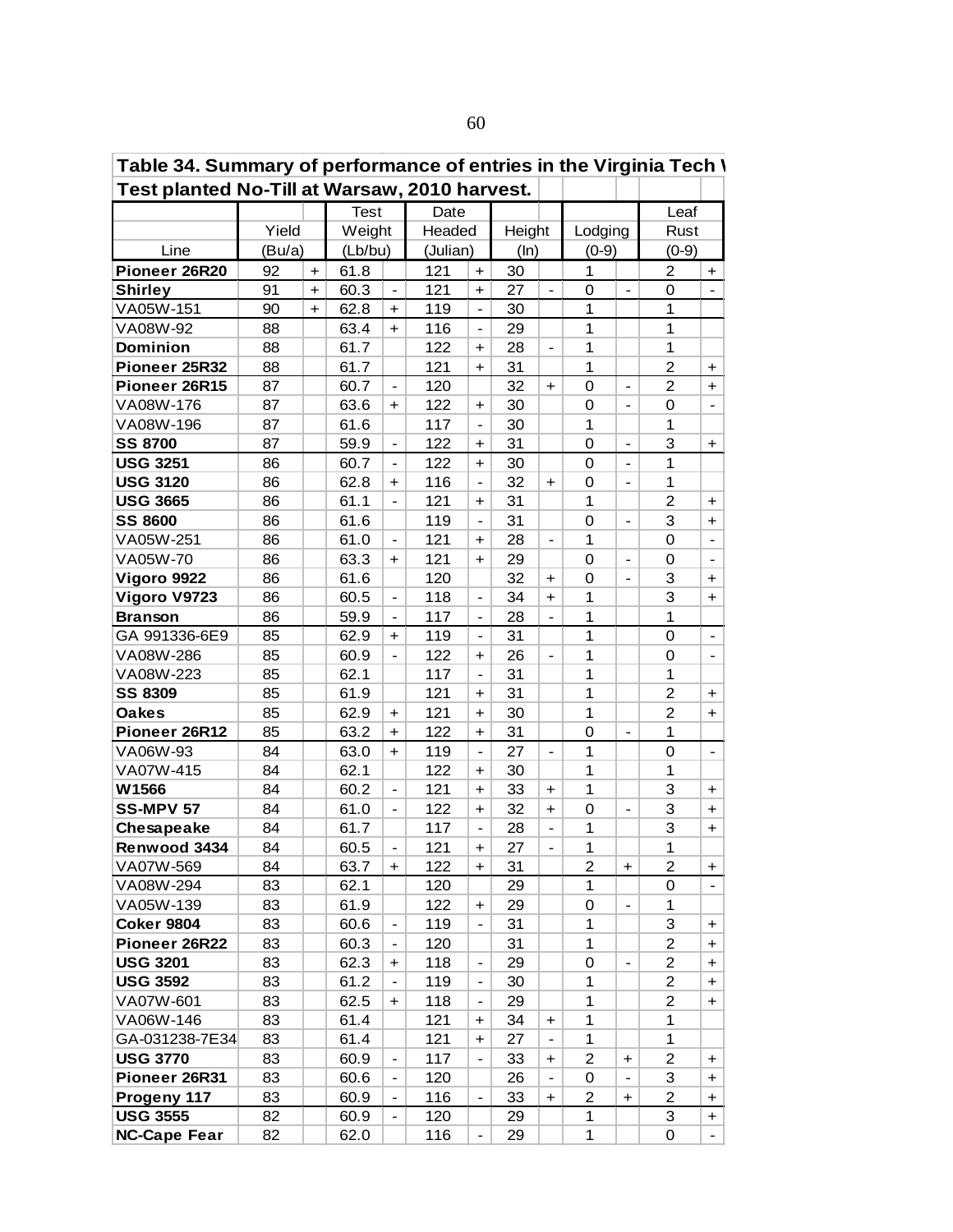**Table 34. Summary of performance of entries in the Virginia Tech \ Test planted No-Till at Warsaw, 2010 harvest.**

| Line | Yield (Bu/a) | | Test Weight (Lb/bu) | | Date Headed (Julian) | | Height (In) | | Lodging (0-9) | | Leaf Rust (0-9) | |
|---|---|---|---|---|---|---|---|---|---|---|---|---|
| **Pioneer 26R20** | 92 | + | 61.8 | | 121 | + | 30 | | 1 | | 2 | + |
| **Shirley** | 91 | + | 60.3 | - | 121 | + | 27 | - | 0 | - | 0 | - |
| VA05W-151 | 90 | + | 62.8 | + | 119 | - | 30 | | 1 | | 1 | |
| VA08W-92 | 88 | | 63.4 | + | 116 | - | 29 | | 1 | | 1 | |
| **Dominion** | 88 | | 61.7 | | 122 | + | 28 | - | 1 | | 1 | |
| **Pioneer 25R32** | 88 | | 61.7 | | 121 | + | 31 | | 1 | | 2 | + |
| **Pioneer 26R15** | 87 | | 60.7 | - | 120 | | 32 | + | 0 | - | 2 | + |
| VA08W-176 | 87 | | 63.6 | + | 122 | + | 30 | | 0 | - | 0 | - |
| VA08W-196 | 87 | | 61.6 | | 117 | - | 30 | | 1 | | 1 | |
| **SS 8700** | 87 | | 59.9 | - | 122 | + | 31 | | 0 | - | 3 | + |
| **USG 3251** | 86 | | 60.7 | - | 122 | + | 30 | | 0 | - | 1 | |
| **USG 3120** | 86 | | 62.8 | + | 116 | - | 32 | + | 0 | - | 1 | |
| **USG 3665** | 86 | | 61.1 | - | 121 | + | 31 | | 1 | | 2 | + |
| **SS 8600** | 86 | | 61.6 | | 119 | - | 31 | | 0 | - | 3 | + |
| VA05W-251 | 86 | | 61.0 | - | 121 | + | 28 | - | 1 | | 0 | - |
| VA05W-70 | 86 | | 63.3 | + | 121 | + | 29 | | 0 | - | 0 | - |
| **Vigoro 9922** | 86 | | 61.6 | | 120 | | 32 | + | 0 | - | 3 | + |
| **Vigoro V9723** | 86 | | 60.5 | - | 118 | - | 34 | + | 1 | | 3 | + |
| **Branson** | 86 | | 59.9 | - | 117 | - | 28 | - | 1 | | 1 | |
| GA 991336-6E9 | 85 | | 62.9 | + | 119 | - | 31 | | 1 | | 0 | - |
| VA08W-286 | 85 | | 60.9 | - | 122 | + | 26 | - | 1 | | 0 | - |
| VA08W-223 | 85 | | 62.1 | | 117 | - | 31 | | 1 | | 1 | |
| **SS 8309** | 85 | | 61.9 | | 121 | + | 31 | | 1 | | 2 | + |
| **Oakes** | 85 | | 62.9 | + | 121 | + | 30 | | 1 | | 2 | + |
| **Pioneer 26R12** | 85 | | 63.2 | + | 122 | + | 31 | | 0 | - | 1 | |
| VA06W-93 | 84 | | 63.0 | + | 119 | - | 27 | - | 1 | | 0 | - |
| VA07W-415 | 84 | | 62.1 | | 122 | + | 30 | | 1 | | 1 | |
| **W1566** | 84 | | 60.2 | - | 121 | + | 33 | + | 1 | | 3 | + |
| **SS-MPV 57** | 84 | | 61.0 | - | 122 | + | 32 | + | 0 | - | 3 | + |
| **Chesapeake** | 84 | | 61.7 | | 117 | - | 28 | - | 1 | | 3 | + |
| **Renwood 3434** | 84 | | 60.5 | - | 121 | + | 27 | - | 1 | | 1 | |
| VA07W-569 | 84 | | 63.7 | + | 122 | + | 31 | | 2 | + | 2 | + |
| VA08W-294 | 83 | | 62.1 | | 120 | | 29 | | 1 | | 0 | - |
| VA05W-139 | 83 | | 61.9 | | 122 | + | 29 | | 0 | - | 1 | |
| **Coker 9804** | 83 | | 60.6 | - | 119 | - | 31 | | 1 | | 3 | + |
| **Pioneer 26R22** | 83 | | 60.3 | - | 120 | | 31 | | 1 | | 2 | + |
| **USG 3201** | 83 | | 62.3 | + | 118 | - | 29 | | 0 | - | 2 | + |
| **USG 3592** | 83 | | 61.2 | - | 119 | - | 30 | | 1 | | 2 | + |
| VA07W-601 | 83 | | 62.5 | + | 118 | - | 29 | | 1 | | 2 | + |
| VA06W-146 | 83 | | 61.4 | | 121 | + | 34 | + | 1 | | 1 | |
| GA-031238-7E34 | 83 | | 61.4 | | 121 | + | 27 | - | 1 | | 1 | |
| **USG 3770** | 83 | | 60.9 | - | 117 | - | 33 | + | 2 | + | 2 | + |
| **Pioneer 26R31** | 83 | | 60.6 | - | 120 | | 26 | - | 0 | - | 3 | + |
| **Progeny 117** | 83 | | 60.9 | - | 116 | - | 33 | + | 2 | + | 2 | + |
| **USG 3555** | 82 | | 60.9 | - | 120 | | 29 | | 1 | | 3 | + |
| **NC-Cape Fear** | 82 | | 62.0 | | 116 | - | 29 | | 1 | | 0 | - |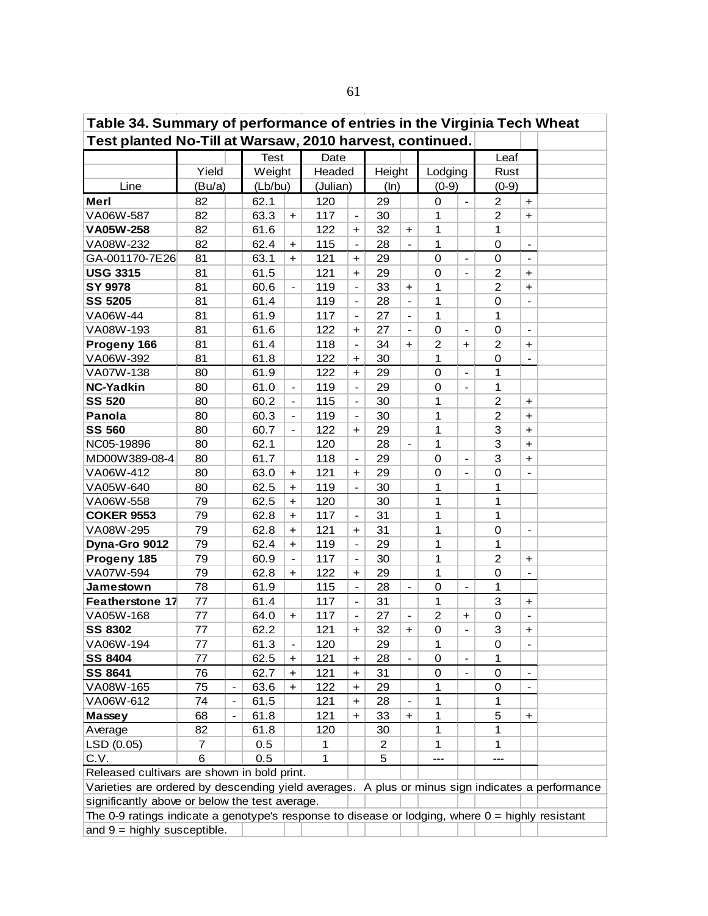**Table 34. Summary of performance of entries in the Virginia Tech Wheat Test planted No-Till at Warsaw, 2010 harvest, continued.**

| Line | Yield (Bu/a) | | Test Weight (Lb/bu) | | Date Headed (Julian) | | Height (In) | | Lodging (0-9) | | Leaf Rust (0-9) | |
|---|---|---|---|---|---|---|---|---|---|---|---|---|
| **Merl** | 82 | | 62.1 | | 120 | | 29 | | 0 | - | 2 | + |
| VA06W-587 | 82 | | 63.3 | + | 117 | - | 30 | | 1 | | 2 | + |
| **VA05W-258** | 82 | | 61.6 | | 122 | + | 32 | + | 1 | | 1 | |
| VA08W-232 | 82 | | 62.4 | + | 115 | - | 28 | - | 1 | | 0 | - |
| GA-001170-7E26 | 81 | | 63.1 | + | 121 | + | 29 | | 0 | - | 0 | - |
| **USG 3315** | 81 | | 61.5 | | 121 | + | 29 | | 0 | - | 2 | + |
| **SY 9978** | 81 | | 60.6 | - | 119 | - | 33 | + | 1 | | 2 | + |
| **SS 5205** | 81 | | 61.4 | | 119 | - | 28 | - | 1 | | 0 | - |
| VA06W-44 | 81 | | 61.9 | | 117 | - | 27 | - | 1 | | 1 | |
| VA08W-193 | 81 | | 61.6 | | 122 | + | 27 | - | 0 | - | 0 | - |
| **Progeny 166** | 81 | | 61.4 | | 118 | - | 34 | + | 2 | + | 2 | + |
| VA06W-392 | 81 | | 61.8 | | 122 | + | 30 | | 1 | | 0 | - |
| VA07W-138 | 80 | | 61.9 | | 122 | + | 29 | | 0 | - | 1 | |
| **NC-Yadkin** | 80 | | 61.0 | - | 119 | - | 29 | | 0 | - | 1 | |
| **SS 520** | 80 | | 60.2 | - | 115 | - | 30 | | 1 | | 2 | + |
| **Panola** | 80 | | 60.3 | - | 119 | - | 30 | | 1 | | 2 | + |
| **SS 560** | 80 | | 60.7 | - | 122 | + | 29 | | 1 | | 3 | + |
| NC05-19896 | 80 | | 62.1 | | 120 | | 28 | - | 1 | | 3 | + |
| MD00W389-08-4 | 80 | | 61.7 | | 118 | - | 29 | | 0 | - | 3 | + |
| VA06W-412 | 80 | | 63.0 | + | 121 | + | 29 | | 0 | - | 0 | - |
| VA05W-640 | 80 | | 62.5 | + | 119 | - | 30 | | 1 | | 1 | |
| VA06W-558 | 79 | | 62.5 | + | 120 | | 30 | | 1 | | 1 | |
| **COKER 9553** | 79 | | 62.8 | + | 117 | - | 31 | | 1 | | 1 | |
| VA08W-295 | 79 | | 62.8 | + | 121 | + | 31 | | 1 | | 0 | - |
| **Dyna-Gro 9012** | 79 | | 62.4 | + | 119 | - | 29 | | 1 | | 1 | |
| **Progeny 185** | 79 | | 60.9 | - | 117 | - | 30 | | 1 | | 2 | + |
| VA07W-594 | 79 | | 62.8 | + | 122 | + | 29 | | 1 | | 0 | - |
| **Jamestown** | 78 | | 61.9 | | 115 | - | 28 | - | 0 | - | 1 | |
| **Featherstone 17** | 77 | | 61.4 | | 117 | - | 31 | | 1 | | 3 | + |
| VA05W-168 | 77 | | 64.0 | + | 117 | - | 27 | - | 2 | + | 0 | - |
| **SS 8302** | 77 | | 62.2 | | 121 | + | 32 | + | 0 | - | 3 | + |
| VA06W-194 | 77 | | 61.3 | - | 120 | | 29 | | 1 | | 0 | - |
| **SS 8404** | 77 | | 62.5 | + | 121 | + | 28 | - | 0 | - | 1 | |
| **SS 8641** | 76 | | 62.7 | + | 121 | + | 31 | | 0 | - | 0 | - |
| VA08W-165 | 75 | - | 63.6 | + | 122 | + | 29 | | 1 | | 0 | - |
| VA06W-612 | 74 | - | 61.5 | | 121 | + | 28 | - | 1 | | 1 | |
| **Massey** | 68 | - | 61.8 | | 121 | + | 33 | + | 1 | | 5 | + |
| Average | 82 | | 61.8 | | 120 | | 30 | | 1 | | 1 | |
| LSD (0.05) | 7 | | 0.5 | | 1 | | 2 | | 1 | | 1 | |
| C.V. | 6 | | 0.5 | | 1 | | 5 | | --- | | --- | |

Released cultivars are shown in bold print.

Varieties are ordered by descending yield averages. A plus or minus sign indicates a performance significantly above or below the test average.

The 0-9 ratings indicate a genotype's response to disease or lodging, where 0 = highly resistant and 9 = highly susceptible.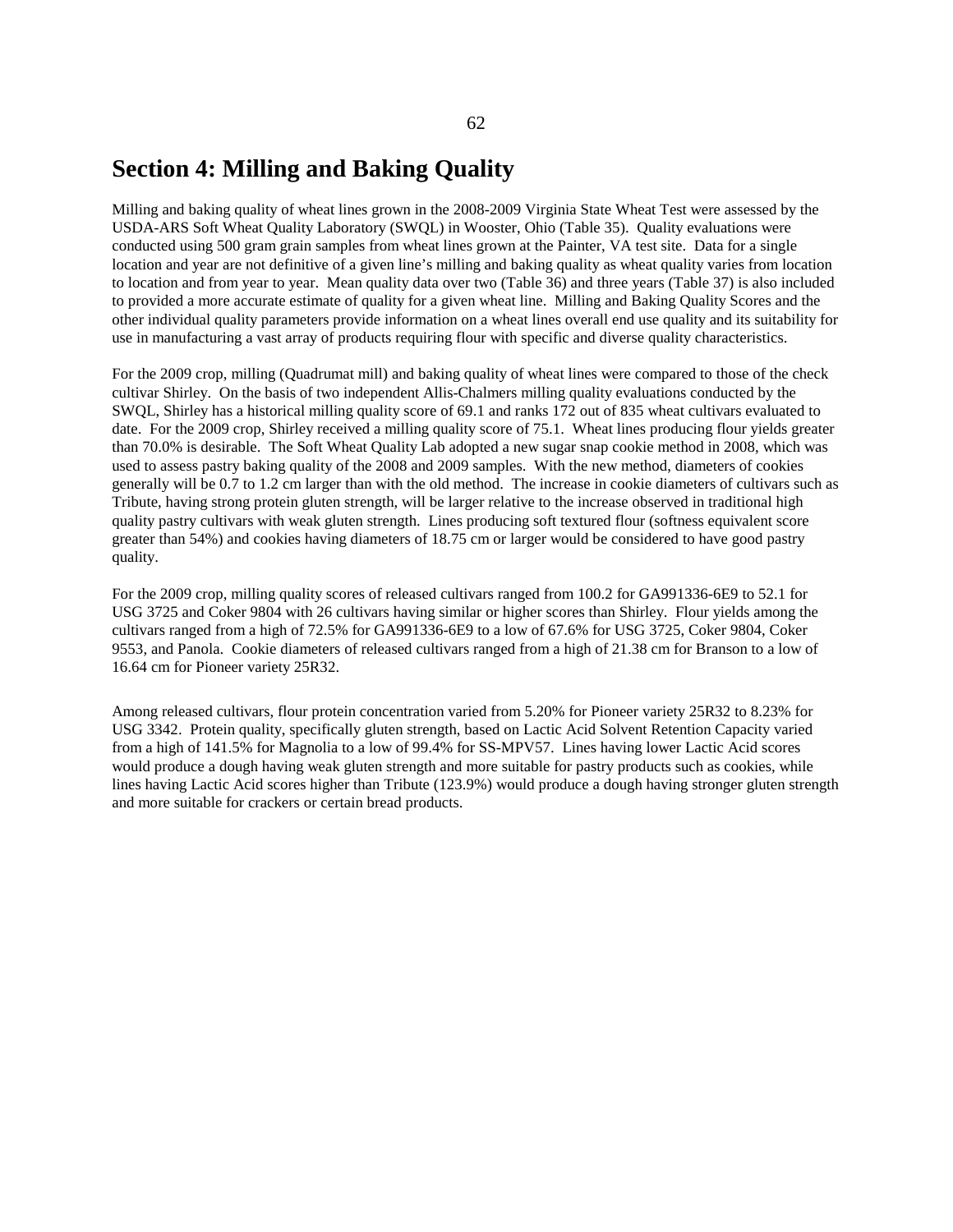# Section 4: Milling and Baking Quality

Milling and baking quality of wheat lines grown in the 2008-2009 Virginia State Wheat Test were assessed by the USDA-ARS Soft Wheat Quality Laboratory (SWQL) in Wooster, Ohio (Table 35). Quality evaluations were conducted using 500 gram grain samples from wheat lines grown at the Painter, VA test site. Data for a single location and year are not definitive of a given line's milling and baking quality as wheat quality varies from location to location and from year to year. Mean quality data over two (Table 36) and three years (Table 37) is also included to provided a more accurate estimate of quality for a given wheat line. Milling and Baking Quality Scores and the other individual quality parameters provide information on a wheat lines overall end use quality and its suitability for use in manufacturing a vast array of products requiring flour with specific and diverse quality characteristics.

For the 2009 crop, milling (Quadrumat mill) and baking quality of wheat lines were compared to those of the check cultivar Shirley. On the basis of two independent Allis-Chalmers milling quality evaluations conducted by the SWQL, Shirley has a historical milling quality score of 69.1 and ranks 172 out of 835 wheat cultivars evaluated to date. For the 2009 crop, Shirley received a milling quality score of 75.1. Wheat lines producing flour yields greater than 70.0% is desirable. The Soft Wheat Quality Lab adopted a new sugar snap cookie method in 2008, which was used to assess pastry baking quality of the 2008 and 2009 samples. With the new method, diameters of cookies generally will be 0.7 to 1.2 cm larger than with the old method. The increase in cookie diameters of cultivars such as Tribute, having strong protein gluten strength, will be larger relative to the increase observed in traditional high quality pastry cultivars with weak gluten strength. Lines producing soft textured flour (softness equivalent score greater than 54%) and cookies having diameters of 18.75 cm or larger would be considered to have good pastry quality.

For the 2009 crop, milling quality scores of released cultivars ranged from 100.2 for GA991336-6E9 to 52.1 for USG 3725 and Coker 9804 with 26 cultivars having similar or higher scores than Shirley. Flour yields among the cultivars ranged from a high of 72.5% for GA991336-6E9 to a low of 67.6% for USG 3725, Coker 9804, Coker 9553, and Panola. Cookie diameters of released cultivars ranged from a high of 21.38 cm for Branson to a low of 16.64 cm for Pioneer variety 25R32.

Among released cultivars, flour protein concentration varied from 5.20% for Pioneer variety 25R32 to 8.23% for USG 3342. Protein quality, specifically gluten strength, based on Lactic Acid Solvent Retention Capacity varied from a high of 141.5% for Magnolia to a low of 99.4% for SS-MPV57. Lines having lower Lactic Acid scores would produce a dough having weak gluten strength and more suitable for pastry products such as cookies, while lines having Lactic Acid scores higher than Tribute (123.9%) would produce a dough having stronger gluten strength and more suitable for crackers or certain bread products.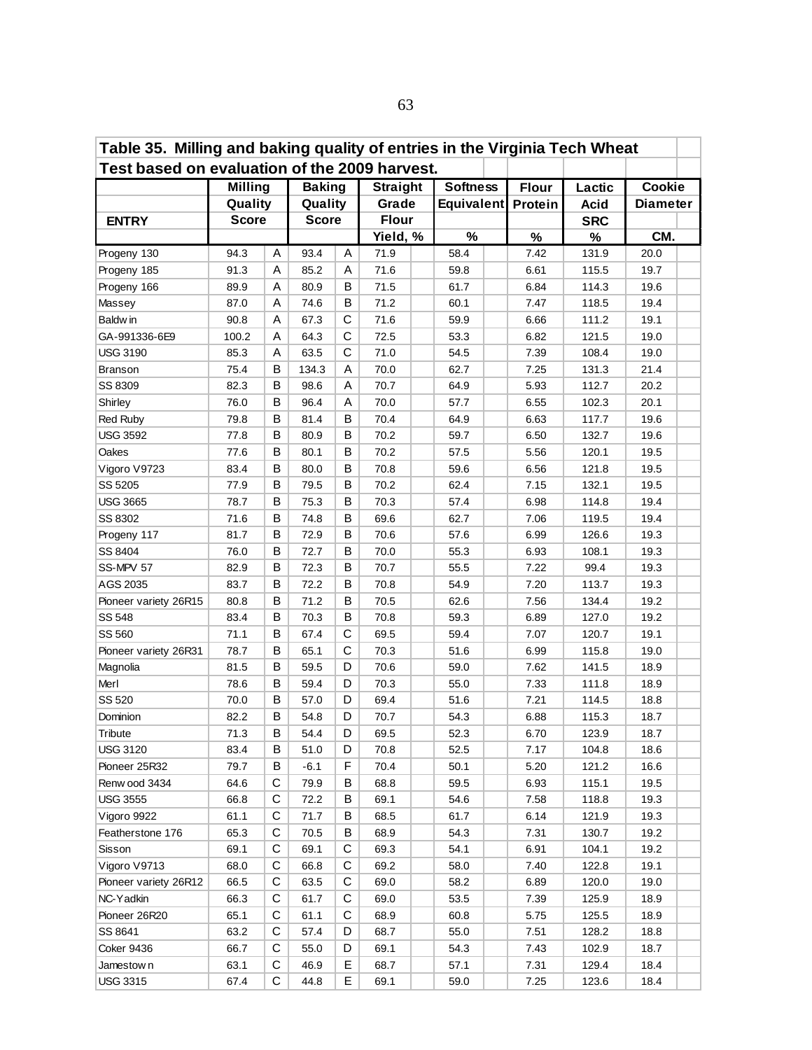**Table 35. Milling and baking quality of entries in the Virginia Tech Wheat Test based on evaluation of the 2009 harvest.**

| ENTRY | Milling Quality Score | | Baking Quality Score | | Straight Grade Flour Yield, % | Softness Equivalent % | Flour Protein % | Lactic Acid SRC % | Cookie Diameter CM. |
|---|---|---|---|---|---|---|---|---|---|
| Progeny 130 | 94.3 | A | 93.4 | A | 71.9 | 58.4 | 7.42 | 131.9 | 20.0 |
| Progeny 185 | 91.3 | A | 85.2 | A | 71.6 | 59.8 | 6.61 | 115.5 | 19.7 |
| Progeny 166 | 89.9 | A | 80.9 | B | 71.5 | 61.7 | 6.84 | 114.3 | 19.6 |
| Massey | 87.0 | A | 74.6 | B | 71.2 | 60.1 | 7.47 | 118.5 | 19.4 |
| Baldwin | 90.8 | A | 67.3 | C | 71.6 | 59.9 | 6.66 | 111.2 | 19.1 |
| GA-991336-6E9 | 100.2 | A | 64.3 | C | 72.5 | 53.3 | 6.82 | 121.5 | 19.0 |
| USG 3190 | 85.3 | A | 63.5 | C | 71.0 | 54.5 | 7.39 | 108.4 | 19.0 |
| Branson | 75.4 | B | 134.3 | A | 70.0 | 62.7 | 7.25 | 131.3 | 21.4 |
| SS 8309 | 82.3 | B | 98.6 | A | 70.7 | 64.9 | 5.93 | 112.7 | 20.2 |
| Shirley | 76.0 | B | 96.4 | A | 70.0 | 57.7 | 6.55 | 102.3 | 20.1 |
| Red Ruby | 79.8 | B | 81.4 | B | 70.4 | 64.9 | 6.63 | 117.7 | 19.6 |
| USG 3592 | 77.8 | B | 80.9 | B | 70.2 | 59.7 | 6.50 | 132.7 | 19.6 |
| Oakes | 77.6 | B | 80.1 | B | 70.2 | 57.5 | 5.56 | 120.1 | 19.5 |
| Vigoro V9723 | 83.4 | B | 80.0 | B | 70.8 | 59.6 | 6.56 | 121.8 | 19.5 |
| SS 5205 | 77.9 | B | 79.5 | B | 70.2 | 62.4 | 7.15 | 132.1 | 19.5 |
| USG 3665 | 78.7 | B | 75.3 | B | 70.3 | 57.4 | 6.98 | 114.8 | 19.4 |
| SS 8302 | 71.6 | B | 74.8 | B | 69.6 | 62.7 | 7.06 | 119.5 | 19.4 |
| Progeny 117 | 81.7 | B | 72.9 | B | 70.6 | 57.6 | 6.99 | 126.6 | 19.3 |
| SS 8404 | 76.0 | B | 72.7 | B | 70.0 | 55.3 | 6.93 | 108.1 | 19.3 |
| SS-MPV 57 | 82.9 | B | 72.3 | B | 70.7 | 55.5 | 7.22 | 99.4 | 19.3 |
| AGS 2035 | 83.7 | B | 72.2 | B | 70.8 | 54.9 | 7.20 | 113.7 | 19.3 |
| Pioneer variety 26R15 | 80.8 | B | 71.2 | B | 70.5 | 62.6 | 7.56 | 134.4 | 19.2 |
| SS 548 | 83.4 | B | 70.3 | B | 70.8 | 59.3 | 6.89 | 127.0 | 19.2 |
| SS 560 | 71.1 | B | 67.4 | C | 69.5 | 59.4 | 7.07 | 120.7 | 19.1 |
| Pioneer variety 26R31 | 78.7 | B | 65.1 | C | 70.3 | 51.6 | 6.99 | 115.8 | 19.0 |
| Magnolia | 81.5 | B | 59.5 | D | 70.6 | 59.0 | 7.62 | 141.5 | 18.9 |
| Merl | 78.6 | B | 59.4 | D | 70.3 | 55.0 | 7.33 | 111.8 | 18.9 |
| SS 520 | 70.0 | B | 57.0 | D | 69.4 | 51.6 | 7.21 | 114.5 | 18.8 |
| Dominion | 82.2 | B | 54.8 | D | 70.7 | 54.3 | 6.88 | 115.3 | 18.7 |
| Tribute | 71.3 | B | 54.4 | D | 69.5 | 52.3 | 6.70 | 123.9 | 18.7 |
| USG 3120 | 83.4 | B | 51.0 | D | 70.8 | 52.5 | 7.17 | 104.8 | 18.6 |
| Pioneer 25R32 | 79.7 | B | -6.1 | F | 70.4 | 50.1 | 5.20 | 121.2 | 16.6 |
| Renwood 3434 | 64.6 | C | 79.9 | B | 68.8 | 59.5 | 6.93 | 115.1 | 19.5 |
| USG 3555 | 66.8 | C | 72.2 | B | 69.1 | 54.6 | 7.58 | 118.8 | 19.3 |
| Vigoro 9922 | 61.1 | C | 71.7 | B | 68.5 | 61.7 | 6.14 | 121.9 | 19.3 |
| Featherstone 176 | 65.3 | C | 70.5 | B | 68.9 | 54.3 | 7.31 | 130.7 | 19.2 |
| Sisson | 69.1 | C | 69.1 | C | 69.3 | 54.1 | 6.91 | 104.1 | 19.2 |
| Vigoro V9713 | 68.0 | C | 66.8 | C | 69.2 | 58.0 | 7.40 | 122.8 | 19.1 |
| Pioneer variety 26R12 | 66.5 | C | 63.5 | C | 69.0 | 58.2 | 6.89 | 120.0 | 19.0 |
| NC-Yadkin | 66.3 | C | 61.7 | C | 69.0 | 53.5 | 7.39 | 125.9 | 18.9 |
| Pioneer 26R20 | 65.1 | C | 61.1 | C | 68.9 | 60.8 | 5.75 | 125.5 | 18.9 |
| SS 8641 | 63.2 | C | 57.4 | D | 68.7 | 55.0 | 7.51 | 128.2 | 18.8 |
| Coker 9436 | 66.7 | C | 55.0 | D | 69.1 | 54.3 | 7.43 | 102.9 | 18.7 |
| Jamestown | 63.1 | C | 46.9 | E | 68.7 | 57.1 | 7.31 | 129.4 | 18.4 |
| USG 3315 | 67.4 | C | 44.8 | E | 69.1 | 59.0 | 7.25 | 123.6 | 18.4 |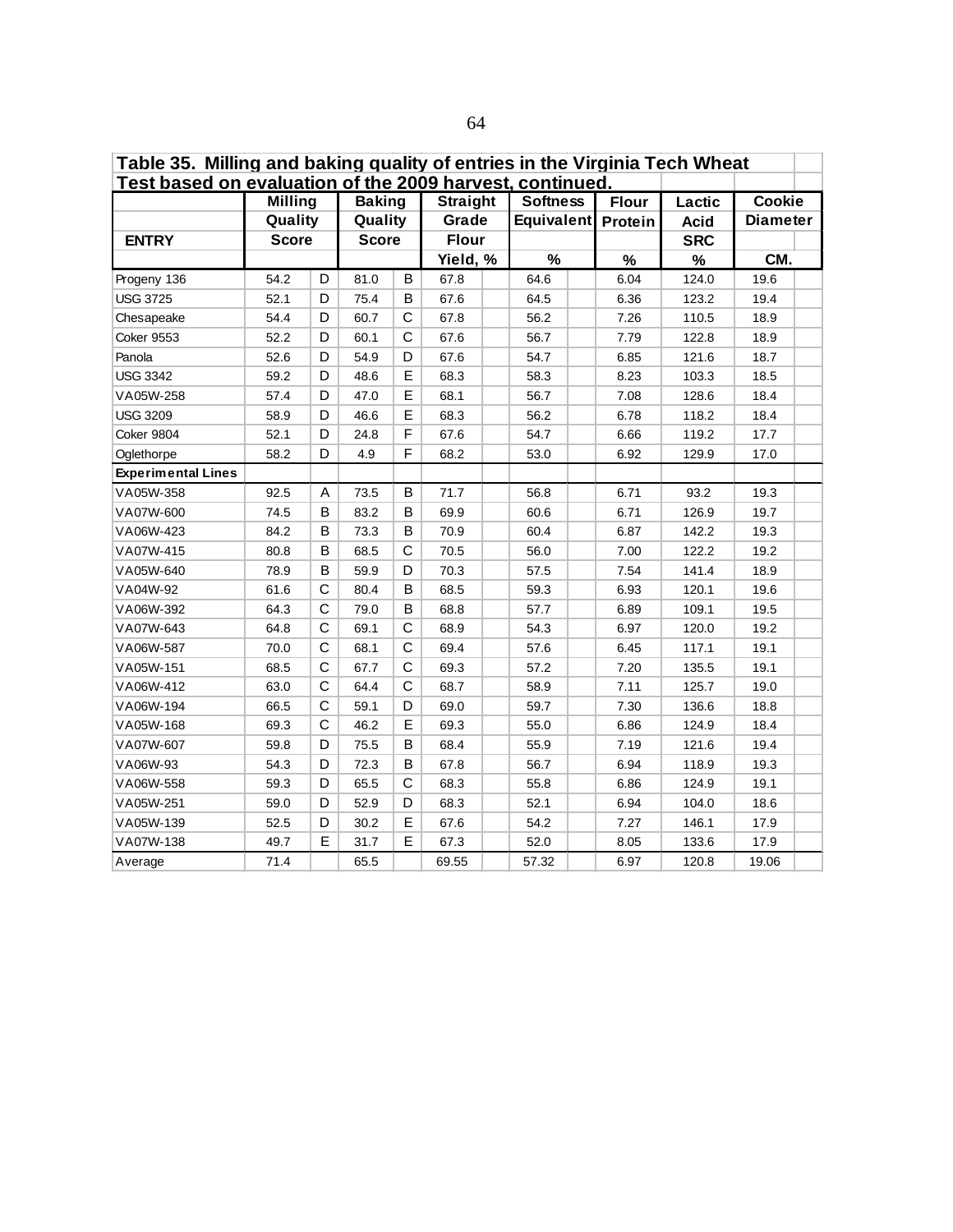## Table 35. Milling and baking quality of entries in the Virginia Tech Wheat Test based on evaluation of the 2009 harvest, continued.

| ENTRY | Milling Quality Score | | Baking Quality Score | | Straight Grade Flour Yield, % | Softness Equivalent % | Flour Protein % | Lactic Acid SRC % | Cookie Diameter CM. |
|---|---|---|---|---|---|---|---|---|---|
| Progeny 136 | 54.2 | D | 81.0 | B | 67.8 | 64.6 | 6.04 | 124.0 | 19.6 |
| USG 3725 | 52.1 | D | 75.4 | B | 67.6 | 64.5 | 6.36 | 123.2 | 19.4 |
| Chesapeake | 54.4 | D | 60.7 | C | 67.8 | 56.2 | 7.26 | 110.5 | 18.9 |
| Coker 9553 | 52.2 | D | 60.1 | C | 67.6 | 56.7 | 7.79 | 122.8 | 18.9 |
| Panola | 52.6 | D | 54.9 | D | 67.6 | 54.7 | 6.85 | 121.6 | 18.7 |
| USG 3342 | 59.2 | D | 48.6 | E | 68.3 | 58.3 | 8.23 | 103.3 | 18.5 |
| VA05W-258 | 57.4 | D | 47.0 | E | 68.1 | 56.7 | 7.08 | 128.6 | 18.4 |
| USG 3209 | 58.9 | D | 46.6 | E | 68.3 | 56.2 | 6.78 | 118.2 | 18.4 |
| Coker 9804 | 52.1 | D | 24.8 | F | 67.6 | 54.7 | 6.66 | 119.2 | 17.7 |
| Oglethorpe | 58.2 | D | 4.9 | F | 68.2 | 53.0 | 6.92 | 129.9 | 17.0 |
| **Experimental Lines** | | | | | | | | | |
| VA05W-358 | 92.5 | A | 73.5 | B | 71.7 | 56.8 | 6.71 | 93.2 | 19.3 |
| VA07W-600 | 74.5 | B | 83.2 | B | 69.9 | 60.6 | 6.71 | 126.9 | 19.7 |
| VA06W-423 | 84.2 | B | 73.3 | B | 70.9 | 60.4 | 6.87 | 142.2 | 19.3 |
| VA07W-415 | 80.8 | B | 68.5 | C | 70.5 | 56.0 | 7.00 | 122.2 | 19.2 |
| VA05W-640 | 78.9 | B | 59.9 | D | 70.3 | 57.5 | 7.54 | 141.4 | 18.9 |
| VA04W-92 | 61.6 | C | 80.4 | B | 68.5 | 59.3 | 6.93 | 120.1 | 19.6 |
| VA06W-392 | 64.3 | C | 79.0 | B | 68.8 | 57.7 | 6.89 | 109.1 | 19.5 |
| VA07W-643 | 64.8 | C | 69.1 | C | 68.9 | 54.3 | 6.97 | 120.0 | 19.2 |
| VA06W-587 | 70.0 | C | 68.1 | C | 69.4 | 57.6 | 6.45 | 117.1 | 19.1 |
| VA05W-151 | 68.5 | C | 67.7 | C | 69.3 | 57.2 | 7.20 | 135.5 | 19.1 |
| VA06W-412 | 63.0 | C | 64.4 | C | 68.7 | 58.9 | 7.11 | 125.7 | 19.0 |
| VA06W-194 | 66.5 | C | 59.1 | D | 69.0 | 59.7 | 7.30 | 136.6 | 18.8 |
| VA05W-168 | 69.3 | C | 46.2 | E | 69.3 | 55.0 | 6.86 | 124.9 | 18.4 |
| VA07W-607 | 59.8 | D | 75.5 | B | 68.4 | 55.9 | 7.19 | 121.6 | 19.4 |
| VA06W-93 | 54.3 | D | 72.3 | B | 67.8 | 56.7 | 6.94 | 118.9 | 19.3 |
| VA06W-558 | 59.3 | D | 65.5 | C | 68.3 | 55.8 | 6.86 | 124.9 | 19.1 |
| VA05W-251 | 59.0 | D | 52.9 | D | 68.3 | 52.1 | 6.94 | 104.0 | 18.6 |
| VA05W-139 | 52.5 | D | 30.2 | E | 67.6 | 54.2 | 7.27 | 146.1 | 17.9 |
| VA07W-138 | 49.7 | E | 31.7 | E | 67.3 | 52.0 | 8.05 | 133.6 | 17.9 |
| Average | 71.4 | | 65.5 | | 69.55 | 57.32 | 6.97 | 120.8 | 19.06 |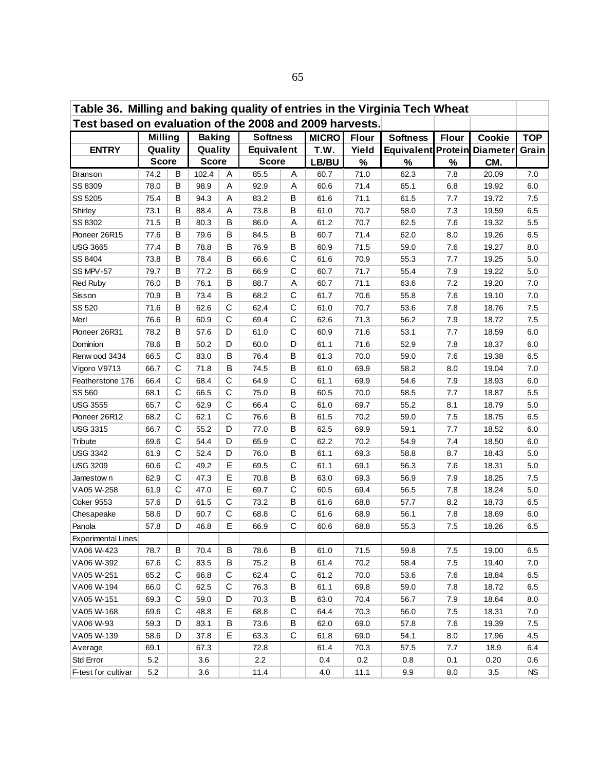**Table 36. Milling and baking quality of entries in the Virginia Tech Wheat Test based on evaluation of the 2008 and 2009 harvests.**

| ENTRY | Milling Quality Score | | Baking Quality Score | | Softness Equivalent Score | | MICRO T.W. LB/BU | Flour Yield % | Softness Equivalent % | Flour Protein % | Cookie Diameter CM. | TOP Grain |
|---|---|---|---|---|---|---|---|---|---|---|---|---|
| Branson | 74.2 | B | 102.4 | A | 85.5 | A | 60.7 | 71.0 | 62.3 | 7.8 | 20.09 | 7.0 |
| SS 8309 | 78.0 | B | 98.9 | A | 92.9 | A | 60.6 | 71.4 | 65.1 | 6.8 | 19.92 | 6.0 |
| SS 5205 | 75.4 | B | 94.3 | A | 83.2 | B | 61.6 | 71.1 | 61.5 | 7.7 | 19.72 | 7.5 |
| Shirley | 73.1 | B | 88.4 | A | 73.8 | B | 61.0 | 70.7 | 58.0 | 7.3 | 19.59 | 6.5 |
| SS 8302 | 71.5 | B | 80.3 | B | 86.0 | A | 61.2 | 70.7 | 62.5 | 7.6 | 19.32 | 5.5 |
| Pioneer 26R15 | 77.6 | B | 79.6 | B | 84.5 | B | 60.7 | 71.4 | 62.0 | 8.0 | 19.26 | 6.5 |
| USG 3665 | 77.4 | B | 78.8 | B | 76.9 | B | 60.9 | 71.5 | 59.0 | 7.6 | 19.27 | 8.0 |
| SS 8404 | 73.8 | B | 78.4 | B | 66.6 | C | 61.6 | 70.9 | 55.3 | 7.7 | 19.25 | 5.0 |
| SS MPV-57 | 79.7 | B | 77.2 | B | 66.9 | C | 60.7 | 71.7 | 55.4 | 7.9 | 19.22 | 5.0 |
| Red Ruby | 76.0 | B | 76.1 | B | 88.7 | A | 60.7 | 71.1 | 63.6 | 7.2 | 19.20 | 7.0 |
| Sisson | 70.9 | B | 73.4 | B | 68.2 | C | 61.7 | 70.6 | 55.8 | 7.6 | 19.10 | 7.0 |
| SS 520 | 71.6 | B | 62.6 | C | 62.4 | C | 61.0 | 70.7 | 53.6 | 7.8 | 18.76 | 7.5 |
| Merl | 76.6 | B | 60.9 | C | 69.4 | C | 62.6 | 71.3 | 56.2 | 7.9 | 18.72 | 7.5 |
| Pioneer 26R31 | 78.2 | B | 57.6 | D | 61.0 | C | 60.9 | 71.6 | 53.1 | 7.7 | 18.59 | 6.0 |
| Dominion | 78.6 | B | 50.2 | D | 60.0 | D | 61.1 | 71.6 | 52.9 | 7.8 | 18.37 | 6.0 |
| Renwood 3434 | 66.5 | C | 83.0 | B | 76.4 | B | 61.3 | 70.0 | 59.0 | 7.6 | 19.38 | 6.5 |
| Vigoro V9713 | 66.7 | C | 71.8 | B | 74.5 | B | 61.0 | 69.9 | 58.2 | 8.0 | 19.04 | 7.0 |
| Featherstone 176 | 66.4 | C | 68.4 | C | 64.9 | C | 61.1 | 69.9 | 54.6 | 7.9 | 18.93 | 6.0 |
| SS 560 | 68.1 | C | 66.5 | C | 75.0 | B | 60.5 | 70.0 | 58.5 | 7.7 | 18.87 | 5.5 |
| USG 3555 | 65.7 | C | 62.9 | C | 66.4 | C | 61.0 | 69.7 | 55.2 | 8.1 | 18.79 | 5.0 |
| Pioneer 26R12 | 68.2 | C | 62.1 | C | 76.6 | B | 61.5 | 70.2 | 59.0 | 7.5 | 18.75 | 6.5 |
| USG 3315 | 66.7 | C | 55.2 | D | 77.0 | B | 62.5 | 69.9 | 59.1 | 7.7 | 18.52 | 6.0 |
| Tribute | 69.6 | C | 54.4 | D | 65.9 | C | 62.2 | 70.2 | 54.9 | 7.4 | 18.50 | 6.0 |
| USG 3342 | 61.9 | C | 52.4 | D | 76.0 | B | 61.1 | 69.3 | 58.8 | 8.7 | 18.43 | 5.0 |
| USG 3209 | 60.6 | C | 49.2 | E | 69.5 | C | 61.1 | 69.1 | 56.3 | 7.6 | 18.31 | 5.0 |
| Jamestown | 62.9 | C | 47.3 | E | 70.8 | B | 63.0 | 69.3 | 56.9 | 7.9 | 18.25 | 7.5 |
| VA05W-258 | 61.9 | C | 47.0 | E | 69.7 | C | 60.5 | 69.4 | 56.5 | 7.8 | 18.24 | 5.0 |
| Coker 9553 | 57.6 | D | 61.5 | C | 73.2 | B | 61.6 | 68.8 | 57.7 | 8.2 | 18.73 | 6.5 |
| Chesapeake | 58.6 | D | 60.7 | C | 68.8 | C | 61.6 | 68.9 | 56.1 | 7.8 | 18.69 | 6.0 |
| Panola | 57.8 | D | 46.8 | E | 66.9 | C | 60.6 | 68.8 | 55.3 | 7.5 | 18.26 | 6.5 |
| Experimental Lines | | | | | | | | | | | | |
| VA06W-423 | 78.7 | B | 70.4 | B | 78.6 | B | 61.0 | 71.5 | 59.8 | 7.5 | 19.00 | 6.5 |
| VA06W-392 | 67.6 | C | 83.5 | B | 75.2 | B | 61.4 | 70.2 | 58.4 | 7.5 | 19.40 | 7.0 |
| VA05W-251 | 65.2 | C | 66.8 | C | 62.4 | C | 61.2 | 70.0 | 53.6 | 7.6 | 18.84 | 6.5 |
| VA06W-194 | 66.0 | C | 62.5 | C | 76.3 | B | 61.1 | 69.8 | 59.0 | 7.8 | 18.72 | 6.5 |
| VA05W-151 | 69.3 | C | 59.0 | D | 70.3 | B | 63.0 | 70.4 | 56.7 | 7.9 | 18.64 | 8.0 |
| VA05W-168 | 69.6 | C | 48.8 | E | 68.8 | C | 64.4 | 70.3 | 56.0 | 7.5 | 18.31 | 7.0 |
| VA06W-93 | 59.3 | D | 83.1 | B | 73.6 | B | 62.0 | 69.0 | 57.8 | 7.6 | 19.39 | 7.5 |
| VA05W-139 | 58.6 | D | 37.8 | E | 63.3 | C | 61.8 | 69.0 | 54.1 | 8.0 | 17.96 | 4.5 |
| Average | 69.1 | | 67.3 | | 72.8 | | 61.4 | 70.3 | 57.5 | 7.7 | 18.9 | 6.4 |
| Std Error | 5.2 | | 3.6 | | 2.2 | | 0.4 | 0.2 | 0.8 | 0.1 | 0.20 | 0.6 |
| F-test for cultivar | 5.2 | | 3.6 | | 11.4 | | 4.0 | 11.1 | 9.9 | 8.0 | 3.5 | NS |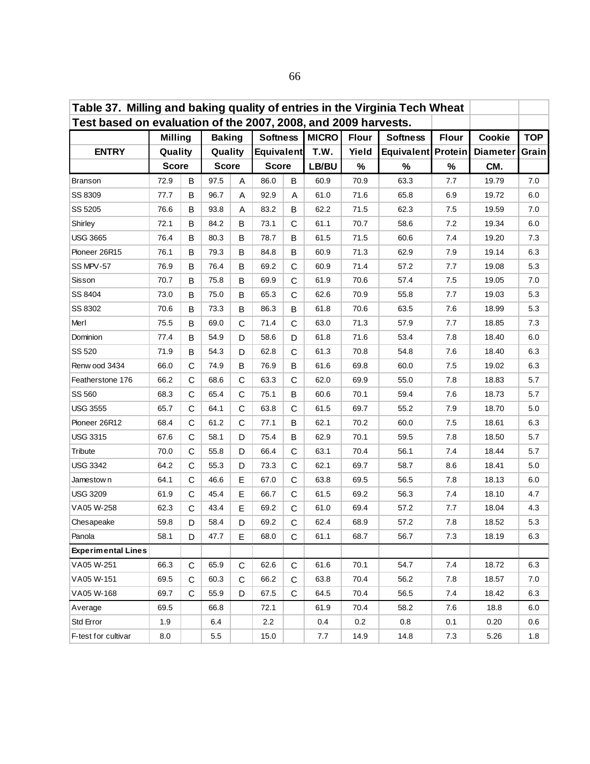**Table 37. Milling and baking quality of entries in the Virginia Tech Wheat Test based on evaluation of the 2007, 2008, and 2009 harvests.**

| ENTRY | Milling Quality Score | | Baking Quality Score | | Softness Equivalent Score | | MICRO T.W. LB/BU | Flour Yield % | Softness Equivalent % | Flour Protein % | Cookie Diameter CM. | TOP Grain |
|---|---|---|---|---|---|---|---|---|---|---|---|---|
| Branson | 72.9 | B | 97.5 | A | 86.0 | B | 60.9 | 70.9 | 63.3 | 7.7 | 19.79 | 7.0 |
| SS 8309 | 77.7 | B | 96.7 | A | 92.9 | A | 61.0 | 71.6 | 65.8 | 6.9 | 19.72 | 6.0 |
| SS 5205 | 76.6 | B | 93.8 | A | 83.2 | B | 62.2 | 71.5 | 62.3 | 7.5 | 19.59 | 7.0 |
| Shirley | 72.1 | B | 84.2 | B | 73.1 | C | 61.1 | 70.7 | 58.6 | 7.2 | 19.34 | 6.0 |
| USG 3665 | 76.4 | B | 80.3 | B | 78.7 | B | 61.5 | 71.5 | 60.6 | 7.4 | 19.20 | 7.3 |
| Pioneer 26R15 | 76.1 | B | 79.3 | B | 84.8 | B | 60.9 | 71.3 | 62.9 | 7.9 | 19.14 | 6.3 |
| SS MPV-57 | 76.9 | B | 76.4 | B | 69.2 | C | 60.9 | 71.4 | 57.2 | 7.7 | 19.08 | 5.3 |
| Sisson | 70.7 | B | 75.8 | B | 69.9 | C | 61.9 | 70.6 | 57.4 | 7.5 | 19.05 | 7.0 |
| SS 8404 | 73.0 | B | 75.0 | B | 65.3 | C | 62.6 | 70.9 | 55.8 | 7.7 | 19.03 | 5.3 |
| SS 8302 | 70.6 | B | 73.3 | B | 86.3 | B | 61.8 | 70.6 | 63.5 | 7.6 | 18.99 | 5.3 |
| Merl | 75.5 | B | 69.0 | C | 71.4 | C | 63.0 | 71.3 | 57.9 | 7.7 | 18.85 | 7.3 |
| Dominion | 77.4 | B | 54.9 | D | 58.6 | D | 61.8 | 71.6 | 53.4 | 7.8 | 18.40 | 6.0 |
| SS 520 | 71.9 | B | 54.3 | D | 62.8 | C | 61.3 | 70.8 | 54.8 | 7.6 | 18.40 | 6.3 |
| Renwood 3434 | 66.0 | C | 74.9 | B | 76.9 | B | 61.6 | 69.8 | 60.0 | 7.5 | 19.02 | 6.3 |
| Featherstone 176 | 66.2 | C | 68.6 | C | 63.3 | C | 62.0 | 69.9 | 55.0 | 7.8 | 18.83 | 5.7 |
| SS 560 | 68.3 | C | 65.4 | C | 75.1 | B | 60.6 | 70.1 | 59.4 | 7.6 | 18.73 | 5.7 |
| USG 3555 | 65.7 | C | 64.1 | C | 63.8 | C | 61.5 | 69.7 | 55.2 | 7.9 | 18.70 | 5.0 |
| Pioneer 26R12 | 68.4 | C | 61.2 | C | 77.1 | B | 62.1 | 70.2 | 60.0 | 7.5 | 18.61 | 6.3 |
| USG 3315 | 67.6 | C | 58.1 | D | 75.4 | B | 62.9 | 70.1 | 59.5 | 7.8 | 18.50 | 5.7 |
| Tribute | 70.0 | C | 55.8 | D | 66.4 | C | 63.1 | 70.4 | 56.1 | 7.4 | 18.44 | 5.7 |
| USG 3342 | 64.2 | C | 55.3 | D | 73.3 | C | 62.1 | 69.7 | 58.7 | 8.6 | 18.41 | 5.0 |
| Jamestown | 64.1 | C | 46.6 | E | 67.0 | C | 63.8 | 69.5 | 56.5 | 7.8 | 18.13 | 6.0 |
| USG 3209 | 61.9 | C | 45.4 | E | 66.7 | C | 61.5 | 69.2 | 56.3 | 7.4 | 18.10 | 4.7 |
| VA05 W-258 | 62.3 | C | 43.4 | E | 69.2 | C | 61.0 | 69.4 | 57.2 | 7.7 | 18.04 | 4.3 |
| Chesapeake | 59.8 | D | 58.4 | D | 69.2 | C | 62.4 | 68.9 | 57.2 | 7.8 | 18.52 | 5.3 |
| Panola | 58.1 | D | 47.7 | E | 68.0 | C | 61.1 | 68.7 | 56.7 | 7.3 | 18.19 | 6.3 |
| **Experimental Lines** | | | | | | | | | | | | |
| VA05 W-251 | 66.3 | C | 65.9 | C | 62.6 | C | 61.6 | 70.1 | 54.7 | 7.4 | 18.72 | 6.3 |
| VA05 W-151 | 69.5 | C | 60.3 | C | 66.2 | C | 63.8 | 70.4 | 56.2 | 7.8 | 18.57 | 7.0 |
| VA05 W-168 | 69.7 | C | 55.9 | D | 67.5 | C | 64.5 | 70.4 | 56.5 | 7.4 | 18.42 | 6.3 |
| Average | 69.5 | | 66.8 | | 72.1 | | 61.9 | 70.4 | 58.2 | 7.6 | 18.8 | 6.0 |
| Std Error | 1.9 | | 6.4 | | 2.2 | | 0.4 | 0.2 | 0.8 | 0.1 | 0.20 | 0.6 |
| F-test for cultivar | 8.0 | | 5.5 | | 15.0 | | 7.7 | 14.9 | 14.8 | 7.3 | 5.26 | 1.8 |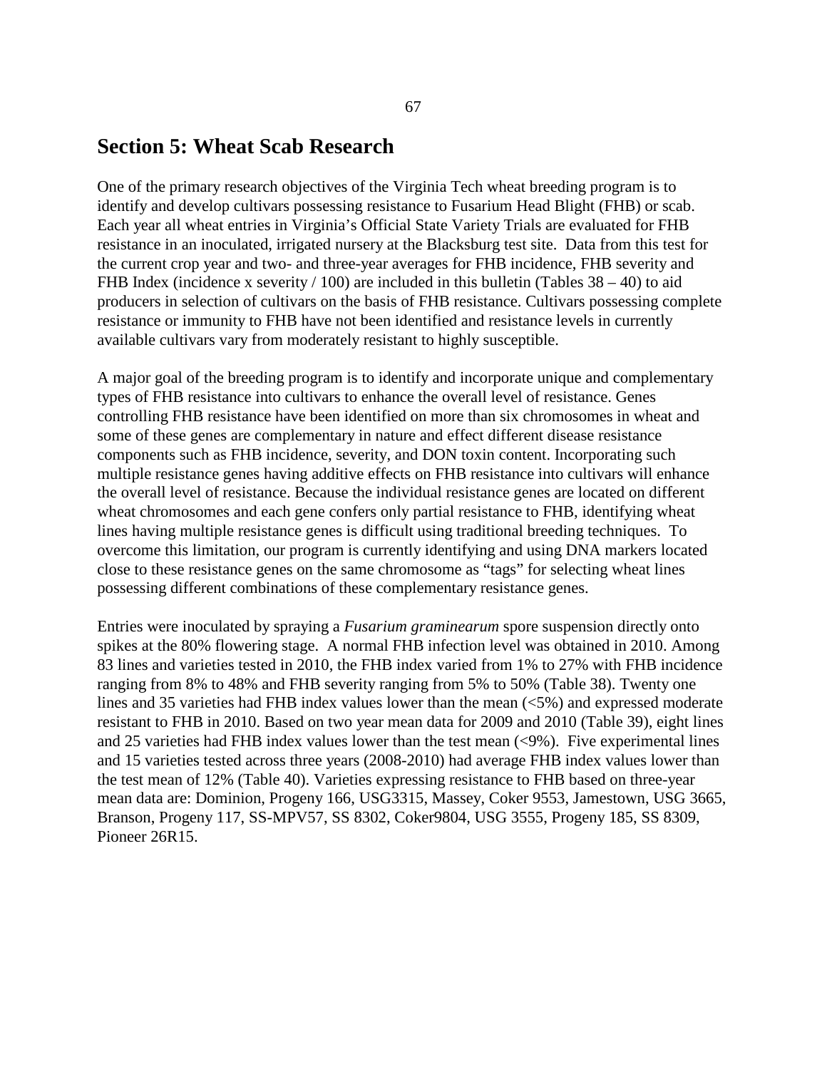## Section 5: Wheat Scab Research

One of the primary research objectives of the Virginia Tech wheat breeding program is to identify and develop cultivars possessing resistance to Fusarium Head Blight (FHB) or scab. Each year all wheat entries in Virginia's Official State Variety Trials are evaluated for FHB resistance in an inoculated, irrigated nursery at the Blacksburg test site. Data from this test for the current crop year and two- and three-year averages for FHB incidence, FHB severity and FHB Index (incidence x severity / 100) are included in this bulletin (Tables 38 – 40) to aid producers in selection of cultivars on the basis of FHB resistance. Cultivars possessing complete resistance or immunity to FHB have not been identified and resistance levels in currently available cultivars vary from moderately resistant to highly susceptible.

A major goal of the breeding program is to identify and incorporate unique and complementary types of FHB resistance into cultivars to enhance the overall level of resistance. Genes controlling FHB resistance have been identified on more than six chromosomes in wheat and some of these genes are complementary in nature and effect different disease resistance components such as FHB incidence, severity, and DON toxin content. Incorporating such multiple resistance genes having additive effects on FHB resistance into cultivars will enhance the overall level of resistance. Because the individual resistance genes are located on different wheat chromosomes and each gene confers only partial resistance to FHB, identifying wheat lines having multiple resistance genes is difficult using traditional breeding techniques. To overcome this limitation, our program is currently identifying and using DNA markers located close to these resistance genes on the same chromosome as "tags" for selecting wheat lines possessing different combinations of these complementary resistance genes.

Entries were inoculated by spraying a *Fusarium graminearum* spore suspension directly onto spikes at the 80% flowering stage. A normal FHB infection level was obtained in 2010. Among 83 lines and varieties tested in 2010, the FHB index varied from 1% to 27% with FHB incidence ranging from 8% to 48% and FHB severity ranging from 5% to 50% (Table 38). Twenty one lines and 35 varieties had FHB index values lower than the mean (<5%) and expressed moderate resistant to FHB in 2010. Based on two year mean data for 2009 and 2010 (Table 39), eight lines and 25 varieties had FHB index values lower than the test mean (<9%). Five experimental lines and 15 varieties tested across three years (2008-2010) had average FHB index values lower than the test mean of 12% (Table 40). Varieties expressing resistance to FHB based on three-year mean data are: Dominion, Progeny 166, USG3315, Massey, Coker 9553, Jamestown, USG 3665, Branson, Progeny 117, SS-MPV57, SS 8302, Coker9804, USG 3555, Progeny 185, SS 8309, Pioneer 26R15.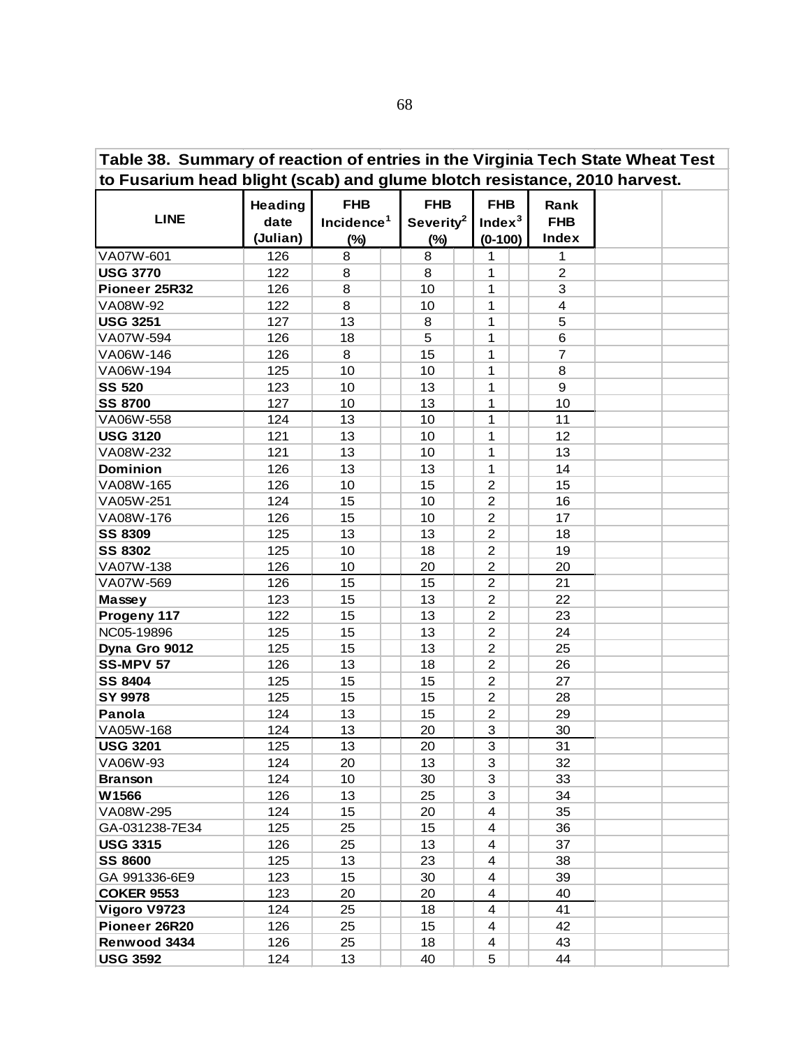**Table 38. Summary of reaction of entries in the Virginia Tech State Wheat Test to Fusarium head blight (scab) and glume blotch resistance, 2010 harvest.**

| LINE | Heading date (Julian) | FHB Incidence[1] (%) | FHB Severity[2] (%) | FHB Index[3] (0-100) | Rank FHB Index |
|---|---|---|---|---|---|
| VA07W-601 | 126 | 8 | 8 | 1 | 1 |
| **USG 3770** | 122 | 8 | 8 | 1 | 2 |
| **Pioneer 25R32** | 126 | 8 | 10 | 1 | 3 |
| VA08W-92 | 122 | 8 | 10 | 1 | 4 |
| **USG 3251** | 127 | 13 | 8 | 1 | 5 |
| VA07W-594 | 126 | 18 | 5 | 1 | 6 |
| VA06W-146 | 126 | 8 | 15 | 1 | 7 |
| VA06W-194 | 125 | 10 | 10 | 1 | 8 |
| **SS 520** | 123 | 10 | 13 | 1 | 9 |
| **SS 8700** | 127 | 10 | 13 | 1 | 10 |
| VA06W-558 | 124 | 13 | 10 | 1 | 11 |
| **USG 3120** | 121 | 13 | 10 | 1 | 12 |
| VA08W-232 | 121 | 13 | 10 | 1 | 13 |
| **Dominion** | 126 | 13 | 13 | 1 | 14 |
| VA08W-165 | 126 | 10 | 15 | 2 | 15 |
| VA05W-251 | 124 | 15 | 10 | 2 | 16 |
| VA08W-176 | 126 | 15 | 10 | 2 | 17 |
| **SS 8309** | 125 | 13 | 13 | 2 | 18 |
| **SS 8302** | 125 | 10 | 18 | 2 | 19 |
| VA07W-138 | 126 | 10 | 20 | 2 | 20 |
| VA07W-569 | 126 | 15 | 15 | 2 | 21 |
| **Massey** | 123 | 15 | 13 | 2 | 22 |
| **Progeny 117** | 122 | 15 | 13 | 2 | 23 |
| NC05-19896 | 125 | 15 | 13 | 2 | 24 |
| **Dyna Gro 9012** | 125 | 15 | 13 | 2 | 25 |
| **SS-MPV 57** | 126 | 13 | 18 | 2 | 26 |
| **SS 8404** | 125 | 15 | 15 | 2 | 27 |
| **SY 9978** | 125 | 15 | 15 | 2 | 28 |
| **Panola** | 124 | 13 | 15 | 2 | 29 |
| VA05W-168 | 124 | 13 | 20 | 3 | 30 |
| **USG 3201** | 125 | 13 | 20 | 3 | 31 |
| VA06W-93 | 124 | 20 | 13 | 3 | 32 |
| **Branson** | 124 | 10 | 30 | 3 | 33 |
| **W1566** | 126 | 13 | 25 | 3 | 34 |
| VA08W-295 | 124 | 15 | 20 | 4 | 35 |
| GA-031238-7E34 | 125 | 25 | 15 | 4 | 36 |
| **USG 3315** | 126 | 25 | 13 | 4 | 37 |
| **SS 8600** | 125 | 13 | 23 | 4 | 38 |
| GA 991336-6E9 | 123 | 15 | 30 | 4 | 39 |
| **COKER 9553** | 123 | 20 | 20 | 4 | 40 |
| **Vigoro V9723** | 124 | 25 | 18 | 4 | 41 |
| **Pioneer 26R20** | 126 | 25 | 15 | 4 | 42 |
| **Renwood 3434** | 126 | 25 | 18 | 4 | 43 |
| **USG 3592** | 124 | 13 | 40 | 5 | 44 |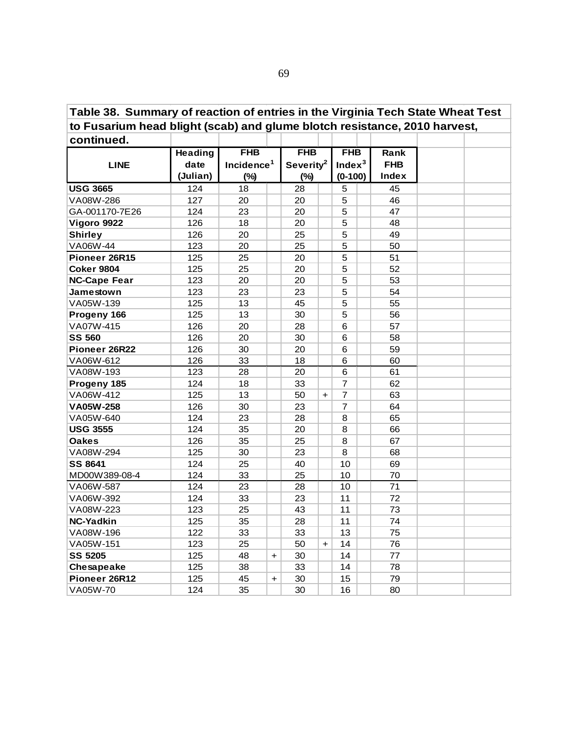**Table 38. Summary of reaction of entries in the Virginia Tech State Wheat Test to Fusarium head blight (scab) and glume blotch resistance, 2010 harvest, continued.**

| LINE | Heading date (Julian) | FHB Incidence[1] (%) | | FHB Severity[2] (%) | | FHB Index[3] (0-100) | Rank FHB Index |
|---|---|---|---|---|---|---|---|
| **USG 3665** | 124 | 18 | | 28 | | 5 | 45 |
| VA08W-286 | 127 | 20 | | 20 | | 5 | 46 |
| GA-001170-7E26 | 124 | 23 | | 20 | | 5 | 47 |
| **Vigoro 9922** | 126 | 18 | | 20 | | 5 | 48 |
| **Shirley** | 126 | 20 | | 25 | | 5 | 49 |
| VA06W-44 | 123 | 20 | | 25 | | 5 | 50 |
| **Pioneer 26R15** | 125 | 25 | | 20 | | 5 | 51 |
| **Coker 9804** | 125 | 25 | | 20 | | 5 | 52 |
| **NC-Cape Fear** | 123 | 20 | | 20 | | 5 | 53 |
| **Jamestown** | 123 | 23 | | 23 | | 5 | 54 |
| VA05W-139 | 125 | 13 | | 45 | | 5 | 55 |
| **Progeny 166** | 125 | 13 | | 30 | | 5 | 56 |
| VA07W-415 | 126 | 20 | | 28 | | 6 | 57 |
| **SS 560** | 126 | 20 | | 30 | | 6 | 58 |
| **Pioneer 26R22** | 126 | 30 | | 20 | | 6 | 59 |
| VA06W-612 | 126 | 33 | | 18 | | 6 | 60 |
| VA08W-193 | 123 | 28 | | 20 | | 6 | 61 |
| **Progeny 185** | 124 | 18 | | 33 | | 7 | 62 |
| VA06W-412 | 125 | 13 | | 50 | + | 7 | 63 |
| **VA05W-258** | 126 | 30 | | 23 | | 7 | 64 |
| VA05W-640 | 124 | 23 | | 28 | | 8 | 65 |
| **USG 3555** | 124 | 35 | | 20 | | 8 | 66 |
| **Oakes** | 126 | 35 | | 25 | | 8 | 67 |
| VA08W-294 | 125 | 30 | | 23 | | 8 | 68 |
| **SS 8641** | 124 | 25 | | 40 | | 10 | 69 |
| MD00W389-08-4 | 124 | 33 | | 25 | | 10 | 70 |
| VA06W-587 | 124 | 23 | | 28 | | 10 | 71 |
| VA06W-392 | 124 | 33 | | 23 | | 11 | 72 |
| VA08W-223 | 123 | 25 | | 43 | | 11 | 73 |
| **NC-Yadkin** | 125 | 35 | | 28 | | 11 | 74 |
| VA08W-196 | 122 | 33 | | 33 | | 13 | 75 |
| VA05W-151 | 123 | 25 | | 50 | + | 14 | 76 |
| **SS 5205** | 125 | 48 | + | 30 | | 14 | 77 |
| **Chesapeake** | 125 | 38 | | 33 | | 14 | 78 |
| **Pioneer 26R12** | 125 | 45 | + | 30 | | 15 | 79 |
| VA05W-70 | 124 | 35 | | 30 | | 16 | 80 |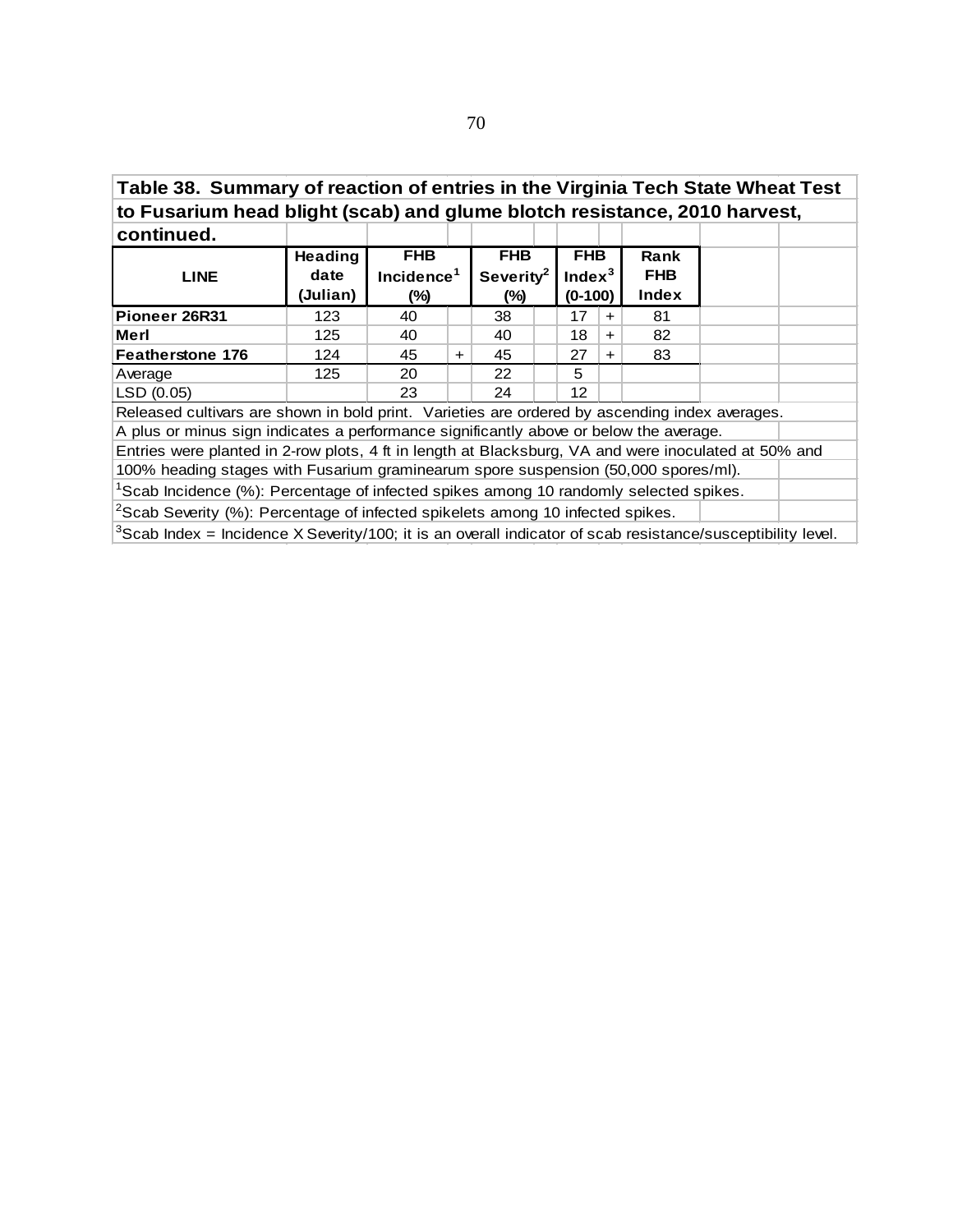**Table 38. Summary of reaction of entries in the Virginia Tech State Wheat Test to Fusarium head blight (scab) and glume blotch resistance, 2010 harvest, continued.**

| LINE | Heading date (Julian) | FHB Incidence[1] (%) | | FHB Severity[2] (%) | | FHB Index[3] (0-100) | | Rank FHB Index |
|---|---|---|---|---|---|---|---|---|
| **Pioneer 26R31** | 123 | 40 | | 38 | | 17 | + | 81 |
| **Merl** | 125 | 40 | | 40 | | 18 | + | 82 |
| **Featherstone 176** | 124 | 45 | + | 45 | | 27 | + | 83 |
| Average | 125 | 20 | | 22 | | 5 | | |
| LSD (0.05) | | 23 | | 24 | | 12 | | |

Released cultivars are shown in bold print. Varieties are ordered by ascending index averages.

A plus or minus sign indicates a performance significantly above or below the average.

Entries were planted in 2-row plots, 4 ft in length at Blacksburg, VA and were inoculated at 50% and 100% heading stages with Fusarium graminearum spore suspension (50,000 spores/ml).

[1]Scab Incidence (%): Percentage of infected spikes among 10 randomly selected spikes.

[2]Scab Severity (%): Percentage of infected spikelets among 10 infected spikes.

[3]Scab Index = Incidence X Severity/100; it is an overall indicator of scab resistance/susceptibility level.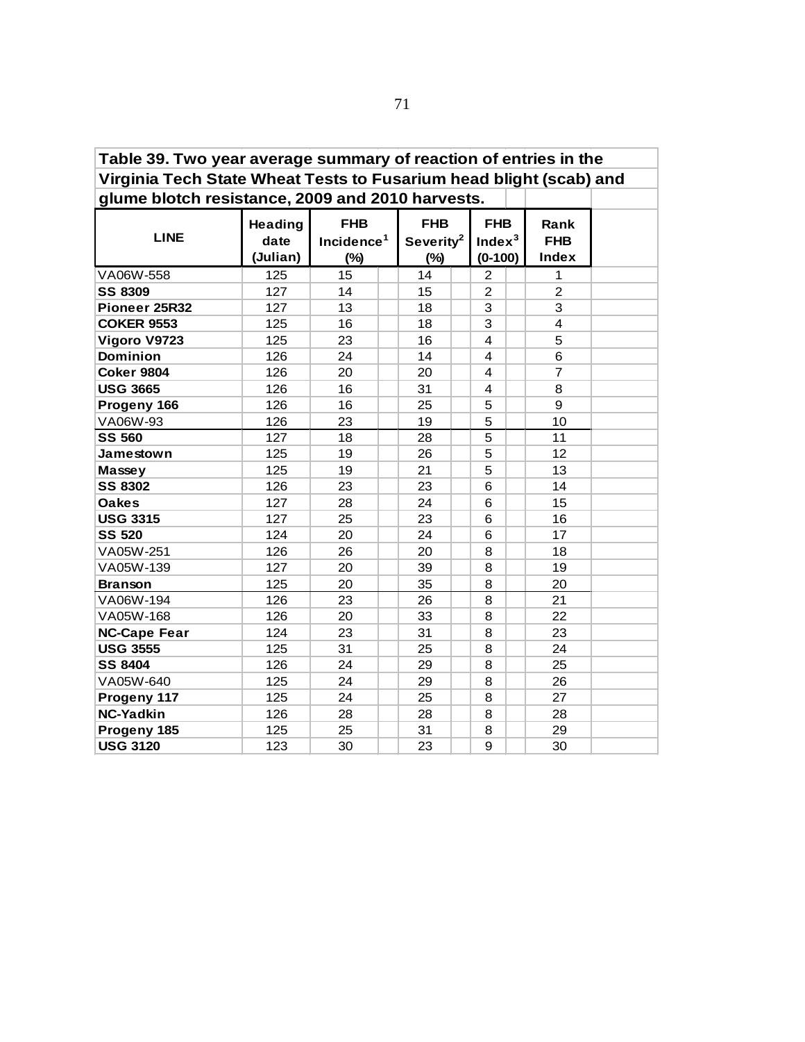**Table 39. Two year average summary of reaction of entries in the Virginia Tech State Wheat Tests to Fusarium head blight (scab) and glume blotch resistance, 2009 and 2010 harvests.**

| LINE | Heading date (Julian) | FHB Incidence[1] (%) | FHB Severity[2] (%) | FHB Index[3] (0-100) | Rank FHB Index |
|---|---|---|---|---|---|
| VA06W-558 | 125 | 15 | 14 | 2 | 1 |
| **SS 8309** | 127 | 14 | 15 | 2 | 2 |
| **Pioneer 25R32** | 127 | 13 | 18 | 3 | 3 |
| **COKER 9553** | 125 | 16 | 18 | 3 | 4 |
| **Vigoro V9723** | 125 | 23 | 16 | 4 | 5 |
| **Dominion** | 126 | 24 | 14 | 4 | 6 |
| **Coker 9804** | 126 | 20 | 20 | 4 | 7 |
| **USG 3665** | 126 | 16 | 31 | 4 | 8 |
| **Progeny 166** | 126 | 16 | 25 | 5 | 9 |
| VA06W-93 | 126 | 23 | 19 | 5 | 10 |
| **SS 560** | 127 | 18 | 28 | 5 | 11 |
| **Jamestown** | 125 | 19 | 26 | 5 | 12 |
| **Massey** | 125 | 19 | 21 | 5 | 13 |
| **SS 8302** | 126 | 23 | 23 | 6 | 14 |
| **Oakes** | 127 | 28 | 24 | 6 | 15 |
| **USG 3315** | 127 | 25 | 23 | 6 | 16 |
| **SS 520** | 124 | 20 | 24 | 6 | 17 |
| VA05W-251 | 126 | 26 | 20 | 8 | 18 |
| VA05W-139 | 127 | 20 | 39 | 8 | 19 |
| **Branson** | 125 | 20 | 35 | 8 | 20 |
| VA06W-194 | 126 | 23 | 26 | 8 | 21 |
| VA05W-168 | 126 | 20 | 33 | 8 | 22 |
| **NC-Cape Fear** | 124 | 23 | 31 | 8 | 23 |
| **USG 3555** | 125 | 31 | 25 | 8 | 24 |
| **SS 8404** | 126 | 24 | 29 | 8 | 25 |
| VA05W-640 | 125 | 24 | 29 | 8 | 26 |
| **Progeny 117** | 125 | 24 | 25 | 8 | 27 |
| **NC-Yadkin** | 126 | 28 | 28 | 8 | 28 |
| **Progeny 185** | 125 | 25 | 31 | 8 | 29 |
| **USG 3120** | 123 | 30 | 23 | 9 | 30 |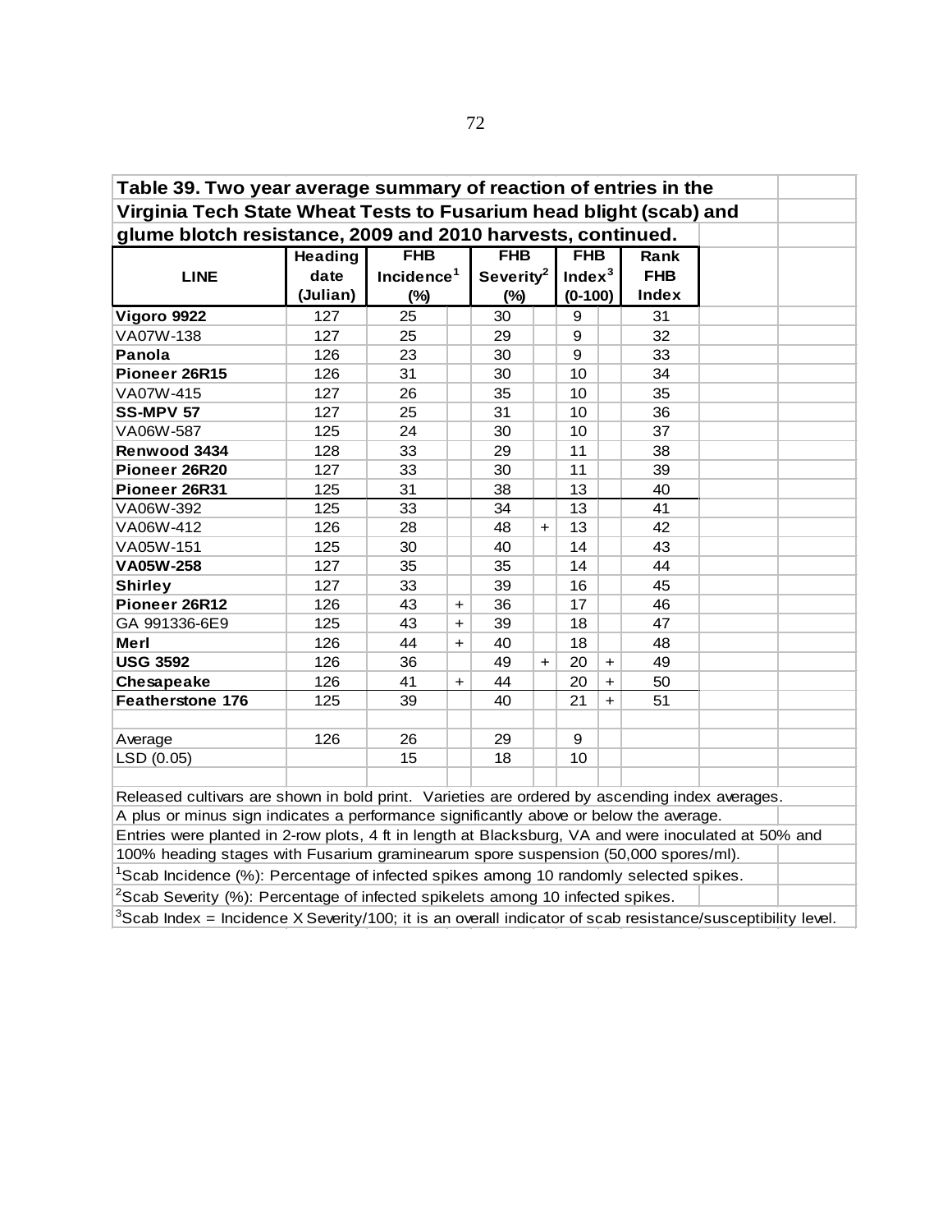**Table 39. Two year average summary of reaction of entries in the Virginia Tech State Wheat Tests to Fusarium head blight (scab) and glume blotch resistance, 2009 and 2010 harvests, continued.**

| LINE | Heading date (Julian) | FHB Incidence[1] (%) | | FHB Severity[2] (%) | | FHB Index[3] (0-100) | | Rank FHB Index |
|---|---|---|---|---|---|---|---|---|
| **Vigoro 9922** | 127 | 25 | | 30 | | 9 | | 31 |
| VA07W-138 | 127 | 25 | | 29 | | 9 | | 32 |
| **Panola** | 126 | 23 | | 30 | | 9 | | 33 |
| **Pioneer 26R15** | 126 | 31 | | 30 | | 10 | | 34 |
| VA07W-415 | 127 | 26 | | 35 | | 10 | | 35 |
| **SS-MPV 57** | 127 | 25 | | 31 | | 10 | | 36 |
| VA06W-587 | 125 | 24 | | 30 | | 10 | | 37 |
| **Renwood 3434** | 128 | 33 | | 29 | | 11 | | 38 |
| **Pioneer 26R20** | 127 | 33 | | 30 | | 11 | | 39 |
| **Pioneer 26R31** | 125 | 31 | | 38 | | 13 | | 40 |
| VA06W-392 | 125 | 33 | | 34 | | 13 | | 41 |
| VA06W-412 | 126 | 28 | | 48 | + | 13 | | 42 |
| VA05W-151 | 125 | 30 | | 40 | | 14 | | 43 |
| **VA05W-258** | 127 | 35 | | 35 | | 14 | | 44 |
| **Shirley** | 127 | 33 | | 39 | | 16 | | 45 |
| **Pioneer 26R12** | 126 | 43 | + | 36 | | 17 | | 46 |
| GA 991336-6E9 | 125 | 43 | + | 39 | | 18 | | 47 |
| **Merl** | 126 | 44 | + | 40 | | 18 | | 48 |
| **USG 3592** | 126 | 36 | | 49 | + | 20 | + | 49 |
| **Chesapeake** | 126 | 41 | + | 44 | | 20 | + | 50 |
| **Featherstone 176** | 125 | 39 | | 40 | | 21 | + | 51 |
| | | | | | | | | |
| Average | 126 | 26 | | 29 | | 9 | | |
| LSD (0.05) | | 15 | | 18 | | 10 | | |

Released cultivars are shown in bold print. Varieties are ordered by ascending index averages.

A plus or minus sign indicates a performance significantly above or below the average.

Entries were planted in 2-row plots, 4 ft in length at Blacksburg, VA and were inoculated at 50% and 100% heading stages with Fusarium graminearum spore suspension (50,000 spores/ml).

[1]Scab Incidence (%): Percentage of infected spikes among 10 randomly selected spikes.

[2]Scab Severity (%): Percentage of infected spikelets among 10 infected spikes.

[3]Scab Index = Incidence X Severity/100; it is an overall indicator of scab resistance/susceptibility level.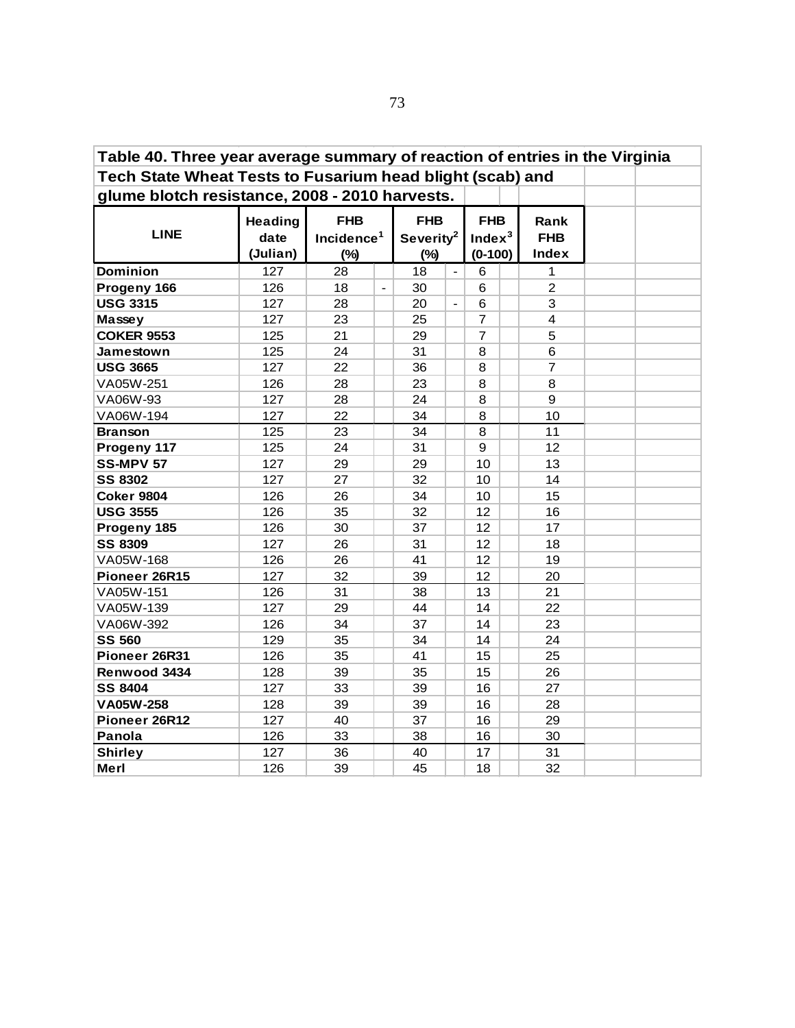**Table 40. Three year average summary of reaction of entries in the Virginia Tech State Wheat Tests to Fusarium head blight (scab) and glume blotch resistance, 2008 - 2010 harvests.**

| LINE | Heading date (Julian) | FHB Incidence[1] (%) | | FHB Severity[2] (%) | | FHB Index[3] (0-100) | Rank FHB Index |
|---|---|---|---|---|---|---|---|
| **Dominion** | 127 | 28 | | 18 | - | 6 | 1 |
| **Progeny 166** | 126 | 18 | - | 30 | | 6 | 2 |
| **USG 3315** | 127 | 28 | | 20 | - | 6 | 3 |
| **Massey** | 127 | 23 | | 25 | | 7 | 4 |
| **COKER 9553** | 125 | 21 | | 29 | | 7 | 5 |
| **Jamestown** | 125 | 24 | | 31 | | 8 | 6 |
| **USG 3665** | 127 | 22 | | 36 | | 8 | 7 |
| VA05W-251 | 126 | 28 | | 23 | | 8 | 8 |
| VA06W-93 | 127 | 28 | | 24 | | 8 | 9 |
| VA06W-194 | 127 | 22 | | 34 | | 8 | 10 |
| **Branson** | 125 | 23 | | 34 | | 8 | 11 |
| **Progeny 117** | 125 | 24 | | 31 | | 9 | 12 |
| **SS-MPV 57** | 127 | 29 | | 29 | | 10 | 13 |
| **SS 8302** | 127 | 27 | | 32 | | 10 | 14 |
| **Coker 9804** | 126 | 26 | | 34 | | 10 | 15 |
| **USG 3555** | 126 | 35 | | 32 | | 12 | 16 |
| **Progeny 185** | 126 | 30 | | 37 | | 12 | 17 |
| **SS 8309** | 127 | 26 | | 31 | | 12 | 18 |
| VA05W-168 | 126 | 26 | | 41 | | 12 | 19 |
| **Pioneer 26R15** | 127 | 32 | | 39 | | 12 | 20 |
| VA05W-151 | 126 | 31 | | 38 | | 13 | 21 |
| VA05W-139 | 127 | 29 | | 44 | | 14 | 22 |
| VA06W-392 | 126 | 34 | | 37 | | 14 | 23 |
| **SS 560** | 129 | 35 | | 34 | | 14 | 24 |
| **Pioneer 26R31** | 126 | 35 | | 41 | | 15 | 25 |
| **Renwood 3434** | 128 | 39 | | 35 | | 15 | 26 |
| **SS 8404** | 127 | 33 | | 39 | | 16 | 27 |
| **VA05W-258** | 128 | 39 | | 39 | | 16 | 28 |
| **Pioneer 26R12** | 127 | 40 | | 37 | | 16 | 29 |
| **Panola** | 126 | 33 | | 38 | | 16 | 30 |
| **Shirley** | 127 | 36 | | 40 | | 17 | 31 |
| **Merl** | 126 | 39 | | 45 | | 18 | 32 |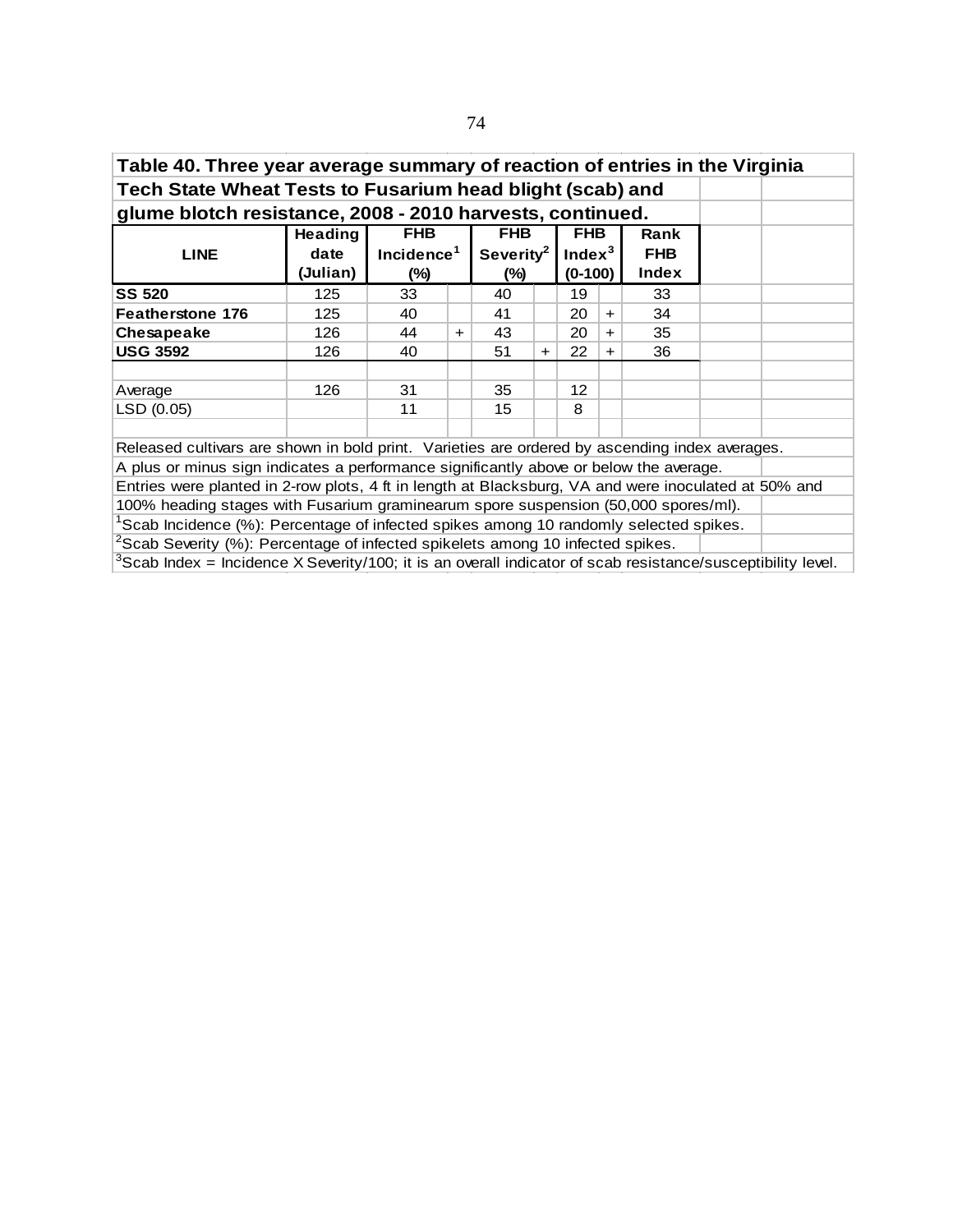**Table 40. Three year average summary of reaction of entries in the Virginia Tech State Wheat Tests to Fusarium head blight (scab) and glume blotch resistance, 2008 - 2010 harvests, continued.**

| LINE | Heading date (Julian) | FHB Incidence[1] (%) | | FHB Severity[2] (%) | | FHB Index[3] (0-100) | | Rank FHB Index |
|---|---|---|---|---|---|---|---|---|
| **SS 520** | 125 | 33 | | 40 | | 19 | | 33 |
| **Featherstone 176** | 125 | 40 | | 41 | | 20 | + | 34 |
| **Chesapeake** | 126 | 44 | + | 43 | | 20 | + | 35 |
| **USG 3592** | 126 | 40 | | 51 | + | 22 | + | 36 |
| | | | | | | | | |
| Average | 126 | 31 | | 35 | | 12 | | |
| LSD (0.05) | | 11 | | 15 | | 8 | | |

Released cultivars are shown in bold print. Varieties are ordered by ascending index averages.

A plus or minus sign indicates a performance significantly above or below the average.

Entries were planted in 2-row plots, 4 ft in length at Blacksburg, VA and were inoculated at 50% and 100% heading stages with Fusarium graminearum spore suspension (50,000 spores/ml).

[1]Scab Incidence (%): Percentage of infected spikes among 10 randomly selected spikes.

[2]Scab Severity (%): Percentage of infected spikelets among 10 infected spikes.

[3]Scab Index = Incidence X Severity/100; it is an overall indicator of scab resistance/susceptibility level.